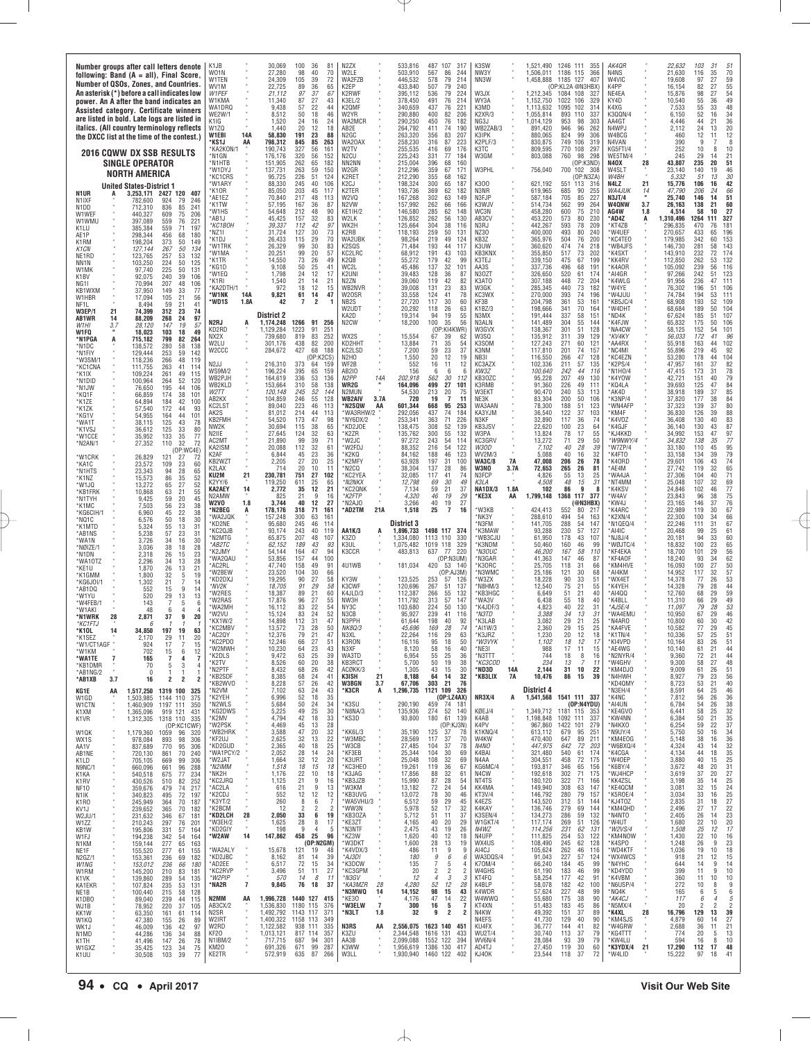**Number groups after call letters denote the following: Band (A = all), Final Score, Number of QSOs, Zones, and Countries. An asterisk (*) before a call indicates low power. An A after the band indicates an Assisted category. Certificate winners are listed in bold. Late logs are listed in italics. (All country terminology reflects the DXCC list at the time of the contest.)**

# 2016 CQWW DX SSB RESULTS

## SINGLE OPERATOR

## NORTH AMERICA

### United States-District 1

| Call | Band | Score | QSOs | Zones | Countries |
|---|---|---|---|---|---|
| **N1UR** | A | 3,253,171 | 2427 | 120 | 407 |
| N1IXF | " | 782,600 | 924 | 79 | 246 |
| N1DD | " | 712,310 | 836 | 85 | 241 |
| W1WEF | " | 440,327 | 609 | 75 | 206 |
| W1WMU | " | 397,089 | 559 | 76 | 221 |
| K1LU | " | 385,384 | 559 | 71 | 197 |
| AE1P | " | 298,344 | 456 | 68 | 180 |
| K1RM | " | 198,204 | 373 | 50 | 149 |
| *K1CN* | " | 127,144 | 267 | 50 | 134 |
| NE1RD | " | 123,765 | 257 | 53 | 132 |
| NN1N | " | 103,250 | 224 | 50 | 125 |
| W1MK | " | 97,740 | 225 | 50 | 131 |
| K1BV | " | 92,075 | 240 | 39 | 106 |
| NG1I | " | 70,994 | 207 | 48 | 106 |
| KB1WXM | " | 37,950 | 149 | 33 | 77 |
| W1HBR | " | 17,094 | 105 | 21 | 56 |
| NF1L | " | 8,494 | 59 | 21 | 41 |
| **W3EP/1** | 21 | 74,399 | 312 | 23 | 74 |
| **AB1WR** | 14 | 88,209 | 268 | 24 | 97 |
| *W1HI* | 3.7 | 28,120 | 147 | 19 | 57 |
| **W1FO** | " | 18,023 | 103 | 18 | 49 |
| ***N1PGA** | A | 715,182 | 799 | 82 | 264 |
| *N1DC | " | 138,572 | 280 | 58 | 138 |
| *N1FIY | " | 129,444 | 253 | 59 | 142 |
| *W3SM/1 | " | 118,236 | 266 | 48 | 119 |
| *KC1CNA | " | 111,755 | 263 | 41 | 114 |
| *K1IX | " | 109,224 | 261 | 49 | 115 |
| *N1DID | " | 100,964 | 264 | 52 | 120 |
| *N1JW | " | 76,650 | 195 | 44 | 106 |
| *KQ1F | " | 66,859 | 174 | 38 | 101 |
| *K1ZE | " | 64,894 | 184 | 42 | 100 |
| *K1ZK | " | 57,540 | 172 | 44 | 93 |
| *KG1V | " | 54,955 | 164 | 44 | 101 |
| *WA1T | " | 38,115 | 125 | 43 | 78 |
| *K1VSJ | " | 36,612 | 125 | 33 | 80 |
| *W1CCE | " | 35,952 | 133 | 35 | 77 |
| *N2AN/1 | " | 27,352 | 110 | 32 | 72 |
| (OP:WC4E) | | | | | |
| *W1CRK | " | 26,829 | 121 | 27 | 72 |
| *KA1C | " | 23,572 | 109 | 23 | 60 |
| *N1HTS | " | 23,343 | 94 | 28 | 65 |
| *K1NZ | " | 15,573 | 86 | 35 | 52 |
| *W1JQ | " | 13,272 | 65 | 27 | 52 |
| *KB1FRK | " | 10,868 | 63 | 21 | 55 |
| *N1TYH | " | 9,425 | 59 | 20 | 45 |
| *K1MC | " | 7,503 | 56 | 23 | 38 |
| *KG6CIH/1 | " | 6,960 | 45 | 22 | 38 |
| *NQ1C | " | 6,576 | 50 | 18 | 30 |
| *K1MTD | " | 5,324 | 55 | 13 | 31 |
| *AB1NS | " | 5,238 | 57 | 23 | 31 |
| *WA1N | " | 3,726 | 34 | 16 | 30 |
| *NØIZE/1 | " | 3,036 | 38 | 18 | 28 |
| *N1DN | " | 2,318 | 26 | 15 | 23 |
| *WA1OTZ | " | 2,296 | 34 | 13 | 28 |
| *KE1U | " | 1,870 | 26 | 13 | 21 |
| *K1GMM | " | 1,800 | 32 | 5 | 19 |
| *KG6JDI/1 | " | 1,302 | 21 | 7 | 14 |
| *AB1DQ | " | 552 | 15 | 9 | 14 |
| *W1YU | " | 520 | 29 | 13 | 13 |
| *W4FEB/1 | " | 143 | 7 | 5 | 6 |
| *W1AKI | " | 48 | 6 | 4 | 4 |
| ***N1WRK** | 28 | 2,871 | 37 | 9 | 20 |
| **KC1FTJ* | " | 6 | 1 | 1 | 1 |
| ***K1OL** | 14 | 34,850 | 197 | 19 | 63 |
| *K1SEZ | " | 2,170 | 29 | 11 | 20 |
| *W1/CT1AGF | " | 924 | 17 | 7 | 15 |
| *W1KM | " | 702 | 15 | 6 | 12 |
| ***WA1TE** | 7 | 165 | 7 | 4 | 7 |
| *KB1DMR | " | 70 | 5 | 3 | 4 |
| *AB1NG/2 | " | 0 | 1 | 1 | 1 |
| ***AB1XB** | 3.7 | 16 | 2 | 2 | 2 |
| **KG1E** | AA | 1,517,250 | 1319 | 100 | 325 |
| W1GD | " | 1,503,985 | 1144 | 110 | 375 |
| W1CTN | " | 1,460,909 | 1197 | 111 | 350 |
| K1XM | " | 1,365,096 | 919 | 121 | 431 |
| K1VR | " | 1,312,305 | 1318 | 110 | 335 |
| (OP:KC1CWF) | | | | | |
| W1QK | " | 1,179,360 | 1059 | 96 | 320 |
| WX1S | " | 978,084 | 893 | 98 | 306 |
| AA1V | " | 837,689 | 770 | 95 | 306 |
| AB1NE | " | 720,130 | 861 | 70 | 240 |
| K1LD | " | 705,105 | 669 | 99 | 306 |
| N9NC/1 | " | 660,096 | 661 | 96 | 288 |
| K1KA | " | 540,518 | 675 | 77 | 224 |
| K1RV | " | 430,526 | 510 | 82 | 252 |
| NF1O | " | 359,676 | 479 | 74 | 217 |
| N1IK | " | 340,823 | 495 | 72 | 197 |
| K1RO | " | 245,949 | 364 | 70 | 187 |
| KV1J | " | 239,652 | 365 | 70 | 182 |
| W2JU/1 | " | 231,632 | 346 | 67 | 181 |
| W1ZZ | " | 210,243 | 297 | 76 | 201 |
| KB1W | " | 195,806 | 331 | 57 | 164 |
| W1FJ | " | 194,238 | 342 | 54 | 164 |
| N1KM | " | 159,144 | 277 | 65 | 163 |
| NE1F | " | 155,520 | 277 | 61 | 155 |
| N2GZ/1 | " | 153,361 | 236 | 69 | 182 |
| *W1NG* | " | 153,012 | 236 | 66 | 180 |
| W1RM | " | 145,200 | 210 | 83 | 181 |
| K1VK | " | 139,860 | 289 | 54 | 135 |
| KA1EKR | " | 107,824 | 235 | 53 | 131 |
| NE1B | " | 100,440 | 215 | 58 | 128 |
| K1DBO | " | 89,040 | 239 | 44 | 115 |
| WJ1B | " | 78,952 | 220 | 37 | 105 |
| K1IW | " | 63,350 | 161 | 61 | 114 |
| K1KQ | " | 47,380 | 155 | 26 | 89 |
| WK1J | " | 46,009 | 136 | 42 | 97 |
| N1MD | " | 44,286 | 136 | 34 | 88 |
| K1TH | " | 41,496 | 147 | 26 | 78 |
| W1GXZ | " | 35,425 | 123 | 34 | 75 |
| K1UU | " | 30,508 | 103 | 39 | 77 |
| K1JB | " | 30,069 | 100 | 36 | 81 |
| WO1N | " | 27,280 | 98 | 40 | 70 |
| W1TEN | " | 24,309 | 105 | 39 | 72 |
| WV1M | " | 22,725 | 89 | 36 | 65 |
| *W1PEF* | " | 21,112 | 97 | 37 | 67 |
| W1KMA | " | 11,340 | 87 | 27 | 43 |
| WA1DRQ | " | 9,438 | 57 | 22 | 44 |
| WE2W/1 | " | 8,512 | 50 | 18 | 46 |
| K1IG | " | 1,520 | 24 | 16 | 24 |
| W1ZQ | " | 1,440 | 20 | 12 | 18 |
| **W1EBI** | 14A | 58,830 | 191 | 23 | 88 |
| ***KS1J** | AA | 798,312 | 845 | 85 | 263 |
| *KA2KON/1 | " | 190,743 | 327 | 56 | 161 |
| *N1GN | " | 176,176 | 320 | 56 | 152 |
| *N1HTB | " | 151,905 | 262 | 65 | 182 |
| *W1DYJ | " | 137,731 | 263 | 59 | 150 |
| *KC1CRS | " | 95,725 | 226 | 51 | 124 |
| *W1ARY | " | 88,330 | 245 | 40 | 106 |
| *K1OR | " | 85,050 | 203 | 45 | 117 |
| *AE1EZ | " | 70,840 | 217 | 48 | 113 |
| *K1TW | " | 57,195 | 167 | 36 | 87 |
| *W1HS | " | 54,648 | 212 | 48 | 90 |
| *AB1J | " | 45,425 | 157 | 32 | 83 |
| **KC1BOH* | " | 39,337 | 112 | 42 | 97 |
| *NZ1I | " | 31,724 | 127 | 30 | 73 |
| *K1DJ | " | 26,433 | 115 | 29 | 70 |
| *W1TRK | " | 26,329 | 99 | 30 | 83 |
| *W1MA | " | 20,251 | 99 | 20 | 57 |
| *K1TR | " | 14,550 | 73 | 26 | 49 |
| *KG1D | " | 9,108 | 50 | 25 | 41 |
| *W1EQ | " | 1,798 | 24 | 12 | 17 |
| *K1RI | " | 1,540 | 21 | 14 | 21 |
| *KA2DTH/1 | " | 972 | 18 | 12 | 15 |
| ***W1NK** | 14A | 9,821 | 61 | 14 | 47 |
| ***WD1S** | 1.8A | 42 | 7 | 2 | 1 |

### District 2

| Call | Band | Score | QSOs | Zones | Countries |
|---|---|---|---|---|---|
| **N2RJ** | A | 1,174,248 | 1266 | 91 | 256 |
| K2DRD | " | 1,129,284 | 1223 | 91 | 251 |
| NX2X | " | 739,680 | 819 | 83 | 252 |
| W2LU | " | 301,176 | 438 | 82 | 200 |
| W2CCC | " | 284,672 | 427 | 68 | 188 |
| (OP:KC2CS) | | | | | |
| N2JJ | " | 216,310 | 373 | 64 | 159 |
| WS9M/2 | " | 196,224 | 395 | 65 | 159 |
| WB2PJH | " | 164,619 | 336 | 53 | 136 |
| WB2KLD | " | 153,664 | 310 | 58 | 138 |
| *W2TT* | " | 120,148 | 245 | 52 | 144 |
| AB2KX | " | 104,859 | 246 | 55 | 128 |
| KC2LST | " | 89,040 | 223 | 46 | 113 |
| AK2S | " | 81,012 | 214 | 44 | 113 |
| KB2FMH | " | 54,520 | 173 | 47 | 98 |
| NW2K | " | 50,694 | 115 | 38 | 65 |
| N2IIE | " | 27,645 | 124 | 32 | 63 |
| AC2MT | " | 21,890 | 99 | 39 | 71 |
| KA2ISM | " | 20,088 | 112 | 32 | 61 |
| K2AF | " | 6,844 | 45 | 23 | 36 |
| KB2WZT | " | 2,205 | 27 | 20 | 25 |
| K2LAX | " | 714 | 20 | 10 | 11 |
| **KU2M** | 21 | 230,781 | 751 | 27 | 102 |
| K2YY/6 | " | 119,250 | 611 | 25 | 65 |
| **KA2AEY** | 14 | 2,772 | 35 | 12 | 21 |
| N2AMW | " | 825 | 21 | 9 | 16 |
| **W2VO** | 1.8 | 3,744 | 40 | 12 | 27 |
| ***N2BEG** | A | 178,176 | 318 | 71 | 161 |
| *WA2JQK | " | 157,248 | 300 | 63 | 161 |
| *KD2NE | " | 95,680 | 245 | 46 | 114 |
| *KC2QJB | " | 93,174 | 243 | 40 | 119 |
| *N2MTG | " | 65,875 | 207 | 48 | 107 |
| **AB2TC* | " | 62,152 | 189 | 43 | 93 |
| *KC2JMY | " | 54,144 | 164 | 47 | 94 |
| *WA2QAU | " | 53,856 | 157 | 44 | 100 |
| *AC2RL | " | 47,740 | 158 | 49 | 91 |
| *W2BEW | " | 23,520 | 104 | 30 | 66 |
| *KD2DXJ | " | 19,295 | 90 | 27 | 58 |
| **NV2K* | " | 18,705 | 91 | 29 | 58 |
| *W2RES | " | 18,387 | 89 | 21 | 60 |
| *W2RAS | " | 17,876 | 96 | 27 | 55 |
| *WA2MH | " | 16,112 | 83 | 22 | 54 |
| *W2VU | " | 15,124 | 83 | 24 | 52 |
| *KX1W/2 | " | 14,898 | 112 | 31 | 47 |
| *KC2MBV | " | 13,572 | 73 | 28 | 50 |
| *AC2QY | " | 12,376 | 79 | 21 | 47 |
| *KC2PDO | " | 12,246 | 66 | 27 | 51 |
| *W2MWH | " | 10,230 | 64 | 23 | 43 |
| *K2DLS | " | 9,472 | 63 | 25 | 39 |
| *K2TV | " | 8,526 | 60 | 20 | 38 |
| *N2PTF | " | 8,432 | 68 | 26 | 42 |
| *KB2SDF | " | 8,365 | 68 | 24 | 41 |
| *KB2WVO | " | 8,228 | 57 | 26 | 42 |
| *N2VM | " | 7,102 | 63 | 24 | 43 |
| *K2YEH | " | 6,996 | 52 | 18 | 35 |
| *N2WLS | " | 5,684 | 50 | 24 | 34 |
| *KG2DWS | " | 5,225 | 49 | 25 | 30 |
| *K2MV | " | 4,794 | 42 | 18 | 33 |
| *W2PSK | " | 4,469 | 45 | 13 | 28 |
| *WB2HRK | " | 3,588 | 47 | 20 | 32 |
| *KF2UJ | " | 2,623 | 32 | 13 | 22 |
| *KD2GUD | " | 2,365 | 40 | 18 | 25 |
| *WA1PCY/2 | " | 2,052 | 28 | 14 | 24 |
| *W2JAT | " | 1,664 | 32 | 12 | 20 |
| **N2IMM* | " | 1,518 | 18 | 15 | 18 |
| *NK2H | " | 1,176 | 22 | 10 | 18 |
| *KC2JRQ | " | 1,125 | 21 | 9 | 16 |
| *AC2LA | " | 616 | 21 | 9 | 13 |
| *KC2DJ | " | 552 | 12 | 12 | 12 |
| *K3YT/2 | " | 260 | 8 | 6 | 7 |
| *K2BCM | " | 2 | 2 | 2 | 2 |
| ***KD2LCH** | 28 | 2,050 | 33 | 6 | 19 |
| *W3EH/2 | " | 1,625 | 28 | 8 | 17 |
| *KD2GIY | " | 198 | 9 | 4 | 5 |
| ***W2AW** | 14 | 147,862 | 458 | 25 | 96 |
| (OP:N2GM) | | | | | |
| *WA2ALY | " | 15,678 | 121 | 19 | 48 |
| *KD2JBC | " | 8,162 | 81 | 14 | 39 |
| *AD2EE | " | 6,517 | 72 | 15 | 34 |
| *KC2RVP | " | 3,496 | 51 | 11 | 27 |
| **W2PIP* | " | 570 | 14 | 8 | 11 |
| ***NA2R** | 7 | 9,845 | 76 | 18 | 37 |
| **N2MM** | AA | 1,996,728 | 1440 | 127 | 415 |
| AB3CX/2 | " | 1,536,830 | 1180 | 115 | 376 |
| N2SR | " | 1,492,792 | 1143 | 117 | 371 |
| W2IRT | " | 1,400,322 | 1158 | 113 | 349 |
| W2RD | " | 1,122,582 | 938 | 111 | 335 |
| KF2O | " | 1,013,121 | 817 | 114 | 357 |
| N1IBM/2 | " | 717,715 | 687 | 94 | 301 |
| KM2O | " | 691,326 | 671 | 99 | 287 |
| KE2TR | " | 572,919 | 635 | 87 | 266 |
| N2ZX | " | 533,816 | 487 | 107 | 317 |
| W2LE | " | 503,910 | 567 | 86 | 244 |
| WA2FZB | " | 446,532 | 578 | 79 | 214 |
| K2EP | " | 433,840 | 507 | 79 | 240 |
| K2RWF | " | 395,112 | 536 | 79 | 224 |
| K3EL/2 | " | 378,450 | 491 | 76 | 214 |
| K2QMF | " | 340,659 | 437 | 76 | 221 |
| W2YR | " | 290,880 | 400 | 82 | 206 |
| WA2MCR | " | 290,250 | 450 | 76 | 182 |
| AB2E | " | 264,792 | 411 | 74 | 190 |
| N2GC | " | 263,320 | 356 | 83 | 207 |
| WA2OAX | " | 258,230 | 316 | 87 | 223 |
| W2TV | " | 255,535 | 416 | 69 | 176 |
| N2CU | " | 225,243 | 331 | 77 | 184 |
| NN2NN | " | 215,004 | 396 | 68 | 160 |
| W2GR | " | 212,296 | 359 | 67 | 171 |
| K2RET | " | 212,290 | 355 | 68 | 162 |
| K2CJ | " | 198,324 | 300 | 65 | 187 |
| K2TER | " | 193,736 | 369 | 62 | 182 |
| W2VQ | " | 167,268 | 302 | 63 | 149 |
| N2VW | " | 157,992 | 262 | 66 | 166 |
| KE1IH/2 | " | 146,580 | 285 | 62 | 148 |
| W2LK | " | 126,852 | 262 | 56 | 130 |
| WK2H | " | 125,664 | 304 | 38 | 116 |
| K2RB | " | 118,193 | 259 | 50 | 131 |
| WA2UBK | " | 98,264 | 219 | 49 | 124 |
| K2SQS | " | 71,484 | 193 | 44 | 117 |
| KC2LRC | " | 68,912 | 191 | 43 | 103 |
| K2QB | " | 55,272 | 179 | 42 | 99 |
| WC2L | " | 45,486 | 137 | 32 | 101 |
| K2UNI | " | 39,483 | 128 | 36 | 87 |
| N2ZN | " | 39,060 | 119 | 42 | 82 |
| WB2NVR | " | 39,008 | 131 | 23 | 83 |
| W2OSR | " | 33,558 | 124 | 41 | 78 |
| NB2S | " | 27,720 | 117 | 30 | 60 |
| W2UDT | " | 20,292 | 118 | 26 | 63 |
| KA2D | " | 19,314 | 94 | 19 | 55 |
| N2CW | " | 18,200 | 100 | 35 | 56 |
| (OP:KI4KWR) | | | | | |
| W2ES | " | 15,554 | 67 | 39 | 62 |
| KD2HHT | " | 13,884 | 71 | 35 | 54 |
| KC2LSD | " | 7,200 | 59 | 23 | 37 |
| N2HO | " | 1,550 | 20 | 12 | 19 |
| WF2B | " | 552 | 16 | 11 | 12 |
| AB2IO | " | 156 | 6 | 6 | 6 |
| *N2PP* | 14A | 202,918 | 562 | 30 | 112 |
| **WR2G** | " | 164,096 | 499 | 27 | 101 |
| N2MUN | " | 54,530 | 213 | 20 | 75 |
| **WB2AIV** | 3.7A | 720 | 19 | 7 | 11 |
| ***N2SQW** | AA | 601,344 | 668 | 95 | 253 |
| *WA3RHW/2 | " | 292,056 | 437 | 74 | 184 |
| *NY6DX/2 | " | 253,341 | 363 | 71 | 226 |
| *KD2JOE | " | 138,475 | 308 | 52 | 139 |
| *K2ZR | " | 135,762 | 300 | 55 | 132 |
| *W2JC | " | 97,272 | 243 | 54 | 114 |
| *W2FDJ | " | 88,352 | 216 | 54 | 122 |
| *K2KQ | " | 84,162 | 188 | 46 | 123 |
| *K2MFY | " | 63,928 | 197 | 31 | 100 |
| *N2CQ | " | 38,304 | 137 | 28 | 86 |
| *KC2YEA | " | 32,085 | 117 | 41 | 74 |
| **N2NKX* | " | 12,798 | 69 | 30 | 49 |
| *KC2QNK | " | 7,134 | 59 | 21 | 37 |
| **K2FTP* | " | 4,320 | 46 | 19 | 29 |
| *N2AJO | " | 3,266 | 40 | 19 | 27 |
| ***AD2TM** | 21A | 1,518 | 25 | 7 | 16 |

### District 3

| Call | Band | Score | QSOs | Zones | Countries |
|---|---|---|---|---|---|
| **N3RS** | A | 1,896,733 | 1498 | 117 | 374 |
| K3ZO | " | 1,334,080 | 1113 | 110 | 330 |
| K3UL | " | 1,075,482 | 1019 | 118 | 329 |
| K3CCR | " | 483,813 | 637 | 77 | 220 |
| (OP:N3UM) | | | | | |
| 4U1WB | " | 181,034 | 420 | 53 | 140 |
| KY3W | " | 123,525 | 253 | 57 | 126 |
| K3CWF | " | 120,696 | 267 | 51 | 137 |
| K4JLD/3 | " | 112,387 | 266 | 55 | 132 |
| NW3H | " | 111,792 | 313 | 57 | 147 |
| NY3C | " | 103,680 | 224 | 50 | 130 |
| N3CB | " | 95,927 | 239 | 41 | 116 |
| N3PPH | " | 61,644 | 198 | 40 | 92 |
| *NK8Q/3* | " | 45,696 | 169 | 28 | 74 |
| N3XL | " | 22,264 | 116 | 29 | 63 |
| K3RON | " | 16,116 | 95 | 18 | 50 |
| N3XF | " | 8,120 | 58 | 16 | 40 |
| WA3TD | " | 6,954 | 55 | 25 | 36 |
| KB3RCT | " | 5,700 | 50 | 19 | 38 |
| W3DKT | " | 1,305 | 43 | 15 | 30 |
| **K3ISH** | 21 | 8,188 | 64 | 14 | 32 |
| **W3BGN** | 3.7 | 67,706 | 303 | 21 | 76 |
| ***K3CR** | A | 1,296,735 | 1121 | 109 | 326 |
| (OP:LZ4AX) | | | | | |
| *K3SU | " | 290,190 | 459 | 74 | 181 |
| *N8NA/3 | " | 135,936 | 274 | 52 | 140 |
| *KS3D | " | 93,800 | 180 | 61 | 139 |
| (OP:KJ3N) | | | | | |
| *KK6L/3 | " | 35,190 | 125 | 37 | 78 |
| *W3MBC | " | 28,569 | 117 | 37 | 70 |
| *WY3CB | " | 27,485 | 104 | 37 | 74 |
| *KF3EB | " | 25,344 | 104 | 30 | 69 |
| *K3URT | " | 25,048 | 108 | 32 | 69 |
| *KC3EMO | " | 19,261 | 119 | 36 | 67 |
| *K3JAG | " | 17,856 | 88 | 32 | 61 |
| *KB3JZB | " | 15,990 | 87 | 28 | 54 |
| *W3KM | " | 13,182 | 72 | 24 | 54 |
| *KB3UVG | " | 13,072 | 78 | 30 | 46 |
| *WA5VHU/3 | " | 6,512 | 59 | 29 | 45 |
| *WW3N | " | 5,978 | 52 | 17 | 32 |
| *KB3ZOU | " | 5,712 | 51 | 17 | 31 |
| *W3ZET | " | 4,165 | 40 | 20 | 29 |
| *N3NTF | " | 2,475 | 43 | 19 | 26 |
| *KZ3W | " | 1,620 | 40 | 12 | 18 |
| *W3DKT | " | 1,600 | 28 | 13 | 19 |
| *K4VDX/3 | " | 486 | 11 | 9 | 9 |
| **AJ3DI* | " | 180 | 9 | 6 | 6 |
| *K3DCW | " | 135 | 7 | 5 | 4 |
| *KC3GPM | " | 20 | 2 | 2 | 2 |
| **N3GV* | " | 12 | 4 | 3 | 3 |
| **KA3MZR* | 28 | 4,280 | 52 | 12 | 28 |
| ***N3MWQ** | 14 | 14,152 | 98 | 15 | 43 |
| *KE3O | " | 4,176 | 47 | 14 | 22 |
| ***W3ELW** | 7 | 300 | 16 | 5 | 7 |
| ***N3LT** | 1.8 | 32 | 9 | 2 | 2 |
| **N3RS** | AA | 2,556,075 | 1623 | 140 | 451 |
| K3ZU | " | 2,444,548 | 1616 | 131 | 433 |
| AA3B | " | 2,099,088 | 1552 | 122 | 394 |
| K3WW | " | 1,956,619 | 1386 | 130 | 417 |
| W3LL | " | 1,930,940 | 1460 | 122 | 402 |
| K3SW | " | 1,521,490 | 1246 | 111 | 355 |
| NW3Y | " | 1,506,011 | 1186 | 115 | 366 |
| NN3W | " | 1,458,888 | 1185 | 127 | 407 |
| (OP:KL2A @N3HBX) | | | | | |
| W3JX | " | 1,212,345 | 1084 | 108 | 327 |
| WY3A | " | 1,152,750 | 1022 | 106 | 329 |
| K3MD | " | 1,113,632 | 1095 | 102 | 314 |
| K2XR/3 | " | 1,055,814 | 893 | 110 | 337 |
| NG3J | " | 1,014,129 | 953 | 98 | 303 |
| WB2ZAB/3 | " | 891,420 | 946 | 96 | 262 |
| K3IPK | " | 880,065 | 824 | 99 | 306 |
| K2PLF/3 | " | 830,875 | 749 | 106 | 319 |
| K3TC | " | 809,595 | 770 | 108 | 297 |
| W3GM | " | 803,088 | 760 | 98 | 298 |
| (OP:K3ND) | | | | | |
| W3PHL | " | 756,040 | 700 | 102 | 308 |
| (OP:N3ZA) | | | | | |
| K3OO | " | 621,192 | 551 | 113 | 316 |
| N3NR | " | 619,965 | 685 | 90 | 255 |
| N3FJP | " | 587,184 | 705 | 85 | 227 |
| K3WJV | " | 514,734 | 562 | 99 | 264 |
| WC3N | " | 458,280 | 600 | 75 | 210 |
| AB3CV | " | 453,220 | 573 | 80 | 230 |
| N3RJ | " | 442,267 | 593 | 78 | 209 |
| NZ3O | " | 400,000 | 493 | 80 | 240 |
| KB3Z | " | 365,976 | 504 | 76 | 200 |
| K3UW | " | 360,620 | 474 | 74 | 218 |
| KB3KNX | " | 355,850 | 517 | 73 | 202 |
| K3TEJ | " | 339,150 | 475 | 67 | 199 |
| AA3S | " | 337,736 | 496 | 68 | 191 |
| N3OZT | " | 326,650 | 520 | 61 | 174 |
| K3ATO | " | 307,188 | 448 | 72 | 204 |
| W3GK | " | 285,345 | 440 | 73 | 182 |
| KC3WX | " | 270,000 | 393 | 74 | 196 |
| KF3B | " | 204,798 | 361 | 53 | 161 |
| K1BZ/3 | " | 198,666 | 341 | 70 | 164 |
| N3MX | " | 191,444 | 337 | 58 | 151 |
| N3ALN | " | 141,489 | 304 | 55 | 144 |
| W3GVX | " | 138,367 | 301 | 51 | 128 |
| W3SQ | " | 135,912 | 311 | 39 | 129 |
| K3SOM | " | 127,243 | 271 | 60 | 121 |
| K3NM | " | 117,810 | 201 | 74 | 157 |
| NB3I | " | 116,550 | 266 | 47 | 128 |
| KC3AZX | " | 102,336 | 211 | 57 | 135 |
| *KW3Z* | " | 100,640 | 242 | 44 | 116 |
| KB3OZC | " | 95,228 | 207 | 49 | 130 |
| K3RMB | " | 91,360 | 226 | 49 | 111 |
| W3EKT | " | 90,470 | 240 | 53 | 113 |
| NE3K | " | 83,304 | 200 | 50 | 106 |
| WA3AAN | " | 78,300 | 188 | 51 | 123 |
| KA3YJM | " | 56,540 | 122 | 37 | 103 |
| N3KF | " | 32,890 | 117 | 36 | 74 |
| KB3JSV | " | 22,620 | 100 | 23 | 64 |
| W3PA | " | 13,824 | 78 | 17 | 55 |
| KC3GRV | " | 13,272 | 71 | 29 | 50 |
| *W3OD* | " | 7,102 | 40 | 28 | 39 |
| WV2M/3 | " | 5,088 | 40 | 17 | 35 |
| **WA3C/8** | 7A | 47,008 | 206 | 26 | 78 |
| **W3NO** | 3.7A | 72,653 | 265 | 26 | 81 |
| K3LA | " | 4,826 | 55 | 13 | 25 |
| *K3LA* | " | 4,508 | 48 | 15 | 31 |
| **NA1DX/3** | 1.8A | 102 | 8 | 9 | 8 |
| ***KE3X** | AA | 1,799,148 | 1368 | 117 | 377 |
| (@N3HBX) | | | | | |
| *W3KB | " | 424,413 | 552 | 80 | 217 |
| *NK3Y | " | 288,610 | 494 | 54 | 163 |
| *N3FM | " | 141,705 | 288 | 54 | 147 |
| *K3MAW | " | 93,288 | 230 | 57 | 127 |
| *WB3CJU | " | 61,950 | 178 | 43 | 107 |
| *K3NDM | " | 50,460 | 160 | 46 | 99 |
| **N3QUC* | " | 46,200 | 167 | 58 | 110 |
| *N3GAR | " | 41,363 | 147 | 46 | 87 |
| *K3CRD | " | 25,705 | 118 | 31 | 66 |
| *N3WMC | " | 25,186 | 121 | 30 | 68 |
| *W3ZX | " | 18,228 | 90 | 33 | 51 |
| *N8HM/3 | " | 12,546 | 75 | 21 | 55 |
| *KB3HGC | " | 6,649 | 51 | 21 | 40 |
| *WA3V | " | 6,438 | 55 | 18 | 40 |
| *K4JDF/3 | " | 4,823 | 40 | 22 | 31 |
| **N3TD* | " | 3,388 | 34 | 13 | 31 |
| *K3LAB | " | 3,082 | 29 | 21 | 25 |
| *AI1W/3 | " | 2,360 | 29 | 15 | 25 |
| *K3JRZ | " | 1,230 | 20 | 12 | 18 |
| **W3VYK* | " | 1,102 | 18 | 12 | 17 |
| *NE3I | " | 988 | 17 | 11 | 15 |
| *N3TTT | " | 744 | 18 | 8 | 16 |
| **KC3CDD* | " | 234 | 13 | 7 | 11 |
| ***ND3D** | 14A | 2,144 | 31 | 10 | 22 |
| ***KB3LIX** | 7A | 10,476 | 86 | 15 | 39 |

### District 4

| Call | Band | Score | QSOs | Zones | Countries |
|---|---|---|---|---|---|
| **NR3X/4** | A | 1,541,568 | 1541 | 111 | 337 |
| (OP:N4YDU) | | | | | |
| KØEJ/4 | " | 1,349,712 | 1181 | 115 | 353 |
| K4AB | " | 1,198,848 | 1092 | 111 | 337 |
| K4PV | " | 967,860 | 1422 | 101 | 279 |
| K1KNQ/4 | " | 613,112 | 679 | 95 | 251 |
| W4KW | " | 470,400 | 647 | 89 | 211 |
| *N4NO* | " | 447,975 | 642 | 72 | 203 |
| K4BAI | " | 321,480 | 540 | 61 | 174 |
| N4AA | " | 304,551 | 458 | 72 | 175 |
| KG6MC/4 | " | 193,817 | 346 | 65 | 156 |
| N4CW | " | 192,618 | 302 | 71 | 175 |
| NT4TS | " | 180,120 | 322 | 71 | 166 |
| KK4MA | " | 149,940 | 308 | 63 | 147 |
| KT3W/4 | " | 146,792 | 280 | 79 | 157 |
| K4EZS | " | 143,520 | 312 | 51 | 144 |
| K4KAY | " | 136,746 | 279 | 69 | 144 |
| K3SEN/4 | " | 134,273 | 286 | 59 | 132 |
| W1GKT/4 | " | 117,174 | 269 | 51 | 126 |
| *N4WZ* | " | 114,256 | 231 | 62 | 131 |
| N4UFP | " | 111,825 | 254 | 53 | 122 |
| WX4US | " | 108,490 | 245 | 62 | 128 |
| AI4CJ | " | 105,624 | 262 | 46 | 116 |
| WA3DQS/4 | " | 91,043 | 227 | 57 | 124 |
| K7OM/4 | " | 66,240 | 184 | 45 | 99 |
| W4GHS | " | 61,190 | 183 | 46 | 99 |
| KT4FQ | " | 58,254 | 177 | 42 | 91 |
| K4BLP | " | 58,078 | 182 | 42 | 100 |
| K4WDR | " | 57,624 | 227 | 48 | 99 |
| W4WWQ | " | 55,680 | 175 | 38 | 90 |
| KT4XN | " | 51,483 | 183 | 45 | 86 |
| N4KW | " | 49,392 | 151 | 37 | 89 |
| N4EFS | " | 41,730 | 129 | 40 | 90 |
| KU4FX | " | 36,777 | 144 | 41 | 82 |
| WU2T/4 | " | 30,740 | 113 | 37 | 79 |
| WV4DS | " | 28,084 | 93 | 39 | 79 |
| AD4TJ | " | 27,450 | 119 | 30 | 60 |
| KJ4OK | " | 23,544 | 118 | 37 | 72 |
| *AK4QR* | " | 22,632 | 103 | 31 | 51 |
| N4NS | " | 21,630 | 116 | 35 | 70 |
| W4VIC | " | 19,608 | 97 | 27 | 59 |
| K4PP | " | 16,154 | 82 | 27 | 55 |
| NE4EA | " | 15,876 | 98 | 27 | 54 |
| KY4D | " | 10,540 | 55 | 36 | 49 |
| K4XG | " | 7,533 | 55 | 33 | 48 |
| K3QQN/4 | " | 6,150 | 52 | 16 | 34 |
| AA4GT | " | 4,446 | 44 | 21 | 36 |
| N4WPJ | " | 2,112 | 24 | 13 | 20 |
| W4BCG | " | 460 | 12 | 11 | 12 |
| N4VAN | " | 390 | 9 | 7 | 8 |
| KG5FTI/4 | " | 252 | 10 | 8 | 10 |
| WE5TM/4 | " | 245 | 29 | 14 | 21 |
| **N4OX** | 28 | 43,807 | 235 | 20 | 51 |
| W4SLT | " | 23,140 | 140 | 19 | 46 |
| *W4BH* | " | 5,332 | 51 | 13 | 30 |
| **N4LZ** | 21 | 15,776 | 106 | 16 | 42 |
| *WA4JUK* | 14 | 47,790 | 206 | 24 | 66 |
| **N3JT/4** | " | 25,740 | 146 | 14 | 51 |
| **W4QNW** | 3.7 | 26,163 | 138 | 21 | 60 |
| **AG4W** | 1.8 | 4,514 | 58 | 10 | 27 |
| ***AD4Z** | A | 1,310,496 | 1264 | 111 | 327 |
| *KT4ZB | " | 296,835 | 470 | 76 | 181 |
| *W4UEF | " | 270,657 | 433 | 65 | 196 |
| *KC4TEO | " | 179,985 | 342 | 60 | 153 |
| *WB4JFS | " | 146,730 | 281 | 58 | 143 |
| *K4SXT | " | 143,910 | 232 | 72 | 174 |
| *KK4RV | " | 112,850 | 262 | 53 | 132 |
| *K4AOR | " | 105,092 | 239 | 56 | 116 |
| *AI4GR | " | 97,266 | 242 | 51 | 123 |
| *K4WLG | " | 91,956 | 236 | 47 | 111 |
| *W4YE | " | 76,302 | 196 | 51 | 106 |
| *W4JUU | " | 74,784 | 194 | 53 | 111 |
| *KB5JC/4 | " | 68,908 | 193 | 52 | 109 |
| *W4DHT | " | 68,684 | 189 | 50 | 104 |
| *ND4K | " | 67,624 | 185 | 51 | 107 |
| *K4FJW | " | 65,832 | 175 | 50 | 106 |
| *NA4CW | " | 58,125 | 152 | 54 | 101 |
| **KV4KY* | " | 56,033 | 172 | 41 | 96 |
| *AA4RX | " | 55,918 | 163 | 44 | 102 |
| *NC4MI | " | 55,896 | 219 | 45 | 92 |
| *KC4EZN | " | 53,280 | 178 | 44 | 104 |
| *K2PS/4 | " | 47,957 | 161 | 37 | 82 |
| *N1HO/4 | " | 47,415 | 173 | 31 | 78 |
| *K4YOW | " | 42,721 | 151 | 40 | 79 |
| *KQ4LA | " | 39,693 | 125 | 47 | 84 |
| *AK4D | " | 38,918 | 189 | 37 | 85 |
| *K3NP/4 | " | 37,820 | 177 | 38 | 84 |
| *WN4AFP | " | 37,323 | 139 | 37 | 80 |
| *KM4F | " | 36,830 | 126 | 39 | 88 |
| *K4VOZ | " | 36,408 | 130 | 40 | 83 |
| *K4GJF | " | 36,140 | 130 | 43 | 87 |
| *KJ4KKD | " | 34,992 | 153 | 47 | 97 |
| **W9NWY/4* | " | 34,832 | 138 | 35 | 77 |
| *W7ZP/4 | " | 33,180 | 110 | 45 | 95 |
| *K4FTO | " | 33,158 | 134 | 39 | 79 |
| *K4ORD | " | 29,601 | 106 | 43 | 74 |
| *AE4M | " | 27,742 | 119 | 32 | 65 |
| *WA4JA | " | 27,306 | 104 | 40 | 71 |
| *NT4MM | " | 25,048 | 107 | 32 | 69 |
| *K4KSV | " | 24,846 | 102 | 46 | 77 |
| *W4AV | " | 23,843 | 96 | 38 | 75 |
| *KW4J | " | 23,165 | 146 | 37 | 76 |
| *K4ARC | " | 22,989 | 119 | 30 | 67 |
| *K2XN/4 | " | 22,300 | 100 | 34 | 66 |
| *N1GEQ/4 | " | 22,246 | 111 | 31 | 67 |
| *AI4IC | " | 20,468 | 99 | 25 | 61 |
| *NJ8J/4 | " | 20,181 | 94 | 33 | 60 |
| *WØJTC/4 | " | 18,832 | 100 | 23 | 65 |
| *KF4EKA | " | 18,700 | 101 | 29 | 56 |
| *KF4AOF | " | 18,240 | 93 | 34 | 62 |
| *KM4HVE | " | 16,093 | 100 | 27 | 50 |
| *AI4KM | " | 14,952 | 117 | 32 | 57 |
| *WX4ET | " | 14,378 | 77 | 26 | 53 |
| *K4YEH | " | 14,328 | 79 | 28 | 44 |
| *AI4QQ | " | 12,760 | 68 | 29 | 59 |
| *K4BLL | " | 11,310 | 66 | 29 | 49 |
| **AJ5E/4* | " | 11,097 | 79 | 28 | 53 |
| *WA4EMU | " | 10,950 | 67 | 29 | 46 |
| *N4ARO | " | 10,800 | 60 | 30 | 42 |
| *KA4FVE | " | 10,582 | 77 | 29 | 45 |
| *K1TN/4 | " | 10,336 | 57 | 25 | 51 |
| *KI4VPD | " | 10,164 | 83 | 26 | 51 |
| *AE4WG | " | 10,140 | 61 | 21 | 44 |
| *N2NYR/4 | " | 9,360 | 72 | 21 | 44 |
| *W4GHV | " | 9,300 | 58 | 27 | 48 |
| *KM4DJO | " | 9,009 | 61 | 26 | 51 |
| *N4HWH | " | 8,927 | 79 | 23 | 56 |
| *KD4QMY | " | 8,723 | 53 | 21 | 40 |
| *N3EH/4 | " | 8,591 | 64 | 25 | 46 |
| *K4NC | " | 7,812 | 56 | 26 | 36 |
| *AI4UN | " | 6,784 | 54 | 26 | 38 |
| *KE4GVO | " | 6,441 | 58 | 25 | 32 |
| *KW4NN | " | 6,384 | 50 | 25 | 35 |
| *N4KXO | " | 6,254 | 59 | 22 | 37 |
| *N9UY/4 | " | 5,750 | 50 | 16 | 34 |
| *KM4EOG | " | 5,148 | 38 | 16 | 36 |
| *W6BXQ/4 | " | 4,324 | 43 | 14 | 32 |
| *K4CGA | " | 4,134 | 44 | 18 | 35 |
| *W4OEP | " | 3,880 | 40 | 15 | 25 |
| *K6BY/4 | " | 3,672 | 48 | 20 | 31 |
| *WJ4HCP | " | 3,619 | 37 | 20 | 27 |
| *KK4ZSL | " | 3,198 | 35 | 14 | 25 |
| *KE4QCM | " | 3,081 | 32 | 15 | 24 |
| *K5ROE/4 | " | 3,034 | 33 | 16 | 25 |
| *KJ4TOZ | " | 2,835 | 31 | 18 | 27 |
| *KM4QHD | " | 2,496 | 27 | 17 | 22 |
| *N4NTO | " | 2,405 | 26 | 14 | 23 |
| *W4UT | " | 1,680 | 22 | 10 | 20 |
| **W2VS/4* | " | 1,508 | 25 | 12 | 17 |
| *KM4NOW | " | 1,430 | 22 | 10 | 16 |
| *K4SPO | " | 1,248 | 26 | 9 | 23 |
| *WD4KTF | " | 1,036 | 19 | 10 | 18 |
| *WX4WCS | " | 918 | 21 | 12 | 15 |
| *N4YHC | " | 644 | 14 | 9 | 14 |
| *KD4YDD | " | 399 | 11 | 9 | 10 |
| *K4VBM | " | 360 | 11 | 8 | 10 |
| *N6USP/4 | " | 272 | 10 | 8 | 9 |
| *NQ4K | " | 165 | 6 | 5 | 6 |
| **AK4CJ* | " | 117 | 6 | 4 | 5 |
| *N5MX/4 | " | 20 | 2 | 2 | 2 |
| ***KA4L** | 28 | 16,796 | 129 | 13 | 39 |
| *KM4SJS | " | 4,879 | 60 | 14 | 27 |
| *W4GRW | " | 2,688 | 36 | 11 | 21 |
| *KG4TTT | " | 774 | 20 | 5 | 13 |
| *WV4LU | " | 594 | 16 | 8 | 10 |
| ***K3YDX/4** | 21 | 17,290 | 112 | 17 | 48 |
| *W4LID | " | 15,222 | 97 | 18 | 41 |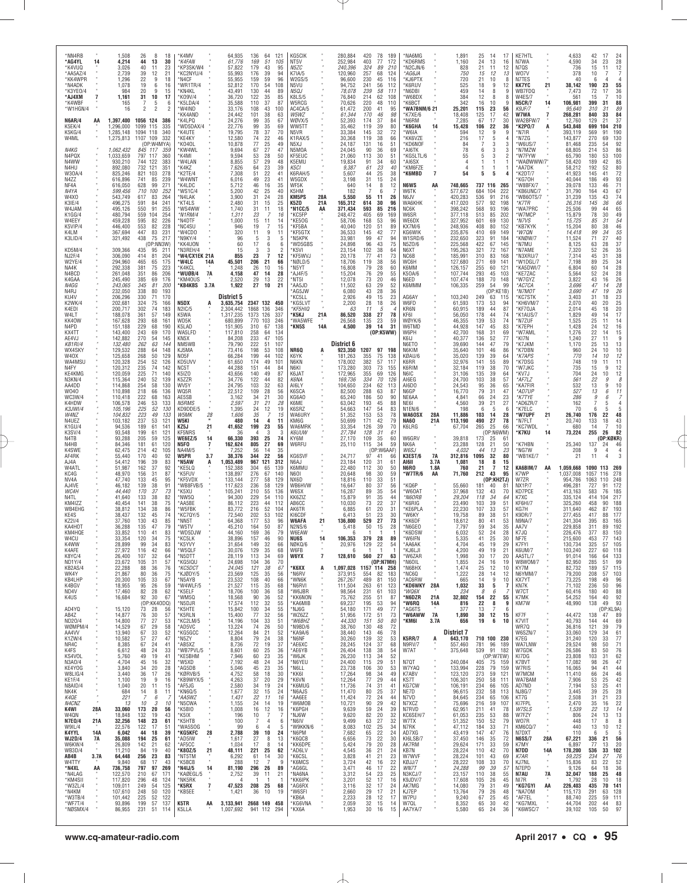*NN4RB 1,508 26 8 18
*AG4YL 14 4,214 44 13 30
*K4VUQ 3,026 40 11 23
*AA5AZ/4 2,739 39 12 21
*KK4WPR 1,296 22 9 18
*N4ADK 1,078 19 6 16
*K3YEO/4 984 20 9 15
*AJ4XM 7 1,161 31 10 17
*K4WBF 165 7 5 6
*W1HGN/4 16 2 2 2

N6AR/4 AA 1,397,400 1056 124 386
K5EK/4 1,296,000 1099 115 335
K5KG/4 1,285,148 1094 118 340
W4ML 1,275,813 1107 109 332
(OP:W4MYA)
N4KG 1,062,432 845 117 359
N4PDX 1,033,659 797 117 360
N4WW 930,210 744 122 383
N4HU 892,080 732 121 351
W3OA/4 825,246 821 103 278
N4ZZ 616,896 741 85 239
NF4A 616,050 628 99 271
N4YA 599,456 710 100 252
W4XO 543,749 617 83 264
K3IE/4 496,275 591 84 241
W4JAM 495,126 550 91 255
K1GG/4 480,794 559 104 254
W4EEY 459,228 595 82 226
K5VIP/4 446,400 553 82 228
K4LM 367,694 447 83 231
K3LID/4 321,492 438 75 217
(OP:NN3W)
KD5M/4 309,366 435 95 211
NJ2F/4 306,090 414 81 204
W2YE/4 294,960 465 65 175
NA4K 292,338 381 75 223
N4BCD 261,048 351 86 206
K4GAA 245,490 385 69 176
N4GG 243,065 345 81 200
N4RJ 232,050 338 80 193
KU4V 206,390 330 71 170
K2WK/4 202,681 324 75 166
K4EDI 200,717 302 74 183
W4LT 188,078 361 57 149
KK4OW 167,628 293 68 161
N4PD 151,188 229 68 190
KX4TT 143,400 243 69 170
AE4VJ 142,882 270 54 145
KB1RI/4 132,480 262 63 144
WX4SKY 129,532 288 64 148
W4OX 125,658 268 50 129
WA4MSU 120,328 254 52 126
N4FY 120,312 235 74 142
KE4KMG 120,059 225 71 140
N3KN/4 115,364 240 52 139
AA4DD 114,868 254 58 130
WO4O 110,898 218 66 136
WC3W/4 110,418 222 68 163
K4HDW 106,578 246 53 133
K3JWI/4 105,196 225 52 130
W4NZ 104,832 223 49 133
N4UEZ 103,182 237 53 121
K1GU/4 94,536 189 61 141
K3SV/4 93,548 199 61 121
N4TB 93,288 205 59 125
N4HB 84,346 181 61 120
K4SWE 62,475 214 42 105
AF4RK 55,440 170 40 92
AJ4A 54,412 196 39 83
W4ATL 51,987 162 37 92
KC4G 48,970 156 31 87
NV4A 47,740 133 45 95
AJ4VE 46,182 139 38 91
WC4H 44,440 170 37 73
N4TL 41,640 133 38 82
KM4IZZ 40,454 141 38 75
WB4EHG 38,812 134 38 86
KE4S 38,437 132 45 74
KZ2I/4 37,760 130 43 85
KA4HOT 36,288 135 47 79
KM4HQE 33,852 110 41 83
W4CU 33,354 120 34 75
K4WW 28,899 99 34 83
K4AFE 27,972 116 42 66
K8YC/4 26,400 107 32 64
ND1Y/4 23,672 105 31 57
KB2AS/4 22,288 88 36 76
WK4Y 21,867 80 36 75
KB4LHP 20,300 105 33 67
K4BGV 18,955 95 26 59
ND4V 17,460 82 28 62
K4US 16,684 92 30 67
(OP:KK4ODO)
AD4YQ 15,120 73 28 56
AB4Z 14,877 76 30 57
ND2O/4 14,800 77 27 53
WØMPM/4 14,529 67 29 58
AA4VV 13,940 67 33 52
K1ZW/4 10,582 57 27 47
NR4C 8,385 67 24 41
K4FS 6,612 48 24 33
KS4VOL 5,760 49 19 41
N3AO/4 4,704 45 16 32
KE4YOG 3,840 34 20 28
W8LIG/4 3,440 36 17 26
KE1F/4 1,100 19 9 16
N8AID/4 1,040 20 11 15
NK4K 684 14 8 11
K4QE 221 7 6 7
N4CNZ 13 10 3 10
K4WI 28A 33,060 173 20 56
W4QN 18,848 132 19 43
N7EO/4 21A 32,256 148 23 61
W9IL/4 22,576 122 17 51
K4YYL 14A 6,042 44 18 39
WJ2D/4 7A 35,088 194 25 61
W6KW/4 26,809 142 21 62
WB3D/4 11,210 84 19 40
AB4B 3.7A 64,448 256 23 83
W4TTY 9,840 68 17 43
*N4XL AA 736,758 797 97 269
*N4LAG 122,570 210 67 171
*KM4SII 117,820 296 48 124
*W3ZL/4 109,011 249 54 125
*N4KM 107,610 248 50 120
*W3TB/4 101,442 225 52 122
*WF7T/4 93,896 199 57 137
*NØSMX/4 86,955 231 51 114

*K4MV 64,935 136 64 121
*K4FAN 61,776 169 51 105
*KP3SK/W4 57,822 179 43 95
*KC2NYU/4 55,993 176 39 94
*N4CF 55,955 159 59 96
*WR1TR/4 52,812 170 54 108
*KN4KL 43,491 130 44 89
*KO9V/4 36,720 122 35 85
*K5LDA/4 35,588 110 37 87
*W4IND 33,176 108 43 100
*KK4AND 24,442 101 38 63
*K4LPQ 24,276 99 35 67
*WD5DAX/4 22,776 99 35 69
*K4UTE 19,795 78 37 70
*KE4KY 12,580 74 22 46
*KO4DL 10,878 77 25 49
*KW4WL 9,694 67 27 47
*K4MI 9,594 53 28 50
*W4LAN 8,855 57 29 48
*K4KZ 7,626 64 23 39
*K2TE/4 7,308 51 22 41
*W4WNT 6,016 49 23 41
*K4LDC 5,712 46 16 35
*WS1C/4 5,200 42 25 40
*N4LAK 3,900 31 24 28
*KT4LS 2,480 31 15 25
*WS4WW 1,740 31 11 18
*N1RM/4 1,311 23 7 16
*N4DTF 1,000 15 11 14
*NC4SU 946 19 7 15
*W4CDO 320 11 9 11
*N9KY/4 96 5 3 5
*KK4UON 60 17 6 6
*N3REH/4 15 3 3 2
*W4/CX1EK 21A 855 23 7 12
*W4LC 14A 45,501 206 21 66
*K4KCL 1,248 26 10 16
*WU0B/4 7A 4,158 47 14 28
*KM4OUS 2,520 29 13 22
*KB4KBS 3.7A 1,922 27 10 21

## District 5

N5DX A 3,635,754 2347 132 450
N2IC/5 2,304,442 1868 136 346
K5WA 1,317,235 1373 126 337
WD5K 680,899 770 103 246
K5LAD 151,905 310 67 128
WA5LFD 117,810 258 64 134
KN5X 84,208 233 47 105
NM5WB 79,790 222 51 107
KJ5MA 73,416 198 53 108
NO5F 66,284 199 44 102
KD5ONE 61,650 174 49 101
NC5T 44,288 151 44 84
K5IZO 43,656 140 49 87
K5ZZR 34,776 122 44 82
WV5S 24,795 103 32 63
WQ5R 22,512 109 28 56
AE5SB 3,162 34 21 30
N5RMS 2,597 31 21 28
KD9DDE/5 1,395 24 12 19
W5MK 28 1,606 35 7 15
W5KI 480 14 4 11
KZ5J 21 41,652 199 23 55
KF5NRS 36 4 3 3
WE6EZ/5 14 66,330 393 25 74
N5FO 7 162,624 805 27 69
NA4M/5 7,252 56 14 35
W5PR 3.7 38,376 344 22 56
*N5AW A 1,053,489 967 121 312
*KE5LQ 152,388 304 65 139
*K5FUV 138,897 276 67 140
*KF5VDX 133,144 277 58 129
*WB8FVB/5 117,623 236 58 129
*K5XU 105,241 210 55 136
*NW5Q 94,300 229 54 110
*AA5BE 86,112 223 44 112
*W5FBK 83,772 216 52 104
*KC7QY/5 72,540 202 53 102
*NN5T 64,368 177 53 96
*W5TV 45,210 164 50 87
*WD5DJW 44,160 169 36 79
*KC5LK 38,896 157 46 90
*K5YVY 31,654 149 32 66
*W5QLF 30,076 129 35 63
*N5DTT 28,119 113 34 69
*KG5IOU 24,698 104 36 70
*KC5DCT 24,045 121 28 67
*KJ0DY/5 23,569 125 35 56
*N5AYB 23,532 108 40 66
*W4WLF/5 21,527 115 35 68
*K5ELF 18,706 100 28 58
*WM5Q 18,568 90 36 52
*N5DJR 17,574 112 32 55
*K5HTE 15,842 100 34 55
*K5RLN 15,400 77 32 56
*KC2LM/5 14,196 104 33 51
*AD5VC 13,224 74 26 50
*KC2GCC 12,264 84 21 52
*N5ZY 8,804 79 24 38
*AB5XZ 8,736 72 19 37
*WB7PVL/5 8,601 60 25 36
*KE5BHM 7,946 60 23 35
*W5XD 7,192 48 24 34
*AG5DB 5,046 45 23 35
*KØRVB/5 4,752 58 18 30
*KB9WYX/5 4,263 37 20 29
*AF5JG 2,580 34 19 24
*KN6Q/5 1,677 32 15 24
*AA5WZ 1,431 22 11 16
*N5CWA 1,155 24 14 19
*K5BIO 1,008 16 12 16
*K5IX 196 10 7 7
*K5HTB 100 7 4 6
*WA5SOG 99 6 4 5
*KG5KFC 28 2,788 39 10 24
*AD5IW 1,617 27 8 13
*AF5CC 1,034 17 8 14
*K8OZ/5 21 48,111 221 25 62
*NT5TM 6,292 61 14 30
*K5BCB 288 12 7 9
*N4IJ/5 14 81,190 296 26 89
*KA0EGL/5 2,752 39 11 21
*NK5RK 4 1 1 1
*K5RX 7 47,523 208 25 68
*KB5EE 1,421 36 10 19

K5TR AA 3,133,941 2668 149 458
K5LLA 1,007,692 941 112 294
KG5CIK 280,884 420 78 189
NT5V 252,984 403 77 172
N5ZC 240,396 324 89 210
K7IA/5 120,960 257 68 124
W2GS/5 96,600 230 45 116
N5VU 94,752 241 56 112
N5QJ 78,078 239 58 111
K8LS/5 76,840 214 62 108
W5RCG 70,626 220 48 110
AC4CA/5 61,472 200 41 95
W5WZ 61,344 170 46 98
WØVX/5 52,393 174 37 84
WW5TT 35,462 119 39 80
N5VR 33,384 145 32 72
K1RAX/5 30,368 119 38 66
N5XJ 24,187 131 16 51
N5MOA 24,045 90 36 69
KF5EUC 21,060 113 30 51
K5EMU 19,834 91 34 60
K5CI 9,387 61 23 40
K6RAH/5 5,607 44 25 38
W5GDX 3,198 31 15 24
WF5K 640 14 8 12
K5HM 182 7 6 7
KM5PS 28A 5,550 55 11 26
K5ZO 21A 165,312 614 30 96
*N1CC/5 AA 371,434 593 85 216
*KC5FP 248,472 405 69 169
*KE5OG 58,706 168 53 96
*KF5BA 40,040 120 51 89
*KF5GTX 36,533 145 42 77
*N5KPK 33,981 99 47 94
*WD5GBS 24,898 96 43 75
*K5VI 23,154 102 38 64
*KF5WVJ 20,178 77 41 73
*N0LD/5 18,706 119 38 56
*N5YT 16,808 79 28 60
*AJ4F/5 15,204 76 29 55
*NT5J 12,078 73 20 46
*AA5JD 11,502 63 29 52
*AG5JW 6,080 43 28 36
*KC5LL 2,926 49 15 23
*KG5LVT 2,000 28 18 22
*KF5HIQ 63 11 5 4
*K5KJ 21A 86,520 338 27 78
*WA5WFE 26,568 135 23 49
*KN5S 14A 4,500 39 14 31
(OP:K5WW)

## District 6

N6RO A 923,350 1207 97 198
K6YK 181,263 355 75 138
N6KN 178,002 382 57 117
N6KI 173,280 303 73 155
K6JAT 172,965 355 69 126
K6NA 169,736 334 70 126
AI6LY 104,650 234 62 113
K6SCA 82,500 288 63 87
KG6AO 65,240 186 50 90
K6ME 63,042 193 45 88
K6SRZ 54,663 147 54 83
WA6URY 51,352 153 53 78
KM6G 50,699 171 42 79
WA6MRK 33,354 126 39 70
K6UUW 27,784 128 31 61
KY6M 27,170 109 35 60
W6RFU 25,110 115 34 59
(OP:W6AAF)
KG6SVF 24,717 97 41 66
N6AJ 23,184 120 31 61
K6MMU 22,480 112 30 50
N6OI 20,648 98 30 59
NX6D 18,816 110 33 51
WB6HVW 16,647 80 37 56
W6SX 16,287 89 35 54
KK6ZIZ 15,879 91 35 44
AB6CC 10,030 73 22 37
AK6TR 6,885 51 20 31
KI6CDF 6,413 51 23 30
W6AFA 21 136,800 529 27 73
N2NS/6 5,418 50 15 28
W6EAW 6 1 1 1
NU6S 14 106,353 379 28 89
NØKQ/6 20,976 129 22 54
W6FB 6 1 1 1
W6YX 7 128,610 560 27 63
(OP:N7MH)
*K6XX A 1,097,028 1157 114 258
*N6RV 373,915 554 82 183
*WN6K 267,267 489 81 150
*N6RVI 111,504 263 61 123
*W6JBR 98,564 231 61 103
*KK6NON 75,762 255 51 87
*KA6MIB 69,237 195 53 94
*NJ6G 54,180 171 49 77
*WZ6ZZ 51,956 172 51 73
*W6BHZ 44,330 151 50 80
*N9BD/6 38,760 130 48 72
*W6AWW 38,440 143 46 78
*N6NF 30,260 139 32 53
*AE6XC 28,245 124 37 68
*AE6YB 26,404 138 38 54
*W6JK 26,230 113 34 52
*N6YEU 24,400 115 36 64
*N6LL 23,738 106 30 53
*KI6I 17,264 98 34 49
*K6VN 12,264 77 29 44
*K6MUG 11,736 74 31 41
*N6AJS 11,470 67 25 37
*NA6EE 11,424 72 24 44
*W6MOB 10,721 90 29 42
*K6PGH 9,639 59 24 39
*NJ6W 9,620 82 20 32
*N6IV 9,499 63 27 32
*W9KKN/6 8,083 102 25 34
*N6PM 7,682 65 22 36
*K6QCB 6,656 73 22 30
*KK6DPE 5,424 79 20 28
*AD6LV 4,545 36 21 24
*K6CSL 3,828 41 21 23
*AE6TB 3,724 42 16 22
*AG6GL 3,471 46 17 22
*NA6NA 3,312 54 23 25
*KK6IPK 3,200 40 18 22
*AG6RX 3,116 32 17 24
*W6SFI 2,660 29 17 21
*KB6A 2,233 28 12 17
*KG6VNA 2,059 32 15 14
*KX6A 1,953 30 16 15
*NA6MG 1,891 25 14 17
*KD6RMS 1,160 24 13 16
*N2CJN/6 828 21 11 12
*AG6JA 750 15 12 13
*KJ6PTX 720 21 10 8
*K6RUV 525 18 9 12
*N6DBI 459 14 8 9
*W6BDX 384 12 8 8
*K6BCT 342 16 10 9
*WA7BNM/6 21 25,201 115 23 56
*K7XE/6 18,408 125 17 42
*N6RM 7,285 67 17 30
*K6GHA 14 15,428 106 22 36
*W6IA 594 12 9 9
*KK6VZE 216 17 5 4
*KD6NOF 84 7 3 3
*AI6TK 78 6 3 3
*KG6LTL/6 55 5 3 2
*AI6SX 4 1 1 1
*KM6FZE 4 1 1 1
*K6MBD 7 54 5 5 4

N6WS AA 748,665 737 116 265
W6TK 577,672 684 104 222
N6JV 420,283 536 91 216
WA6KHK 417,020 577 92 198
NC6K 398,242 568 93 196
W6SR 377,118 513 85 202
WE6DX 327,952 601 69 130
KX7M/6 248,936 408 80 152
KG6WIK 235,876 410 69 149
W1SRD/6 232,650 323 91 184
N5ZO/6 225,568 422 67 145
N6XT 195,263 321 72 167
NC6B 185,991 310 83 168
WO6H 127,680 271 69 141
K6MM 126,157 255 60 121
K5OA/6 107,744 293 45 103
N6ED 107,474 188 70 148
K6MMM 106,335 259 54 99
(OP:KE1B)
AG6AY 103,240 249 63 115
W6FD 61,593 173 53 94
KR6N 60,915 189 44 87
KF6I 56,050 178 44 74
WØYK/6 46,355 139 54 73
W6TMD 44,928 147 45 83
W6PH 42,700 168 31 69
K6IJ 40,377 136 52 77
N6ETO 39,690 144 47 79
N6KIM 35,640 101 46 86
KØAU/6 35,020 139 39 64
K6RR 32,976 141 55 89
K6RIM 32,184 119 38 70
N6IC 31,106 135 39 64
AI6EO 24,700 103 38 57
AI6DO 24,543 95 36 65
N6GP 16,770 79 31 47
NE6AA 4,841 66 24 23
N6EI 4,560 39 21 27
N1EN/6 198 6 5 6
WA6OSX 28A 11,886 103 14 28
NA6O 21A 113,190 490 27 78
K6LRG 67,704 265 25 66
(OP:N6WM)
W6GRV 39,818 173 25 61
NK6A 23,288 128 21 50
W6SJ 4,032 44 13 23
K3EST/6 7A 312,816 1095 32 80
AI6II 3.7A 1,081 18 8 15
N6RO 1.8A 760 21 7 12
*W7TR/6 AA 71,760 212 43 95
(OP:KH2TJ)
*KQ6P 55,660 181 40 81
*W6OAT 37,968 132 43 70
*N6ORB 29,204 118 34 64
*K6RIG 23,490 103 39 51
*KE6PLA 22,230 107 33 57
*W6KY 19,758 89 38 51
*KK6DF 18,612 80 41 53
*N6GEO 7,797 59 24 33
*K6DSW 6,032 52 24 28
*W6IFN 5,335 41 25 30
*AA6AK 4,704 45 19 29
*KJ6LJI 4,200 49 19 21
*W6ZAR 1,998 30 17 20
*N6OIL 1,855 24 16 19
*N6BHX 1,474 25 12 10
*NC6Q 1,222 28 14 12
*AC6RW 665 14 9 10
*KD6WKY 28A 1,032 33 5 7
*WQ6X 234 8 6 7
*N6DZR 21A 32,802 154 22 55
*W6RQ 14A 816 22 8 9
*AG6TS 377 13 7 6
*W6AWW 7A 1,890 30 12 15
*KM6I 3.7A 656 19 6 10

## District 7

K5RR/7 A 643,170 710 100 230
N9RV/7 557,460 781 96 189
W7AT 375,648 539 91 182
(OP:W7EW)
N7QT 240,084 405 75 159
W7YAQ 133,994 228 79 159
K7ABV 123,120 273 59 121
KS7T 106,301 250 58 111
KG7CW 106,191 234 66 105
NE7D 96,615 232 58 113
N7VD 84,645 234 65 106
N7XCZ 75,696 216 59 107
KC6SEH/7 61,053 235 53 88
W7TX 51,352 150 52 79
N7RK 47,112 184 53 71
AD7XG 43,419 147 47 76
KI6LSB/7 37,450 146 35 72
AK7RM 29,624 171 33 50
KB7N 28,224 110 42 70
W7WVF 28,224 101 43 69
KØJJ/7 28,222 108 35 62
WN7T 24,288 99 39 57
N3KCJ/7 23,157 110 38 55
K9JDV/7 17,608 105 26 45
AK7MG 14,080 79 31 49
KJ7EP 13,764 79 26 48
W7PU 9,240 67 25 35
W7QL 8,352 65 30 42
AA7YA/7 5,580 65 24 36
KE7HTL 4,633 42 17 24
N7WA 4,590 34 23 28
N7QS 736 15 11 12
WO7V 378 10 7 7
N7TES 40 6 4 4
KK7YC 21 38,142 190 23 55
WB7FDQ 7,473 72 17 36
W4ES/7 561 15 7 10
N5CR/7 14 106,981 399 31 88
K9JF/7 95,640 310 31 89
W7WA 7 268,281 840 33 84
WA2BFW/7 12,760 129 21 37
*K2PO/7 A 543,848 699 104 210
*N7IR 393,119 569 91 190
*N7ZG 143,877 270 69 130
*W6US/7 81,468 235 54 92
*N7MZW 68,805 214 53 86
*W7FYW 65,790 180 53 100
*WAØWWW/7 58,420 189 42 85
*AA7DK 58,212 192 52 80
*K2DT/7 41,923 145 41 72
*KG7OH 40,044 186 49 93
*W8BFX/7 39,078 133 46 71
*KB6UNC/7 31,790 164 43 67
*WB6OTS/7 31,239 135 43 74
*K7TR 26,316 145 36 66
*WA7PRC 25,506 99 44 65
*W7MCP 15,879 78 30 49
*N7VS 15,725 85 31 54
*KB7KYK 15,204 80 38 46
*W7QN 14,418 99 34 55
*KNØW/7 11,524 71 27 40
*N7MU 8,125 63 28 37
*N7AME 7,320 52 26 35
*N3XRU/7 7,314 45 31 38
*W1DGL/7 7,198 89 25 34
*KA5DWI/7 6,804 60 14 28
*KE7ZAC 5,564 52 24 28
*W7GYZ 3,822 43 16 26
*AC7CA 3,696 47 14 28
*N7MOT 3,690 47 19 26
*KC7STK 3,403 31 18 23
*KH6VM/7 2,070 40 20 25
*KF7OJA 2,014 45 18 20
*K1AUS/7 1,829 49 14 17
*N7ZUF 1,525 25 11 14
*K7EPH 1,428 24 12 16
*W7AML 1,276 22 14 15
*KI7N 1,240 27 11 9
*K7JKM 1,170 25 13 13
*K7DBN 960 24 10 10
*K7APS 770 14 10 12
*K7DSG 748 19 11 11
*W7JKC 735 15 9 12
*KV7J 704 24 10 12
*AF7LZ 561 22 9 8
*KA7FIR 532 13 9 10
*AD7UP 527 13 6 11
*K7TYE 286 9 6 7
*AD6ZR/7 162 7 5 4
*K7ELC 70 6 5 5
*W7UPF 21 26,740 176 22 48
*N7FLT 20,740 133 18 43
*KC7WDL 680 14 7 10
*K7KU 14 73,224 255 26 82
(OP:KØKR)
*K7HBN 25,340 137 24 46
*NG7W 208 9 4 4
*WB1KE/7 21 11 4 3

KA6BIM/7 AA 1,059,668 1090 113 269
K7WP 1,037,008 1057 116 278
W7ZR 954,786 1063 110 248
NX1P/7 496,281 727 91 172
KD7PCE 413,163 583 76 185
K7XC 335,124 414 104 217
KF6HI/7 325,260 458 90 188
KG7H 311,640 462 87 193
K9DR/7 277,455 417 88 177
N9NA/7 241,304 395 83 165
AA7V 229,858 311 89 192
K7JQ 226,476 377 83 150
NF7E 215,600 453 77 143
K7FYI 130,734 325 57 105
K6UM/7 103,240 227 60 118
AA5TL/7 91,014 166 64 133
W8WOM/7 82,950 285 51 99
KY7M 82,752 189 57 111
N6YMM/7 79,200 208 57 103
KX7YT 73,225 198 49 96
KN7K 71,102 236 50 96
W7CT 60,416 180 40 88
K7MK 54,252 164 40 92
KM7W 48,990 138 49 93
(OP:KL9A)
KF7E 44,472 138 47 89
K7VIT 40,793 144 44 69
WR7Q 36,816 121 39 79
W6SZN/7 33,060 129 34 61
K7EG 31,240 120 33 77
WA7LNW 29,524 98 50 71
W7GDK 26,586 83 50 76
KI7DG 23,808 103 31 62
W7ZRC 17,082 98 26 47
W7RIS 16,065 94 41 44
W7MCM 11,410 66 24 46
WA7BAM 7,906 53 25 42
AD7ND 7,194 53 25 41
NJ8G/7 3,445 39 16 23
KT7G 2,508 31 21 23
KI7PFL 2,470 35 16 22
W7SLS 1,539 22 13 14
W7FZY 806 24 13 13
WO7R 448 17 8 8
KM6CQ/7 440 13 10 12
N7DXT 110 6 5 5
N6SS/7 28A 67,221 336 21 56
K7MY 6,897 77 13 20
N7DD 14A 178,200 536 33 102
K7AR 59,225 234 27 76
KJ7NL 15,836 82 22 52
N7EPD 9,126 64 18 36
N7AU 7A 32,047 188 25 48
NI7R 1,792 28 10 18
*KG7GYI AA 226,403 435 70 141
*NA7OM 115,173 291 63 128
*AF7EL 88,740 225 59 111
*KG7MXL 44,704 202 44 83
*K6WSC/7 39,102 105 50 97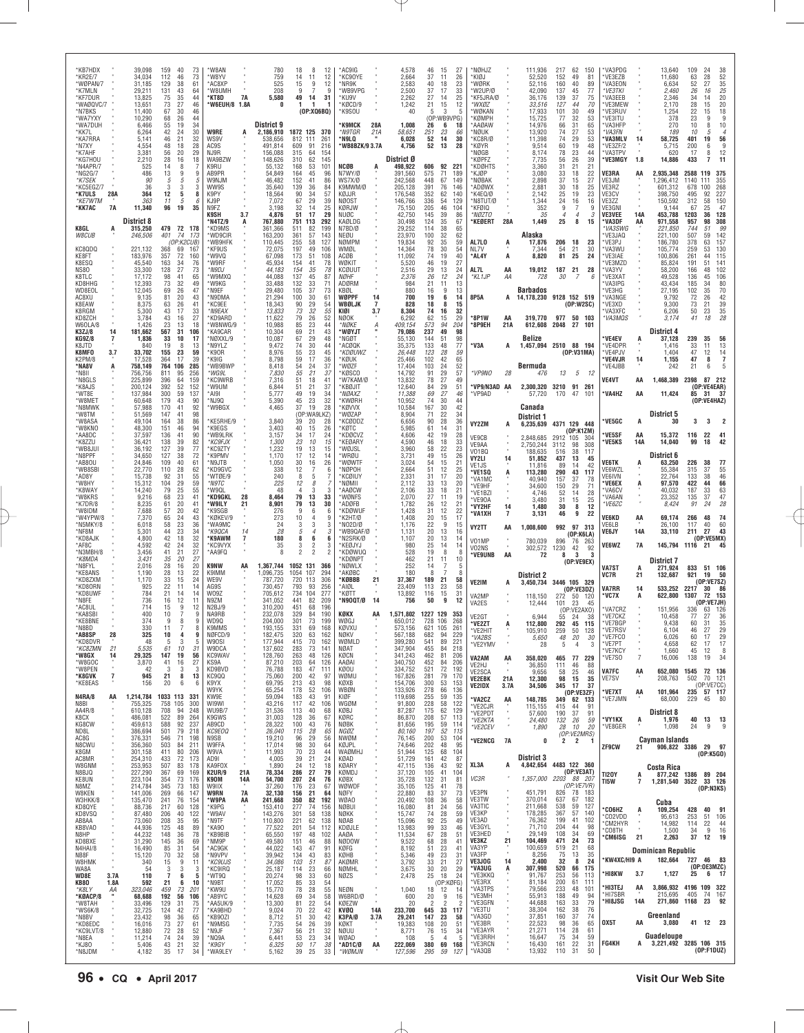| Call | Cat | Score | QSOs | Zones | Countries |
|---|---|---|---|---|---|
| *KB7HDX | | 39,098 | 159 | 40 | 73 |
| *KR2E/7 | | 34,034 | 112 | 46 | 73 |
| *WØPAN/7 | | 31,185 | 129 | 38 | 61 |
| *K7MLN | | 29,211 | 131 | 43 | 64 |
| *KF7DUR | | 13,825 | 75 | 35 | 44 |
| *WAØQVC/7 | | 13,651 | 73 | 27 | 46 |
| *N7BKS | | 11,400 | 67 | 30 | 46 |
| *WA7YXY | | 10,290 | 68 | 26 | 44 |
| *WA7DUH | | 6,466 | 55 | 19 | 34 |
| *KK7L | | 6,264 | 42 | 24 | 30 |
| *KA7RRA | | 5,141 | 46 | 21 | 32 |
| *N7XY | | 4,554 | 48 | 18 | 28 |
| *K7AHF | | 3,381 | 56 | 20 | 29 |
| *KG7HOU | | 2,210 | 28 | 16 | 18 |
| *N4APR/7 | | 525 | 14 | 8 | 7 |
| *NG2G/7 | | 486 | 13 | 9 | 9 |
| *K7SEK | | 90 | 5 | 5 | 5 |
| *KC5EGZ/7 | | 36 | 3 | 3 | 3 |
| *K7ULS | 28A | 364 | 12 | 5 | 8 |
| *KE7WTM | | 363 | 11 | 5 | 6 |
| *KK7AC | 7A | 11,340 | 96 | 19 | 35 |

### District 8

| Call | Cat | Score | QSOs | Zones | Countries |
|---|---|---|---|---|---|
| K8GL | A | 315,250 | 479 | 72 | 178 |
| W8CUB | | 246,506 | 401 | 74 | 173 (OP:K2CUB) |
| KC8QDQ | | 221,132 | 368 | 69 | 167 |
| KE8FT | | 183,976 | 357 | 72 | 160 |
| K8ESQ | | 45,540 | 163 | 34 | 76 |
| NS8O | | 33,300 | 128 | 27 | 73 |
| K8TLC | | 17,172 | 98 | 41 | 65 |
| KD8HHG | | 12,393 | 73 | 32 | 49 |
| WD8EOL | | 12,045 | 69 | 26 | 47 |
| AC8XU | | 9,135 | 81 | 20 | 43 |
| K8EAW | | 8,375 | 63 | 26 | 41 |
| K8RGM | | 5,300 | 43 | 17 | 33 |
| KD8ZCH | | 3,784 | 43 | 16 | 27 |
| W6OLA/8 | | 1,426 | 23 | 13 | 18 |
| K3ZJ/8 | 14 | 181,662 | 567 | 31 | 106 |
| KG9Z/8 | 7 | 1,836 | 33 | 10 | 17 |
| K8JTD | | 840 | 19 | 8 | 13 |
| K8MFO | 3.7 | 33,702 | 155 | 23 | 59 |
| K2PM/8 | | 17,528 | 364 | 17 | 39 |
| *NA8V | A | 758,149 | 764 | 106 | 285 |
| *N8II | | 756,756 | 811 | 95 | 256 |
| *N8GLS | | 225,899 | 396 | 64 | 159 |
| *K8AJS | | 200,124 | 392 | 52 | 152 |
| *WT8E | | 137,984 | 300 | 59 | 137 |
| *W8MET | | 60,648 | 179 | 43 | 90 |
| *N8MWK | | 57,988 | 170 | 41 | 92 |
| *W8TM | | 51,569 | 147 | 41 | 98 |
| *W8ASA | | 49,104 | 164 | 38 | 86 |
| *W8KNO | | 48,300 | 151 | 46 | 94 |
| *AA8DC | | 37,597 | 136 | 41 | 90 |
| *K8ZZU | | 36,421 | 138 | 39 | 82 |
| *W8BJUI | | 36,192 | 127 | 39 | 77 |
| *N8PPF | | 34,650 | 127 | 38 | 72 |
| *AB8OU | | 24,846 | 109 | 40 | 61 |
| *WB8SBI | | 22,770 | 110 | 28 | 62 |
| *AD8Y | | 15,738 | 92 | 31 | 55 |
| *W8HY | | 15,312 | 104 | 29 | 59 |
| *K8WAY | | 14,240 | 79 | 25 | 55 |
| *W8KRS | | 9,216 | 68 | 23 | 41 |
| *K7DR/8 | | 8,235 | 61 | 20 | 41 |
| *W8IDM | | 7,688 | 57 | 20 | 42 |
| *W4YPW/8 | | 7,370 | 65 | 24 | 43 |
| *N5MKY/8 | | 6,018 | 58 | 23 | 36 |
| *NF8M | | 5,301 | 44 | 23 | 34 |
| *KD8AJK | | 4,800 | 42 | 18 | 32 |
| *AF8C | | 4,592 | 42 | 24 | 32 |
| *N3MBH/8 | | 3,456 | 41 | 21 | 27 |
| *K8MDA | | 3,431 | 35 | 20 | 27 |
| *N8FYL | | 2,016 | 28 | 16 | 20 |
| *KE8ANS | | 1,190 | 28 | 13 | 22 |
| *KD8ZXM | | 1,170 | 33 | 15 | 24 |
| *KD8ORN | | 925 | 22 | 11 | 14 |
| *KD8UWF | | 784 | 21 | 14 | 14 |
| *N8FE | | 736 | 16 | 12 | 11 |
| *AC8UL | | 714 | 15 | 9 | 12 |
| *KA8SBI | | 400 | 10 | 7 | 9 |
| *KE8BNE | | 374 | 9 | 8 | 9 |
| *N8BD | | 330 | 11 | 7 | 8 |
| *AB8SP | 28 | 325 | 10 | 4 | 9 |
| *KD8DVR | | 48 | 5 | 3 | 5 |
| *KC8ZMN | 21 | 5,535 | 61 | 10 | 31 |
| *W8GX | 14 | 29,325 | 147 | 19 | 56 |
| *W8GOC | | 3,870 | 41 | 16 | 27 |
| *W8PEN | | 42 | 3 | 3 | 3 |
| *K8GVK | 7 | 945 | 21 | 8 | 13 |
| *KE8EAS | | 156 | 20 | 6 | 6 |
| N4RA/8 | AA | 1,214,784 | 1033 | 113 | 331 |
| N8BI | | 755,325 | 758 | 105 | 300 |
| AA4R/8 | | 610,128 | 708 | 94 | 248 |
| K8CX | | 486,081 | 522 | 89 | 264 |
| KG8CW | | 459,613 | 588 | 92 | 237 |
| ND8L | | 386,694 | 501 | 79 | 218 |
| AC8G | | 376,331 | 546 | 71 | 198 |
| N8CWU | | 356,360 | 503 | 84 | 211 |
| K8GM | | 301,158 | 411 | 80 | 206 |
| AC8MR | | 254,310 | 433 | 72 | 173 |
| W8GNM | | 253,953 | 507 | 83 | 178 |
| N8BJQ | | 227,290 | 367 | 69 | 169 |
| KE8UN | | 223,104 | 354 | 73 | 176 |
| N8MZ | | 214,784 | 345 | 73 | 183 |
| W8KEN | | 141,006 | 269 | 66 | 147 |
| W3HKK/8 | | 135,470 | 241 | 76 | 154 |
| KD8GYE | | 88,736 | 217 | 60 | 128 |
| KD8VSQ | | 87,480 | 206 | 40 | 122 |
| AB8AA | | 73,060 | 208 | 35 | 95 |
| KB8VAO | | 44,936 | 125 | 48 | 89 |
| N8HP | | 44,232 | 148 | 36 | 78 |
| KD8BXE | | 31,290 | 145 | 36 | 69 |
| N4HAI/8 | | 16,490 | 85 | 31 | 54 |
| NB8F | | 15,120 | 70 | 32 | 58 |
| W8HMK | | 340 | 15 | 9 | 11 |
| WA8A | | 54 | 3 | 3 | 3 |
| WD8E | 3.7A | 110 | 7 | 6 | 5 |
| KB8O | 1.8A | 592 | 21 | 6 | 10 |
| *K8LY | AA | 323,046 | 459 | 73 | 201 |
| *KD8CP/8 | | 68,688 | 192 | 56 | 106 |
| *W8TAH | | 33,496 | 129 | 31 | 75 |
| *WS6K/8 | | 32,725 | 124 | 42 | 77 |
| *N8BV | | 23,432 | 98 | 36 | 65 |
| *KD8EDC | | 16,016 | 73 | 27 | 61 |
| *KC8VLT/8 | | 12,880 | 72 | 28 | 52 |
| *N8EA | | 11,214 | 74 | 24 | 39 |
| *KJ8O | | 5,406 | 43 | 21 | 32 |
| *N8JDM | | 4,182 | 35 | 17 | 34 |
| *W8AN | | 780 | 18 | 8 | 12 |
| *W8YV | | 759 | 14 | 11 | 12 |
| *AC8XP | | 525 | 15 | 9 | 12 |
| *W8UMH | | 208 | 9 | 7 | 9 |
| *KT8D | 7A | 5,580 | 49 | 14 | 31 |
| *W6EUH/8 | 1.8A | 0 | 1 | 1 | 1 (OP:KQ6BO) |

### District 9

| Call | Cat | Score | QSOs | Zones | Countries |
|---|---|---|---|---|---|
| W9RE | A | 2,186,910 | 1872 | 125 | 370 |
| WS9V | | 538,656 | 812 | 111 | 261 |
| AC9S | | 491,814 | 609 | 91 | 216 |
| NJ9R | | 156,088 | 315 | 64 | 154 |
| WA9BZW | | 148,626 | 310 | 62 | 145 |
| K9RU | | 55,132 | 168 | 53 | 101 |
| AB9PR | | 54,849 | 164 | 45 | 96 |
| W9NJM | | 46,482 | 152 | 41 | 86 |
| WW9S | | 35,640 | 139 | 36 | 84 |
| K9PY | | 18,564 | 90 | 34 | 57 |
| KJ9P | | 7,072 | 67 | 29 | 39 |
| N9FZ | | 3,198 | 32 | 14 | 25 |
| K9SH | 3.7 | 4,876 | 51 | 17 | 29 |
| *N4TZ/9 | A | 767,880 | 751 | 113 | 292 |
| *KD9MS | | 361,366 | 511 | 82 | 199 |
| *WD9CIR | | 163,200 | 361 | 57 | 143 |
| *WB9HFK | | 110,445 | 255 | 58 | 127 |
| *KF9US | | 72,075 | 197 | 49 | 106 |
| *W9VQ | | 67,098 | 173 | 51 | 108 |
| *W9RF | | 45,934 | 154 | 41 | 78 |
| *N9DJ | | 44,183 | 154 | 35 | 78 |
| *W9MXQ | | 44,088 | 137 | 45 | 87 |
| *W9KG | | 33,488 | 132 | 33 | 71 |
| *N9EF | | 29,480 | 105 | 37 | 73 |
| *N9DMA | | 21,294 | 100 | 30 | 61 |
| *KC9EE | | 18,343 | 90 | 29 | 54 |
| *N9EAX | | 13,833 | 73 | 32 | 55 |
| *KD9ARD | | 11,622 | 79 | 26 | 52 |
| *WB9NWG/9 | | 10,988 | 85 | 23 | 44 |
| *KA9CAR | | 10,304 | 69 | 21 | 43 |
| *NØXXL/9 | | 10,087 | 67 | 29 | 48 |
| *N9YLZ | | 9,472 | 74 | 30 | 44 |
| *K9OR | | 8,976 | 55 | 23 | 45 |
| *K9IG | | 8,798 | 59 | 17 | 36 |
| *WB9BWP | | 8,418 | 54 | 24 | 37 |
| *WG9L | | 7,830 | 55 | 21 | 37 |
| *KC9WRB | | 7,316 | 51 | 18 | 41 |
| *W9UM | | 6,844 | 51 | 21 | 37 |
| *AI9I | | 5,777 | 49 | 19 | 34 |
| *NJ9Q | | 5,390 | 45 | 23 | 32 |
| *W9BGX | | 4,465 | 37 | 19 | 28 (OP:WA9LKZ) |
| *KE5RHE/9 | | 3,840 | 39 | 20 | 28 |
| *K9EGS | | 3,403 | 40 | 15 | 26 |
| *WB9LRK | | 3,157 | 34 | 17 | 24 |
| *KC9FJX | | 1,300 | 23 | 10 | 15 |
| *KC9ZTY | | 1,232 | 19 | 13 | 15 |
| *K9PMV | | 1,170 | 17 | 12 | 14 |
| *N9JTB | | 1,050 | 30 | 16 | 26 |
| *KD9GVC | | 338 | 12 | 7 | 6 |
| *WTØE/9 | | 240 | 8 | 5 | 7 |
| *N9TC | | 225 | 12 | 8 | 7 |
| *W9OL | | 48 | 4 | 3 | 3 |
| *KD9GKL | 28 | 8,464 | 79 | 13 | 33 |
| *W9ILY | 21 | 8,901 | 79 | 13 | 30 |
| *K9SGB | | 276 | 9 | 6 | 6 |
| *KØKEV/9 | | 273 | 10 | 4 | 9 |
| *WA9MC | | 24 | 3 | 3 | 3 |
| *K9QCA | 14 | 28 | 5 | 4 | 3 |
| *K9AWM | 7 | 180 | 8 | 6 | 6 |
| *KC9VYX | | 35 | 3 | 2 | 3 |
| *AA9FQ | | 8 | 2 | 2 | 2 |
| K9NW | AA | 1,367,744 | 1052 | 131 | 366 |
| K9IMM | | 1,096,735 | 1054 | 107 | 294 |
| WE9V | | 787,720 | 720 | 113 | 306 |
| AG9S | | 730,457 | 793 | 93 | 256 |
| WO9Z | | 705,612 | 734 | 104 | 277 |
| N9ZM | | 341,052 | 441 | 82 | 209 |
| N2BJ/9 | | 310,200 | 451 | 68 | 196 |
| NA9RB | | 232,078 | 329 | 84 | 190 |
| WD9DN | | 204,000 | 301 | 73 | 199 |
| K9MMS | | 193,155 | 331 | 69 | 168 |
| NØFCD/9 | | 182,475 | 320 | 63 | 162 |
| W9OSI | | 177,944 | 415 | 70 | 162 |
| W9DCA | | 137,602 | 283 | 73 | 141 |
| KC9WAV | | 128,760 | 263 | 48 | 126 |
| KS9A | | 87,210 | 203 | 64 | 126 |
| KD9BVD | | 76,788 | 183 | 47 | 111 |
| KC9QQ | | 75,060 | 200 | 42 | 97 |
| K9YX | | 69,795 | 213 | 43 | 98 |
| W9YK | | 65,254 | 178 | 52 | 106 |
| KW9E | | 59,094 | 183 | 43 | 91 |
| W9IWI | | 43,216 | 117 | 42 | 106 |
| WU9B/7 | | 31,536 | 113 | 40 | 68 |
| K9GWS | | 31,003 | 128 | 36 | 67 |
| AB9CD | | 28,322 | 100 | 43 | 76 |
| KC9EOQ | | 26,040 | 115 | 28 | 65 |
| N9SB | | 19,210 | 96 | 29 | 56 |
| W9FFA | | 17,004 | 98 | 30 | 64 |
| W9VA | | 11,993 | 70 | 23 | 44 |
| AD9I | | 4,005 | 39 | 21 | 24 |
| KA9FOX | | 1,890 | 24 | 12 | 18 |
| K2UR/9 | 21A | 78,334 | 286 | 27 | 79 |
| K9DR | 14A | 54,700 | 207 | 24 | 76 |
| W9IIX | | 37,260 | 176 | 23 | 67 |
| W9RN | 7A | 32,130 | 156 | 21 | 64 |
| *W9PA | AA | 241,668 | 350 | 82 | 192 |
| *K9PG | | 153,410 | 277 | 74 | 156 |
| *W9AV | | 143,276 | 301 | 58 | 138 |
| *N9TF | | 110,800 | 221 | 62 | 138 |
| *KA9Q | | 77,522 | 201 | 54 | 112 |
| *KB9BIB | | 65,550 | 197 | 48 | 102 |
| *NM9P | | 49,580 | 151 | 46 | 88 |
| *AC9GK | | 44,022 | 143 | 47 | 91 |
| *N9VPV | | 39,942 | 134 | 43 | 83 |
| *KC9UJS | | 34,086 | 103 | 51 | 87 |
| *KC9IRQ | | 25,187 | 114 | 23 | 66 |
| *WT9Q | | 20,274 | 98 | 33 | 60 |
| *N9BT | | 17,052 | 85 | 33 | 54 |
| *KW9U | | 15,770 | 78 | 28 | 55 |
| *AB9YC | | 14,628 | 69 | 34 | 58 |
| *AA5UK/9 | | 13,300 | 81 | 22 | 54 |
| *KA9BHD | | 9,024 | 70 | 22 | 42 |
| *KB9OZI | | 8,712 | 51 | 30 | 42 |
| *N9MSG | | 7,735 | 54 | 26 | 39 |
| *N9JF | | 7,367 | 56 | 21 | 32 |
| *NQ9A | | 6,441 | 53 | 23 | 34 |
| *K9GY | | 6,325 | 50 | 17 | 38 |
| *WA9LEY | | 5,162 | 39 | 25 | 33 |
| *AC9IG | | 4,578 | 46 | 15 | 27 |
| *KC9OYE | | 2,664 | 37 | 11 | 26 |
| *NR9K | | 2,583 | 40 | 18 | 23 |
| *WB9VPG | | 2,500 | 37 | 17 | 33 |
| *KU9V | | 2,262 | 27 | 14 | 25 |
| *KØCD/9 | | 1,242 | 21 | 15 | 12 |
| *K9SOU | | 40 | 5 | 3 | 5 (OP:WB9VPG) |
| *K9MCK | 28A | 1,008 | 26 | 6 | 18 |
| *N9TGR | 21A | 58,651 | 251 | 23 | 66 |
| *N9LQ | | 6,028 | 52 | 14 | 30 |
| *WB8BZK/9 | 3.7A | 4,756 | 52 | 13 | 28 |

### District Ø

| Call | Cat | Score | QSOs | Zones | Countries |
|---|---|---|---|---|---|
| NCØB | A | 498,922 | 606 | 92 | 221 |
| N7WY/Ø | | 391,560 | 575 | 71 | 189 |
| WS7X/Ø | | 242,568 | 448 | 67 | 149 |
| K9MWM/Ø | | 205,128 | 391 | 76 | 146 |
| KØJJR | | 176,548 | 352 | 62 | 140 |
| NØOST | | 146,766 | 336 | 54 | 129 |
| KØRJW | | 75,150 | 205 | 46 | 104 |
| NUØC | | 42,750 | 145 | 39 | 86 |
| KAØLDG | | 30,498 | 124 | 35 | 67 |
| N7BD/Ø | | 29,252 | 114 | 38 | 65 |
| NEØU | | 23,970 | 100 | 32 | 62 |
| NØMPM | | 19,834 | 92 | 35 | 59 |
| WMØL | | 14,364 | 78 | 30 | 54 |
| ACØB | | 11,092 | 74 | 19 | 40 |
| WØKIT | | 5,520 | 46 | 19 | 27 |
| KCØUUT | | 2,516 | 29 | 13 | 24 |
| NØHF | | 2,376 | 26 | 12 | 24 |
| ADØRM | | 984 | 21 | 11 | 13 |
| KBØL | | 880 | 16 | 9 | 13 |
| WØPPF | 14 | 700 | 19 | 6 | 14 |
| WBØLJK | 7 | 828 | 18 | 8 | 15 |
| KIØI | 3.7 | 8,304 | 74 | 16 | 32 |
| NØOK | | 6,292 | 62 | 15 | 29 |
| *NØKE | A | 409,154 | 573 | 94 | 204 |
| *WØYJT | | 79,086 | 237 | 49 | 98 |
| *NGØT | | 55,130 | 144 | 51 | 98 |
| *ACØQK | | 35,375 | 133 | 48 | 77 |
| *KDØUWZ | | 26,448 | 123 | 28 | 59 |
| *KØUK | | 25,466 | 102 | 42 | 65 |
| *WØZF | | 17,404 | 103 | 24 | 52 |
| *KØSCO | | 14,792 | 91 | 29 | 57 |
| *W7KAM/Ø | | 13,832 | 78 | 27 | 49 |
| *KBØJIT | | 12,640 | 84 | 29 | 51 |
| *NØAXZ | | 11,388 | 69 | 27 | 46 |
| *KWØRH | | 10,952 | 74 | 30 | 44 |
| *KØVVX | | 10,584 | 167 | 30 | 42 |
| *WØZAP | | 8,904 | 71 | 22 | 34 |
| *KCØDDZ | | 6,656 | 90 | 28 | 36 |
| *KØTC | | 5,985 | 61 | 14 | 31 |
| *KDØCVZ | | 4,606 | 42 | 19 | 28 |
| *KEØARY | | 4,536 | 46 | 19 | 35 |
| *WØJSL | | 3,960 | 58 | 22 | 23 |
| *WRØU | | 3,731 | 49 | 15 | 26 |
| *WØWTF | | 3,024 | 54 | 15 | 21 |
| *NØPOH | | 2,664 | 51 | 12 | 25 |
| *KCØIUY | | 2,331 | 31 | 17 | 20 |
| *NØMII | | 2,112 | 33 | 13 | 20 |
| *AAØCW | | 2,106 | 33 | 18 | 21 |
| *WØNFS | | 2,070 | 27 | 11 | 19 |
| *AAØFB | | 1,782 | 26 | 12 | 21 |
| *KDØWUF | | 1,428 | 31 | 12 | 22 |
| *K2HT/Ø | | 1,408 | 20 | 15 | 17 |
| *NO2D/Ø | | 1,176 | 22 | 9 | 15 |
| *WB9QAF/Ø | | 1,131 | 20 | 13 | 16 |
| *N2SRK/Ø | | 1,107 | 20 | 13 | 14 |
| *KEØJYJ | | 980 | 25 | 14 | 14 |
| *KDØWUQ | | 528 | 19 | 8 | 8 |
| *KDØNPT | | 462 | 21 | 11 | 10 |
| *NØWLX | | 252 | 14 | 7 | 5 |
| *AKØBC | | 180 | 8 | 7 | 8 |
| *KØBBB | 21 | 37,367 | 189 | 21 | 58 |
| *AIØL | | 23,409 | 113 | 23 | 58 |
| *KØTT | | 13,892 | 116 | 15 | 31 |
| *N9OQT/Ø | 14 | 756 | 50 | 9 | 12 |
| *NØHJZ | | 111,936 | 217 | 62 | 150 |
| *KIØJ | | 52,520 | 152 | 49 | 81 |
| *WØRK | | 52,116 | 160 | 40 | 89 |
| *W2UP/Ø | | 42,090 | 137 | 45 | 77 |
| *KF5JRA/Ø | | 36,176 | 139 | 37 | 75 |
| *WXØZ | | 33,516 | 127 | 44 | 70 |
| *WØKAN | | 17,933 | 101 | 30 | 49 |
| *KØMPH | | 15,725 | 77 | 32 | 53 |
| *AAØAW | | 14,976 | 66 | 31 | 65 |
| *NØUK | | 13,920 | 74 | 27 | 53 |
| *KCØR/Ø | | 11,398 | 74 | 29 | 53 |
| *KØYR | | 9,514 | 60 | 19 | 48 |
| *NØGB | | 8,174 | 78 | 23 | 44 |
| *KØPFZ | | 7,735 | 56 | 26 | 39 |
| *KDØHTS | | 3,360 | 31 | 21 | 21 |
| *KJØP | | 3,080 | 33 | 18 | 22 |
| *NØBAK | | 2,898 | 37 | 15 | 27 |
| *ADØWX | | 2,881 | 30 | 18 | 25 |
| *K4EQ/Ø | | 2,142 | 25 | 19 | 23 |
| *N8TUT/Ø | | 1,344 | 24 | 16 | 16 |
| *KFØIQ | | 352 | 9 | 7 | 9 |
| *NØZTO | | 35 | 4 | 4 | 3 |
| *KEØERT | 28A | 1,449 | 25 | 8 | 15 |

## Alaska

| Call | Cat | Score | QSOs | Zones | Countries |
|---|---|---|---|---|---|
| AL7LO | A | 17,876 | 206 | 18 | 23 |
| NL7V | | 7,344 | 54 | 21 | 30 |
| *AL4Y | A | 8,820 | 81 | 25 | 24 |
| AL7L | AA | 19,012 | 187 | 21 | 28 |
| *KL1JP | AA | 728 | 30 | 7 | 6 |

## Barbados

| Call | Cat | Score | QSOs | Zones | Countries |
|---|---|---|---|---|---|
| 8P5A | A | 14,178,230 | 9128 | 152 | 519 (OP:W2SC) |
| *8P1W | AA | 319,770 | 977 | 50 | 103 |
| *8P9EH | 21A | 612,608 | 2048 | 27 | 101 |

## Belize

| Call | Cat | Score | QSOs | Zones | Countries |
|---|---|---|---|---|---|
| *V3A | A | 1,457,094 | 2510 | 88 | 194 (OP:V31MA) |

## Bermuda

| Call | Cat | Score | QSOs | Zones | Countries |
|---|---|---|---|---|---|
| *VP9NO | 28 | 476 | 13 | 5 | 12 |
| *VP9/N3AD | AA | 2,300,320 | 3210 | 91 | 261 |
| *VP9AD | | 57,720 | 170 | 47 | 101 |

## Canada

### District 1

| Call | Cat | Score | QSOs | Zones | Countries |
|---|---|---|---|---|---|
| VY2ZM | A | 6,235,639 | 4371 | 129 | 448 (OP:K1ZM) |
| VE9CB | | 2,848,685 | 2912 | 105 | 304 |
| VE9AA | | 2,750,244 | 3112 | 98 | 308 |
| VO1BQ | | 188,635 | 516 | 38 | 117 |
| VY2LI | 14 | 51,852 | 437 | 13 | 45 |
| VE1JS | | 11,816 | 89 | 14 | 42 |
| *VE1SQ | A | 113,280 | 290 | 43 | 117 |
| *VA1MC | | 40,940 | 157 | 37 | 78 |
| *VE9HF | | 34,600 | 150 | 29 | 71 |
| *VE1BZI | | 4,746 | 52 | 14 | 28 |
| *VE9OA | | 3,480 | 31 | 15 | 25 |
| *VY2HF | 14 | 1,480 | 30 | 8 | 12 |
| *VA1XH | 7 | 3,131 | 46 | 9 | 22 |
| VY2TT | AA | 1,008,600 | 992 | 97 | 313 (OP:K6LA) |
| VO1MP | | 780,039 | 896 | 76 | 263 |
| VO2NS | | 302,572 | 1230 | 42 | 92 |
| *VE9UNB | AA | 72 | 8 | 3 | 3 (OP:VE9EX) |

### District 2

| Call | Cat | Score | QSOs | Zones | Countries |
|---|---|---|---|---|---|
| VE2IM | A | 3,450,734 | 3446 | 105 | 329 (OP:VE3DZ) |
| VA2MP | | 118,150 | 272 | 50 | 120 |
| VA2ES | | 12,444 | 101 | 23 | 45 (OP:VE2AXO) |
| VE2GT | | 6,944 | 55 | 24 | 38 |
| *VE2ZT | A | 112,800 | 292 | 45 | 115 |
| *VE2HIT | | 105,910 | 259 | 50 | 128 |
| *VA2BS | | 5,650 | 48 | 20 | 30 |
| *VE2YMV | | 28 | 5 | 4 | 3 |
| VA2AM | AA | 358,020 | 465 | 77 | 229 |
| VE2HJ | | 36,850 | 111 | 46 | 88 |
| VE2SCA | | 9,656 | 58 | 25 | 46 |
| VE2EBK | 21A | 12,300 | 98 | 15 | 35 |
| VE2IDX | 3.7A | 34,506 | 345 | 17 | 37 (OP:VE3ZF) |
| *VA2CZ | AA | 148,785 | 349 | 62 | 133 |
| *VE2CJR | | 115,155 | 415 | 44 | 91 |
| *VE2PDT | | 57,600 | 190 | 37 | 91 |
| *VE2KTA | | 24,480 | 132 | 26 | 59 |
| *VE2CEV | | 1,890 | 28 | 10 | 20 (OP:VE2MRS) |
| *VE2NCG | 7A | 0 | 2 | 2 | 1 |

### District 3

| Call | Cat | Score | QSOs | Zones | Countries |
|---|---|---|---|---|---|
| XL3A | A | 4,842,654 | 4483 | 122 | 360 (OP:VE3AT) |
| VC3R | | 1,357,000 | 2203 | 88 | 207 (OP:VE7VR) |
| VE3PN | | 451,791 | 826 | 78 | 183 |
| VE3TW | | 370,014 | 637 | 67 | 182 |
| VA3TIC | | 211,668 | 538 | 59 | 127 |
| VE3KP | | 178,285 | 367 | 57 | 140 |
| VE3AD | | 76,362 | 199 | 41 | 102 |
| VE3GYL | | 71,710 | 204 | 44 | 98 |
| VE3HED | | 29,149 | 108 | 34 | 69 |
| VE3KZ | 21 | 104,469 | 471 | 24 | 73 |
| VA3YP | | 100,659 | 519 | 21 | 68 |
| VA3FP | | 8,256 | 75 | 13 | 35 |
| VE3JOG | 14 | 2,400 | 32 | 8 | 24 |
| *VA3UG | A | 307,998 | 520 | 66 | 175 |
| *VE3KKQ | | 91,767 | 253 | 56 | 113 |
| *VE3RX | | 81,184 | 200 | 61 | 111 |
| *VA3TPS | | 79,566 | 233 | 48 | 101 |
| *VE3MH | | 55,913 | 188 | 49 | 94 |
| *VE3GFN | | 44,688 | 163 | 33 | 79 |
| *VE3TU | | 38,304 | 162 | 38 | 78 |
| *VA3GD | | 37,851 | 160 | 37 | 74 |
| *VE3BR | | 22,523 | 98 | 36 | 65 |
| *VE3AYR | | 21,271 | 114 | 28 | 61 |
| *VE3RRH | | 16,647 | 75 | 34 | 59 |
| *VE3RCN | | 16,430 | 161 | 22 | 31 |
| *VA3QB | | 13,932 | 110 | 31 | 50 |
| *VA3PDG | | 13,640 | 109 | 24 | 38 |
| *VE3EZB | | 11,680 | 63 | 28 | 52 |
| *VA3EON | | 6,634 | 52 | 27 | 35 |
| *VE3TKI | | 2,460 | 26 | 16 | 25 |
| *VA3EEB | | 2,346 | 34 | 14 | 20 |
| *VE3MEW | | 2,170 | 28 | 15 | 20 |
| *VE3RUV | | 1,254 | 22 | 15 | 18 |
| *VE3ITU | | 378 | 23 | 9 | 9 |
| *VA3HFP | | 270 | 10 | 8 | 10 |
| *VE3FN | | 189 | 10 | 5 | 4 |
| *VA3MLV | 14 | 58,725 | 401 | 19 | 56 |
| *VE3ZF/2 | | 5,715 | 200 | 6 | 9 |
| *VA3TPV | | 620 | 17 | 8 | 12 |
| *VE3MGY | 1.8 | 14,886 | 433 | 7 | 11 |
| VE3RA | AA | 2,935,348 | 2588 | 119 | 375 |
| VE3JM | | 1,296,412 | 1140 | 111 | 355 |
| VE3RZ | | 601,312 | 678 | 100 | 268 |
| VE3CV | | 398,750 | 495 | 92 | 227 |
| VE3ZZ | | 150,592 | 312 | 58 | 150 |
| VE3GNI | | 9,144 | 67 | 25 | 47 |
| VE3VEE | 14A | 453,788 | 1203 | 36 | 128 |
| *VA3DF | AA | 971,558 | 957 | 98 | 308 |
| *VA3SWG | | 221,850 | 744 | 51 | 99 |
| *VE3JAQ | | 221,100 | 507 | 59 | 142 |
| *VE3PJ | | 186,780 | 378 | 63 | 157 |
| *VA3WU | | 105,774 | 259 | 53 | 130 |
| *VE3IAE | | 100,806 | 261 | 44 | 115 |
| *VE3MZD | | 85,824 | 191 | 51 | 141 |
| *VA3YV | | 58,200 | 166 | 48 | 102 |
| *VE3XAT | | 49,528 | 136 | 45 | 106 |
| *VA3IPG | | 43,434 | 185 | 34 | 80 |
| *VE3HG | | 27,195 | 102 | 35 | 70 |
| *VA3NGE | | 9,792 | 72 | 26 | 42 |
| *VE3XD | | 9,300 | 73 | 21 | 39 |
| *VA3XFC | | 6,206 | 50 | 23 | 35 |
| *VA3MQS | | 3,174 | 41 | 18 | 28 |

### District 4

| Call | Cat | Score | QSOs | Zones | Countries |
|---|---|---|---|---|---|
| *VE4EV | A | 37,128 | 239 | 35 | 56 |
| *VE4DPR | | 1,416 | 33 | 11 | 13 |
| *VE4PJV | | 1,404 | 47 | 12 | 14 |
| *VE4VJR | 14 | 1,155 | 47 | 8 | 7 |
| *VE4JBB | | 242 | 21 | 6 | 5 |
| VE4VT | AA | 1,468,389 | 2398 | 87 | 212 (OP:VE4EAR) |
| *VA4HZ | AA | 11,424 | 85 | 31 | 37 (OP:VE4HAZ) |

### District 5

| Call | Cat | Score | QSOs | Zones | Countries |
|---|---|---|---|---|---|
| *VE5GC | A | 30 | 3 | 3 | 2 |
| *VE5SF | AA | 15,372 | 116 | 22 | 41 |
| *VE5KS | 14A | 14,040 | 99 | 18 | 42 |

### District 6

| Call | Cat | Score | QSOs | Zones | Countries |
|---|---|---|---|---|---|
| VE6TK | A | 63,250 | 226 | 38 | 77 |
| VE6WZL | | 55,384 | 315 | 37 | 55 |
| VE6IVN | | 22,764 | 133 | 38 | 46 |
| *VE6EX | A | 97,570 | 422 | 44 | 66 |
| *VA6CV | | 40,032 | 187 | 33 | 63 |
| *VA6AN | | 23,352 | 135 | 37 | 47 |
| *VE6ZC | | 8,424 | 91 | 24 | 28 |
| VE6KD | AA | 69,174 | 266 | 48 | 74 |
| VE6LB | | 26,100 | 117 | 40 | 60 |
| VE6JY | 14A | 33,110 | 211 | 27 | 43 (OP:VE5MX) |
| VE6WZ | 7A | 145,794 | 1116 | 21 | 45 |

### District 7

| Call | Cat | Score | QSOs | Zones | Countries |
|---|---|---|---|---|---|
| VA7ST | A | 271,924 | 833 | 51 | 106 |
| VC7R | 21 | 132,687 | 921 | 19 | 50 (OP:VE7SZ) |
| VA7RR | 14 | 533,252 | 2217 | 30 | 86 |
| *VC7X | A | 622,800 | 1307 | 72 | 153 (OP:VE7JH) |
| *VA7CRZ | | 151,956 | 336 | 63 | 126 |
| *VE7CKZ | | 10,458 | 77 | 27 | 36 |
| *VE7BGP | | 9,438 | 60 | 31 | 35 |
| *VE7RSV | | 6,104 | 46 | 27 | 29 |
| *VE7FCO | | 6,026 | 60 | 17 | 29 |
| *VE7PT | | 4,658 | 62 | 17 | 17 |
| *VE7KCY | | 1,660 | 45 | 12 | 8 |
| *VE7SO | 7 | 16,006 | 138 | 19 | 34 |
| *VE7XT | AA | 101,964 | 235 | 57 | 117 (OP:VE7CC) |
| *VE7JMN | | 68,000 | 229 | 45 | 80 |

### District 8

| Call | Cat | Score | QSOs | Zones | Countries |
|---|---|---|---|---|---|
| *VY1KX | A | 1,976 | 40 | 13 | 13 |
| *VE8GER | | 1,098 | 24 | 9 | 9 |

## Cayman Islands

| Call | Cat | Score | QSOs | Zones | Countries |
|---|---|---|---|---|---|
| ZF9CW | 21 | 906,822 | 3386 | 29 | 97 (OP:K5GO) |

## Costa Rica

| Call | Cat | Score | QSOs | Zones | Countries |
|---|---|---|---|---|---|
| TI2OY | A | 877,242 | 1386 | 89 | 204 |
| TI5W | 7 | 1,281,540 | 3522 | 33 | 126 (OP:N3KS) |

## Cuba

| Call | Cat | Score | QSOs | Zones | Countries |
|---|---|---|---|---|---|
| *CO6HZ | A | 109,254 | 428 | 40 | 91 |
| *CO2VDD | | 95,613 | 253 | 51 | 106 |
| *CM2HYR | | 14,982 | 114 | 22 | 44 |
| *CO8TH | | 1,500 | 34 | 9 | 16 |
| *CM6ISG | 21 | 2,263 | 37 | 12 | 19 |

## Dominican Republic

| Call | Cat | Score | QSOs | Zones | Countries |
|---|---|---|---|---|---|
| *KW4XC/HI9 | A | 182,664 | 727 | 46 | 83 (OP:DE3MZC) |
| *HI8KW | 3.7 | 1,127 | 25 | 6 | 17 |
| *HI3TEJ | AA | 3,866,932 | 4196 | 109 | 322 |
| *HI7SBR | | 215,695 | 405 | 74 | 167 |
| *HI8JSG | 14A | 271,860 | 1168 | 23 | 92 |

## Greenland

| Call | Cat | Score | QSOs | Zones | Countries |
|---|---|---|---|---|---|
| OX5T | AA | 3,080 | 41 | 12 | 23 |

## Guadeloupe

| Call | Cat | Score | QSOs | Zones | Countries |
|---|---|---|---|---|---|
| FG4KH | A | 3,221,492 | 3285 | 106 | 315 (OP:F1DUZ) |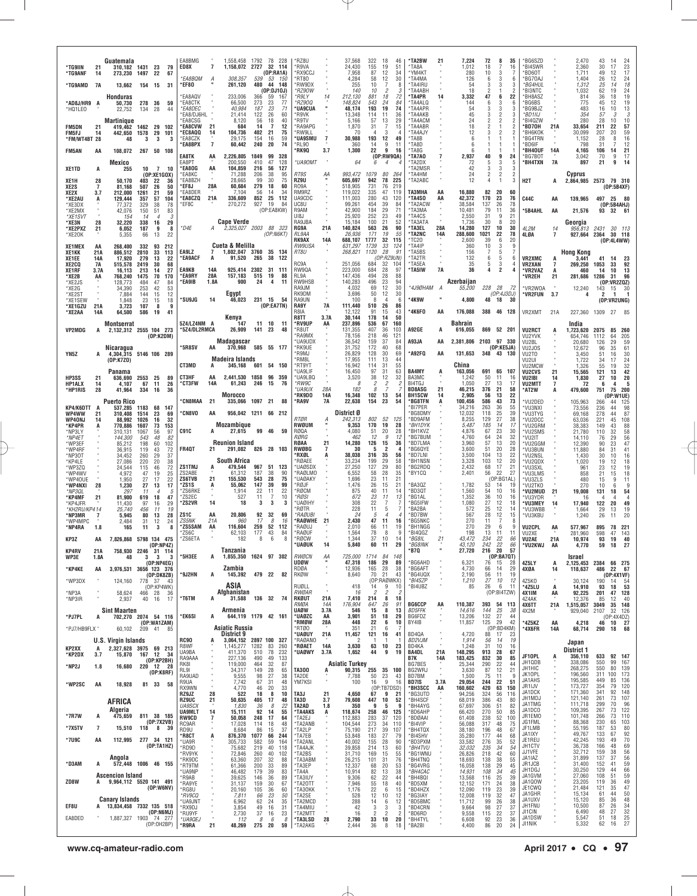### Guatemala

*TG9IIN 21 310,182 1431 23 79
*TG9ANF 14 273,230 1497 22 67
*TG9AMD 7A 13,662 154 15 31

### Honduras

*AD8J/HR9 A 50,730 278 36 59
*HQ1LEO " 22,752 134 28 44

### Martinique

FM5DN 21 419,462 1462 29 102
FM5FJ 14 442,650 1578 29 101
*FM/WT4BT 28 48 3 3 3
FM5AN AA 108,072 267 50 108

### Mexico

XE1TD A 255 10 7 10 (OP:XE1GOX)
XE1H 28 50,170 403 22 36
XE2S 7 81,168 507 26 50
XE2X 3.7 212,000 1261 21 59
*XE2AU A 129,444 357 57 104
*XE3DX " 77,372 329 38 78
*XE2MX " 42,076 150 51 83
*XE1SVT " 154 14 4 3
*XE3N 28 32,220 338 16 29
*XE2PXZ 21 6,052 187 9 8
*XE2OK " 5,355 66 13 22
XE1MEX AA 268,400 332 93 212
XE1KK 21A 886,512 2810 33 113
XE1EE 14A 17,920 279 13 22
XE2CQ 7A 515,578 2419 30 68
XE1RF 3.7A 16,113 213 14 27
*XE2B AA 768,240 1475 70 170
*XE2JS " 128,773 484 47 84
*XE2G " 34,390 253 42 53
*XE2ST " 7,884 144 15 12
*XE1SEW " 1,848 23 15 18
*XE1GZU 21A 3,723 107 8 9
*XE2AA 14A 64,500 586 19 41

### Montserrat

VP2MDG A 2,132,312 2555 104 273 (OP:K2DM)

### Nicaragua

YN5Z A 4,304,315 5146 106 289 (OP:K7ZO)

### Panama

HP3SS 21 636,690 2553 25 89
HP1ALX 14 4,107 67 11 26
*HP1RIS 28 41,964 334 16 36

### Puerto Rico

KP4/K6DTT A 537,285 1183 68 147
WP4WW 21 310,408 1514 23 69
WP4ONJ 14 88,992 1026 16 32
*KP4PR A 770,886 1607 73 153
*NP3LY " 310,131 1067 56 97
*NP4ET " 144,300 543 48 82
*WP3EF " 85,212 198 60 102
*WP4RF " 36,915 119 43 72
*NP3OT " 34,452 260 29 37
*KP4LE " 27,086 220 20 38
*WP3ZQ " 24,544 115 46 22
*WP4WV " 4,972 47 19 25
*WP4OUE " 1,950 27 17 22
*WP4NXI 28 1,230 27 13 17
*NP3QL " 297 11 4 5
*KP4MF 21 81,900 619 18 47
*KP4JFR " 11,430 97 16 29
*KH2RU/KP4 14 25,740 456 11 19
*NP3MR 7 5,945 80 13 28
*WP4MPC " 2,484 31 12 24
*NP4RA 1.8 165 11 3 8
KP3Z AA 7,826,868 5798 134 475 (OP:NP4Z)
KP4RV 21A 758,930 2246 31 114
WP3E 1.8A 48 3 3 3 (OP:NP4EG)
*KP4KE AA 3,976,531 3656 123 376 (OP:DK8ZB)
*WP3DX " 124,160 778 37 43 (OP:KP4WK)
*NP3A " 58,624 466 28 36
*NP3IR " 2,937 40 16 17

### Sint Maarten

*PJ7PL A 702,270 2074 54 116 (OP:WA1ZAM)
*PJ7/HB9FLX " 60,102 209 41 85

### U.S. Virgin Islands

KP2XX A 2,327,628 3975 69 213
*KP2DX 3.7 15,870 167 12 34 (OP:KP2BH)
*NP2J 1.8 16,680 220 12 28 (OP:K8RF)
*WP2SC AA 18,928 81 33 58

## AFRICA

### Algeria

*7R7W A 475,659 811 38 185 (OP:7X2VB)
*7X5TV 7 15,510 118 8 39
*7U9C AA 112,995 277 34 121 (OP:7A1HZ)

### Angola

*D3AM A 572,448 1006 46 155

### Ascencion Island

ZD8W A 9,964,112 5520 141 491 (OP:W6NV)

### Canary Islands

EF8U A 13,834,458 7332 135 518 (OP:N6MJ)
EA8DED " 1,887,327 1903 74 277 (OP:OH2BP)
EA8BMG " 1,558,458 1792 78 228
ED8X 7 1,158,072 2727 32 114 (OP:RA1A)
*EA8BQM A 308,357 539 53 150
*EF80 " 261,120 480 44 148 (OP:DJ1OJ)
*EA8AQV " 233,006 366 59 167
*EA8CTK " 66,500 273 23 77
*EA8DEC " 40,984 187 23 77
*EA8/DJ6HL " 21,414 122 26 60
*EA8CSG " 8,120 56 18 40
*EA8CVW 21 684 14 7 12
*EC8AQQ 14 104,736 402 21 75
*EA8CZK " 29,175 154 16 59
*EA8BPX 7 60,442 240 20 74
EA8TK AA 2,226,805 1849 99 328
EA8PT " 200,550 410 47 128
*EA8OG AA 104,859 216 56 127
*EA8KC " 71,288 206 38 95
*EA8BZH " 28,665 99 30 75
*EF8J 28A 60,684 279 18 60
*EA8DER " 7,104 56 14 34
*EA8CZQ 21A 336,609 852 25 112
*EF8C " 270,272 927 19 84 (OP:EA8KW)

### Cape Verde

*D4E A 2,325,027 2003 88 323 (OP:N6KT)

### Cueta & Melilla

EA9LZ 7 1,802,047 3760 35 134
*EA9ACF A 91,520 265 38 122
EA9KB 14A 925,414 2302 31 111
*EA9RY 28A 157,183 515 19 88
*EA9IB 1.8A 900 24 4 11

### Egypt

*SU9JG 14 46,023 231 15 54 (OP:EA7TN)

### Kenya

5Z4/LZ4NM A 147 11 10 11
*5Z4/DL2RMCA 26,909 141 23 48

### Madagascar

*5R8SV AA 370,968 585 55 177

### Madeira Islands

CT3MD A 345,168 601 54 150
CT3HF AA 2,441,530 1858 96 359
*CT3FW 14A 61,243 246 15 76

### Morocco

*CN8MAA 21 335,066 1097 21 88
*CN8VO AA 956,042 1211 66 212

### Mozambique

C91C A 27,615 99 46 59

### Reunion Island

FR4QT 21 291,082 826 28 103

### South Africa

ZS1TMJ A 479,544 967 51 123
ZS2ABE " 61,312 187 38 90
ZS6TVB 21 155,530 543 28 75
*ZS1S A 55,062 147 39 99
*ZS6RKE " 1,914 22 11 22
*ZS2EC " 527 11 7 10
*ZS2VR 14 18 3 3 3
ZS1C AA 20,806 92 32 69
ZS5NK 21A 960 17 8 16
*ZS5SAM AA 116,604 259 52 112
*ZS6C " 62,103 177 43 84
*ZS6ETA " 182 8 6 8

### Tanzania

*5H3EE A 1,855,350 1624 97 302

### Zambia

*9J2HN A 145,392 479 22 82

## ASIA

### Afghanistan

*T6TM A 31,588 136 32 74

### Armenia

*EK6SI A 644,119 1179 42 161

### Asiatic Russia

#### District 9

RC9O A 3,064,152 2897 100 327
R8WF " 1,145,277 1282 83 260
UA9BA " 411,370 510 78 232
RA9AAA " 227,136 490 49 133
RK8I " 119,000 464 32 87
RL9I " 34,317 149 28 65
RA9UAD " 9,555 98 27 38
R9UA " 7,742 67 31 48
RX9WN " 4,770 46 20 33
RZ9UZ 28 522 18 8 10
RZ9UC 21 50,635 405 17 48
UA9SCX " 1,830 36 8 22
UA9MLT 14 15,111 92 14 55
RW9CD 7 50,058 248 17 64
RC9AR " 17,028 114 18 48
RD9U " 8,684 86 15 37
*R8CT A 876,370 1077 66 244
*UA9R " 305,733 582 59 164
*RD9D " 75,682 219 40 118
*RV9YK " 72,846 260 40 102
*RK9DC " 63,360 207 32 88
*RT9TM " 61,366 200 33 89
*UA9NP " 46,482 179 39 83
*R9AB " 39,625 146 36 89
*RA9YE " 31,137 159 30 67
*RG8U " 20,160 105 36 60
*RV9CQ " 7,811 66 23 50
*UA9JNT " 6,962 62 24 35
*RX9DJ " 3,854 49 16 31
*RU9YF " 2,730 37 16 23
*UA9QEJ " 112 8 6 8
*R9RA 21 48,269 275 20 59
*RZ8U " 37,568 322 18 46
*R9VA " 24,430 155 19 51
*RX9CCJ " 7,958 87 12 34
*RT8O " 4,284 58 12 30
*RW9DX " 255 10 7 8
*RZ9OW " 140 10 2 3
*R9LY 14 212,130 881 18 72
*RZ9OO " 148,824 543 24 84
*UA9CUA " 48,174 193 19 74
*R9VK " 13,348 114 11 36
*R9TV " 5,166 57 13 29
*RA9APG " 1,870 31 7 15
*RW9LL " 70 4 3 4
*UA9SMU 7 30,988 193 12 49
*RL9O " 360 14 9 11
*RK9Q 3.7 1,300 22 9 16 (OP:RW9QA)
*UA9OMT " 64 6 4 4
RT9S AA 993,472 1079 80 264
RZ9U " 605,697 942 78 225
RO9A " 518,905 731 76 219
RM9RZ " 119,022 335 47 119
UA9OC " 111,003 280 43 120
UC8U " 99,261 454 39 84
R9AM " 42,900 184 29 71
UI8J " 25,920 252 23 49
RA9JBA " 15,184 100 21 52
RG9A 21A 140,824 563 26 90
RL9AA " 26,936 171 19 55
RK9AX 14A 688,107 1777 32 115
RW9USA " 631,297 1739 33 124
RT8U " 268,821 1120 28 91 (OP:RZ9UN)
RC9A " 251,056 684 32 104
RW9QA " 223,000 684 28 97
RL9A " 147,456 494 28 88
RW9HSB " 140,283 496 23 94
RA9JM " 4,032 69 12 30
RK9DM " 3,696 50 12 30
RA9UN " 100 8 4 6
RA9Y 7A 111,440 510 26 86
R8IA " 12,122 91 15 43
R8TT 3.7A 30,144 178 14 50
*RV9UP AA 237,896 536 67 160
*R8UT " 131,355 407 36 103
*RA9MX " 78,156 218 46 121
*UA9UDX " 36,542 159 37 84
*RK9UE " 31,752 172 40 68
*R9MJ " 26,829 128 30 69
*RM8L " 17,955 111 13 44
*RT9YT " 16,942 114 31 55
*UA9LIF " 16,450 97 31 63
*UA9LBQ " 3,520 38 12 32
*RW9C " 8 2 2 2
*UA9UX 28A 182 8 7 7
*RK9DO 14A 16,348 102 13 54
*RA9V 7A 22,638 154 23 54

#### District Ø

RTØR A 242,313 802 52 125
RWØUM " 9,353 170 19 28
RØQA " 4,080 51 20 28
RØRG " 462 12 9 12
RØAA 21 14,280 126 15 36
RWØBG 7 30 5 2 4
*RXØL A 38,038 316 35 56
*RØAEE " 33,234 199 29 58
*UAØSDX " 27,250 127 29 80
*RAØLMO " 6,552 58 28 35
*UAØAKY " 1,696 23 11 21
*RØJF " 1,476 26 15 21
*RØCM " 875 40 11 14
*RØSI " 672 23 11 13
*UAØIHY " 308 22 7 7
*RØTR " 228 11 5 7
*RAØUBI " 24 5 4 4
*RAØWHE 21 2,430 47 11 16
*RAØUJ " 2,010 66 11 19
*RAØUF " 1,564 78 8 9
*RØCW " 1,344 37 10 14
*UAØUK 14 5,840 60 11 29
RWØCN AA 725,000 1714 84 148
UDØW " 47,318 186 29 89
RDØA " 12,936 165 28 38
RKØW " 8,640 70 21 43 (OP:RAØWKX)
RUØLL " 418 14 9 10
RWØAR " 16 2 2 2
RKØUT 21A 7,410 214 8 18
RMØA 14A 176,904 647 26 91
UAØW 3.7A 546 15 8 13
*UAØZC AA 3,901 51 18 29
*RMØW 28A 448 22 6 10
*RTØO " 351 21 6 7
*UAØUY 21A 11,457 121 16 41
*RAØANO " 2 1 1 1
*RØAET 14A 3,630 63 10 23
*UAØWY 3.7A 1,652 44 9 19

### Asiatic Turkey

TA3OO A 90,315 255 35 100
TA2DE " 7,788 50 23 43
YM7KSI " 100 16 9 16 (OP:TB7DSD)
TA3J 21 4,650 67 9 21
TA3D 3.7 79,608 447 10 62
TA2AD 1.8 350 9 5 9
*TA4AKS A 118,674 258 46 125
*TA2EJ " 112,883 283 37 120
*TA2ANB " 104,554 273 34 110
*TA2LP " 75,190 217 39 107
*TA7EB " 53,848 183 27 79
*TA2ANL " 40,002 155 28 90
*TA4AJK " 39,858 214 13 60
*TA2BS " 31,710 169 15 55
*TA3ABM " 26,215 101 31 76
*TA3EP " 12,337 68 20 53
*TA4A " 10,914 82 13 38
*TA3IUY " 9,306 62 22 44
*TA2OTT " 7,946 55 18 40
*TA3OKK " 1,176 22 6 15
*TA2SE " 528 12 10 12
*TA2MCD " 288 14 6 12
*TA4MIU " 42 3 3 3
*TA2MTT " 16 2 2 2
*TA3LSD 28 2,790 33 18 20
*TA2AKG " 2,444 36 8 18
*TA2BW 21 7,224 72 8 35
*TA8A " 1,012 18 7 16
*YM4KT " 280 10 3 7
*TA4MA " 126 6 3 6
*TA4IRU " 54 3 3 3
*TA4ABH " 18 2 1 2
*TA4PR 14 3,332 47 6 22
*TA4ALQ " 144 6 3 6
*TA4ARH " 54 3 3 3
*TA4AKB " 45 3 2 3
*TA4ACM " 24 2 2 2
*TA4ABR " 18 2 1 2
*TA4AJY " 12 3 2 2
*TA8B " 6 1 1 1
*TA8D " 6 1 1 1
*TA8G " 6 1 1 1
*TA7AO 7 2,937 40 9 24
*TA2DX " 72 5 3 5
*TA2MSR " 42 3 3 3
*TA4HM " 24 2 2 2
*TA2ABC " 12 4 1 3
TA3MHA AA 16,880 82 20 60
*TA4SO AA 42,372 170 23 76
*TA2ACW " 38,584 137 26 78
*TA3MA " 10,481 79 11 36
*TA4CS " 2,550 31 9 21
*TA3ATA " 1,736 30 8 20
*TA3EL 28A 14,280 127 10 30
*TA2NC 14A 288,600 1021 22 78
*TC2D " 2,600 39 6 20
*TA4IP " 360 10 3 9
*TA5BS " 156 7 5 7
*TA2TR " 132 6 5 6
*TA5EA " 35 5 3 4
*TA5IW 7A 36 4 2 4

### Azerbaijan

*4J9OHAM A 55,200 228 28 72 (OP:4J3DJ)
*4K9W " 4,800 48 18 30
*4K6FO AA 176,088 388 46 128

### Bahrain

A92GE A 616,055 869 52 201
A93JA AA 2,381,806 2103 97 330 (OP:KE5JA)
*A92FQ AA 131,653 348 43 130

### China

BA4MY A 163,056 691 65 107
BA3MC " 1,242 50 11 16
BI4TGJ " 1,050 27 13 17
BD8ASG 21 46,215 376 21 58
BH1SCW 14 2,905 56 13 22
*BG8TFN A 100,456 586 43 73
*BI7PER " 34,216 263 36 55
*BG8DMY " 12,032 118 25 39
*BD9AFM " 8,255 129 27 38
*BH1DYK " 5,487 185 14 17
*BH1KVZ " 4,876 67 23 30
*BG7BUM " 4,760 64 24 32
*BD7LMA " 3,960 57 13 20
*BD6GYE " 3,600 51 20 28
*BD7LNI " 3,500 104 13 22
*BH1NSN " 3,328 103 12 20
*BG2RDQ " 2,432 68 17 21
*BY1CQ " 2,401 56 22 27 (OP:BG1AL)
*BA3QZ " 1,782 53 14 19
*BD3QT " 1,560 54 10 16
*BG1AL " 1,352 36 10 16
*BG5IFW " 1,080 27 12 18
*BA2BA " 572 25 12 14
*BD7BW " 567 28 12 15
*BG5NKC " 270 11 7 8
*BH1NGG " 270 29 6 9
*BI4QGZ " 198 13 11 11
*BG8IL 21 43,472 234 22 66
*BG8INK " 43,120 242 22 66
*B7Q " 27,720 216 20 57 (OP:BA7QT)
*BG6AHD " 6,321 76 15 28
*BG6AFT " 4,730 66 14 29
*BG4UQX " 2,190 56 11 19
*BI4SZP " 1,210 27 10 12
*BI4UBZ " 85 26 6 11 (OP:BI4TZW)
BG6CCP AA 110,387 393 54 113
BD5FFK " 14,616 144 25 38
BG6FDZ " 13,206 132 27 44
BY4IB " 11,857 125 29 42 (OP:BD4KM)
BD4QA " 4,720 88 17 23
BD2VJM " 1,914 56 14 19
BD4KA " 1,248 31 10 16
BA4DL 21A 148,295 913 28 67
B7K 14A 183,425 832 30 85
BG7BES " 25,344 290 22 44
BG2WRJ " 3,630 87 12 21
BD7BM " 1,500 75 11 9
BD7IS 3.7A 29,054 244 22 51
*BH3SCC AA 160,602 420 63 150
*BG3UTG " 94,256 324 56 116
*BH4SCF " 68,019 386 43 80
*BH4AYG " 67,697 306 51 82
*BD6AHP " 66,420 270 50 85
*BD6AAI " 61,408 238 52 100
*BI4VIP " 56,088 317 48 75
*BH4TQX " 38,180 196 48 67
*BI4SHV " 35,280 177 44 68
*BD3PXM " 33,582 276 35 52
*BH4TVU " 32,032 235 34 54
*BG1WNU " 26,826 218 42 60
*BH4TNQ " 18,693 138 38 55
*BG4VRG " 16,058 138 29 45
*BH4CAC " 14,931 108 34 45
*BH4BOI " 13,568 116 25 39
*BD5XM " 12,152 171 24 38
*BD4HZX " 12,090 119 23 39
*BG3IAY " 12,008 119 32 47
*BD5BMC " 11,712 99 26 38
*BD4CRN " 9,664 98 27 37
*BD6RD " 9,558 115 22 37
*BH4TYL " 6,608 92 23 36
*BA2BI " 4,400 86 20 24
*BG6SZD " 2,470 43 14 24
*BI4SWR " 2,360 30 17 23
*BD6OT " 1,711 49 12 17
*BG7OAJ " 1,404 26 12 24
*BG4HUL " 1,312 25 14 18
*BI3NTC " 1,032 62 19 24
*BH8ASZ " 814 36 18 19
*BG6BS " 775 45 12 19
*BG9BJZ " 483 16 10 13
*BD1IIJ " 354 57 3 3
*BI4QZW " 280 28 10 10
*BD7OH 21A 33,654 211 22 57
*BH6KOK " 30,099 207 20 59
*BG4TRN " 1,152 28 8 16
*BD6IF " 798 31 7 12
*BH4QUF 14A 4,165 106 14 21
*BG7BOT " 3,042 70 9 17
*BH4TXN 7A 897 21 9 14

### Cyprus

H2T A 2,864,985 2573 79 310 (OP:5B4XF)
C4AC AA 139,965 497 25 80 (OP:5B4AHJ)
*5B4AHL AA 21,576 93 32 61

### Georgia

4L2M 14 956,813 2431 30 113
4LØA 7 927,664 2364 30 118 (OP:4L4WW)

### Hong Kong

VR2XMC A 3,441 41 14 23
VR2XAN 7 269,250 1053 33 92
*VR2VAZ A 460 14 10 13
*VR2EH 21 281,686 1286 31 96 (OP:VR2ZQZ)
*VR2WOA " 12,240 143 15 30
*VR2FUN 3.7 4 2 1 1 (OP:VR2UNG)
VR2XMT 21A 227,360 1309 27 85

### India

VU2RCT A 1,723,620 2075 85 260
VU2YVK " 654,746 1112 64 205
VU2BL " 20,680 126 29 59
VU2JOS " 12,672 96 35 61
VU2TO " 3,450 51 16 30
VU2UI " 1,722 34 17 24
VU2MCW " 1,326 55 19 32
VU2CVS 21 15,565 121 13 42
VU2IBI 14 1,830 27 10 20
VU2MTT 7 72 6 4 5
*AT2W A 479,600 751 75 200 (OP:W1UE)
*VU2DED " 105,963 266 44 125
*VU3NXI " 73,556 236 44 98
*VU3TYG " 69,168 278 44 87
*VU2DCC " 62,036 221 45 108
*VU2GRM " 38,383 149 43 88
*VU2SMS " 21,780 110 32 58
*VU2IT " 14,110 76 29 56
*VU2GGM " 12,390 90 23 47
*VU3BUN " 11,880 84 31 41
*VU2NSL " 1,430 30 10 16
*VU2QDX " 1,020 19 12 18
*VU3SXL " 961 23 12 19
*VU3LMS " 858 21 15 18
*VU3ZLS " 480 15 9 11
*VU2TKO " 270 10 6 9
*VU2MUD 21 19,008 131 18 54
*VU3YDR " 16 4 4 4
*VU3MEY 14 17,940 122 20 49
*VU3WBB " 1,664 29 13 19
*VU3KBU " 1,240 26 11 20
VU2CPL AA 577,967 895 78 221
VU2XE " 281,960 598 47 143
VU2AE 21A 10,974 93 19 40
*VU2KWJ AA 4,770 59 18 27

### Israel

4Z5LY A 2,125,453 2384 66 275
4XØA 14 118,637 486 22 67
4Z5KO " 30,124 190 14 54 (OP:4X1VF)
*4Z5LU A 14,910 93 18 53
4X1IM AA 92,225 201 47 128
4Z4AK " 12,376 85 12 40
4X6TT 21A 1,515,057 3049 35 148
4X2M " 929,040 2107 32 126 (OP:4X4DZ)
*4Z5KZ AA 4,218 46 10 27
*4X6FR 14A 68,714 290 18 68

### Japan

#### District 1

JF1OPL A 356,110 633 92 147
JH1QDB " 338,086 550 99 167
JH1HIC " 268,275 550 80 139
JH1OPL " 196,560 311 100 173
JA1AHS " 195,585 449 85 136
JR1IJV " 173,727 354 79 120
JA1DCK " 171,360 341 92 148
JH1MDJ " 121,140 261 73 107
JA1TMG " 111,718 299 70 96
JA1DCO " 109,395 267 73 122
JR1EMO " 101,748 266 73 110
JG1FML " 88,368 230 65 103
JF1LMB " 55,195 187 53 80
JA1IXY " 49,767 133 67 92
JE1REU " 42,245 193 49 70
JH1CTV " 36,738 166 48 69
JJ1VFE " 32,712 159 38 56
JA1JAZ " 31,899 137 37 56
JR1JCB " 31,400 152 41 59
JH1DGJ " 30,250 129 44 66
JA1GVM " 27,060 108 51 59
JA1QOW " 23,205 119 36 49
JE1CWQ " 21,484 121 35 47
JA1GHR " 15,134 61 44 50
JA1UXV " 15,120 85 36 48
JH1FNU " 10,500 87 26 34
JI1CIN " 6,490 48 27 32
JA1DSW " 5,547 51 18 25
JI1NIK " 5,332 62 16 27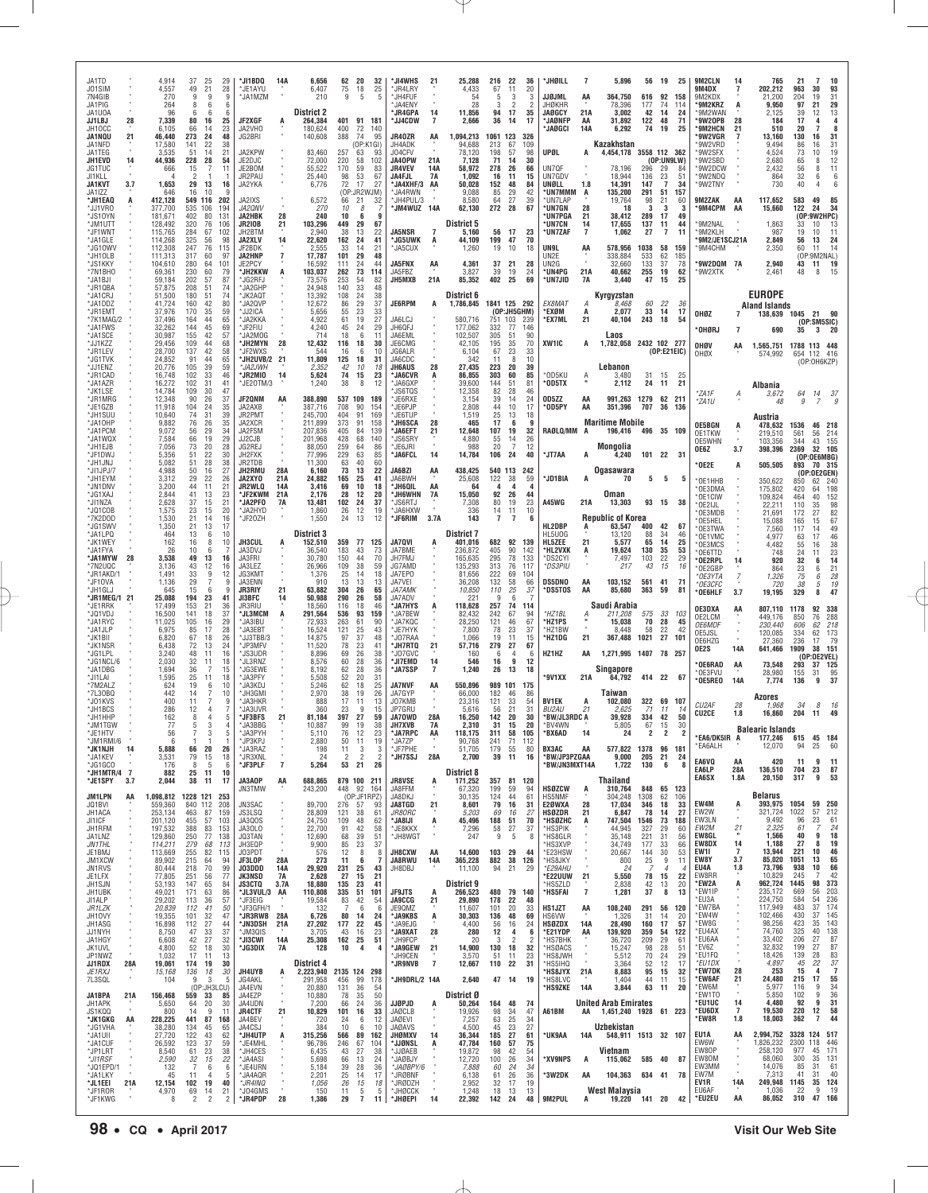JA1TD " 4,914 37 25 29
JO1SIM " 4,557 49 21 28
7N4GIB " 270 9 9 9
JA1PIG " 264 8 6 6
JA1UOA " 96 6 6 6
JJ1LBJ 28 7,339 80 16 25
JH1OCC " 6,105 66 14 23
JA1NQU 21 46,440 273 24 48
JA1NFD " 17,580 141 22 38
JA1TEG " 3,535 51 14 21
JH1EVD 14 44,936 228 28 54
JG1TUC " 666 15 7 11
JI1KLL " 4 2 1 1
JA1KVT 3.7 1,653 29 13 16
JA1IZZ " 646 16 10 9
*JH1EAQ A 412,128 549 116 202
*JJ1VRO " 377,700 535 106 194
*JS1OYN " 181,671 402 80 131
*JM1UTT " 128,492 320 76 106
*JF1WNT " 115,765 284 67 102
*JA1GLE " 114,268 325 56 98
*JG1OWV " 112,308 247 76 115
*JH1OLB " 111,313 317 60 97
*JS1KKY " 104,610 280 64 101
*7N1BHO " 69,361 230 60 79
*JA1BJI " 59,184 202 57 87
*JR1QBA " 57,875 208 51 74
*JA1CRJ " 51,500 180 51 74
*JA1DDZ " 41,724 160 42 80
*JR1EMT " 37,976 170 35 59
*7K1MAG/2 " 37,496 164 44 65
*JA1FWS " 32,262 144 45 69
*JA1SCE " 30,987 155 42 57
*JJ1KZZ " 29,456 109 44 68
*JR1LEV " 28,700 137 42 58
*JG1TVK " 24,852 91 44 65
*JJ1ENZ " 20,776 105 39 59
*JR1CAD " 16,748 102 33 46
*JA1AZR " 16,272 102 31 41
*JK1LSE " 14,784 109 30 47
*JR1MRG " 12,348 90 26 37
*JE1GZB " 11,918 104 24 35
*JH1SUU " 10,640 74 31 39
*JH1OHP " 9,882 76 26 35
*JA1PCM " 9,072 56 29 34
*JA1WQX " 7,584 66 19 29
*JH1EJB " 7,056 73 20 28
*JF1DWJ " 5,356 51 22 30
*JH1JNJ " 5,082 51 28 38
*JI1JPJ/7 " 4,988 50 16 27
*JH1EYM " 3,312 29 22 26
*JN1DNV " 3,200 44 11 21
*JG1XAJ " 2,844 41 13 23
*JI1NZA " 2,628 37 15 21
*JQ1COB " 1,575 23 15 20
*7K2DOD " 1,530 21 14 16
*JG1SWV " 1,350 21 13 17
*JA1LPQ " 464 13 6 10
*JK1WEY " 162 16 8 10
*JA1FYA " 26 10 6 7
*JA1MYW 28 3,538 49 13 16
*7N2UQC " 3,136 43 12 16
*JR1AKD/1 " 1,491 33 9 12
*JF1OVA " 1,136 29 7 9
*JH1GLJ " 645 15 6 9
*JR1MEG/1 21 25,088 194 23 41
*JE1RRK " 17,499 153 21 36
*JQ1VDJ " 16,500 141 18 37
*JA1RYC " 11,025 105 16 29
*JA1PLR " 6,975 85 17 28
*JK1BII " 6,820 67 18 26
*JK1NSR " 6,438 72 13 24
*JG1LPL " 3,240 48 11 16
*JG1NCL/6 " 2,030 32 11 18
*JA1DBG " 1,694 36 7 15
*JI1LAI " 1,595 25 11 18
*7M2ALZ " 624 19 6 10
*7L3OBO " 442 14 7 10
*JO1KVS " 400 11 7 9
*JH1BCS " 286 12 4 7
*JH1HHP " 162 8 4 5
*JM1TGW " 77 5 3 4
*JE1HTV " 56 7 3 5
*JM1RMI/6 " 6 1 1 1
*JK1NJH 14 5,888 66 20 26
*JA1KEV " 3,531 79 15 18
*JG1GCO " 176 8 5 6
*JH1MTR/4 7 882 25 11 10
*JE1SPY 3.7 2,044 38 11 17

JM1LPN AA 1,098,812 1228 121 253
JQ1BVI " 559,360 840 112 208
JH1ACA " 253,134 463 87 159
JI1ICF " 201,120 455 57 103
JH1RFM " 197,532 388 83 153
JA1LNZ " 129,860 250 77 138
*JN1THL " 114,211 279 68 113*
JE1BMJ " 113,669 255 82 115
JM1XCW " 89,902 215 64 94
JN1RVS " 80,444 218 70 99
JE1LFX " 77,805 251 56 77
JH1SJN " 53,193 147 65 84
JH1UBK " 49,021 171 63 86
JI1ALP " 29,202 113 36 57
*JR1LZK " 20,839 112 41 50*
JH1OVY " 19,355 101 32 47
JA1NSG " 16,898 112 27 44
JJ1NYH " 8,750 47 33 37
JA1HGY " 6,608 42 27 32
JK1UVL " 4,800 52 18 30
JP1NWZ " 1,032 17 11 13
JJ1RDX 28A 19,061 174 19 30
*JE1RXJ " 15,168 136 18 30*
7L3SQL " 104 9 3 5
(OP:JH3LCU)
JA1BPA 21A 156,468 559 33 85
JH1APK " 5,650 64 20 30
JS1KQQ " 800 14 9 11
*JK1GKG AA 228,225 441 87 168
*JG1VHA " 38,280 134 45 65
*JA1UII " 27,720 122 43 62
*JA1CUF " 26,592 123 37 59
*JP1LRT " 8,540 61 23 38
*JI1RSF " 2,590 32 15 22
*JQ1EPD/1 " 132 7 6 6
*JA1LKY " 45 11 4 5
*JL1EEI 21A 12,154 102 19 40
*JH1ROR " 4,970 69 14 21
*JF1KWG " 8 2 2 2
*JI1BDQ 14A 6,656 62 20 32
*JE1AYU " 6,407 75 18 25
*JA1MZM " 210 9 5 5

### District 2
JF2XGF A 264,384 401 91 181
JA2VHO " 180,624 400 72 140
JG2BRI " 140,608 388 74 95
(OP:K1GI)
JA2KPW " 83,460 257 63 93
JE2DJC " 72,000 220 58 102
JE2BOM " 55,522 170 59 83
JR2PAU " 25,440 98 53 67
JA2YKA " 6,776 72 17 27
(OP:JR2WJM)
JA2IXS " 6,572 66 21 32
*JA2QNV " 270 10 8 7*
JA2HBK 28 240 10 6 9
JR2IOB 21 103,296 449 29 67
JH2BTM " 2,940 38 13 22
JA2XLV 14 22,620 162 24 41
JF2BDK " 2,555 33 14 21
JA2HNP 7 17,787 101 29 48
JE2PCY " 16,592 111 24 44
*JH2KKW A 103,037 262 73 114
*JG2RFJ " 73,576 253 54 82
*JA2GHP " 24,948 140 33 48
*JK2AOT " 13,392 108 24 38
*JA2QVP " 12,672 86 29 37
*JJ2ICA " 5,656 55 23 33
*JA2KKA " 4,902 61 19 27
*JF2FIU " 4,240 45 24 29
*JA2MOG " 714 18 6 11
*JH2MYN 28 12,432 116 18 30
*JF2WXS " 544 16 6 10
*JH2UVB/2 21 11,809 125 18 31
*JA2JWH " 2,332 42 10 18
*JR2MIO 14 5,624 74 15 23
*JE2OTM/3 " 1,240 38 8 12

JF2QNM AA 388,890 537 109 189
JA2AXB " 387,716 708 90 154
JR2PMT " 245,700 404 91 169
JA2XCR " 211,899 373 91 158
JA2FSM " 207,836 405 84 139
JJ2CJB " 201,968 428 68 140
JG2REJ " 88,050 259 64 86
JH2FXK " 77,996 229 63 85
JR2TDB " 11,300 63 40 60
JH2RMU 28A 6,160 73 13 22
JA2XYO 21A 24,882 165 25 41
JR2WLQ 14A 3,416 69 10 18
*JF2KWM 21A 2,176 28 12 20
*JA2PFO 7A 13,481 102 24 37
*JA2HYD " 1,860 26 12 19
*JF2OZH " 1,550 24 13 12

### District 3
JH3CUL A 152,510 359 77 125
JA3DVJ " 36,540 183 43 73
JA3FRI " 30,780 150 44 70
JA3LEZ " 26,966 109 38 59
JG3KMT " 1,376 25 14 18
JA3ENN " 910 13 13 13
JR3RIY 21 63,882 304 26 65
JI3BFC 14 50,968 290 26 58
JR3RIU " 18,560 116 18 46
*JL3MCM A 291,564 536 93 159
*JA3IBU " 72,933 263 61 90
*JA3EBT " 16,524 121 25 43
*JJ3TBB/3 " 14,875 97 37 48
*JP3MFV " 11,520 78 23 41
*JS3UDR " 8,896 69 26 38
*JL3RNZ " 8,576 60 28 36
*JG3EWE " 8,192 62 28 36
*JA3PFY " 5,508 52 20 31
*JA3KDJ " 5,246 62 18 25
*JH3GMI " 2,970 38 19 26
*JA3HKR " 888 17 11 13
*JA3UVR " 360 23 9 15
*JF3BFS 21 81,384 397 27 59
*JA3BBG " 10,887 99 19 38
*JA3KYE " 5,110 76 12 23
*JP3KPJ " 2,880 50 11 19
*JA3RAZ " 198 11 3 3
*JR3XNL " 24 2 2 2
*JF3PLF 7 5,264 53 21 26

JA3AOP AA 688,865 879 100 211
JN3TMW " 243,200 448 92 164
(OP:JF1RPZ)
JN3SAC " 89,700 276 57 93
JS3LSQ " 28,809 121 38 61
JA3OOS " 24,750 109 48 62
JA3OLO " 22,700 91 42 58
JO3TAN " 12,690 68 39 51
JH3EQP " 9,900 85 23 37
JO3PDT " 576 12 8 8
JF3LDP 28A 273 11 6 7
JO3DDD 14A 29,920 231 25 43
JK3NSD 7A 2,628 27 15 21
JS3CTQ 3.7A 18,880 135 23 41
*JL3VUL/3 AA 110,808 335 51 101
*JF3EIG " 19,584 83 42 54
*JF3GFH/1 " 132 7 6 6
*JR3RWB 28A 6,726 80 14 24
*JH3DSH 21A 27,202 177 22 45
*JM3QIS " 3,705 43 16 23
*JI3CWI 14A 25,308 162 25 41
*JG3DIX 7A 128 10 4 4

### District 4
JH4UYB A 2,223,940 2135 124 298
JG4AKL " 291,958 456 99 178
JA4EVN " 20,880 131 36 54
JA4EZP " 10,880 78 35 50
JA4UDN " 7,200 66 24 36
JR4CTF 21 10,829 101 16 33
JA4BEV " 720 24 6 12
JA4CSJ " 384 10 6 10
*JH4UTP A 315,256 566 89 162
*JE4MHL " 96,786 246 67 104
*JH4CES " 6,435 43 27 38
*JA4ASI " 5,698 66 13 24
*JE4URN " 5,184 39 28 36
*JA4AQR " 2,201 25 14 17
*JR4INQ " 1,056 26 15 18
*JO4GMS " 150 11 5 5
*JR4PDP 28 1,386 29 7 11
*JI4WHS 21 25,288 216 22 36
*JR4LRY " 4,433 67 11 20
*JH4FUF " 54 5 3 3
*JA4ENY " 28 3 2 2
*JR4GPA 14 11,856 94 17 35
*JJ4CDW 7 2,666 36 14 17

JR4OZR AA 1,094,213 1061 123 326
JH4ADK " 94,688 213 67 109
JO4CFV " 78,120 198 57 98
JA4OPW 21A 7,128 71 14 30
JR4VEV 14A 58,972 278 26 66
JA4FJL 7A 1,092 16 11 15
*JA4XHF/3 AA 50,028 152 48 84
*JA4RWN " 9,088 85 29 42
*JH4PUL/3 " 8,580 64 27 39
*JM4WUZ 14A 62,130 272 28 67

### District 5
JA5NSR 7 5,160 56 17 23
*JG5UWK A 44,109 199 47 70
*JA5CUX " 1,260 19 10 18

JA5FNX AA 4,361 37 21 28
JA5FBZ " 3,827 39 19 24
JH5MXB 21A 85,352 402 25 69

### District 6
JE6RPM A 1,786,845 1841 125 292
(OP:JH5GHM)
JA6LCJ " 580,716 751 103 239
JH6QFJ " 177,062 332 77 146
JA6EML " 102,507 305 51 90
JE6CMG " 42,105 195 35 70
JG6ALR " 6,104 67 23 33
JA6CDC " 342 11 8 10
JH6AUS 28 27,435 223 20 39
*JA6CVR A 86,855 303 60 85
*JA6GXP " 39,600 144 51 81
*JS6TQS " 12,358 82 28 46
*JE6RXE " 3,154 39 14 24
*JE6PJP " 2,808 44 10 17
*JE6TUP " 1,519 25 13 18
*JH6SCA 28 465 17 6 9
*JA6EFT 21 12,648 107 19 32
*JA6FVO " 4,880 55 14 26
*JE6JRI " 988 20 7 12
*JA6FCL 14 14,784 106 24 40

JA6BZI AA 438,425 540 113 242
JA6BWH " 25,608 122 38 59
*JH6QIL AA 64 4 4 4
*JH6WHN 7A 15,050 92 26 44
*JS6RTJ " 7,308 80 19 23
*JA6HXW " 336 14 11 10
*JF6RIM 3.7A 143 7 7 6

### District 7
JA7QVI A 401,016 682 92 139
JA7BME " 236,872 405 90 142
JH7FMJ " 165,635 295 78 133
JG7AMD " 135,293 313 76 117
JA7EPO " 81,656 222 69 104
JA7VEI " 36,208 132 58 66
*JA7AMK " 10,850 110 25 37*
JA7ADV " 251 9 6 7
*JA7HYS A 118,628 257 74 114
*JA7BEW " 82,432 242 67 94
*JA7KQC " 28,250 121 46 67
*JE7HYK " 7,800 78 23 37
*JO7RAA " 1,066 19 11 15
*JH7RTQ 21 57,716 279 27 67
*JO7GVC " 160 6 4 6
*JI7EMD 14 546 16 9 12
*JA7SSP 7 1,240 26 13 18

JA7NVF AA 550,896 989 101 175
JA7GYP " 66,000 182 46 86
JO7KMB " 23,316 121 33 54
JF7GRU " 5,616 56 21 31
JA7OWD 28A 16,250 142 20 30
JH7XVB 7A 2,310 31 15 20
*JA7RPC AA 118,175 311 58 105
*JA7ZP " 90,768 241 71 112
*JF7PHE " 51,705 179 55 80
*JH7SSJ 28A 2,700 39 11 16

### District 8
JR8VSE A 171,252 357 81 120
JA8FFM " 67,320 199 59 94
JA8DKJ " 30,135 124 44 61
JA8TGD 21 8,601 79 16 31
*JR8ORC " 5,203 69 16 27*
*JA8IJI A 45,496 188 51 70
*JE8KKX " 7,296 58 27 37
*JH8WGT " 247 9 5 8

JH8CXW AA 14,600 103 29 44
JA8RWU 14A 365,228 882 38 126
JH8DBJ " 11,100 94 21 29

### District 9
JF9JTS A 266,523 480 79 140
JA9CCG 21 29,830 178 22 48
JE9QMZ " 11,607 101 20 33
*JA9KBS A 30,303 136 48 69
*JA9EJG " 4,400 56 16 24
*JA9XAT 28 280 12 4 6
*JH9FCP " 20 3 2 2
*JA9GEW 21 14,900 130 18 32
*JH9CEN " 3,570 51 11 23
*JR9NVB 7 12,667 110 22 31

*JH9DRL/2 14A 2,640 47 14 19

### District Ø
JJØPJD A 50,264 164 48 74
JAØCLB " 19,926 98 34 47
JAØEVI " 7,257 63 25 34
JAØAVS " 4,500 45 23 27
JHØMXV 14 36,344 185 27 61
*JJØNSL A 47,784 160 57 75
*JJØAEB " 19,872 98 42 54
*JAØBJY " 12,720 100 26 34
*JAØBPY/6 " 7,888 60 24 34
*JRØBNF " 6,138 61 26 36
*JRØDZH " 2,952 32 17 19
*JHØCCK " 1,248 18 13 13
*JHØEPI 14 22,392 142 24 48
*JHØILL 7 5,896 56 19 25

JJØJML AA 364,750 616 92 158
JHØKHR " 78,396 177 74 114
JAØGCY 21A 3,002 42 14 24
*JAØNFP AA 31,892 122 48 71
*JAØGCI 14A 6,292 74 19 25

### Kazakhstan
UPØL A 4,454,178 3558 112 362
(OP:UN9LW)
UN7QF " 78,196 296 29 84
UN7GDV " 18,944 136 23 51
UNØLL 1.8 14,391 147 7 34
*UN7MMM A 135,200 291 51 157
*UN7LAP " 19,764 98 21 60
*UN7GN 28 18 3 3 3
*UN7PGA 21 38,412 289 17 49
*UN7CN 14 17,655 137 11 44
*UN7ZAF 7 1,062 27 7 11

UN9L AA 578,956 1038 58 159
UN2E " 338,884 533 62 185
UN2G " 32,660 133 37 78
*UN4PG 21A 40,662 255 19 62
*UN7JID 7A 3,440 47 15 25

### Kyrgyzstan
*EX8MAT A 8,468 60 22 36*
*EXØM A 2,277 33 14 17
*EX7ML 21 40,104 243 18 54

### Laos
XW1IC A 1,782,058 2432 102 277
(OP:E21EIC)

### Lebanon
*OD5KU A 3,480 31 15 25
*OD5TX " 2,112 24 11 21

OD5ZZ AA 991,263 1279 62 211
*OD5PY AA 351,396 707 36 136

### Maritime Mobile
RAØLQ/MM A 196,416 496 35 109

### Mongolia
*JT7AA A 4,240 101 22 31

### Ogasawara
*JD1BIA A 70 5 5 5

### Oman
A45WG 21A 13,303 93 15 38

### Republic of Korea
HL2DBP A 63,547 400 42 67
HL5UOG " 13,120 88 34 46
HL5ZEE 21 5,577 65 14 25
*HL2VXK A 19,624 130 35 53
*DS2CYI " 7,497 103 22 29
*DS3PIU " 217 43 15 16
DS5DNO AA 103,152 561 41 71
*DS5TOS AA 85,680 363 59 81

### Saudi Arabia
*HZ1BL A 211,208 575 33 103
*HZ1PS " 15,038 70 28 45
*HZ1BW " 8,448 58 22 42
*HZ1DG 21 367,488 1021 27 101

HZ1HZ AA 1,271,995 1407 78 257

### Singapore
*9V1XX 21A 64,792 414 22 67

### Taiwan
BV1EK A 102,080 322 69 107
*BU2AU 21 2,625 71 11 14*
*BW/JL3RDC A 39,928 334 42 50
*BV4WN " 5,805 67 15 30
*BX6AD 14 24 2 2 2

BX3AC AA 577,822 1378 96 181
*BW/JP3PGAA 9,000 205 21 24
*BW/JN3MXT14A 1,722 130 6 8

### Thailand
HSØZCW A 310,764 848 65 123
HS5NMF " 304,248 1308 62 106
E2ØWXA 28 17,034 346 18 33
HS2ZDR 21 6,847 78 14 27
*HSØZHC A 747,504 1546 73 188
*HS3PIK " 44,945 327 29 60
*HS8GLR " 35,148 221 31 56
*HS3XVP " 34,749 177 33 66
*E23HSW " 20,667 144 30 53
*HS8JKY " 800 25 9 11
*E29AHU " 24 7 4 4
*E22UUW 21 5,550 78 15 22
*HS5ZLD " 2,838 42 13 20
*HS5FAI 7 1,281 37 8 13

HS1JZT AA 108,240 291 56 120
HS6VW " 1,326 31 14 20
HSØZDX 14A 28,490 160 17 57
*E21YDP AA 139,920 359 54 122
*HS7BHK " 36,720 209 29 61
*HSØACS " 15,247 98 28 51
*HS8JWH " 5,512 70 24 29
*HS5IHQ " 3,364 52 12 17
*HS8JYX 21A 8,883 95 15 32
*HS8LVC " 1,404 44 11 15
*HS9ZKE 14A 3,844 63 11 20

### United Arab Emirates
A61BM AA 1,451,240 1928 61 223

### Uzbekistan
*UK9AA 14A 548,911 1513 32 107

### Vietnam
*XV9NPS A 115,062 585 40 87

*3W2DK AA 104,363 634 41 78

### West Malaysia
9M2PUL A 19,220 141 20 42
9M2CLN 14 765 21 7 10
9M4DX 7 202,212 963 30 93
9M2KDX " 21,200 204 19 31
*9M2KRZ A 9,950 97 21 29
*9M2WAN " 2,125 39 12 13
*9W2OPB 28 184 17 4 4
*9M2HCN 21 510 20 7 8
*9W2VGR 7 13,160 130 16 31
*9W2VRD " 9,494 86 16 31
*9W2SFX " 4,524 73 10 19
*9W2SBD " 2,680 65 8 12
*9W2DCW " 2,432 56 8 11
*9W2NDO " 864 32 6 6
*9W2TNY " 730 40 4 6

9M2ZAK AA 117,652 583 49 85
*9M4CPM AA 15,660 122 24 34
(OP:9W2HPC)
*9M2NAL " 1,863 33 10 13
*9M2KLH " 987 19 10 11
*9M2/JE1SCJ21A 2,849 56 13 24
*9M4CHM " 2,350 60 11 14
(OP:9M2NAL)
*9W2DQM 7A 2,940 43 11 19
*9W2XTK " 2,461 48 8 15

## EUROPE

### Aland Islands
OHØZ 7 138,639 1045 21 90
(OP:SM5SIC)
*OHØRJ 7 690 35 3 20

OHØV AA 1,565,751 1788 113 448
OHØX " 574,992 654 112 416
(OP:OH6KZP)

### Albania
*ZA1F A 3,672 64 14 37
*ZA1U " 48 9 7 9

### Austria
OE5BGN A 478,632 1536 46 218
OE1TKW " 219,510 561 56 214
OE5WHN " 103,356 344 43 155
OE5JPL 3.7 398,396 2369 32 105
(OP:OE6MBG)
*OE2E A 505,505 893 70 315
(OP:OE2GEN)
*OE1HHB " 350,622 850 62 240
*OE3DMA " 175,802 420 64 198
*OE1CIW " 109,824 464 40 152
*OE2IJL " 22,211 110 35 98
*OE3MDB " 21,691 172 27 82
*OE5HEL " 15,088 165 15 67
*OE3TWA " 7,560 117 14 49
*OE1VMC " 4,977 63 17 46
*OE3MCS " 4,482 55 16 38
*OE6TTD " 748 24 11 23
*OE2RPL 14 920 32 6 14
*OE2GBP " 864 23 6 21
*OE3YTA 7 1,326 75 6 28
*OE3CFC " 720 38 5 19
*OE6HLF 3.7 19,195 329 8 47

OE3DXA AA 807,110 1178 92 338
OE2LCM " 449,176 850 76 288
*OE6MDF " 230,440 606 62 218*
OE5JSL " 120,085 334 62 173
OE6HZG " 27,360 236 17 79
OE2S 14A 641,466 1909 38 151
(OP:OE2VEL)
*OE6RAD AA 73,548 293 37 125
*OE3FVU " 28,980 155 31 95
*OE5REO 14A 7,774 136 9 37

### Azores
*CU2AF 28 1,968 34 8 16*
CU2CE 1.8 16,860 204 11 49

### Balearic Islands
*EA6/DK5IR A 177,246 615 45 184
*EA6ALH " 12,070 94 25 60

EA6VQ AA 420 11 9 11
EA6LP 28A 136,510 704 23 87
EA6SX 1.8A 20,150 317 9 53

### Belarus
EW4M A 393,975 1054 59 250
EW2W " 321,724 1022 57 212
EW3LN " 9,492 96 23 61
*EW2M 21 2,325 61 7 24*
EW8GL " 1,566 40 9 18
EW8DX 14 1,188 27 8 19
EW1I 7 13,944 221 10 46
EW8Y 3.7 85,020 1051 13 65
EU4A 1.8 73,796 938 10 66
EW8RR " 10,829 245 7 42
*EW2A A 962,724 1445 98 373
*EW1IP " 235,172 669 56 203
*EU3A " 224,750 584 54 236
*EW7BA " 117,949 483 37 174
*EW4W " 102,466 430 37 145
*EW8G " 98,254 423 35 143
*EU4AX " 74,760 325 40 138
*EU6AA " 33,402 206 27 87
*EV6Z " 32,832 199 27 87
*EU1FQ " 18,426 139 28 83
*EU1DX " 4,897 45 22 37
*EW7DK 28 253 15 4 7
*EW6AF 21 24,480 215 17 55
*EW6M " 5,977 116 9 34
*EW1TO " 5,850 102 9 36
*EU1UC 14 4,480 92 9 31
*EU6DX 7 19,530 220 12 58
*EW8R 1.8 18,003 362 7 44

EU1A AA 2,994,752 3328 124 517
EW6W " 1,826,232 2300 118 446
EW8OP " 258,120 977 45 171
EW8OM " 68,060 300 35 131
EW3MM " 14,076 85 31 61
EW7M " 7,313 41 31 40
EV1R 14A 249,948 1145 35 124
EU6AF " 1,036 22 9 19
*EU2EU AA 86,052 310 47 106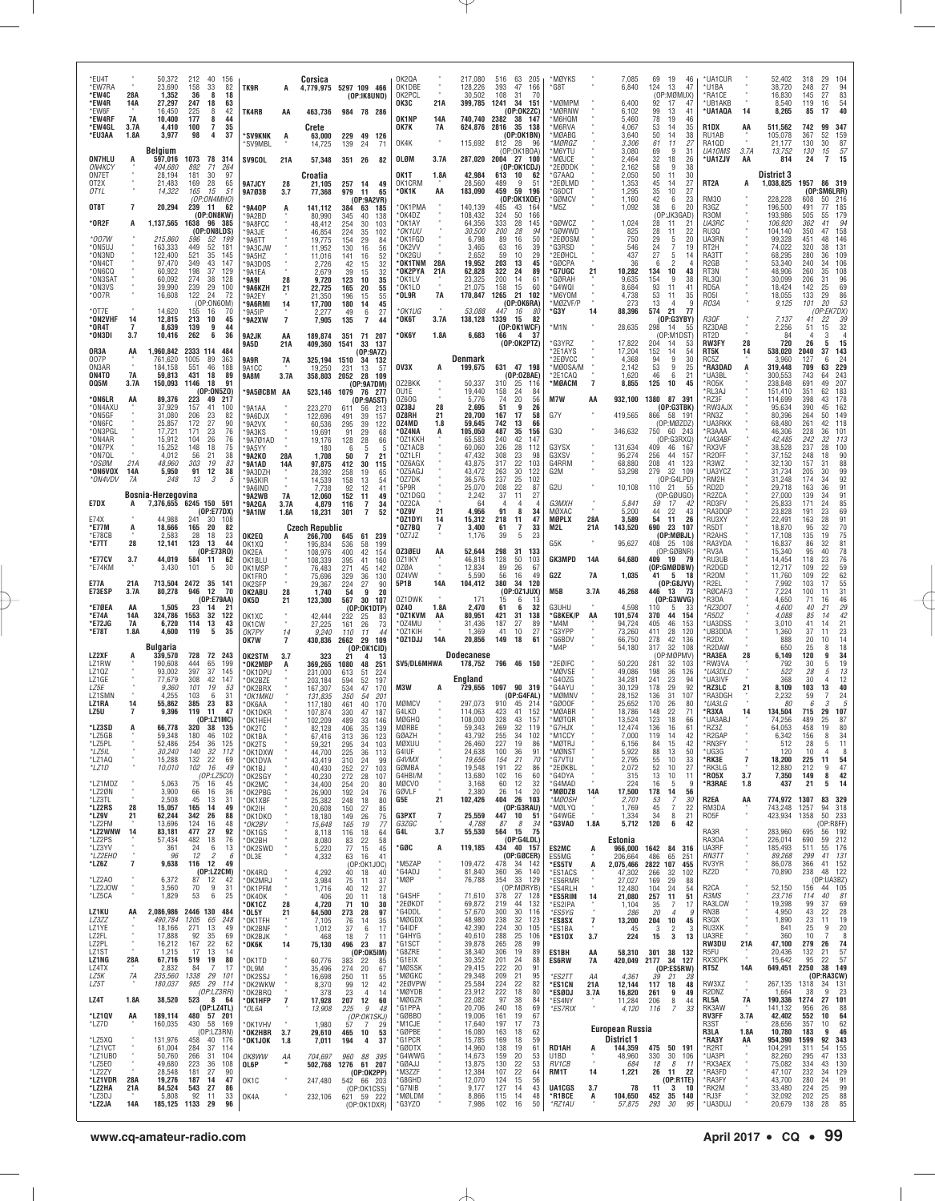*EU4T * 50,372 212 40 156
*EW7RA " 23,690 158 33 82
*EW4C 28A 1,352 36 8 18
*EW4R 14A 27,297 247 18 63
*EW6F " 16,450 225 8 42
*EW4RF 7A 10,400 177 8 44
*EW4GL 3.7A 4,410 100 7 35
*EU3AA 1.8A 3,977 98 4 37

**Belgium**

ON7HLU A 597,016 1073 78 314
ON4KCY " 404,680 892 71 264
ON7ET " 28,194 181 30 97
OT2X " 21,483 169 28 65
OT1L " 14,322 165 15 51
(OP:ON4MHO)
OT8T 7 20,294 239 11 62
(OP:ON8KW)
*OR2F A 1,137,565 1638 96 385
(OP:ON8LDS)
*OO7W " 215,860 596 52 199
*ON5UJ " 163,333 449 52 181
*ON3ND " 122,400 521 35 145
*ON4CT " 97,470 349 43 147
*ON6CQ " 60,922 198 37 129
*ON3SAT " 60,092 274 38 128
*ON3VS " 39,990 239 29 100
*OO7R " 16,608 122 24 72
(OP:ON6OM)
*OT7E " 14,620 155 16 70
*ON2VHF 14 12,815 213 10 45
*OR4T 7 8,639 139 9 44
*ON3DI 3.7 10,416 262 6 36
OR3A AA 1,960,842 2333 114 484
OO7P " 761,620 1005 89 363
ON3AR " 184,158 551 46 188
ON4TO 7A 59,813 431 18 89
OQ5M 3.7A 150,093 1146 18 91
(OP:ON5ZO)
*ON6LR AA 89,376 223 49 217
*ON4AXU " 37,929 157 41 100
*ON5GF " 31,080 206 23 82
*ON6FC " 25,857 172 27 90
*ON3PGL " 17,721 171 23 76
*ON4AR " 15,912 104 26 76
*ON7PX " 15,252 148 18 75
*ON7QL " 4,012 56 21 38
*OSØM 21A 48,960 303 19 83
*ON6VOX 14A 5,950 91 12 38
*ON4VDV 7A 248 13 3 5

**Bosnia-Herzegovina**

E7DX A 7,376,655 6245 150 591
(OP:E77DX)
E74X " 44,988 241 30 108
*E77M A 18,666 165 20 82
*E78CB " 2,583 28 18 23
*E7TT 28 12,141 123 13 44
(OP:E73RO)
*E77CV 3.7 44,019 584 11 62
*E74KM " 3,430 101 5 30
E77A 21A 713,504 2472 35 141
E73ESP 3.7A 80,278 946 12 70
(OP:E79AA)
*E7ØEA AA 1,505 23 14 21
*E74A 14A 324,786 1553 32 122
*E72JG 7A 6,720 114 13 43
*E78T 1.8A 4,600 119 5 35

**Bulgaria**

LZ2XF A 339,570 728 72 243
LZ1RW " 190,608 444 65 199
LZ1QZ " 93,002 397 37 145
LZ1GE " 77,679 308 42 147
LZ5E " 9,360 101 19 53
LZ1SMN " 4,255 103 6 31
LZ1RA 14 55,862 385 23 83
LZ5U 7 9,396 119 11 47
(OP:LZ1MC)
*LZ3SD A 66,778 320 38 135
*LZ5GB " 59,348 180 46 102
*LZ5PL " 52,486 254 36 125
*LZ5IL " 30,240 140 32 112
*LZ1AQ " 15,288 132 22 69
*LZ1D " 10,010 102 16 49
(OP:LZ5CD)
*LZ1MDZ " 5,063 75 16 45
*LZ2ØN " 3,900 66 16 36
*LZ3TL " 2,508 45 13 31
*LZ2RS 28 15,057 165 14 49
*LZ9V 21 62,244 342 26 88
*LZ2FM " 13,696 124 16 48
*LZ2WNW 14 83,181 477 27 92
*LZ2PS " 57,434 482 18 76
*LZ3YV " 361 24 6 13
*LZ2EHO " 96 12 2 6
*LZ6Z 7 9,638 116 12 49
(OP:LZ2CM)
*LZ2AO " 6,372 87 12 42
*LZ2JOW " 3,560 70 9 31
*LZ5CA " 1,829 53 6 25
LZ1KU AA 2,086,986 2446 130 484
LZ3ZZ " 490,784 1205 65 248
LZ1YE " 18,166 271 13 49
LZ2FL " 17,888 92 35 69
LZ2PL " 16,212 167 22 62
LZ1ST " 1,215 17 13 14
LZ1NG 28A 67,716 519 19 80
LZ4TX " 2,832 84 7 17
LZ5K 7A 235,560 1338 29 101
LZ5T " 180,037 985 29 114
(OP:LZ3RR)
LZ4T 1.8A 38,520 523 8 64
(OP:LZ4TL)
*LZ1QV AA 189,114 480 57 201
*LZ7D " 160,035 430 58 169
(OP:LZ3RN)
*LZ5XQ " 131,976 458 40 176
*LZ1VCT " 61,004 284 37 114
*LZ1UBO " 50,760 266 31 104
*LZ5EO " 49,680 223 36 108
*LZ2ZY " 28,548 181 27 90
*LZ1VDR 28A 19,276 187 14 47
*LZ2HA 21A 84,524 543 27 86
*LZ3DJ " 5,808 92 11 33
*LZ2JA 14A 185,125 1133 29 96

**Corsica**

TK9R A 4,779,975 5297 109 466
(OP:IK8UND)
TK4RB AA 463,736 984 78 286

**Crete**

*SV9KNK A 63,000 229 49 126
*SV9MBL " 14,725 139 24 71
SV9COL 21A 57,348 351 26 82

**Croatia**

9A7JCY 28 21,105 257 14 49
9A7D3B 3.7 77,368 979 11 65
(OP:9A2VR)
*9A4OP A 141,112 384 63 185
*9A2BD " 80,990 345 40 138
*9A8FCC " 48,412 254 30 103
*9A3JE " 46,854 224 35 102
*9A6TT " 19,775 154 29 84
*9A3CJW " 11,952 130 16 56
*9A5HZ " 11,016 141 16 52
*9A3DOS " 2,726 42 15 32
*9A1EA " 2,679 39 15 32
*9A9I 28 9,720 123 10 35
*9A6KZH 21 22,725 165 20 55
*9A2EY " 21,350 196 15 55
*9A6RMI 14 17,700 180 14 45
*9A5IP " 2,277 49 6 27
*9A2XW 7 7,905 135 7 44
9A2JK AA 189,874 351 71 207
9A5D 21A 409,360 1541 33 137
(OP:9A7Z)
9A9R 7A 325,194 1510 34 132
9A1CC " 19,250 231 13 57
9A8M 3.7A 358,803 2052 28 109
(OP:9A7DM)
*9A5ØCBM AA 523,146 1079 76 277
(OP:9A5ST)
*9A1AA " 223,270 611 56 213
*9A6DJX " 122,696 491 39 157
*9A2VX " 60,536 295 39 122
*9A3KS " 19,691 91 29 68
*9A7Ø1AD " 19,176 128 28 66
*9A5YY " 180 6 5 5
*9A2KO 28A 1,708 50 7 21
*9A1AD 14A 97,875 412 30 115
*9A3DZH " 28,392 258 19 65
*9A5KIR " 14,539 158 13 54
*9A6IND " 7,738 92 12 41
*9A2WB 7A 12,060 152 11 49
*9A2GA 3.7A 4,879 116 7 34
*9A1W 1.8A 18,231 301 7 52

**Czech Republic**

OK2EQ A 266,700 645 61 239
OK1XQ " 195,834 536 58 199
OK2EA " 108,976 400 42 154
OK1BLU " 108,339 395 41 160
OK1MSP " 76,483 271 45 142
OK1FRO " 75,696 329 36 130
OK2SFP " 29,367 224 27 90
OK2ABU 28 1,740 54 9 20
OK5D 21 123,300 567 30 107
(OP:OK1DTP)
OK1XC " 42,444 232 25 83
OK1CW " 27,225 161 26 73
OK7PY 14 9,240 110 11 44
OK7W 7 430,836 2662 29 109
(OP:OK1CID)
OK2STM 3.7 323 21 4 13
*OK2MBP A 369,265 1080 48 251
*OK1DPU " 231,000 613 51 224
*OK2BZE " 203,184 594 52 197
*OK2BRX " 167,307 534 47 170
*OK1MKU " 131,835 350 54 201
*OK6AA " 117,180 461 40 170
*OK1DKR " 107,874 330 47 187
*OK1HEH " 102,209 489 33 146
*OK2TC " 82,128 406 35 139
*OK1BA " 67,416 313 36 123
*OK2TS " 59,321 295 34 103
*OK1DXW " 44,700 225 36 113
*OK1DVA " 43,419 310 24 99
*OK1BJ " 40,430 252 27 103
*OK2SGY " 40,230 272 28 107
*OK2MC " 34,400 254 20 80
*OK2PBG " 26,900 192 24 76
*OK1XBF " 25,382 248 18 80
*OK2IH " 20,608 150 27 85
*OK1DKO " 18,180 149 26 75
*OK2BV " 15,648 165 19 77
*OK1GS " 8,118 116 18 64
*OK2BH " 8,080 83 22 58
*OK2SWD " 5,220 77 15 45
*OL3E " 4,332 63 16 41
(OP:OK1JOC)
*OK4RQ " 4,292 40 18 40
*OK2MRJ " 3,984 75 11 37
*OK1PFM " 1,716 40 12 27
*OK4OK " 406 20 11 17
*OK1CZ 28 4,720 71 10 30
*OL5Y 21 64,500 273 28 97
*OK1TFH " 7,105 76 14 35
*OK2BNF " 1,012 37 6 17
*OK2BJK " 468 18 7 11
*OK6K 14 75,130 496 23 87
(OP:OK5IM)
*OK1TD " 60,776 383 22 85
*OL9M " 35,496 274 20 67
*OK2SSJ " 16,698 250 11 55
*OK2WKW " 8,370 99 12 42
*OK2BRQ " 378 23 4 14
*OK1HFP 7 17,928 207 12 60
*OL6A " 13,908 225 9 48
(OP:OK1SKJ)
*OK1VHV " 1,980 57 7 29
*OK2HBR 3.7 29,610 465 10 53
*OK1JOK 1.8 7,011 194 4 37
OK8WW AA 704,697 960 88 395
OL6P " 502,768 1276 61 207
(OP:OK2PP)
OK1C " 247,480 542 66 203
(OP:OK1CSS)
OK4A " 232,106 621 59 222
(OP:OK1DXR)
OK2OA " 217,080 516 63 205
OK1DBE " 128,226 393 47 166
OK2PCL " 30,502 108 31 70
OK3C 21A 399,785 1241 34 151
(OP:OK2ZC)
OK1NP 14A 740,740 2382 38 147
OK7K 7A 624,876 2816 35 138
(OP:OK1BH)
OK4K " 115,692 812 28 96
(OP:OK1BOA)
OLØM 3.7A 287,020 2004 27 100
(OP:OK1DOJ)
OK1T 1.8A 42,984 613 10 62
OK1CRM " 28,560 489 9 51
*OK1K AA 183,090 459 59 196
(OP:OK1XOE)
*OK1PMA " 140,139 485 43 164
*OK4DZ " 108,432 324 50 166
*OK1DEY " 64,356 333 28 145
*OK1UU " 30,500 200 28 94
*OK1FGD " 6,798 89 16 50
*OK2VV " 3,465 63 16 39
*OK2GU " 2,652 59 10 29
*OK1TNM 28A 19,952 203 13 45
*OK2PYA 21A 62,828 322 24 89
*OK1LV " 23,325 200 14 61
*OK1LO " 21,075 158 15 60
*OL9R 7A 170,847 1265 21 102
(OP:OK6RA)
*OK1UG " 53,088 447 16 80
*OK6T 3.7A 138,128 1339 15 82
(OP:OK1WCF)
*OK6Y 1.8A 6,683 166 4 37
(OP:OK2PTZ)

**Denmark**

OV3X A 199,675 631 47 198
(OP:OZ8AE)
OZ2BKK " 50,337 310 25 116
OU1E " 19,440 158 24 84
OZ6OG " 5,776 74 20 56
OZ8DJ 28 2,695 51 9 26
OZ8RH 21 20,700 167 17 58
OZ4MD 1.8 59,645 742 13 66
*OZ4NA A 105,050 487 35 156
*OZ1KKH " 65,583 240 42 147
*OZ1ACB " 60,060 326 28 112
*OZ1LFI " 47,432 308 23 98
*OZ6AGX " 43,875 317 22 103
*OZ5AGJ " 43,472 263 30 122
*OZ7DK " 36,576 237 25 102
*5P9R " 25,070 208 22 87
*OZ1DGQ " 2,242 37 11 27
*OZ2CA " 64 4 4 4
*OZ9V 21 4,956 91 8 34
*OZ1DYI 14 15,312 218 11 47
*OZ7BQ 7 3,400 61 7 33
*OZ7JZ " 1,176 39 5 23
OZ3ØEU AA 52,644 298 31 133
OZ1IKY " 46,818 128 50 103
OZØA " 12,834 89 26 67
OZ4VW " 5,590 56 16 49
5P1B 14A 104,412 380 34 120
(OP:OZ1JUX)
OZ1DWK " 171 15 6 13
OZ4O 1.8A 2,470 61 6 32
*OZ1KVM AA 80,951 421 31 138
*OZ4MU " 31,436 187 27 89
*OZ1KIH " 1,369 41 10 27
*OZ1DJJ 14A 20,856 149 18 61

**Dodecanese**

SV5/DL6MHWA 178,752 796 46 150

**England**

M3W A 729,656 1097 90 319
(OP:G4FAL)
MØMCV " 297,073 910 45 214
G4LKD " 114,063 423 41 152
MØGHQ " 108,000 328 43 157
MØRBE " 59,943 269 32 119
GØAZH " 43,792 255 34 102
MØXUU " 26,460 227 19 86
G4IUF " 24,638 100 36 91
G4VMX " 19,650 154 21 79
GØMBA " 19,548 191 22 86
G4HBI/M " 13,680 102 16 60
MØCVO " 3,168 60 12 32
GØVLF " 2,380 26 14 20
G5E 21 102,426 404 26 103
(OP:G3RAU)
G3PXT 7 25,559 447 10 51
G3ZGC " 4,788 87 8 34
G4L 3.7 55,530 564 15 75
(OP:G4LDL)
*GØC A 119,185 434 40 157
(OP:GØCER)
*M5ZAP " 109,472 478 34 142
*G4ADJ " 81,840 360 36 140
*MØP " 76,788 354 33 129
(OP:MØRYB)
*G4SHF " 71,610 378 27 128
*2EØKDT " 69,872 219 44 132
*G4DDL " 57,670 300 30 116
*MØGDX " 48,980 238 32 123
*G4IDF " 42,390 224 30 105
*G4HYG " 40,610 288 25 106
*G1SCT " 39,878 265 28 99
*G8ZRE " 38,340 306 19 89
*G1EIX " 30,352 201 24 88
*MØSSK " 29,415 222 20 91
*MØGKC " 29,348 209 21 95
*2EØVPW " 25,584 224 22 82
*MØYDB " 23,912 222 18 80
*MØGZR " 22,082 97 38 84
*G1PPA " 20,706 240 18 69
*GØBBO " 19,006 161 19 67
*M1CJE " 17,640 197 17 73
*GØPBE " 16,080 163 18 62
*G1PCR " 15,785 169 18 59
*GØDTX " 14,960 138 19 61
*G4WWG " 14,673 159 23 68
*GØAJJ " 13,875 130 22 53
*M3ZZF " 12,384 107 22 64
*G8GHD " 12,070 124 15 56
*G7NIB " 9,177 127 14 43
*MØLDM " 8,866 115 14 48
*G3YZO " 7,986 102 16 50
*MØYKS " 7,085 69 19 46
*G8T " 6,840 124 13 47
(OP:MØMUX)
*MØMPM " 6,400 92 17 47
*MØRNW " 6,102 99 13 41
*M6HQM " 5,460 78 19 46
*M6RVA " 4,067 53 14 35
*MØABG " 3,640 50 14 38
*MØRGZ " 3,306 61 11 27
*M6YTU " 3,080 69 9 31
*MØJCE " 2,464 32 18 26
*2EØDOK " 2,162 58 9 38
*G7AAQ " 2,050 50 11 30
*2EØLMD " 1,353 45 14 27
*G6DCT " 1,295 35 10 27
*GØMCV " 1,160 42 6 23
*M5Z " 1,092 38 6 20
(OP:JG3GAD)
*GØWCZ 28 1,024 28 11 21
*GØWWD " 825 28 11 22
*2EØOSM " 750 29 5 20
*G3RSD " 546 24 7 19
*2EØHCL " 437 27 5 14
*GØCPA " 36 6 2 4
*G7UGC 21 10,282 134 10 43
*GØRAH " 9,635 154 9 38
*G4WQI " 8,684 93 11 41
*M6YOM " 4,738 53 11 35
*MØZVF/P " 273 13 4 9
*G3Y 14 88,396 574 21 77
(OP:G3YBY)
*M1N " 28,635 298 14 55
(OP:M1DST)
*G3YRZ " 17,822 204 14 53
*2E1AYS " 17,204 152 14 54
*2EØVCC " 4,368 94 9 30
*MØDSA/M " 2,142 53 9 25
*2E1CAQ " 1,620 46 6 21
*MØACM 7 8,855 125 10 45
M7W AA 932,100 1380 87 391
(OP:G3TBK)
G7Y " 419,565 866 58 191
(OP:MØZDZ)
G3O " 346,632 750 60 243
(OP:G3RXQ)
G3YSX " 131,634 409 46 167
G3XSV " 95,274 256 44 157
G4RRM " 68,880 208 41 123
G2M " 53,298 279 32 109
(OP:G4LPD)
G2U " 10,108 110 21 55
(OP:GØUGO)
G3MXH " 5,841 59 17 42
MØXAC " 5,200 44 22 43
MØPLX 28A 3,589 54 11 26
M2L 21A 143,520 690 23 107
(OP:MØBJL)
G5K " 95,627 408 25 108
(OP:GØBNR)
GK3MPD 14A 64,680 409 19 79
(OP:GMØDBW)
G2Z 7A 1,035 41 5 18
(OP:G8JYV)
M5B 3.7A 46,268 446 13 73
(OP:G3WVG)
G3UHU " 4,598 110 5 33
*G8KEN/P AA 101,574 370 44 154
*M4M " 94,724 405 46 153
*G3YPP " 73,260 411 28 120
*G6BDV " 66,750 278 42 136
*M4P " 54,180 317 32 108
(OP:MØPMV)
*2EØIFC " 50,220 281 32 103
*MØVSE " 49,086 198 36 126
*G4OZG " 34,281 241 23 94
*G4AYU " 30,129 178 29 92
*MØMNV " 28,152 136 31 107
*GØDOF " 25,652 170 26 80
*MØABR " 18,786 148 22 71
*MØTGR " 13,524 123 18 66
*G7HJK " 12,474 136 16 61
*M1CCY " 7,000 119 14 42
*MØTRJ " 6,156 84 15 42
*MØNST " 5,922 88 13 50
*G7VTU " 2,795 55 10 33
*2EØKBL " 2,072 52 10 27
*G4DYA " 315 13 10 11
*G4MAD " 224 16 5 9
*MØDZB 14A 17,500 178 14 56
*MØOSH " 2,701 53 7 30
*MØLYQ " 1,769 45 7 22
*G4WGE " 1,334 34 8 21
*G3VAO 1.8A 5,712 120 6 42

**Estonia**

ES2MC A 966,000 1642 84 316
ES5MG " 206,664 486 65 251
*ES5TV A 2,075,466 2822 107 455
*ES1ACS " 47,302 266 32 102
*ES6RMR " 27,027 169 29 88
*ES4RLH " 12,480 104 24 54
*ES5RIM 14 21,080 257 11 51
*ES2IPA " 1,104 35 7 16
*ES5YG " 286 20 4 9
*ES8SX 7 13,200 204 10 45
*ES1BA " 45 3 2 3
*ES1OX 3.7 224 15 3 13
ES1BH AA 58,310 301 38 132
ES6RW 7A 420,049 2177 34 127
(OP:ES5RW)
*ES2TT AA 4,361 39 21 28
*ES1CN 21A 12,144 117 18 48
*ESØDJ 3.7A 16,820 261 9 49
*ES4NY " 11,284 206 8 44
*ES7RIX " 4,120 116 7 33

**European Russia**

**District 1**

RD1AH A 144,359 475 50 191
U1BD " 48,960 330 30 106
RV1CB " 684 18 8 11
RM1T 14 1,221 26 11 22
(OP:R1TE)
UA1CGS 3.7 78 11 3 10
*R1BCE A 104,650 452 35 140
*RZ1AU " 57,875 293 30 95
*UA1CUR " 52,402 318 29 104
*U1BA " 38,720 248 27 94
*RA1CE " 16,830 145 27 83
*UB1AKB " 8,540 119 16 54
*UA1AQA 14 8,265 85 17 40
R1DX AA 511,562 742 99 347
RU1AB " 105,078 367 52 159
RA1QD " 21,177 130 30 87
UA1OMS 3.7A 13,752 130 15 57
*UA1ZJV AA 814 24 7 15

**District 3**

RT2A A 1,038,825 1957 86 319
(OP:SM6LRR)
RM3O " 228,228 608 50 216
R3GZ " 196,500 491 77 185
R3OM " 193,986 505 55 179
UA3RC " 106,920 362 47 141
RU3Q " 104,140 350 47 158
UA3RN " 99,328 451 48 146
RT2H " 74,022 320 38 131
RA3TT " 68,295 280 36 109
R2GB " 53,340 240 34 106
RT3N " 48,906 260 35 108
RL3QI " 30,099 206 31 96
RD5A " 18,424 142 25 69
RO5I " 18,055 133 29 86
RO3A " 9,125 101 20 53
(OP:EK7DX)
R3QF " 7,137 41 22 39
RZ3DAB " 2,256 51 15 32
RT2D " 84 4 3 4
RW3FY 28 720 26 5 15
RT5K 14 538,020 2040 37 143
RC5Z " 3,960 127 6 24
*RA3DAD A 319,448 709 63 229
*UA3BL " 300,553 743 64 243
*RO5K " 238,848 691 49 207
*RL3AJ " 151,410 351 62 183
*RZ3F " 114,699 398 43 178
*RW3AJX " 95,634 390 45 162
*RN3Z " 80,396 264 50 149
*UA3RKK " 68,480 261 42 118
*R3AAA " 46,306 228 36 101
*UA3ABF " 42,485 242 32 113
*RX3VF " 38,528 237 28 100
*R2OFF " 37,152 248 18 90
*R3FFF " 32,130 157 31 88
*UA3YCZ " 31,734 205 30 99
*RM2H " 31,248 174 34 92
*RD2D " 29,718 163 36 91
*R2ZCA " 27,000 139 34 91
*RD3FV " 25,833 171 24 85
*RA3DQP " 23,828 191 23 69
*RU3XY " 22,491 163 28 91
*R5DT " 18,870 95 32 70
*R2AHS " 17,108 135 19 75
*RA3YDA " 16,837 86 32 81
*RV3A " 15,340 95 40 78
*RU3UB " 14,454 118 23 76
*R2DGD " 12,717 109 22 59
*R2OM " 11,760 109 22 62
*R2EL " 7,992 103 17 55
*RØCAF/3 " 7,224 100 11 31
*R3OA " 4,650 71 16 46
*RZ3DOT " 4,600 40 21 29
*R5DZ " 4,088 85 14 42
*UA3DSS " 3,010 41 14 21
*UB3DDA " 1,360 37 11 23
*R2DX " 888 20 10 14
*R2DAW " 650 25 8 18
*RA3EA 28 6,149 120 9 34
*RW3VA " 792 30 5 19
*UA3DLD " 522 28 5 13
*UA3IVF " 368 30 4 12
*RZ3LC 21 8,109 103 13 40
*RA3DGH " 2,232 59 7 24
*UA3LG " 80 6 3 5
*R3XA 14 134,504 715 29 107
*UA3ABJ " 74,256 489 25 87
*RZ3Z " 64,053 458 19 80
*R2GAP " 6,342 156 8 34
*RN3FY " 512 28 5 11
*UG3G " 120 10 4 8
*RK3E 7 18,200 225 11 54
*RK3LG " 12,880 212 9 47
*RO5X 3.7 7,350 149 8 42
*R3RAE 1.8 437 21 5 14
R2EA AA 774,972 1307 83 329
RM3DA " 743,248 1257 94 318
RO5F " 423,934 1358 50 233
(OP:R8FF)
RA3R " 283,960 695 56 192
RA3OA " 226,014 690 59 212
UA3RF " 185,493 511 55 176
RN3TT " 89,268 299 41 131
RV3YR " 86,078 366 41 152
RZ2D " 70,890 238 48 122
(OP:UA3BZ)
R2CA " 52,150 156 44 105
R3MS " 23,716 114 40 81
RA3LCW " 19,398 99 37 69
RN3B " 4,950 43 22 28
R3QX " 1,890 23 11 19
RU3XK " 841 25 9 20
UA3RE " 360 10 7 8
RW3DU 21A 47,100 279 26 74
R5FU " 20,436 132 21 57
RX3DPK " 15,642 95 22 57
RT5Z 14A 649,451 2250 38 149
(OP:RA3CW)
RW3XZ " 267,135 1318 34 131
R2DNZ " 1,664 38 9 23
RL5A 7A 190,336 1274 27 101
RK3AW " 141,152 956 26 80
RV3FF 3.7A 42,402 552 10 64
R3ST " 28,656 357 10 62
R3LA 1.8A 10,780 183 9 46
*RA3Y AA 954,390 1599 92 343
*R2RT " 104,291 311 54 155
*UA3PI " 82,260 295 47 133
*RX3AEX " 75,082 334 43 130
*RA3FD " 47,107 232 44 129
*RA3FY " 43,700 280 24 91
*RK2M " 33,480 224 25 99
*RJ3F " 32,090 202 25 88
*UA3DUJ " 20,679 138 28 85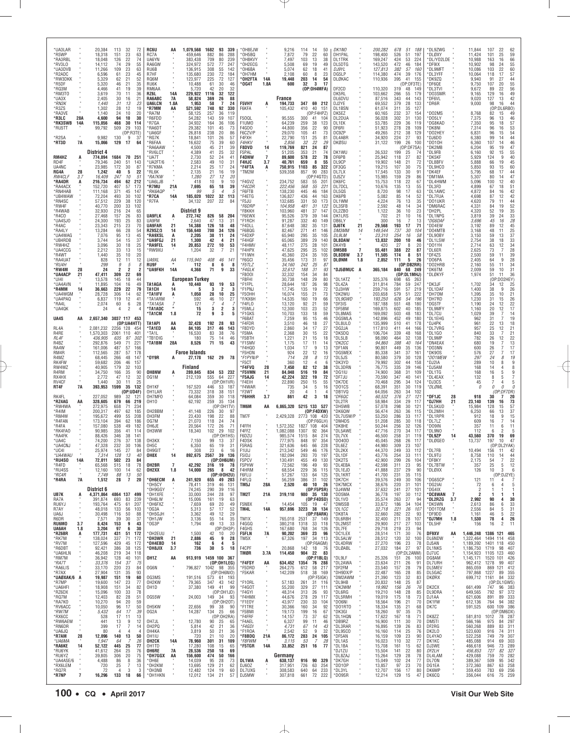*UA3LAR * 20,384 113 32 72
*R5WP * 18,318 151 23 63
*RA3RBL * 18,048 126 22 74
*RV3LO * 14,112 74 29 55
*UA3DVB * 11,266 109 23 63
*R2ADC * 6,596 61 23 45
*RW3DKK * 5,329 62 21 52
*R5DF * 5,320 46 21 35
*RD3M * 4,466 41 19 39
*RM3TO * 3,619 70 11 36
*UA3X * 2,405 30 16 21
*RN3K * 1,440 31 13 23
*R3ZS * 1,302 28 12 19
*RA3VE * 1,140 24 10 20
*R3LC 28A 4,600 94 10 30
*RK3SWB 14A 115,056 468 30 114
*RU5TT * 99,792 509 29 103
(OP:RR3TE)
*R2SA * 9,982 130 9 37
*RT3D 7A 15,066 129 17 64

**District 4**

RM4HZ A 774,894 1684 70 251
RD4F * 79,346 240 51 143
UA4NC * 23,985 172 30 87
RG4A 28 1,242 40 5 22
RW4CLF 3.7 16,409 247 10 51
*RA4DR A 216,734 494 62 212
*RA4ACX * 152,720 407 57 173
*RM4HAB * 111,168 371 45 147
*UB4WAW * 72,204 493 30 102
*RN4SC * 57,512 229 38 120
*RW4F * 40,770 200 33 102
*R4WAB * 32,930 216 24 65
*R4CO * 27,468 157 26 83
*UA4SJO * 24,300 193 25 83
*R4AC * 23,343 215 23 70
*RA4LY * 13,284 66 28 54
*UA4WAG * 7,076 95 13 45
*UB4RDB * 3,744 54 15 37
*RW4HZ * 3,096 30 18 25
*UA4CCG * 2,212 33 13 15
*R4WT * 1,440 35 10 20
*RA4UAT * 828 12 11 12
*RU4H * 299 9 5 8
*RW4M 28 24 2 2 2
*UA4ACP 21 47,411 309 22 69
*UI4I * 13,578 145 18 44
*UA4AVN * 11,895 104 16 49
*R4MM 14 36,663 229 22 79
*UA4WGM * 28,728 306 14 62
*UA4PAQ * 6,837 119 12 41
*RA4L * 2,074 60 6 28
*UA4QK * 24 4 2 4

UA4S AA 2,657,340 3037 117 453
(OP:UA4HTT)
RL4A * 2,081,232 2256 128 454
R4RE * 1,570,303 2061 110 401
RL4F * 436,905 635 97 302
R4BZ * 292,876 549 71 221
RA4W * 161,006 487 57 166
RM4R * 112,565 287 57 178
R4MZ * 68,445 266 48 147
RK4FW * 59,682 206 46 157
RW4WZ * 40,905 179 32 103
R4RM * 34,750 166 35 90
RX4HX * 2,772 47 12 32
RV4CF * 1,440 30 11 25
RT4F 7A 393,953 1599 35 132
(OP:UD4F)
RK4FL * 227,052 989 32 121
*RZ4AG AA 328,605 679 66 219
*RW4WA * 272,975 658 71 234
*R4IM * 200,317 497 62 185
*RM4W * 195,672 499 55 208
*R4FAN * 173,104 394 62 186
*R4FA * 157,080 538 49 182
*RK4FAO * 90,985 356 41 114
*RA4FK * 88,426 346 38 141
*UA4C * 74,200 276 37 138
*UA4CNJ * 47,328 232 30 106
*UC4I * 25,974 145 27 84
*UA4WAU * 7,314 128 13 40
*RU4SO 14A 72,011 502 23 84
*R4FD * 65,568 515 18 78
*RU4SS * 12,160 100 14 42
*RC4R * 7,749 88 13 50
*R4RA 7A 1,512 28 7 20

**District 6**

UB7K A 4,371,864 4864 137 499
RA7A * 391,874 693 83 239
RU6YJ * 193,764 475 61 207
R7AY * 48,018 133 56 103
UA6J * 30,498 116 50 88
R6DR * 7,571 39 30 37
RU6MO 3.7 8,424 153 9 43
UA6AH 1.8 3,204 97 6 30
*RZ6BR A 177,731 431 51 172
*RK7M * 138,024 337 71 172
*RV7M * 127,596 429 45 172
*R6DBT * 92,421 386 38 125
*UA6HLN * 46,208 219 34 118
*RM7M * 36,942 128 40 101
*RA7T * 33,376 154 37 75
*RA6LIS * 33,170 220 23 84
*R7AX * 27,904 131 35 93
*UA0XAK/6 A 19,987 151 19 60
*R7MP * 19,600 147 23 77
*UA6HFI * 18,908 151 34 82
*RZ6DX * 15,096 100 33 78
*RQ7M * 12,403 82 28 51
*RA7KO * 10,270 94 20 59
*RV6ACC * 10,050 96 17 50
*RW7M * 5,432 64 17 39
*RX6CC * 528 17 11 13
*RW6AEW * 441 13 9 12
*RN6DR * 399 17 7 14
*UA6JQ * 80 4 4 4
*R7AM 28 12,096 140 13 50
*UA6MA * 1,947 64 7 26
*RA6KE 14 52,122 445 25 77
*RU6YK * 41,612 264 25 76
*RU6YZ * 39,805 306 20 75
*UA4ASE/6 * 4,488 86 8 36
*RX6LEM * 720 25 7 13
*RO7R * 72 4 3 3
*R7NP 7 16,296 133 18 66

RC6U AA 1,079,568 1682 93 339
RC7A * 459,646 882 86 288
UA6YN * 383,438 709 80 239
RA6GW * 324,972 572 77 247
RU6B * 136,915 308 55 142
R7HF * 135,680 230 72 184
RQ6M * 123,977 225 72 127
RU6K * 10,488 61 30 46
RM6AA * 5,720 42 20 32
RZ6L 14A 229,922 1116 32 122
RA6ABC 7A 58,824 369 26 88
UA6LCN 1.8A 1,953 58 7 24
*R7MM AA 521,592 748 92 330
*RA7M * 58,125 257 36 119
*R6FDD * 54,282 143 59 107
*R7GA * 34,932 164 36 106
*RA6DT * 29,382 101 45 73
*UA6GF * 26,818 238 20 86
*RG7K * 18,841 101 26 57
*R6FAA * 16,632 75 39 60
*RA6AAW * 4,500 45 21 39
*RV6LCT * 4,389 41 25 32
*UA7T * 2,730 52 24 41
*UA2FT/6 * 2,583 49 10 31
*R7KMA * 2,214 25 17 24
*RL6K * 2,135 21 16 19
*RA7KW * 1,280 27 12 20
*UA6LJB * 418 10 9 10
*R7MU 21A 7,695 65 18 39
*RK6AQP * 99 5 4 5
*R7CA 14A 185,020 1022 32 113
*R7FA * 34,132 207 22 84

**District 9**

UA9FLK A 272,742 826 58 204
UA9FM * 2,640 47 13 31
UA9FAR 21 14,388 126 18 48
RZ9SZ/3 14 156,640 700 34 126
*RA9XSL A 2,205 38 11 24
*UA9FGJ 21 1,300 42 4 21
*RA9FEL 14 20,853 272 10 53
*RW9XU * 1,204 32 7 21

UA9XL AA 115,940 408 46 141
RU9F * 112 8 6 8
*UA9FKH 14A 4,368 71 9 33

**European Turkey**

TA1AGA A 10,440 93 19 53
TA1CH 14 5 3 2 3
*TA1IFV A 1,050 28 10 25
*TA1ARM * 592 46 10 27
*TA1ASA 7 121 7 4 7
*TA1ADC * 15 3 2 3
*TA1CM 1.8 72 9 3 5

TA1API AA 32,428 192 28 93
*TA1ED AA 84,105 317 46 143
*TA1L * 16,530 83 38 76
*TB1DIG * 180 75 14 46
*TA1BM 28A 8,526 71 15 43

**Faroe Islands**

*OY9R A 27,178 162 29 78

**Finland**

OH8NW A 289,845 834 53 232
OG1M * 212,139 555 64 227
(OP:OH1VR)
OH1KF * 167,520 446 53 187
OH1LAR * 73,332 318 38 151
OH7MFO * 64,084 350 30 118
OH1O * 62,192 259 35 134
(OP:OH1TV)
OH2BBM * 41,148 226 30 97
OH3FM * 23,430 198 22 88
OG7M * 21,070 118 24 74
OH6JE * 20,564 172 26 71
OH3WW * 18,340 102 29 102
(OP:OH1HS)
OH3KX * 7,150 99 13 37
OH5C * 6,350 65 19 31
OH9GIT * 308 23 6 16
OH8X 14 892,675 2567 39 136
(OP:OH6UM)
OH2BR 7 42,292 316 19 78
OH2XX 1.8 14,000 265 8 42
(OP:@OH2U)
*OH6ECM A 241,920 655 49 203
*OH5CY * 78,411 319 46 131
*OH9GGY * 74,245 290 39 116
*OH1XFE * 33,000 244 28 97
*OH6LW * 15,006 161 19 63
*OH6FXZ * 7,659 69 20 49
*OG3A * 5,313 57 17 52
*OH5GJH * 3,362 49 12 29
*OH1JW * 3,136 55 14 35
*OG3P * 1,794 49 13 33
(OP:OH3P)
*OH2EUU * 1,500 42 10 20
*OH3WR 21 2,886 45 9 28
*OH4EBD 14 162 6 4 5
*OH8JIX 3.7 736 30 5 18

OH1Z AA 913,919 1459 100 367
(OP:OH1LEG)
OG6N * 796,827 1042 98 355
(OP:OH6NIO)
OG3MS * 191,516 573 61 193
OH2KW * 79,365 347 43 142
OH1D * 37,380 149 41 99
(OP:OH1JD)
OG55W * 24,003 149 34 93
(OP:OH2OT)
OH5KW * 22,656 99 35 61
OG2A * 14,287 134 25 66
(OP:OH2RA)
OH7JL * 12,780 90 25 65
OH2PQ * 5,814 42 21 36
OH4KA * 3,819 50 21 36
OH2LU * 720 21 10 20
OH2CK 14A 78,960 301 31 109
OH1TD * 17,280 108 15 65
OH6RE 7A 28,536 250 18 69
*OH7GGX AA 156,600 474 50 166
*OH6E * 14,039 95 28 73
*OH2KM * 13,695 129 21 62
*OH3NB * 12,482 124 19 60
*OH1HKN * 12,012 134 21 57
*OH8EJW * 9,216 114 14 50
*OH5BQ * 7,872 79 22 60
*OH8KVY * 7,497 103 13 38
*OH2ECG * 5,508 69 19 49
*OH6BA * 5,074 62 18 41
*OH7HM * 2,108 60 8 23
*OH2FTA 14A 19,448 203 14 54
*OG4T 1.8A 600 32 3 17
(OP:OH4MFA)

**France**

F5VHY A 194,733 347 69 212
F6KFA * 105,432 410 40 151
(OP:F4HPZ)
F5OQL * 95,555 300 41 104
F1UMO * 64,239 259 38 123
F4GDO * 44,800 356 22 90
F6CZV/P * 29,070 105 41 73
F4FXH * 22,790 151 25 81
F4HKV * 2,856 32 22 29
F8DVD 14 119,769 821 24 87
F5PAL * 51,205 353 21 74
F4DNW 7 89,600 578 22 78
F4HJC 3.7 40,761 659 8 55
*F4FTA A 750,915 1103 85 322
*TM2M * 539,358 857 90 283
(OP:F4GTD)
*F4GVZ * 234,752 583 55 201
*F4CDR * 222,456 568 55 221
*F6FTB * 138,230 445 46 184
*F4ETG * 136,827 436 44 163
*F5JU * 132,685 331 50 173
*F6DRP * 104,958 481 31 122
*F8KKH * 103,960 481 37 147
*F6EWX * 95,526 379 39 144
*F1RCH * 91,287 332 40 149
*F4DLL * 87,648 382 35 131
*F6BQG * 82,467 271 41 146
*F4DXP * 65,940 295 35 105
*F4HGF * 65,065 389 29 140
*F4HMV * 48,117 275 28 101
*F4HPX * 47,625 295 25 102
*F1IWH * 45,360 224 35 105
*F6GCI * 35,456 173 31 97
*F5TLZ * 34,160 242 25 87
*F4GLK * 32,612 188 31 93
*F8OOI * 32,332 154 34 84
*F8FHI * 30,738 148 29 80
*F1PPL * 28,644 187 26 98
*F1PNJ * 17,745 135 19 72
*F5OHH * 16,074 155 21 73
*F/KX6H * 14,535 160 19 66
*F4FLO * 13,120 92 21 59
*F5MLJ * 12,300 103 23 52
*F1GKS * 10,703 133 18 59
*F6BAT * 7,259 95 15 46
*F4FDR * 3,510 46 18 27
*F8DYD * 2,860 34 17 27
*F5MA * 2,368 30 15 22
*F5BTH * 1,221 21 15 18
*F1SMV * 1,175 17 11 14
*F4HQD * 1,034 17 9 13
*F5HDN * 924 22 12 16
*F1PYN/P * 714 28 8 13
*F5CT * 360 12 6 6
*F4FVQ 28 7,450 82 12 38
*F5VMN 21 84,048 516 19 84
*F5AJG 14 42,224 322 19 72
*F4EIH * 22,890 250 15 55
*F4WAR * 735 34 5 16
*F3WT * 20 4 1 4
*F6HHR 3.7 861 42 3 18

TM6M AA 6,865,320 5215 133 527
(OP:F4DXW)
TM7F * 2,429,328 2773 108 420
(OP:F6GLH)
F4FFH * 1,572,352 1827 108 404
F4FFZ * 1,082,088 1307 92 364
F6DZU * 985,574 1515 84 274
F4DSK * 777,975 848 97 354
F5RAG * 321,636 645 66 228
F1UIJ * 213,342 549 46 176
F5IDJ * 182,094 293 70 197
F5PCV * 130,491 455 49 130
F5PHW * 72,562 196 49 93
F4HRM * 68,554 229 36 115
F6FLU * 57,267 133 64 125
F4FLQ * 56,259 386 31 102
TM5J 28A 2,520 40 10 26
(OP:F5PSR)
TM2T 21A 319,110 980 35 130
(OP:F4DSD)
F5NBX * 14,454 105 19 47
TM4L 14A 957,696 3223 38 134
(OP:F8ARK)
TM1X * 765,018 2531 37 149
F4GGQ * 380,218 1318 33 118
F4GHS * 167,680 768 34 126
F5FLN 7A 90,202 369 23 96
TM5X * 67,326 197 34 113
(OP:F6AGM)
F4CPF * 20,868 142 18 76
TM0R 3.7A 114,450 904 22 83
(OP:F1BLQ)
*F4FSY AA 634,452 1354 76 288
*F5DRD * 264,275 612 58 217
*F5KAR * 142,209 518 38 169
(OP:F5IGK)
*F1ORL * 57,183 261 31 116
*F4GOT * 55,200 329 27 111
*F4GYI * 48,314 313 26 93
*F4HMX * 44,676 278 29 117
*F1EOY * 43,977 230 33 104
*F1TRE * 30,366 160 34 92
*F5BMI * 19,173 199 16 67
*F4FRF * 14,157 73 37 62
*F4AEL * 6,327 99 11 46
*F4GDI * 4,731 67 14 43
*F1ROA * 2,542 52 9 32
*F8BDQ 21A 86,172 283 24 105
*F8FWM * 3,115 53 7 28
*F5TGR 14A 33,852 251 16 77

**Germany**

DL1WA A 638,137 916 90 329
DJ6OZ * 317,951 726 63 254
DL7UXG * 308,583 640 64 233
DJ5MW * 307,818 661 72 222
DK1NO * 200,282 678 51 188
DH1PAL * 198,400 526 51 197
DL1TRK * 169,247 424 53 224
DL5DTG * 143,520 472 46 184
DJ9YL * 127,813 382 57 160
DG5LP * 114,380 474 39 176
DL0KAC * 110,936 395 41 155
(OP:DF3TE)
DF2CD * 110,320 319 48 149
DK5RL * 103,662 266 55 179
DL6DVU * 87,516 343 44 143
DJ2YE * 69,552 379 28 133
DL1BSN * 61,074 311 35 127
DK5EZ * 60,165 232 37 154
DL2DUA * 56,028 302 31 130
DL1EK * 53,785 229 36 119
DF6RI * 51,923 278 28 109
DC9ZP * 49,265 212 38 129
DL4ABR * 34,920 224 27 93
DK0SU * 31,122 199 26 100
(OP:DF7SA)
DK1WU * 26,532 199 25 74
DF6PB * 25,942 118 27 82
DL9CP * 19,902 148 21 72
DF3QG * 19,215 107 30 75
DL7LX * 17,545 133 30 91
DJ5ZV * 15,985 159 29 86
DK6FC * 15,753 118 22 67
DL7DCL * 10,676 135 13 55
DL5QS * 8,720 98 17 63
DK6PB * 5,082 85 14 52
DL1WM * 4,224 76 13 35
DL3SFB * 2,592 48 14 34
DL2ZBO * 1,122 36 10 23
DK1LRS * 702 21 10 16
DB6LY * 300 16 7 13
DJ6TK 21 29,568 193 17 71
DM3MM 14 149,544 737 30 104
DL9LM * 23,310 254 16 58
DL8DAW * 13,832 200 10 46
DK4YB * 420 27 8 20
DM5BB 7 55,481 388 22 87
DL8DBW 3.7 11,505 174 8 51
DL0NM 1.8 2,852 111 5 26
(OP:DB2RR)
*DJ5MUC A 365,184 840 68 249
(OP:DL1MHJ)
*DL1ATZ * 325,376 698 65 263
*DL4ZA * 311,814 784 59 247
*DJ3HW * 259,716 591 57 219
*DK2WU * 203,658 579 51 222
*DL9GWD * 192,250 626 54 196
*DF3IS * 187,188 551 48 180
*DF5BM * 169,875 602 40 185
*DL8MAS * 169,092 503 48 183
*DG5MLA * 142,896 452 49 180
*DL8ULO * 135,999 510 41 178
*DO2JA * 117,810 411 44 166
*DK5DQ * 106,704 339 48 168
*DL5LB * 98,090 464 32 138
*DK2CC * 94,860 388 40 164
*DF1AN * 90,801 449 35 136
*DG5MEX * 85,338 341 37 161
*DL5JS * 80,580 379 30 128
*DK3YD * 79,992 302 44 158
*DL3DRN * 76,775 335 39 146
*DG1IU * 74,900 368 31 109
*DF7JU * 70,590 347 40 141
*DK7DE * 70,468 295 34 124
*DO1CS * 68,391 351 30 119
*DB1VQ * 64,056 263 34 102
*DF6QC * 60,532 376 27 121
*DL2TR * 58,984 334 29 117
*DH5WB * 57,078 298 30 121
*DK6QW * 56,474 263 36 115
*DL7USW/P * 53,250 286 33 117
*DM4DS * 51,208 285 30 118
*DK8HE * 50,244 256 32 126
*DL5AWE * 47,716 270 34 117
*DL7VX * 46,500 258 31 119
*DO4DD * 45,045 268 26 117
*DL6EZ * 44,980 309 23 107
*DL2KX * 44,370 249 33 112
*DL1DF * 43,776 254 33 111
*DK2TS * 42,900 299 26 104
*DL4EBA * 42,598 311 23 95
*DK7MCX * 41,888 237 29 90
*DL1KRT * 41,700 231 35 115
*DK7CH * 39,576 249 30 106
*DJ4WM * 37,632 241 27 101
*DD5MA * 36,778 197 30 112
*DL1VO * 35,574 263 27 94
*DM5SB * 33,672 186 34 104
*DL1CC * 32,718 221 26 107
*DK8TA * 32,660 282 22 93
*DL6RBH * 32,400 211 28 107
*DL2MST * 29,900 217 23 107
*DL7FE * 29,718 219 23 94
*DC1LEX * 28,514 171 30 76
*DL5ALW * 28,512 120 32 100
*DL4DRW * 27,270 196 23 78
*DL0ABL * 27,032 184 27 97
(OP:DL2ANM)
*DL9LF * 25,326 151 26 100
*DL2AWA * 23,634 211 25 91
*DF2FM * 23,540 157 28 79
*DH9DX/P * 22,487 165 28 85
*DM2AWM * 21,390 123 32 83
*DL9HB * 20,832 148 25 87
*DK3WM * 19,992 156 26 76
*DL6RG * 19,210 148 28 85
*DL5RMH * 19,019 175 18 73
*DO6NI * 18,564 156 21 70
*DO1RTO * 18,334 135 21 68
*DK3GI * 18,260 97 35 75
*DL1HQN * 17,622 167 18 71
*DB9RZ * 16,900 111 30 70
*DL3RAR * 16,895 139 26 83
*DL9SCO * 16,160 110 23 57
*DF5AN * 16,159 109 23 90
*DL1AS * 16,023 110 32 77
*DL1BA * 15,708 111 25 77
*DJ1ZU * 15,504 141 22 80
*DL8ZAJ * 15,264 129 20 70
*DK7GH * 15,049 102 24 77
*DO1OP * 13,857 97 23 70
*DL3YL * 12,707 156 17 80
*DO9SR * 12,214 129 15 47
*DL9ZWG * 11,844 107 22 62
*DL0XY * 11,424 101 25 59
*DL/YO2LDE * 10,988 163 16 66
*DF9IX * 10,902 98 24 55
*DL9MFT * 10,086 103 22 60
*DL3YFF * 10,064 118 17 57
*DK9ZQ * 9,940 91 27 44
*DF6QE * 9,750 107 20 55
*DL3TVI * 9,672 89 22 56
*DO3SMR * 9,165 129 16 49
*DF6VL * 9,020 127 13 42
*DR6R * 9,000 98 16 44
(OP:DL6RBO)
*DO2MS * 8,768 82 15 49
*DO5LY * 7,375 96 13 46
*DG8KAD * 7,350 95 18 57
*DK8NI * 7,314 96 16 53
*DO2HEY * 6,831 96 15 54
*DJ6DO * 6,380 99 14 44
*DO1OH * 6,360 107 14 46
*DK2MB * 6,204 95 19 47
*DL5FB * 6,160 92 15 55
*DK5KF * 5,929 124 9 40
*DL8BFV * 5,888 66 19 45
*DL9HCO * 5,850 93 15 60
*DK4EF * 5,795 68 17 44
*DM1MA * 5,307 80 14 47
*DL4HWM * 5,096 100 12 40
*DL3FD * 4,899 67 18 51
*DL1AWC * 4,872 84 16 42
*DL7FUA * 4,698 87 12 42
*DO1UKR * 4,620 79 11 44
*DM6RAC * 4,331 84 19 52
*DH2PL * 4,320 52 19 35
*DL1NPG * 3,819 39 24 33
*DG6DAF * 3,696 45 16 28
*DD4EW * 3,192 89 12 45
*DO4MTB * 3,168 48 11 25
*DL9OBY * 3,150 59 13 37
*DL1LSW * 2,754 38 18 33
*DO1YH * 2,714 63 12 34
*DL6ER * 2,625 73 7 28
*DF4ZS * 2,500 59 11 39
*DO6PA * 2,405 64 9 28
*DO2HRB * 2,160 55 11 34
*DK6TM * 2,009 59 10 31
*DL0KYF * 1,974 51 11 36
(OP:DO2HEY)
*DK3JF * 1,702 34 12 25
*DL1DAF * 1,400 38 9 26
*DH7OM * 1,395 35 10 21
*DH7RD * 1,230 31 15 26
*DG5TF * 1,190 24 12 22
*DL9MFY * 1,160 20 12 17
*DL7CU * 1,029 39 7 14
*DL1EHG * 962 31 7 19
*DJ4PK * 961 22 13 18
*DL7VRG * 957 25 12 21
*DL1GO * 840 33 7 21
*DL9MP * 782 26 12 22
*DN4EAX * 680 19 7 13
*DO3NN * 600 26 7 17
*DK9OS * 576 27 7 17
*DO1MEW * 297 24 8 19
*DJ2IA * 289 10 8 9
*DJ5AM * 168 14 4 8
*DL1TG * 168 16 5 9
*DL4EAX * 132 8 5 7
*DJ3CS * 45 7 4 5
*DL0ML * 0 0 0 0
(OP:DF7DR)
*DF1JC 28 918 30 7 20
*DJ7HH 21 23,140 139 16 73
*DL5KUD * 15,984 128 15 57
*DL2MIH * 6,250 66 13 37
*DL1RPR * 912 18 9 15
*DL7LZ * 609 16 7 14
*DO9IN * 357 11 6 11
*DL9NO * 112 6 2 5
*DL9ZP 14 43,560 370 19 69
*DL0GEO * 13,737 197 10 47
(OP:DL2YAK)
*DL7FB * 10,494 156 11 42
*DL9TU * 8,758 110 14 44
*DF8KY * 2,175 54 7 22
*DL7BTW * 357 25 5 12
*DL0XX * 126 10 3 6
(OP:DJ2YE)
*DG6SCP * 121 11 4 7
*DG2IAI * 72 6 4 5
*DG4IX * 2 1 1 1
*DC8WAN 7 2 1 1 1
*DL2RZG 3.7 2,992 90 4 30
*DK5WN * 2,613 86 6 33
*DO1TOM * 2,556 84 5 31
*DF9DD * 1,161 46 5 22
*DJ7MH 1.8 1,530 78 4 26
*DL5HF * 156 16 2 11

DF9XV AA 1,446,248 1386 121 465
DL6NDW * 1,322,464 1494 114 458
DJ5AN * 1,189,392 1401 118 450
DL1NKS * 1,186,750 1719 98 407
DJ7UC * 1,154,923 1105 123 460
DG8AM * 1,145,121 1520 101 426
DL7URH * 962,412 1278 99 407
DL5MEV * 865,059 869 121 412
DL5GAC * 797,868 1227 89 355
DK0RX * 699,712 1161 84 332
(OP:DL1GWS)
DK2CX * 661,499 747 96 383
DL9DRA * 649,565 792 97 372
DJ1AA * 621,606 891 89 333
DK1FW * 612,136 764 98 338
DK7C * 591,525 600 109 386
(OP:DM6DX)
DK8ZZ * 581,810 1012 78 287
DM5TI * 566,166 975 84 297
DF2RG * 560,268 889 83 311
DK2LO * 523,600 916 74 311
DL4YAO * 522,258 749 79 307
DK1KC * 485,088 914 69 303
DJ3WE * 466,618 946 73 289
DF2LH * 458,853 727 82 327
DL4LAM * 429,088 759 70 282
DL7ON * 389,367 509 95 342
DG1EA * 372,360 867 63 258
DK6MP * 359,450 783 69 256
DK6CQ * 356,044 616 75 259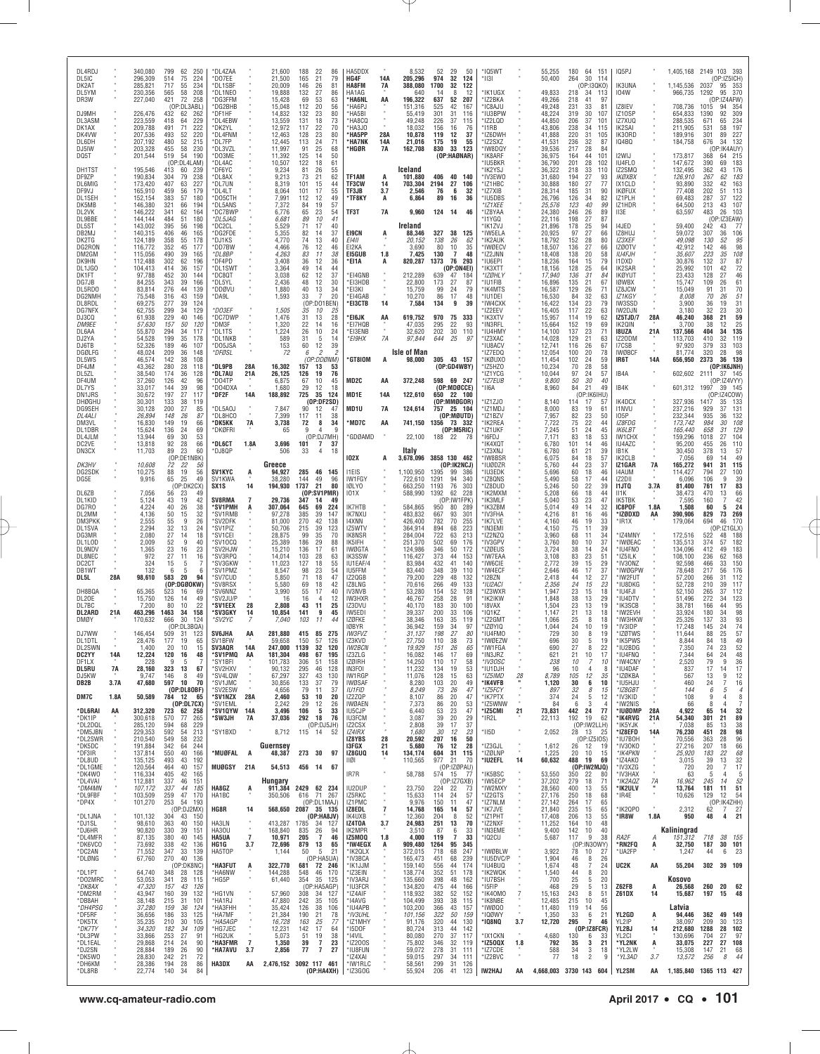DL4RDJ * 340,080 799 62 250
DL5IC * 296,309 514 75 224
DK2AT * 285,821 717 55 234
DL5YM * 230,356 565 58 208
DR3W * 227,040 421 72 258
(OP:DL3ABL)
DJ9MH * 226,476 432 62 262
DL3ASM * 223,559 418 64 229
DK1AX * 209,788 491 71 225
DK4VW * 207,536 493 52 220
DL6DH * 207,192 480 52 215
DJ5IW * 203,328 455 58 230
DQ5T * 201,544 519 54 190
(OP:DL4LAM)
DH1TST * 195,546 413 60 239
DF9ZP * 190,834 304 79 238
DL6MIG * 173,420 407 63 227
DF9VJ * 165,910 459 56 179
DL1SEH * 152,154 383 57 180
DK5MB * 146,380 321 66 194
DL2VK * 146,222 341 62 164
DL9BBE * 144,144 484 51 180
DL5ST * 143,002 395 56 198
DB2MJ * 140,315 406 46 165
DK2TG * 124,189 358 55 178
DG2RON * 116,772 352 45 177
DM2GM * 115,056 490 39 165
DK9HN * 112,488 302 62 196
DL1JGO * 104,413 414 36 157
DK1FT * 97,788 452 30 144
DG7JB * 84,255 343 39 166
DL5RDO * 83,814 276 44 139
DG2NMH * 75,548 316 43 159
DL8RDL * 69,275 277 39 124
DG7NFX * 62,755 299 34 129
DJ3CQ * 61,938 229 40 146
DM9EE * 57,630 157 50 120
DL6AA * 55,870 294 34 117
DJ2YA * 54,528 199 35 178
DJ6TB * 52,326 189 46 107
DG0LFG * 48,024 209 36 148
DL5WS * 46,574 142 38 108
DF4JM * 43,362 280 28 118
DL5ZL * 38,540 174 36 128
DF4UM * 37,260 126 42 96
DL7YS * 33,017 144 39 98
DN1JRS * 30,672 197 27 117
DH0GHU * 30,301 133 38 119
DG9SEH * 30,128 200 27 85
DL4ALI * 26,894 148 26 87
DM3VL * 16,830 149 19 66
DL1DBR * 15,624 136 24 69
DL4JLM * 13,944 69 30 53
DC2VE * 13,818 92 28 66
DN3CX * 11,703 89 23 60
(OP:DE1NBK)
DK3HV * 10,608 72 22 56
DG2SDK * 10,275 88 19 56
DG5E * 9,916 65 25 49
(OP:DK2CX)
DL6ZB * 7,056 56 23 49
DL1KID * 5,124 43 19 42
DG7RO * 4,224 40 26 38
DL2MM * 4,136 50 15 32
DM3PKK * 2,555 55 9 26
DL1SVA * 2,294 32 13 24
DG3MR * 2,080 27 14 18
DL1LOD * 2,009 52 9 40
DL9MDV * 1,365 23 16 23
DL8NEC * 972 27 11 16
DC2CT * 324 15 5 7
DB1WT * 132 6 5 6
**DL5L 28A 98,610 583 20 94**
**(OP:DG8OKW)**
DH8BQA * 65,365 523 16 69
DL2OE * 15,750 126 14 49
DL7BC * 7,200 80 10 22
**DL2ARD 21A 463,296 1463 34 158**
DMØY * 170,632 666 30 124
(OP:DL3BQA)
DJ7WW * 146,454 509 31 123
DL1DTL * 28,476 177 19 65
DL2SWN * 1,400 20 10 15
**DC2YY 14A 12,224 120 16 48**
DF1LX * 228 9 5 7
**DL6RU 7A 28,160 323 13 67**
DJ5KW * 9,747 146 8 49
**DB2B 3.7A 47,680 597 10 70**
**(OP:DL8OBF)**
**DM7C 1.8A 50,589 784 12 65**
**(OP:DL7CX)**
***DL6RAI AA 312,320 723 62 258**
*DK1P * 300,618 570 77 265
*DL2DQL * 285,120 594 68 229
*DM5JBN * 229,353 592 54 213
*DL2SWR * 210,540 549 58 232
*DK5DC * 191,884 342 64 244
*DF3IR * 137,814 550 40 166
*DL8UD * 135,125 493 43 192
*DL1GME * 120,564 464 40 157
*DK4WO * 116,334 405 42 165
*DL4VAI * 112,881 337 46 151
*DM4MN * 107,172 337 44 185
*DL9FBF * 103,509 259 47 170
*DP4X * 101,270 253 54 193
(OP:DJ2MX)
*DL1JNA * 101,132 304 43 150
*DJ1SL * 98,610 363 40 150
*DJ6RH * 90,820 330 39 151
*DL4MFR * 87,135 380 40 145
*DK6VCO * 73,692 338 42 136
*DC2AN * 71,552 347 33 139
*DL0NG * 67,760 270 40 136
(OP:DK8NC)
*DL1PT * 64,740 348 28 128
*DO2MRC * 53,053 341 28 115
*DK8AX * 47,320 157 43 126
*DM2RM * 43,947 160 39 132
*DB8AH * 38,148 215 31 101
*DH4PSG * 37,280 159 36 124
*DF5RF * 36,656 186 33 125
*DK5TX * 35,235 210 30 105
*DK7TY * 34,320 182 34 109
*DL3PW * 33,866 253 27 91
*DL1EAL * 29,868 214 24 90
*DJ2SN * 28,884 189 26 90
*DK5WO * 28,830 242 21 72
*DH6KM * 28,386 194 28 86
*DL8RB * 22,774 140 34 84
*DL4ZAA * 21,600 188 22 86
*DO7EE * 21,500 165 21 79
*DL1SBF * 20,009 146 26 81
*DL1NEO * 19,888 132 27 86
*DG3FFM * 15,428 69 53 63
*DG2BHB * 15,048 112 20 56
*DF1HF * 14,832 132 23 80
*DL4EBW * 13,559 131 18 73
*DK2YL * 12,972 117 22 70
*DL4FNM * 12,463 128 23 80
*DL7FP * 12,445 113 24 71
*DL3VZL * 11,997 91 25 68
*DO3ME * 11,392 125 14 50
(OP:DL4LAM)
*DL4AC * 10,507 122 18 61
*DF6YC * 9,234 81 26 55
*DL8AX * 9,213 73 21 62
*DL7UN * 8,319 101 15 44
*DL4LT * 8,064 101 17 55
*DO5CTH * 7,991 112 12 49
*DL5ANS * 7,372 84 19 57
*DC7BWP * 6,776 65 23 54
*DL5JAG * 6,681 89 10 41
*DC2CL * 5,529 71 17 40
*DG2FDE * 5,355 82 14 37
*DJ1KS * 4,770 74 13 40
*DD7BW * 4,466 76 12 46
*DL8BP * 4,263 83 11 38
*DF4PD * 3,408 36 12 36
*DL1SWT * 3,364 49 14 44
*DC8QT * 3,038 62 12 37
*DL5YL * 2,436 48 12 30
*DD0VU * 1,880 40 13 34
*DA9L * 1,593 33 7 20
(OP:DO1BEN)
*DO3EF * 1,505 35 10 25
*DC7DWP * 1,476 31 13 28
*DM3F * 1,320 22 14 16
*DL1TS * 1,224 26 10 24
*DL1NKB * 589 31 5 14
*DO5JSA * 153 60 12 39
*DF0SL * 72 6 2 2
(OP:DD0MM)
***DL9PB 28A 16,302 157 13 53**
***DL7AU 21A 26,125 126 19 76**
*DO4TP * 6,875 67 10 45
*DO4DXA * 1,680 29 12 18
***DF2F 14A 188,892 725 35 124**
**(OP:DF2SD)**
*DL5AOJ * 7,847 90 12 47
*DL8HCO * 7,399 117 11 38
***DK5KK 7A 3,738 72 8 34**
*DKØFRI * 65 9 4 9
(OP:DJ7MH)
***DL6CT 1.8A 3,696 101 7 37**
*DJ8QP * 506 33 4 18

**Greece**
**SV1KYC A 94,927 285 46 145**
SV1KWA * 38,280 144 49 96
**SX1S 14 194,930 1737 21 80**
**(OP:SV1PMR)**
**SV8RMA 7 29,736 347 14 49**
***SV1PMH A 307,064 645 69 224**
*SV1RMB * 97,278 385 39 147
*SV2DFK * 81,000 270 42 138
*SV1PIZ * 50,706 215 39 123
*SV1CEI * 28,875 99 35 70
*SV1OCO * 25,389 186 29 88
*SV2HJW * 15,210 136 17 61
*SV3RPQ * 14,014 103 28 63
*SV3GKW * 11,023 127 18 55
*SV1PMZ * 8,547 98 23 54
*SV7CUD * 5,850 71 18 47
*SV8RSX * 5,580 69 18 42
*SV6NNZ * 3,990 55 17 40
*SV2JUI/P * 16 16 4 12
***SV1EEX 28 2,808 43 11 25**
***SV3GKY 14 10,851 141 9 45**
*SV2YC 7 7,040 103 11 44
**SV6JHA AA 281,880 415 85 275**
SV1BFW * 59,658 150 57 126
**SV3AQR 14A 247,000 1139 32 120**
***SV1PMQ AA 181,304 498 67 195**
*SV1BFI * 101,783 306 51 158
*SV2HXV * 90,132 295 46 128
*SV4LQW * 67,297 327 43 130
*SV1JMC * 30,856 133 37 79
*SV2ESW * 4,658 79 11 37
***SV1NZX 28A 2,460 53 10 20**
*SV1EML * 2,242 29 12 26
***SV1QYW 14A 3,496 106 5 33**
***SW3JH 7A 37,036 292 18 76**
**(OP:DJ5JH)**
*SY1BXD * 8,712 115 14 52

**Guernsey**
***MUØFAL A 48,387 273 30 97**
**MUØGSY 21A 54,513 456 14 67**

**Hungary**
**HA8GZ A 911,384 2429 62 234**
HA1BC * 350,506 616 71 267
(OP:DL1MAJ)
**HG8R 14 568,650 2087 35 135**
**(OP:HA8JV)**
HA3LN * 413,287 1785 34 127
HA3OU * 168,840 835 26 94
**HA5UA 7 10,971 205 7 46**
**HG1G 3.7 72,696 879 13 65**
HA5TOP * 1,144 50 5 21
(OP:HA5UA)
***HA3FUT A 322,770 681 72 246**
*HA6NW * 144,288 548 46 170
*HG5P * 61,440 354 35 125
(OP:HA5AGP)
*HG1VN * 57,960 308 34 127
*HA1RJ * 47,880 242 35 105
*HA3FHH * 35,424 126 38 106
*HA7MF * 21,384 190 21 78
*HA5AGP * 16,728 163 25 77
*HG7JEC * 12,231 142 17 64
*HG2UK * 5,073 51 19 38
***HA3FMR 7 1,350 39 7 23**
***HA7AVU 3.7 2,856 77 7 27**
**HA3DX AA 2,476,152 3092 117 461**
**(OP:HA4XH)**
HA5DDX * 8,532 52 29 50
**HG4F 14A 205,296 974 32 124**
**HA8FM 7A 388,080 1700 32 122**
HA1AG * 640 14 8 12
***HA6NL AA 196,322 637 52 207**
*HA6PJ * 151,316 525 42 167
*HA5BI * 55,419 301 31 116
*HA8CQ * 49,248 226 37 115
*HA3JO * 18,032 156 16 76
***HA5PP 28A 10,878 119 12 37**
***HA7NK 14A 21,016 175 19 55**
***HGØR 7A 162,708 830 33 123**
**(OP:HAØNAR)**

**Iceland**
**TF1AM A 101,880 406 40 140**
**TF3CW 14 703,304 2194 27 106**
**TF3JB 3.7 2,546 76 6 32**
***TF8KY A 6,864 89 16 36**
**TF3T 7A 9,960 124 14 46**

**Ireland**
**EI9CN A 88,346 327 38 125**
EI4II * 20,152 138 26 62
EI2KA * 3,690 80 10 35
**EI5GUB 1.8 7,425 130 7 48**
***EI1A A 820,287 1373 76 293**
**(OP:ON4EI)**
*EI4GNB * 212,289 639 47 184
*EI3HDB * 22,800 173 27 87
*EI3KI * 15,759 99 24 79
*EI4GAB * 10,270 86 17 48
***EI3CTB 14 7,584 134 9 39**
***EI6JK AA 619,752 970 75 333**
*EI7HQB * 47,035 295 22 93
*EI3ENB * 32,620 202 30 110
*EI9HX 7A 97,844 644 25 97

**Isle of Man**
***GT8IOM A 98,000 305 43 157**
**(OP:GD4WBY)**
**MD2C AA 372,248 598 69 247**
**(OP:MDØCCE)**
**MD1E 14A 122,610 650 22 100**
**(OP:MMØGOR)**
**MD1U 7A 124,614 757 25 104**
**(OP:MØUTD)**
***MD7C AA 741,150 1356 73 332**
**(OP:M5RIC)**
*GDØAMD * 22,100 188 22 78

**Italy**
**IO2X A 3,678,096 3858 130 462**
**(OP:IK2NCJ)**
I1EIS * 1,100,950 1395 99 386
IW1FGY * 722,610 1291 94 340
IØLYO * 663,250 1193 76 303
IO1X * 588,990 1392 62 228
(OP:IW1FPK)
IK7HTB * 584,865 950 80 289
IK7NXU * 483,832 667 93 301
I4XNN * 426,400 782 70 255
IZ5WTV * 364,914 894 68 223
IK8NSR * 284,004 722 63 213
IK5IFH * 251,370 502 69 176
IWØGTA * 124,986 346 50 172
IK3SSW * 116,427 373 44 153
IU1EAF/4 * 83,984 432 41 140
IU5FFM * 83,440 348 39 110
IZ2QGB * 79,200 229 48 132
IZ8LNG * 70,616 266 49 133
IV3NVB * 53,280 154 52 128
IW3HXR * 46,767 258 28 91
IZ3DVU * 40,170 183 30 100
IW5EDI * 39,337 200 33 106
IZØFKE * 38,346 163 35 119
IØBYR * 36,942 159 34 97
IW3FVZ * 31,137 198 27 80
IZ3KVD * 27,750 110 38 73
IW2BCN * 19,929 151 26 65
IZ3ZLG * 16,082 146 17 69
IZØIRH * 14,250 110 17 58
IN3FOI * 11,232 134 19 53
IW1RGP * 11,076 128 15 53
IWØSAF * 8,280 103 20 49
IU1FID * 8,249 73 26 47
IZ2ZOP * 8,107 86 20 47
IWØAEN * 7,373 86 20 53
IU5CJP * 6,440 53 23 47
IU3FCM * 3,087 39 20 29
IZ2GSX * 2,808 39 17 37
IZ4IRX * 1,680 30 12 23
**IZ8YBS 28 20,592 207 16 50**
**I3FGX 21 5,680 76 12 28**
**IZ8GUQ 14 134,174 604 31 115**
IIØI * 110,565 977 21 70
(OP:IZØPAU)
IR7R * 58,788 574 15 77
(OP:IZ7GXB)
IU2DUP * 23,750 224 22 73
IZ5RKC * 15,633 114 24 57
IZ1PMC * 9,976 150 11 47
**IZ8EDL 7 14,768 165 14 57**
IK4UXB * 12,360 204 8 52
**IZ4TOA 3.7 24,983 251 13 70**
IK2MPR * 3,510 87 6 33
**IZ5MOQ 1.8 4,000 119 7 33**
***IW4EGX A 909,480 1264 95 345**
*IK2QLX * 372,015 718 68 247
*IV3BCA * 165,473 451 68 239
*IK1JJM * 159,140 556 44 174
*IZ3EIN * 138,774 352 51 178
*IU3FCR * 134,820 475 44 166
*IZ4AIF * 118,932 382 52 152
*I4AVG * 104,499 393 38 115
*IU4APB * 103,200 366 43 157
*IV3UHL * 101,156 322 50 159
*IZ1MHY * 91,176 320 44 130
*I5DOF * 80,724 313 44 142
*I4VIL * 80,080 270 37 117
*IZ2OOS * 75,802 346 32 119
*IU8FUN * 59,072 278 31 111
*IZ4XAI * 59,015 297 34 111
*IW1RLC * 58,561 299 31 126
*IZ3GOG * 55,924 206 41 123
*IQ5WT * 55,255 180 64 151
*I3II * 50,400 264 30 114
(OP:I3QKO)
*IK1UGX * 49,833 218 34 113
*IZ2BKA * 49,266 218 41 97
*IC8AJU * 49,248 231 33 81
*IU3BPW * 48,224 319 30 107
*IZ2LQD * 44,850 206 37 108
*I1RB * 43,806 238 34 115
*IZ6DWH * 41,888 220 31 105
*IZ2SXZ * 41,531 236 32 87
*IW8DQY * 39,536 217 28 84
*IK8ARF * 36,975 164 44 101
*IU5BKR * 36,790 201 28 102
*IK2YSJ * 36,322 218 33 110
*IV3EWO * 31,680 194 27 93
*IZ1HBC * 30,888 180 27 77
*IZ7XIB * 28,314 185 31 90
*IU5DBS * 26,796 126 34 82
*IZ7XEE * 25,576 123 40 89
*IZ8YAA * 24,380 246 26 89
*I1YGQ * 22,116 198 27 87
*IK1ZVJ * 21,896 178 25 94
*IW5ELA * 20,925 97 27 66
*IK2AUK * 18,792 152 28 80
*IWØECV * 18,507 136 27 66
*IZ2JNN * 18,408 138 20 58
*IU6EPI * 18,236 164 15 79
*IK3XTT * 18,156 128 25 64
*IZØHLY * 17,940 136 31 84
*IU1FIB * 16,896 135 21 67
*IK4MTS * 16,587 129 26 71
*IU1DEI * 16,530 84 32 63
*IW4CKK * 16,422 134 23 79
*IZ2EEV * 16,405 117 22 63
*IK3XTV * 15,957 114 19 62
*IK8RFL * 15,664 152 19 69
*IU4HMY * 14,100 137 23 71
*IZ3XAC * 14,028 129 21 63
*IU8ACV * 12,741 116 26 67
*IZ7EOQ * 12,054 100 20 78
*IKØUXO * 11,454 102 24 59
*IZ5HZO * 10,234 70 28 58
*IZ1YCG * 10,044 97 24 57
*IZ7EUB * 9,800 50 30 40
*II6A * 8,960 84 21 49
(OP:IK6IHU)
*IZ1ZJO * 8,140 114 17 57
*IZ1MDJ * 8,000 83 19 61
*IZ1BZV * 7,957 82 23 50
*IK2REA * 7,722 75 22 44
*IZ1UKF * 7,245 51 24 45
*I6FDJ * 7,171 83 18 53
*IK4XQT * 6,780 101 14 46
*IZ3XNJ * 6,780 61 21 39
*IW8BSR * 6,075 84 18 57
*IUØDZR * 5,760 44 23 37
*IU3EDK * 5,696 60 18 46
*IZ8QNS * 5,490 58 17 44
*IZ8DUD * 5,246 50 22 39
*IK2MXM * 5,208 66 18 44
*IK3MLF * 5,040 53 23 47
*IK3ZBM * 5,014 49 14 32
*IV3FHA * 4,216 81 16 46
*IK7LVE * 4,160 46 19 33
*IN3EMI * 4,150 75 11 39
*IZ2NZQ * 3,960 68 11 34
*IV3GPV * 3,760 80 10 37
*IZØEUS * 3,724 38 14 24
*IW7EAA * 3,108 83 23 51
*IW6CIE * 2,772 39 15 29
*IW4ECF * 2,646 46 17 37
*IZ8ZN * 2,418 44 12 27
*IU2ACI * 2,356 24 15 23
*IZ3WXR * 1,947 23 15 18
*IK2IKW * 1,848 38 13 29
*I8VAX * 1,504 23 13 19
*IQ1KZ * 1,147 21 13 18
*IZ2GMT * 1,066 25 8 18
*IZØYIQ * 1,044 24 10 19
*IU4FMO * 729 30 8 19
*IWØEZW * 696 30 5 19
*IW1FGA * 690 27 8 22
*IN3JRZ * 621 21 10 17
*IV3OSC * 238 10 7 10
*IU1DJH * 96 10 4 8
*IZ5IMD 28 8,789 105 12 35
***IK4VFB * 1,120 30 6 10**
*IZ5FCY * 897 32 8 15
*IK7PTX * 374 24 5 12
*IZ5WNW * 84 6 3 4
***IZ5CMI 21 73,831 442 24 77**
*IR2L * 22,113 192 19 62
(OP:IW2LLH)
*II5D * 2,052 28 13 25
(OP:IZ5IOS)
*IZ3GJL * 1,612 26 12 19
*IZØLNP * 1,225 20 10 15
***IU2EFL 14 60,632 488 19 69**
**(OP:IW2MJQ)**
*IK5BSC * 53,550 350 22 80
*IW5ECP * 37,202 279 18 71
*IW2MXY * 28,560 400 13 55
*IZ2GTS * 27,176 250 18 68
*IZ7NLM * 27,142 264 17 65
*IK7JVE * 21,840 235 15 65
*IZ1PHT * 17,408 206 13 55
*IZ2NXF * 11,252 164 10 48
*IN3EME * 9,400 142 10 40
*IQ2CU * 5,687 117 9 38
(OP:IN3OWY)
*IWØBLW * 3,922 78 10 27
*IU5DVC/P * 1,904 46 8 26
*IU4BUG * 1,674 48 7 24
*IK2WQK * 1,540 44 8 20
*IU7BSH * 700 25 5 20
*I5FIP * 468 29 5 13
*IK4OMO 7 15,163 243 8 51
*IK8NBE * 12,485 215 10 45
*IWØQO * 11,480 119 14 56
*IØBWY * 1,350 33 6 21
***IQ8NQ 3.7 12,720 295 7 46**
**(OP:IZ8FCR)**
*IX1CKN * 4,680 130 6 33
***IZ5QDX 1.8 792 35 3 21**
*IZ7CDE * 588 34 3 18
*IZ2BVC * 77 18 2 9
**IW2HAJ AA 4,668,003 3730 143 604**
IQ5PJ * 1,405,168 2149 103 393
(OP:IZ5ICH)
IK3UNA * 1,145,536 2037 95 353
IO4W * 966,735 1292 95 370
(OP:IZ4AFW)
IZ8IEV * 708,736 1015 94 354
IZ1OSP * 654,833 1390 92 309
IZ7XQQ * 288,535 671 65 234
IK2SAI * 211,905 531 58 197
IK3ORD * 189,916 301 89 227
IQ4BQ * 184,758 676 34 132
(OP:IK4AUY)
I2WIJ * 173,817 368 64 215
IU4FLO * 147,672 390 69 183
IZ2SMQ * 132,495 362 43 176
IKØXBX * 126,910 267 62 183
IX1CLD * 93,890 332 42 163
IKØFUX * 77,408 202 51 113
IZ1PLH * 69,483 287 37 122
IZ1HDR * 64,500 213 43 107
II3E * 63,597 483 26 103
(OP:IZ3EAW)
I4JED * 59,400 242 43 77
IZ8HUJ * 59,072 307 36 106
IZ3XEF * 49,098 130 52 95
IZØOTV * 42,912 142 46 98
IU4FJH * 35,607 223 35 108
I1DXD * 30,876 132 37 87
IK2SAR * 25,992 101 42 72
IKØYUT * 23,433 128 27 46
IØWBX * 15,747 109 26 61
IZ8JCW * 15,049 91 31 70
IZ1KGY * 8,008 70 26 51
IW3SSD * 3,900 36 19 31
IW2DJN * 3,180 32 23 30
**IZ5TJD/7 28A 46,240 368 21 59**
IK2QIN * 3,700 38 12 25
**I8UZA 21A 137,566 404 34 135**
IZ2ODM * 113,703 410 32 119
I7CSB * 97,920 379 33 103
IWØBCF * 81,774 320 28 98
**IR6T 14A 656,950 2373 36 139**
**(OP:IK6JNH)**
IB4A * 602,602 2111 37 145
(OP:IZ4VYY)
IB4K * 601,312 1997 39 145
(OP:IZ4COW)
IK4DCX * 327,936 1417 35 133
I1NVU * 237,216 929 37 131
IO5P * 232,344 935 36 132
IZ8FDG * 173,742 984 30 108
IK6LBT * 165,440 658 31 129
IW1CHX * 159,296 1018 27 104
IU4AZC * 95,200 455 26 110
IB1K * 30,450 378 13 57
IK2CLB * 7,056 69 14 49
**IZ1GAR 7A 165,272 941 31 115**
I4AUM * 114,427 794 27 100
IZ2DII * 6,096 106 9 39
**I1JTQ 3.7A 81,400 761 17 83**
I1K * 38,473 470 13 66
IK5TBK * 7,595 160 7 42
**IC8POF 1.8A 1,508 60 5 24**
***IZØDXD AA 390,906 829 73 269**
*IR1X * 179,064 694 46 170
(OP:IZ1GLX)
*IZ4MNY * 172,516 522 48 188
*IWØEAC * 135,513 374 57 182
*IU4FNO * 134,096 412 49 183
*IZ5ILK * 108,100 236 62 168
*IV3ONZ * 92,598 466 33 150
*IWØGPW * 78,648 217 56 176
*IW2FUT * 57,200 266 31 112
*IU8DKG * 52,728 210 39 117
*IU4FJI * 52,150 265 37 112
*IU4DTV * 51,496 272 34 123
*IK3SCB * 38,781 166 44 95
*IW2EVH * 33,924 180 34 98
*IW3HKW * 25,326 137 33 93
*IV3IDP * 17,248 145 24 74
*IZØTWS * 11,644 88 25 57
*IK5PWS * 8,844 84 18 49
*IU2BDG * 7,350 74 23 52
*IU2ANK * 7,344 64 24 48
*IW4CNY * 2,520 79 9 36
*IU4DAF * 837 17 14 17
*IZØKBA * 567 13 9 12
*IU5HJU * 460 24 7 16
*IZ8GBT * 144 6 5 4
*IV3KID * 108 9 4 8
*IW2NIS * 66 8 4 7
***IUØDMP 28A 4,922 65 14 32**
***IK4RVG 21A 54,340 301 21 89**
*IK5YJK * 7,038 85 13 38
***IZ8EFD 14A 76,230 451 28 98**
*IU7BOH * 70,556 363 28 96
*IV3OKO * 27,216 207 18 66
*IZ5HNA * 25,920 183 22 68
*IZ4AKO * 3,015 39 13 32
*IV3XZG * 720 20 7 17
*IV3HAX * 63 5 4 5
*IK2AQZ 7A 16,962 245 14 52
***IK2ULV * 13,764 181 11 51**
*IR4E * 10,626 129 12 54
(OP:IK4ZHH)
*IK2QPO * 2,312 62 7 27
***IR8W 1.8A 950 48 4 21**

**Kaliningrad**
RA2F A 151,312 718 38 155
***RN2FQ A 32,750 187 30 101**
*UA2FP * 1,247 44 6 23
**UC2K AA 55,204 302 39 109**

**Kosovo**
**Z62FB A 26,568 260 20 62**
**Z61DX 14 15,687 197 15 48**

**Latvia**
**YL2GD A 94,446 362 49 149**
YL2IP * 38,097 209 30 123
**YL2BJ 14 212,680 1288 28 102**
YL2CI * 130,696 704 27 97
***YL2NK A 33,075 227 27 108**
*YL2LW * 15,308 147 21 68
*YL3AD 3.7 13,572 256 8 44
**YL2SM AA 1,185,840 1365 113 427**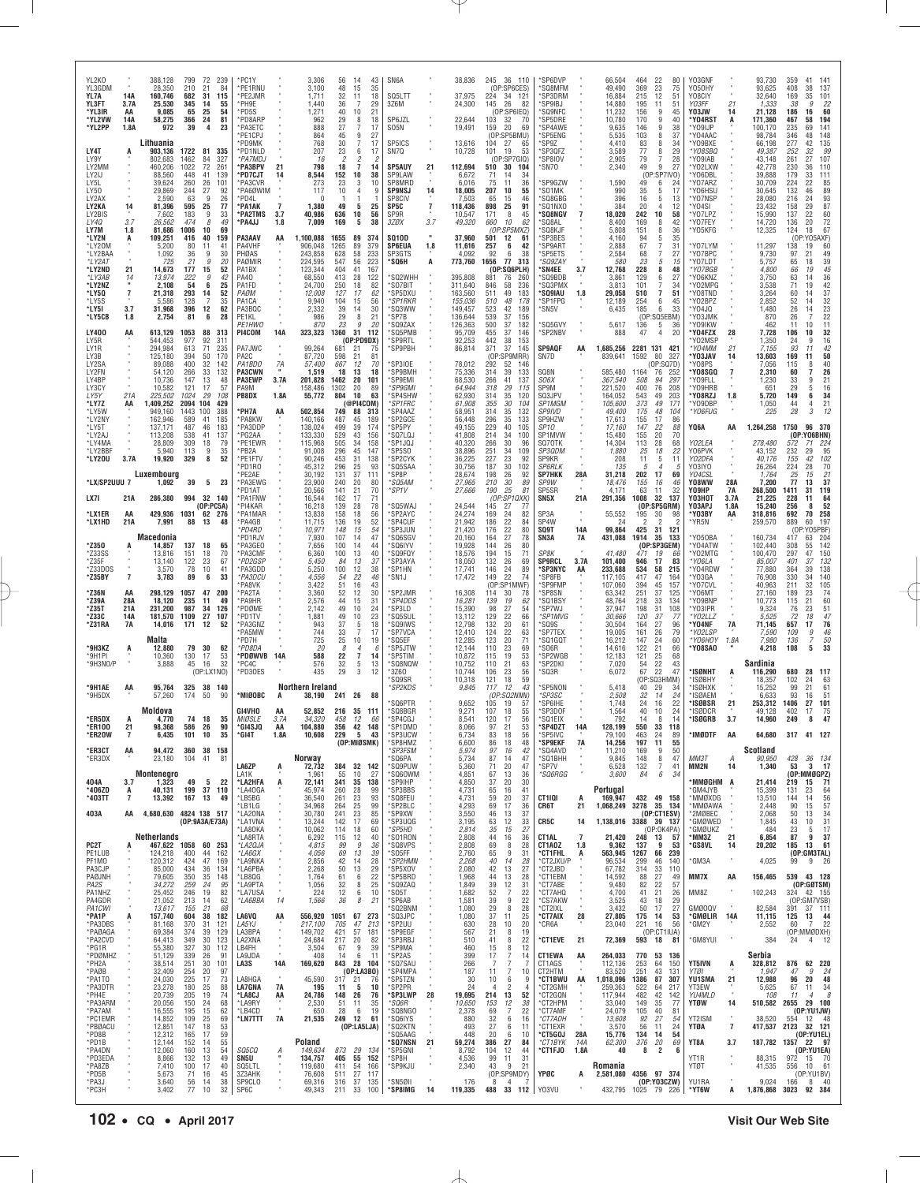YL2KO * 388,128 799 72 239
YL3GDM * 28,350 210 21 84
YL7A 14A 160,746 682 31 115
YL3FT 3.7A 25,530 345 14 55
*YL3IR AA 9,085 65 25 54
*YL2VW 14A 58,275 366 24 81
*YL2PP 1.8A 972 39 4 23

**Lithuania**

LY4T A 903,136 1722 81 335
LY9Y * 802,683 1462 84 327
LY2MM * 460,206 1022 72 261
LY2IJ * 88,560 448 41 139
LY5L * 39,624 260 26 101
LY5O * 29,869 244 27 92
LY2AX * 2,590 63 9 26
LY2KA 14 81,396 595 25 77
LY2BIS * 7,602 183 9 33
LY4Q 3.7 26,562 474 8 49
LY7M 1.8 81,686 1006 10 69
*LY2N A 109,251 416 40 159
*LY2OM * 5,200 80 11 41
*LY2BAA * 1,092 36 9 30
*LY2AT * 725 21 9 20
*LY2ND 21 14,673 177 15 52
*LY3AB 14 13,974 222 9 42
*LY2NZ * 2,108 54 6 25
*LY5Q 7 21,318 293 14 52
*LY5S * 5,586 128 7 35
*LY5L 3.7 31,968 396 12 62
*LY5CB 1.8 2,754 81 6 28

LY4OO AA 613,129 1053 88 313
LY5R * 544,453 977 92 311
LY1R * 294,984 613 71 235
LY3B * 125,180 394 50 170
LY2SA * 89,088 400 32 142
LY2FN * 54,120 266 33 132
LY4BP * 10,736 147 13 48
LY3CY * 10,582 121 17 57
LY5Y 21A 225,502 1024 29 108
*LY7Z AA 1,409,252 2094 104 429
*LY5W * 949,160 1443 100 388
*LY2NY * 162,946 589 41 185
*LY5T * 137,171 487 46 183
*LY2AJ * 113,208 538 41 137
*LY4MA * 28,809 309 18 79
*LY2BBF * 5,940 113 9 35
*LY2OU 3.7A 19,920 329 8 52

**Luxembourg**

*LX/SP2UUU 7 1,092 39 5 23

LX7I 21A 286,380 994 32 140 (OP:PC5A)
*LX1ER AA 429,936 1031 62 276
*LX1HD 21A 7,991 88 13 48

**Macedonia**

*Z35O A 14,857 137 18 65
*Z33SS * 13,816 151 18 70
*Z35F * 13,140 122 23 67
*Z33DOS * 3,570 78 10 41
*Z35BY 7 3,783 89 6 33

*Z36N AA 298,129 1057 47 200
*Z39A 28A 18,120 235 11 49
*Z35T 21A 231,200 987 34 126
*Z33C 14A 181,570 1109 27 107
*Z31RA 7A 14,016 171 12 52

**Malta**

*9H3KZ A 12,880 79 30 62
*9H1PI * 10,360 130 17 53
*9H3NO/P * 3,888 45 16 32 (OP:LX1NO)

*9H1AE AA 95,764 325 38 140
*9H5DX * 57,260 174 50 90

**Moldova**

*ER5DX A 4,770 74 18 35
*ER1OO 21 98,368 586 26 90
*ER2OW 7 6,435 101 10 35

*ER3CT AA 94,472 360 38 158
*ER3DX * 23,180 104 41 81

**Montenegro**

4O4A 3.7 1,323 49 5 22
*4O6ZD A 40,131 199 37 110
*4O3TT 7 13,392 167 13 49

4O3A AA 4,680,630 4824 138 517 (OP:9A3A/E73A)

**Netherlands**

PC2T A 467,622 1058 60 253
PE1LUB * 124,218 400 44 162
PF1MO * 120,312 424 47 169
PA3CJP * 85,000 434 36 134
PA0JNH * 79,605 350 35 148
PA2S * 34,272 259 24 95
PA1NHZ * 25,452 246 19 82
PA4GDR * 21,052 213 14 62
PA1CW/ * 13,617 155 21 68
*PA1P A 157,740 604 38 182
*PA3DBS * 81,168 370 31 121
*PA0AGA * 69,384 374 39 129
*PA2CVD * 64,413 349 30 123
*PG1R * 55,380 327 30 112
*PD0MHZ * 51,129 339 26 91
*PH2A * 38,514 251 30 101
*PA0B * 32,409 254 20 97
*PA1TO * 24,030 225 17 73
*PA3DTR * 23,278 180 25 88
*PH4E * 20,739 205 19 74
*PA3ARM * 20,056 150 24 68
*PA7AM * 16,555 195 15 62
*PC1EMR * 14,852 109 25 69
*PB0ACU * 12,851 147 18 53
*PD8B * 12,412 165 17 59
*PD1B * 12,144 152 14 55
*PA4DN * 12,060 160 13 54
*PD3EDA * 8,866 132 13 49
*PA8ZB * 7,410 100 17 40
*PD5B * 5,673 71 16 45
*PA3J * 3,640 56 14 38
*PC3H * 3,402 77 10 32
*PC1Y * 3,306 56 14 43
*PE1RNU * 3,100 48 15 35
*PE2JMR * 1,711 32 11 18
*PH9E * 1,440 36 7 29
*PD5S * 1,271 40 10 21
*PD8ARP * 962 29 8 18
*PA3ETC * 888 27 7 17
*PE1CPJ * 864 45 9 27
*PD9MK * 768 30 7 17
*PD1NLD * 207 23 6 17
*PA7MDJ * 16 2 2 2
*PA3BPV 21 798 18 7 14
*PD7CJT 14 8,544 152 10 38
*PA3CVR * 273 23 3 10
*PA6OWIM * 117 10 4 9
*PD4L * 0 1 1 1
*PA1AK 7 1,380 49 5 25
*PA2TMS 3.7 40,986 636 10 56
*PA4JJ 1.8 7,009 169 5 38

PA3AAV AA 1,100,088 1655 89 374
PA4VHF * 906,048 1265 89 379
PH0AS * 243,858 628 58 233
PA0MIR * 224,595 547 56 223
PA1BX * 123,344 404 41 167
PA4O * 68,550 413 28 122
PA1FD * 24,700 250 18 82
PA0M * 12,008 127 17 62
PA1CA * 9,940 104 15 56
PA3BQC * 2,332 39 14 30
PE1KL * 986 29 8 21
PE1HWO * 870 23 9 20
PI4COM 14A 323,323 1360 31 112 (OP:PD0DX)
PA7JWC * 99,264 681 21 75
PA2C * 87,720 598 21 81
PA1BDO 7A 57,400 667 12 70
PA3CWN * 1,519 18 13 18
PA3EWP 3.7A 201,828 1462 20 101
PA9M * 158,486 1302 20 89
PB8DX 1.8A 55,772 804 10 63
*PH7A AA 502,854 749 88 313
*PA8KW * 140,166 487 45 189
*PA3DDP * 138,024 499 39 174
*PG2AA * 133,330 529 43 156
*PE1EWR * 115,968 505 34 158
*PB2A * 91,008 296 45 147
*PE1FTV * 90,246 453 31 138
*PD1RO * 45,312 296 25 93
*PE2AE * 30,192 131 37 111
*PA3EWG * 23,900 240 20 80
*PD1AT * 20,566 141 21 70
*PA1FNW * 16,544 162 17 71
*PI4KAR * 16,218 139 28 78
*PA1MAR * 13,838 158 18 56
*PA4GB * 11,715 136 19 52
*PD4RD * 10,971 148 15 54
*PD1RJV * 7,930 107 14 47
*PA3GEO * 7,656 100 14 44
*PA3CMF * 6,360 100 13 40
*PD2GSP * 5,450 84 13 37
*PA3GDD * 5,250 100 12 38
*PA3DCU * 4,556 54 22 46
*PA8VK * 3,422 51 16 43
*PA2TA * 3,360 52 12 30
*PA9HR * 2,576 44 15 31
*PD0ME * 2,142 49 10 24
*PD1TV * 1,881 49 10 23
*PA3GNZ * 943 37 5 18
*PA5MW * 744 33 7 17
*PD7H * 725 25 10 19
*PD8DA * 20 8 4 6
*PD0WVB 14A 588 22 7 14
*PC4C * 576 32 5 13
*PD3OES * 435 29 3 12

**Northern Ireland**

*MI0OBC A 38,190 241 26 88

GI4VHO AA 52,852 216 35 111
MI0SLE 3.7A 34,320 458 12 66
*GI4SJQ AA 104,880 356 42 148
*GI4T 1.8A 10,608 229 5 43 (OP:MI0SMK)

**Norway**

LA6ZP A 72,732 384 32 142
LA1K * 1,961 55 10 27
*LA2HFA A 72,141 341 35 138
*LA4OGA * 45,974 260 28 99
*LB5BG * 36,540 261 23 93
*LB1LG * 34,968 264 25 99
*LA2ONA * 30,780 241 25 85
*LA1VNA * 13,244 142 17 69
*LA8OKA * 10,062 114 18 60
*LA8RTA * 6,292 115 12 40
*LA2QJA * 4,815 99 9 36
*LA6GX * 4,056 69 13 39
*LA9NKA * 2,856 42 14 28
*LA6PBA * 2,268 50 13 29
*LB8QG * 1,764 61 6 22
*LA9PTA * 1,056 32 8 25
*LA7USA * 224 12 6 10
*LA6BBA 14 1,566 36 8 21

LA6VQ AA 556,920 1051 67 273
LA5YJ * 217,100 705 47 213
LA3BPA * 149,702 421 57 181
LA2XNA * 24,684 217 20 82
LB4FH * 3,504 67 9 39
LA9JDA * 408 14 6 11
LA3S 14A 169,620 843 28 104 (OP:LA3BO)
LA8HGA * 45,590 317 21 74
LA7GNA 7A 195 11 5 10
*LA8CJ AA 24,786 148 26 76
*LA9RY * 2,530 51 11 35
*LB4CD * 650 28 6 19
*LN7TTT 7A 21,535 249 12 61 (OP:LA5LJA)

**Poland**

SQ5CQ A 149,634 873 29 134
SN5U * 134,757 405 55 152
SQ5LTL * 119,680 411 54 166
3Z3AHK * 76,608 511 27 117
SP9CLO * 69,316 316 37 135
SP6C * 49,343 211 33 100
SN6A * 38,836 245 36 110 (OP:SP6CES)
SQ5LTT * 37,975 224 34 121
3Z6M * 24,300 145 26 82 (OP:SP6IEQ)
SP6JZL * 22,644 103 32 70
SO5N * 19,491 159 20 69 (OP:SP5BMU)
SP5ICS * 13,616 104 27 65
SN7Q * 10,728 101 19 53 (OP:SP7GIQ)
SP5AUY 21 112,894 510 30 104
SP9LAW * 6,672 71 14 34
SP8MRD * 6,016 75 11 36
SP9NSJ 14 18,005 207 10 55
SP8CIV * 7,503 65 15 46
SP5C 7 118,436 898 25 91
SP9R * 10,547 171 8 45
3Z0X 3.7 49,320 660 10 62 (OP:SP5MXZ)
SQ1OD * 37,960 501 12 61
SP6EUA 1.8 11,616 257 6 42
SP3GTS * 4,092 92 6 38
*SO6H A 773,760 1656 77 313 (OP:SQ6PLH)
*SQ2WHH * 395,808 881 76 260
*SO7BIT * 311,640 846 58 236
*SP5DXU * 163,560 511 49 183
*SP1RKR * 155,036 510 48 178
*SQ3WW * 149,457 523 42 189
*SP7B * 136,644 539 37 156
*SQ9ZAX * 126,363 500 37 182
*SQ5PMB * 95,709 455 37 146
*SP9RTL * 92,253 442 38 153
*SP9PBH * 86,814 371 37 145 (OP:SP9MRR)
*SP3IOE * 78,012 292 52 146
*SP9BMH * 75,336 314 39 133
*SP9EMI * 68,530 266 41 137
*SP9GMI * 64,944 318 29 115
*SP4SHW * 62,930 314 35 120
*SP1FRC * 61,908 355 30 104
*SP4AAZ * 58,951 314 35 132
*SP2GCE * 56,448 296 35 133
*SP5PY * 49,155 229 40 105
*SQ7LQJ * 41,808 214 34 100
*SP1JQJ * 40,320 266 30 96
*SP5SO * 38,896 251 34 109
*SP2CYK * 36,225 227 23 92
*SQ5SAA * 30,756 187 30 102
*SP8P * 28,674 198 26 92
*SQ5AM * 27,965 210 30 89
*SP1V * 27,666 190 25 81 (OP:SP1OXX)
*SQ5WAJ * 24,544 145 27 77
*SP2AYC * 24,274 169 24 82
*SP4CUF * 21,942 186 22 84
*SP3JUN * 21,420 176 22 80
*SQ6SGV * 20,160 164 27 78
*SQ6IYV * 19,928 144 26 80
*SQ9FQY * 18,576 194 15 71
*SP3AYA * 18,050 132 26 69
*SP1HN * 17,741 146 24 89
*SN1J * 17,472 149 22 74 (OP:SP1MWF)
*SP2JMR * 16,308 114 30 78
*SP4DDS * 16,281 139 19 62
*SP3LD * 15,390 98 27 54
*SQ5SUL * 13,112 129 22 66
*SQ9IWS * 12,798 132 20 61
*SP7VCA * 12,410 124 22 63
*SQ5EF * 12,285 123 20 71
*SP5JTW * 12,144 110 23 69
*SP5TIM * 10,872 115 19 53
*SQ8NQW * 10,752 110 21 63
*3Z6O * 10,744 106 23 56
*SQ9SR * 10,318 121 18 59
*SP2KDS * 9,845 117 12 43 (OP:SQ2NNN)
*SQ6PTR * 9,652 105 19 57
*SQ8BGR * 9,271 107 18 55
*SP4CGJ * 8,541 120 17 56
*SP1DMD * 8,066 97 21 53
*SQ1UMC * 6,734 83 18 56
*SP8HMZ * 6,600 86 18 48
*SP3FSM * 5,974 97 16 42
*SQ6PA * 5,734 87 14 47
*SQ9PUW * 5,360 71 20 47
*SQ6OWM * 4,851 67 13 36
*SP9IHP * 4,850 37 20 30
*SP3BBS * 4,731 65 16 41
*SQ8FEU * 4,731 59 20 37
*SP2BLC * 4,293 69 12 45
*SP9XW * 3,550 46 13 37
*SP3UQG * 3,195 63 12 33
*SP5HD * 2,814 35 15 27
*SO1RON * 2,808 44 16 36
*SQ8VPS * 2,808 69 8 28
*SO5FF * 2,760 65 9 31
*SP2MMM * 2,268 40 14 28
*SP5XOV * 2,080 42 13 27
*SP5BRD * 1,968 44 13 28
*SQ9ZAQ * 1,849 39 12 31
*SO7BT * 1,682 52 7 22
*SP6AB * 1,581 39 9 22
*SQ2BNM * 1,080 29 8 28
*SQ3JPC * 1,080 37 11 25
*SP2UIJ * 630 28 10 20
*SP9EGF * 567 21 8 19
*SP8BKJ * 510 41 8 22
*SP9MA * 460 15 8 12
*SP2IAS * 399 17 7 14
*SQ7SAU * 266 7 7 7
*SP4MPA * 187 11 7 10
*SP5TZN * 30 10 6 9
*SP2PR * 24 4 2 4
*SP3LWP 28 19,695 214 13 52
*SQ6R * 10,650 153 12 38
*SP1RKT * 2,378 69 7 22
*SQ6IYS * 880 32 6 16
*SQ2KTN * 405 23 4 11
*SQ5AAG * 448 20 6 10
*SO7NSN 21 59,274 386 27 84
*SP5GNI * 8,792 104 12 44
*SP8H * 4,536 99 11 31
*SP9KJU * 2,340 43 9 21 (OP:SP9MDY)
*SN5OII * 176 8 4 7
*SP8IMG 14 119,335 488 33 112
*SP6DVP * 66,504 464 22 80
*SQ8MFM * 49,490 369 23 75
*SP3DRM * 16,884 215 12 57
*SP9IBJ * 14,880 195 11 51
*SQ9NFC * 11,232 156 9 45
*SP5DRE * 10,780 170 9 40
*SP4AWE * 9,635 146 9 38
*SP5ENG * 5,535 103 8 37
*SP8Z * 4,410 83 8 34
*SP3QFZ * 3,589 77 8 29
*SP8IOV * 2,905 79 7 28
*SN7O * 2,340 49 9 27 (OP:SP7IVO)
*SP9GZW * 1,590 49 6 24
*SO1MK * 990 35 5 17
*SQ8GBG * 396 16 5 13
*SQ1NXO * 384 20 4 12
*SQ8NGV 7 18,020 242 10 58
*SQ8AL * 8,400 169 8 42
*SQ8KJF * 5,808 151 8 36
*SP3BES * 4,160 94 5 35
*SP9ART * 2,888 67 7 31
*SP5ETS * 2,584 68 7 27
*SQ9ZAY * 580 23 5 15
*SN4EE 3.7 12,768 228 8 48
*SQ9BDB * 3,861 129 6 27
*SQ3PMX * 3,813 101 7 34
*SQ9IAU 1.8 29,058 510 7 51
*SP1FPG * 12,189 254 6 45
*SN5V * 6,435 185 6 33 (OP:SQ5EBM)
*SQ5GVY * 5,617 136 5 36
*SP2NBV * 888 47 4 20

SP9AQF AA 1,685,256 2281 131 421
SN7D * 839,641 1592 80 327 (OP:SQ7D)
SQ8N * 585,480 1164 76 252
SO6X * 367,540 508 94 297
SP9M * 221,520 400 76 208
SQ3JPV * 164,052 543 49 203
SP1MGM * 105,600 373 49 171
SP9IVD * 49,400 175 48 104
SP9HZW * 17,613 155 17 86
SP1O * 17,160 147 22 88
SP1MVW * 15,480 155 20 70
SQ7OTK * 14,304 113 28 68
SF2QDM * 1,850 25 18 22
SP9KR * 208 11 5 11
SP6RLK * 135 5 4 5
SP7HKK 28A 31,218 202 17 69
SP9W * 18,476 155 16 46
SP5SR * 4,171 63 11 32
SN5X 21A 291,356 1008 32 137 (OP:SP5GRM)
SP3A * 55,552 195 30 98
SP4W * 24 2 2 2
SQ9T 14A 99,864 425 31 121
SN3A 7A 431,088 1914 35 133 (OP:SP3GEM)
SP8K * 41,480 471 19 66
SP9RCL 3.7A 101,400 946 17 83
*SP3NYC AA 233,688 534 58 215
*SP8FB * 117,105 417 47 164
*SP9FMP * 107,060 394 45 157
*SP8SN * 63,342 251 37 125
*SQ1BSY * 48,764 218 33 134
*SP7WJ * 37,947 198 31 108
*SP1MVG * 30,666 120 37 77
*SQ9S * 30,504 164 27 96
*SP7TEX * 19,005 161 26 79
*SQ1GQT * 16,212 147 24 60
*SO6R * 14,616 122 21 66
*SP2WGB * 12,183 121 25 68
*SP2DKI * 7,020 54 22 43
*SQ3R * 6,072 67 22 47 (OP:SQ3HMM)
*SP5NON * 5,418 40 29 34
*SP3SC * 2,508 32 14 24
*SP6IHE * 1,748 24 16 22
*SP3DOF * 1,564 40 10 24
*SQ1EIX * 792 14 8 14
*SP4DZT 14A 128,199 550 33 118
*SP5IVC * 79,100 463 24 89
*SP9EKF 7A 14,256 197 11 55
*SQ4AVO * 11,210 169 9 50
*SQ1BHH * 9,845 148 8 47
*SP7V * 6,528 132 7 41
*SQ6RGG * 3,600 84 6 34

**Portugal**

CT1IOI A 169,947 432 49 158
CR6T 21 1,068,249 3278 35 134 (OP:CT1ESV)
CR5C 14 1,138,016 3388 39 137 (OP:OK4PA)
CT1AL 7 21,420 248 13 57
CT1AOZ 1.8 9,362 137 9 53
*CT1FHL A 563,945 1267 66 239
*CT2JXU/P * 96,534 299 46 140
*CT2JBD * 67,782 314 33 110
*CT1EBM * 14,592 88 27 49
*CT7ABE * 9,480 82 22 57
*CT7AHO * 4,700 41 21 26
*CS7AKW * 3,525 43 18 29
*CT2IZX * 3,432 50 17 27
*CT7AIX 28 27,805 175 14 53
*CR6A * 23,040 221 16 56 (OP:CT1IUA)
*CT1EVE 21 72,369 593 18 81

CT1EWA AA 264,033 770 53 136
CT1AGS * 112,136 253 64 150
CT2HTM * 83,520 251 43 131
*CT1BWU AA 1,018,096 1386 87 307
*CT2GMH * 259,363 522 64 217
*CT2HPM * 33,040 149 35 77
*CT7AMF * 24,079 105 40 81
*CT7ADH * 13,608 92 27 54
*CT1EXR * 3,570 56 11 24
*CT5GOJ 28A 15,776 134 14 54
*CT1BYK 14A 62,300 376 20 69
*CT1FJO 1.8A 40 8 2 6

**Romania**

YP0C A 2,581,080 4356 97 374 (OP:YO3CZW)
YO3VU * 432,795 1025 79 226
YO3GNF * 93,730 359 41 141
YO5OHY * 93,625 408 38 137
YO8CIY * 32,640 169 35 101
YO3FF 21 1,333 38 9 22
YO3JW 14 21,128 186 16 60
*YO4RST A 171,360 467 58 194
*YO9IJP * 100,170 235 69 141
*YO4AAC * 98,784 346 48 148
*YO9BXE * 66,198 277 42 135
*YO8SBQ * 49,387 252 32 99
*YO9IAB * 43,148 261 27 107
*YO2LXW * 42,778 230 36 110
*YO6DBL * 39,888 179 33 111
*YO7ARZ * 30,709 224 22 85
*YO6HSU * 30,645 132 46 89
*YO7NSP * 28,080 216 24 93
*YO4SI * 23,432 158 29 87
*YO7LPZ * 15,990 137 22 60
*YO7FEY * 14,720 136 20 72
*YO5KFG * 12,325 124 18 67 (OP:YO5AXF)
*YO7LYM * 11,297 138 19 60
*YO7BPC * 9,730 97 21 49
*YO7LDT * 5,757 65 18 39
*YO7BGB * 4,800 66 19 45
*YO6KNZ * 3,750 63 14 36
*YO2MPG * 3,538 71 19 42
*YO8TND * 3,264 60 14 37
*YO2BPZ * 2,852 52 14 32
*YO4JQ * 1,480 26 14 23
*YO3JMK * 870 26 7 22
*YO9IKW * 462 11 10 11
*YO4FZX 28 7,728 106 10 32
*YO2MSP * 1,350 24 9 16
*YO4MM 21 7,155 93 11 42
*YO3JAV 14 13,603 169 11 50
*YO8PS * 7,056 115 8 40
*YO8SGQ 7 2,310 60 7 26
*YO9FLL * 1,230 33 9 21
*YO9HRB * 651 29 5 16
*YO8RZJ 1.8 5,720 149 6 34
*YO9DBP * 1,050 44 4 21
*YO6FUG * 225 28 3 12

YO6A AA 1,264,258 1750 96 370 (OP:YO6BHN)
YO2LEA * 278,480 572 71 224
YO6PVK * 43,152 232 29 95
YO2DFA * 40,176 155 42 102
YO3IYO * 26,264 224 28 70
YO4CSL * 1,764 25 15 21
YO8WW 28A 7,200 77 13 37
YO9HP 7A 268,500 1411 31 119
YO3HOT 3.7A 21,225 228 11 64
YO3APJ 1.8A 15,240 256 8 52
*YO3BY AA 318,816 692 70 258
*YR5N * 259,570 889 60 197 (OP:YO9GPB)
*YO5OBA * 160,734 417 63 204
*YO4ATW * 102,440 308 55 142
*YO2MTG * 100,470 297 47 150
*YO6LA * 85,007 401 37 132
*YO4RDW * 77,880 364 39 138
*YO3GA * 76,908 330 34 140
*YO7CVL * 40,963 211 32 105
*YO6MT * 27,160 189 23 74
*YO9BNP * 10,773 115 21 60
*YO3IPR * 9,324 76 23 51
*YO2LLZ * 5,525 72 18 47
*YO4NF 7A 71,145 657 17 76
*YO2LSP * 7,590 109 9 46
*YO6HOY 1.8A 7,980 136 7 50
*YO8SAO * 4,218 108 5 33

**Sardinia**

*ISØNHT A 116,290 680 28 117
*ISØBHY * 18,357 102 24 63
*ISØHXK * 15,252 99 21 61
*ISØAEM * 6,633 93 16 51
*ISØBSR 21 253,312 1406 27 101
*ISØDCR * 49,128 402 17 75
*ISØGRB 3.7 14,960 249 8 47

*IMØDTF AA 64,680 317 41 127

**Scotland**

MM3T A 90,950 428 36 134
MM2N 14 1,340 53 3 17 (OP:MMØGPZ)
*MMØGHM A 21,414 219 15 71
*GM4JYB * 15,399 131 23 64
*MMØXDG * 13,510 144 14 56
*MMØAWA * 2,448 90 15 57
*2MØBEC * 2,068 50 13 34
*GMØWED * 1,845 43 10 31
*GMØUKZ * 484 23 5 17
*MM3Z 21 6,854 87 9 37
*GS8VL 14 20,202 185 13 61 (OP:GM3TAL)
*GM3A * 4,025 99 9 26

MM7X AA 156,465 539 43 128 (OP:GØTSM)
MM8Z * 102,243 324 42 155 (OP:GM7VSB)
GMØOUV * 82,584 391 37 111
*GMØLIR 14A 11,115 125 13 44
*GM2Y * 2,552 60 7 22 (OP:MMØDXH)
*GM8YUI * 384 24 4 12

**Serbia**

YT5IVN A 328,812 876 62 220
YTØI * 3,947 47 9 24
YU1SMA 21 14,880 98 20 48
YT3EW * 5,625 67 11 34
YU4MLD * 108 11 4 8
YT5W 14 510,582 2655 29 100 (OP:YU1JW)
YT2ISM * 38,520 554 12 48
YTØA 7 417,537 2123 32 121 (OP:YU1EL)
YT8A 3.7 187,782 1357 22 97 (OP:YU1EA)
YT1R * 88,315 972 15 70
YT1ST * 41,535 556 10 61
YU1RA * 9,024 166 9 39
*YT6W A 1,876,868 3023 92 384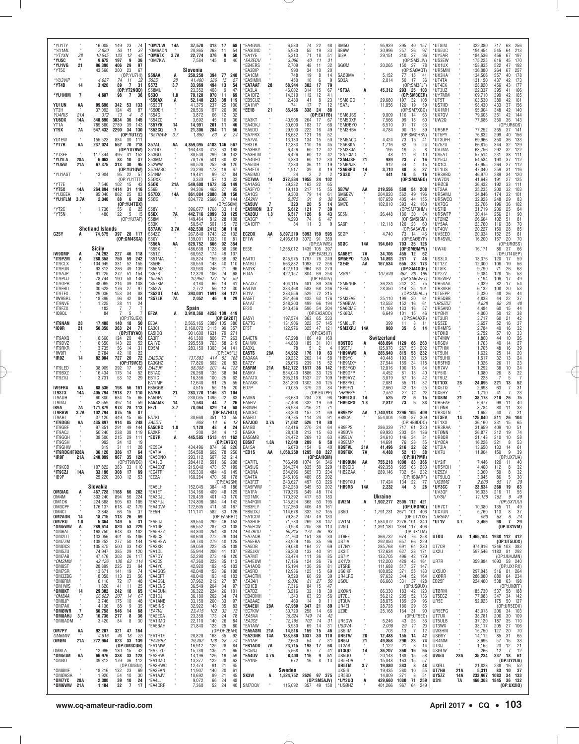*YU1TY * 16,005 149 23 74
*YU1ML * 2,880 53 11 37
*YT1XN 28 10,545 123 12 45
*YU5C " 9,675 197 9 36
*YU1VG 21 96,390 406 29 97
*YT5C * 43,560 300 23 67
(OP:YU7HI)
*YU3VIP * 4,687 74 11 32
*YT4B 14 3,420 89 7 31
(OP:YT2NOD)
*YU1NIM 7 4,687 98 7 36

YU1UN AA 99,696 342 53 133
YT3H * 37,092 124 45 87
YU4RIS 21A 372 13 4 8
YU6DX 14A 848,890 3034 36 145
YT1A * 789,880 2789 39 143
YT9X 7A 547,432 2290 34 130
(OP:YU1ZZ)
YU1EW * 155,523 884 30 111
*YT7R AA 237,024 552 70 218
(OP:YU7BW)
*YT3EE * 117,344 495 41 152
*YU1LA 28A 6,063 83 10 37
*YU5W 21A 67,375 313 30 95
(OP:YU1QW)
*YU1AST * 13,904 95 22 57
(OP:YU1TTT)
*YT7E * 7,540 102 15 43
*YT5X 14A 264,894 1414 31 116
*YU3EEA * 95,040 862 25 83
*YU1FLM 3.7A 2,346 88 6 28
(OP:YU4DTX)
*YT2C * 1,736 55 6 25
*YT5N * 480 22 5 15
(OP:YU7AF)

**Shetland Islands**

GZ5Y A 74,675 397 28 117
(OP:GM4SSA)

**Sicily**

IW9GMF A 74,292 227 46 118
*IT9PZM A 288,358 750 59 242
*IT9CLX * 104,949 331 52 155
*IT9FUN * 93,812 286 49 139
*IT9AJP * 91,225 272 51 154
*IT9POJ * 78,744 190 58 146
*IT9OPR * 48,069 214 39 108
*IT9FRD * 30,628 176 27 97
*IT9TFX * 29,036 153 34 88
*IW9GRL * 18,396 96 42 84
*IT9NVE * 1,225 28 11 24
*IT9FZX * 182 7 7 7
*IQ9QL * 84 7 7 5
(OP:IT9GSX)
*IT9NAN 28 17,408 140 18 50
*IO9R 21 50,350 363 24 71
(OP:IT9YAO)
*IT9AXQ * 16,660 124 20 48
*IT9DVZ * 16,650 143 22 52
*IT9RKR * 3,735 56 14 31
*IW9FI * 2,784 42 10 22
*IR9Z 14 82,984 727 20 72
(OP:IT9VCE)
*IT9LED * 38,909 392 17 56
*IT9BXZ * 16,434 175 14 52
*IT9ZVJ * 3,731 53 12 29

IW9FRA AA 88,536 198 56 161
IT9STX 14A 405,794 1918 27 110
IT9AUH * 60,800 684 15 65
IT9IMJ * 42,559 497 14 59
IB9A 7A 171,879 973 28 113
IT9RBW 3.7A 102,794 875 16 87
IT9AHI * 37,120 449 15 65
*IT9DGG AA 435,897 914 85 248
*IT9GBF * 97,851 291 49 144
*IT9ACJ * 50,240 238 38 119
*IT9GDH * 38,500 215 29 111
*IT9GSH * 992 24 12 19
*IT9GHW * 819 31 11 28
*IT9RDG/IF9ZBA * 36,126 386 17 64
*IR9F 21A 240,099 967 35 128
(OP:IT9WDC)
*IT9KCD * 107,822 383 33 110
*IT9CZJ 14A 33,196 308 17 69
*IB9P * 25,220 360 12 53

**Slovakia**

OM3IAG A 467,728 1168 66 262
OM4M * 303,240 894 56 224
OM1DK * 224,688 505 63 185
OM2CPF * 176,137 618 42 179
OM4CI * 3,848 66 15 37
OM2AGN 14 18,715 113 26 69
OM7RU 1.8 5,364 149 5 31
*OM5WW A 289,614 820 53 229
*OM6AT * 168,750 648 43 182
*OM2DT * 133,056 401 45 186
*OM7ZM * 108,252 277 50 144
*OM0CS * 105,875 500 33 142
*OM5ZU * 74,947 385 29 120
*OM7AB * 47,476 303 26 117
*OM2MM * 42,126 130 63 114
*OM8ST * 28,899 225 23 94
*OM7SR * 13,671 141 19 74
*OM3ZBG * 8,058 113 23 56
*OM6RM * 6,110 72 17 48
*OM1WS * 1,620 41 11 25
*OM8KT 14 29,382 242 18 65
*OM8AA * 26,082 207 14 67
*OM8JP * 13,746 175 10 48
*OM7AX * 4,136 88 9 35
*OM8WR 7 50,758 546 14 68
*OM8AHJ 3.7 10,736 277 8 36
*OM8ADM * 3,420 84 8 30

OM7PY AA 92,207 321 47 164
OM6MW * 4,816 40 18 25
OM0M 21A 272,964 823 33 139
(OP:OM3CGN)
OM8LA * 12,996 130 15 42
*OM5UM AA 66,976 338 33 128
*OM4O * 39,812 179 36 112
(OP:OM3NI)
*OM8MF * 18,216 132 23 69
*OM0ASA * 1,920 54 10 30
*OM7YC 28A 2,380 39 10 24
*OM6WW 21A 1,104 32 7 17
*OM7LW 14A 37,570 318 17 68
*OM6ADN * 20,865 268 11 54
*OM6TX 3.7A 22,774 376 9 50
*OM7KW * 7,584 145 8 40

**Slovenia**

S59AA A 250,250 394 77 248
S58D 28 41,400 386 15 57
S57Z 3.7 33,969 494 13 54
S58MU * 23,352 408 9 47
S530 1.8 79,120 970 11 69
*S56AX A 52,140 233 39 119
*S53DT * 41,375 237 25 100
*S50BH * 28,536 197 26 90
*S54G * 3,872 66 12 32
*S54ZO * 3,692 45 16 36
*S57YK 14 14,991 201 11 46
*S52CQ 7 21,306 284 11 56
*S57NAW 3.7 1,890 63 6 24

S57AL AA 4,859,095 4183 146 567
S51DD * 164,430 418 63 198
S53GO * 88,548 299 46 142
S53MM * 78,176 501 30 82
S52WW * 60,528 252 36 120
S57OABC * 23,298 173 19 47
S51NM * 19,481 99 37 84
S50XX * 3,330 57 13 32
S50K 21A 549,608 1672 35 149
S56B * 94,306 462 27 95
S57DX 14A 861,084 2880 39 150
S50G * 834,772 2666 37 144
(OP:S56M)
S58Y * 396,677 1768 33 116
S56X 7A 442,716 2099 33 125
S58M * 149,464 812 28 108
S53K * 50,547 501 15 72
S57AW 3.7A 482,530 2412 30 116
S54ZZ * 267,840 1743 22 102
S56Y * 139,001 1333 16 81
*S56A AA 629,752 866 92 354
*S55X * 486,638 1128 68 266
*S51Z * 68,952 174 49 107
*S51MA * 45,824 159 36 92
*S50B * 38,550 143 40 110
*S55MZ * 33,930 246 21 96
*S57S * 12,328 106 24 68
*S55BA * 10,950 137 16 59
*S57KM * 4,180 66 14 41
*S52W * 2,772 56 12 30
*S520T 14A 393,001 1691 34 127
*S57LR 7A 2,052 46 9 29

**Spain**

EF2A A 3,910,368 4258 109 419
(OP:EA2OT)
EE3A * 2,565,165 3089 105 380
EA3CI * 2,160,072 3115 99 357
EA5IDQ * 901,600 1631 79 271
EA3FF * 461,380 806 77 263
EA1YD * 295,559 703 58 219
ED5M * 283,150 1303 34 141
(OP:EA5FL)
EA2DDE * 137,683 414 53 168
EA3GHZ * 77,826 502 26 83
EA4EJR * 58,308 201 44 128
EB1AC * 26,268 135 38 94
EB1IC * 16,356 100 25 62
EA1IMP * 12,640 91 25 55
EB5GGB * 4,515 55 15 20
EA7KB 21 283,770 1146 31 104
EA5DFV * 238,035 1495 22 83
EA5AMK 14 1,584 44 7 26
EE7L 3.7 78,064 829 14 68
(OP:EA7HLU)
EA7KI * 30,668 351 13 55
EA5OIT * 608 14 6 13
EA5CRC 1.8 1,120 48 4 24
EA2KR * 208 24 4 12
*ED7R A 445,585 1513 41 162
(OP:EA7GX)
*EC5EA * 434,496 874 66 226
*EA7IA * 354,568 602 78 250
*EA5GNO * 293,112 607 62 214
*EA1JO * 284,412 591 66 208
*EA4DXP * 215,040 473 57 199
*EC4TR * 165,330 484 49 149
*EE2A * 160,284 470 50 178
(OP:EA2SN)
*EA5LH * 152,045 384 49 186
*EA1ET * 134,166 409 48 129
*EA3DJL * 128,439 401 43 170
*EA5FIJ * 124,806 364 44 142
*EA4GVA * 122,605 411 50 167
*EE5H * 111,141 582 33 126
(OP:EA5HRT)
*EA5UJ * 89,550 292 46 153
*EA1HP * 66,552 287 33 108
*EA5HZ * 64,800 254 38 124
*EB5CS * 60,648 272 29 104
*EA5HEW * 59,730 279 40 125
*EA3XR * 59,059 222 35 108
*EA1OL * 55,944 206 41 107
*EA7OY * 52,290 273 46 120
*EA3CS * 47,360 222 35 114
*EA4YC * 42,920 192 45 103
*EA4GQS * 42,048 153 36 108
*EA4CFT * 40,040 193 40 103
*EA4GSL * 37,962 212 27 87
*EA1ENG * 36,549 204 34 97
*EA4CUN * 36,322 224 26 101
*EB1DJ * 36,180 202 34 74
*EA1ANB * 33,150 200 33 97
*EA5INS * 32,922 148 35 83
*EA7JQ * 23,415 102 32 73
*EA2ECA * 23,358 173 24 78
*EA1IMQ * 22,110 140 26 84
*EA5BAH * 21,840 123 25 80
*EA1HTF * 20,828 163 35 92
*EA4GRZ * 19,482 128 28 74
*EA1MW * 16,912 125 28 84
*EA7JZD * 15,738 135 21 65
*EA2HW * 14,196 126 19 59
*EA1IMO * 13,377 122 28 63
*EA3HWC * 12,474 91 21 45
*EA3EAN * 11,907 140 20 61
*EA1AJV * 10,692 99 21 45
*EA4JJ * 9,072 66 24 48
*EA4CRP * 7,360 52 24 40
*EA4GWL * 6,580 74 22 48
*EA3DNC * 5,980 55 19 33
*EA1YE * 5,313 71 18 51
*EA2EDU * 3,066 40 11 31
*EB4ERS * 2,709 48 11 32
*EA3BIP * 990 34 10 20
*EA1CM * 748 19 8 14
*EA5IMM * 450 10 6 9
*EA7AAF 28 58,944 302 17 79
*EA3LA * 46,002 314 15 67
*EA1BFZ * 14,310 112 12 41
*EB5CUZ * 2,480 41 8 23
*EA1IVP * 741 17 7 12
*EE18 21 85,458 338 24 88
(OP:EA1YB)
EA3KT * 40,908 264 17 67
*EA4DKJ * 30,600 183 17 68
*EA5DD * 29,900 222 16 49
*EA7FRX * 18,632 121 16 52
*EA7VA * 13,130 134 15 50
*EB3TR * 12,383 110 16 45
*EA3HKY * 6,426 60 12 42
*EA3HLM * 6,426 60 12 42
*EA4GEO * 4,830 60 12 30
*EA5IDH * 2,280 36 11 19
*EA4FTA * 1,917 39 8 19
*EA5IMO * 24 2 2 2
*EC7WA 14 372,834 1955 24 102
*EA1ASG * 29,232 162 22 65
*EA3FYO * 19,110 217 15 55
*EA1QS * 9,300 79 14 61
*EA2KV * 5,875 91 9 38
*EA5UV 7 323 20 5 14
*EA5MON 3.7 5,612 121 7 39
*EA2QU 1.8 6,517 126 6 41
*EA3GP * 4,293 74 6 47
*EA1DFP * 84 11 3 9

EC2DX AA 6,897,210 5093 150 595
EF1W * 2,495,619 3072 91 350
(OP:EA1WS)
EE3E * 1,258,012 1435 105 397
(OP:EA3ELZ)
EA4TD * 845,975 1797 76 249
EA1BLI * 563,832 1093 72 256
EA3YK * 422,910 964 63 270
ED4A * 422,157 804 69 258
(OP:EA4TV)
EA7JXZ * 404,115 481 85 346
EA4TW * 333,468 583 68 246
ED1V * 283,556 529 72 215
EA5ET * 261,466 432 63 176
EA1AT * 248,300 499 66 194
EF2O * 240,456 590 54 204
(OP:EA2AOO)
EA5YI * 197,574 363 65 233
EA7TG * 131,906 322 57 145
EF5T * 122,976 325 47 121
(OP:EA5HT)
EA4ETN * 67,298 186 49 160
EA1WX * 44,880 185 31 101
EA3XL * 78 5 2 4
EA5TS 28A 34,932 176 19 63
EA3AKA * 29,232 262 14 58
EA7ZY * 28,676 239 15 52
EA5RM 21A 542,722 1817 36 142
EA5KV * 534,040 1886 33 125
EA7ATX * 395,216 1537 27 109
EA7AKK * 331,390 1302 30 125
ED7P * 70,085 379 23 84
(OP:EA7PP)
EA3KN * 63,630 234 28 98
EA5FIV * 57,408 332 19 59
EB3WH * 36,984 216 21 71
EA3CEC * 33,300 157 21 69
EA5FID * 29,785 114 24 91
EA7JOO 3.7A 71,082 526 19 80
EA1BD * 42,416 270 24 64
EA5KA * 28,158 213 15 63
EA5GMB * 24,472 269 13 63
EB5KT 1.8A 12,040 209 6 50
EA1SA * 6,670 154 6 40
*ED1S AA 1,058,250 1295 88 327
(OP:EA1IQM)
*EA7ITL * 766,498 1074 91 346
*EA5IJG * 364,374 835 50 229
*EA3NA * 284,896 505 73 234
*EA4TA * 245,106 480 65 202
*EA3FZT * 243,627 497 63 226
*EA5FWW * 242,250 545 53 202
*EA1FA * 179,376 549 48 174
*ED1MK * 170,392 417 53 183
*EA4FOM * 145,825 368 53 195
*EB3FLY * 127,260 406 49 161
*EA5DXF * 114,678 332 52 155
*EA1CDV * 79,352 247 49 133
*EA2HCO * 71,780 269 38 147
*EA5FCW * 50,958 205 36 113
*EA7BUU * 50,318 174 46 93
*EA7AQR * 41,760 151 36 80
*EA1CNA * 33,929 185 35 96
*EA5DB * 29,088 164 27 69
*EB5JKV * 26,200 133 40 91
*EA7MT * 23,474 111 36 85
*EA4EUW * 17,136 124 26 76
*EA1AOQ * 15,194 130 26 81
*EA5RD * 12,936 125 15 69
*EA4CTM * 9,520 60 29 39
*EA3AH * 9,030 81 27 59
*EB1EB * 7,316 84 15 47
*EA7DZ * 3,216 32 18 30
*EB4DMH * 1,343 63 23 56
*EA2AAE * 460 14 9 11
*EA4EUI 28A 67,980 347 21 89
*EC7KW * 30,720 258 14 46
*EA5XA * 15,624 149 14 42
*EA2CE * 12,195 102 14 31
*EA1AW * 6,930 69 14 31
*EA5ASM 21A 14,518 159 15 46
*EA2DNR 14A 188,580 1037 30 110
*EA1AP * 2,660 54 7 31
*EB1ADD 7A 23,715 198 17 68
*EC5NJ * 5,568 97 7 41
*EA4UV 3.7A 8,400 116 9 51
*EA1NE * 672 16 8 13

**Sweden**

SK3W A 1,824,752 2626 97 375
(OP:SM5AJV)
SM7DQV * 115,092 357 49 158
SM5Q * 95,939 395 40 157
SB6W * 30,996 257 26 97
SI3A * 29,151 210 27 96
(OP:SM3LIV)
SG0M * 20,265 150 27 78
(OP:SA0AQT)
SA0BMV * 5,152 77 15 41
SD3A * 2,014 50 17 36
(OP:SM3FJF)
*SF3A A 45,312 293 25 103
(OP:SM3CER)
*SM6IQD * 29,680 197 32 108
*SA7J * 11,856 126 19 59
(OP:SM7XGG)
*SM6USS * 9,009 116 14 63
*SM5DXR * 7,566 99 18 60
*SM0BYO * 6,510 91 17 53
*SM3HBV * 4,784 90 13 39
(OP:SM0HBV)
*SM5ACQ * 4,424 73 15 41
*SA6SKA * 1,716 62 9 24
*SM3KJA * 195 19 5 8
*SA7CMD * 48 11 6 10
*SM4JSF 21 989 23 7 16
*SM6NJK * 912 34 4 15
*SA6BPD 14 3,710 88 8 27
*SG3O 7 441 16 5 16
(OP:SM3AGO)

SB7W AA 219,556 588 54 208
SA6BCV * 204,820 562 49 196
SD6E * 107,659 405 44 155
SM7E * 102,010 393 42 160
(OP:SM7BHM)
SE5N * 26,448 180 30 84
(OP:SM5ISM)
SA6P * 12,118 120 23 60
(OP:SA6AVB)
SE0P * 4,740 73 14 46
(OP:SA0BYP)
8S0C 14A 194,649 793 35 126
(OP:SM0MPV)
SA6BET 7A 34,706 455 12 62
SM5EPO 1.8A 14,893 281 7 46
*SE4E AA 167,534 655 38 173
(OP:SM4DQE)
*SG6T * 107,640 462 38 169
(OP:SM6WET)
*SM5NQB * 36,234 242 24 75
*SE5L * 28,350 214 25 101
(OP:SM5ALJ)
*SM3EAE * 25,110 199 20 61
*SA0BVA * 13,552 152 16 61
*SA6CME * 11,169 133 16 57
*SK6QA * 6,649 101 15 46
(OP:SA6AXR)
*SM6LJP * 399 11 8 11
*SM3XRJ 14A 900 35 6 14

**Switzerland**

HB9TOC A 488,894 1129 66 263
HB9EFJ * 125,970 267 53 202
*HB9AWS A 285,940 815 58 232
*HB9YC * 40,448 193 30 128
*HB9MXY * 37,544 159 34 118
*HB3YGD * 12,816 100 18 54
*HB9GFP * 4,452 81 13 40
*HB9AYZ * 3,819 67 15 42
*HB3YKU * 2,881 55 11 32
*HB9FZI * 2,660 42 13 25
*HB9FSE * 1,551 27 11 22
*HB9TSU 14 525 22 6 15
*HB9CPS 1.8 2,812 73 5 33

HB9EYP AA 1,740,918 2296 105 409
HB9CA * 554,004 908 87 309
(OP:HB9DDO)
HB9FPS * 286,339 717 61 220
HB9DVH * 69,920 203 54 136
HB9FLV * 24,610 146 34 81
HB9EMP * 14,691 76 28 55
HB9FVL 21A 41,496 216 22 82
HB9FKK 7A 4,488 52 13 38
(OP:IK1PMR)
*HB9BUN AA 755,218 1008 83 366
*HB9CIC * 492,358 985 63 283
*HB2OAA * 289,146 732 54 232
(OP:HB9ARF)
*HB9FXU * 17,424 134 22 77
*HB9RB 14A 2,232 44 8 28

**Ukraine**

UW2M A 1,902,277 2505 112 421
(OP:UR0MC)
US5D * 1,791,231 2671 101 406
(OP:UT7DX)
UW1M * 1,584,072 2276 101 340
UV5U * 1,391,180 1864 117 406
(OP:UX1UA)
UT6EE * 366,732 674 76 258
US7IA * 290,250 657 66 229
UT7NY * 285,768 691 64 230
UX3IT * 172,634 627 38 171
US7IY * 133,705 496 42 179
UX1VX * 112,200 429 43 161
UT5RB * 111,688 517 37 147
US6IKF * 108,052 371 55 183
UR4LRG * 97,632 344 52 164
US0U * 66,660 331 37 128
(OP:US0UX)
UX0KN * 66,330 183 42 123
UT7EL * 56,212 205 52 136
UT3UV * 28,875 189 29 96
UR4EI * 28,728 180 29 85
UZ9E * 25,168 164 31 90
(OP:UT5EO)
UR5QW * 5,246 43 25 36
US0VA * 2,006 29 11 23
US5IIM * 703 13 7 12
UR5TW 28 12,488 155 14 42
UR6IJ 21 49,858 290 23 74
UT2AB * 1,122 21 8 14
UT3QD 14 36,207 360 16 65
US5UO * 20,148 188 15 58
UR5EOA * 15,048 163 15 57
UR5TM 3.7 19,880 383 8 48
UX5IS * 19,435 280 10 55
UR5SD * 14,809 271 8 51
*UY2UQ A 429,660 1080 71 259
*US0HZ * 401,266 967 64 249
*UT8IM * 322,380 717 68 256
*US5UC * 194,454 545 64 213
*UY5AR * 184,536 456 67 197
*US3EW * 175,225 616 45 170
*UX1UX * 158,935 522 47 192
*UR5MM * 136,080 264 67 257
*UX3HA * 134,506 557 40 178
*UT4TA * 131,150 437 42 173
*UT4EK * 128,920 456 43 177
*UT3UZ * 122,337 395 41 166
*UY7MM * 109,710 399 42 165
*UT5T * 103,530 389 42 161
*US7IID * 98,430 433 37 156
*UX1MH * 95,004 348 42 140
*UX7QV * 79,608 351 42 144
*UW2Q * 77,686 350 36 143
(OP:UR8QS)
*UR5RP * 77,252 365 37 141
*UT5PY * 76,832 299 40 156
*UT3UFH * 69,966 350 36 133
*UZ5ZU * 68,815 344 32 129
*UV7MA * 63,756 292 32 122
*US5AT * 57,514 231 38 111
*UY5QJ * 54,534 193 37 112
*UX1CL * 47,965 264 27 112
*UT1US * 47,040 259 31 116
*UR3ABQ * 46,970 289 34 120
*UW7CN * 41,648 191 27 125
*UR0CB * 36,432 192 33 111
*UT2AA * 35,235 200 32 103
*UR5AMJ * 34,846 174 32 101
*UR5WCQ * 32,928 248 29 83
*UX7QG * 32,706 196 36 102
*US7IB * 31,719 206 25 84
*UR5WFP * 30,414 256 21 90
*UT2MZ * 26,664 102 51 81
*UY5AA * 23,760 116 38 70
*UT4QV * 20,227 150 28 85
*UV5EEO * 20,034 152 25 81
*UR4SWL * 16,200 157 20 70
(OP:UR0SS)
*UW4U * 16,171 86 37 66
(OP:UT4UEP)
*US3LX * 13,376 120 17 59
*UT1ZZ * 12,000 106 19 56
*UT8IK * 9,790 71 26 63
*UY2ZZ * 9,384 128 15 53
*US5WFV * 7,194 106 17 49
*UR5VAA * 7,029 87 17 54
*UR3VKH * 6,132 108 20 53
*UT5EPP * 5,320 48 26 44
*UR5QBB * 4,838 44 22 37
*UR5ZDZ * 4,828 88 20 48
*UR5ANO * 4,484 60 15 44
*UY0HY * 4,000 50 12 38
*UT3UFI * 3,717 60 21 42
*US5ZE * 3,657 52 16 37
*UR4MFS * 2,784 40 16 32
*UT0HB * 2,752 57 10 33
*UT4MW * 1,800 44 10 26
*UR6QV * 1,763 40 14 27
*UT7HM * 1,705 48 16 39
*UT5UN * 1,632 25 14 20
*UT5UHX * 1,517 32 13 24
*UR5FHD * 1,326 26 11 23
*UR7AV * 1,292 38 10 24
*UY5IG * 1,080 26 8 22
*UT9UZ * 228 7 5 7
*UT1DX 28 24,895 221 13 52
*UX5TQ * 2,698 63 7 31
*UX5HY * 1,710 41 7 23
*US8IM 21 38,178 210 26 75
*UR5EAF * 6,477 99 11 40
*UT0NB * 3,784 80 11 33
*UR3QTN * 1,652 40 7 21
*UT3EV 14 125,840 811 26 104
*UT1XX * 36,160 351 15 65
*UR3RAA * 31,659 409 10 51
*UT0NN * 26,877 212 19 74
*UR8QR * 21,148 210 10 58
*UY0CA * 16,226 221 8 53
*UT3IA * 13,650 133 14 61
*UX7U * 11,904 150 9 39
(OP:UX7UA)
*UY2IF * 7,446 120 11 40
*UR5YDH * 4,400 112 8 32
*UZ5ZV * 3,360 59 8 32
*UT5ULQ * 3,045 86 5 30
*US0MS * 2,600 55 11 29
*UY3CC 7 23,534 268 19 63
*UV3QF * 16,038 216 11 55
*UY6U * 11,136 153 9 49
(OP:UX7UU)
*UR7CT * 10,380 135 11 49
*UX7UN * 5,760 113 8 37
*UR5WT * 960 53 6 24
*UT1V 3.7 3,456 98 7 29
(OP:US1WM)

UT0U AA 1,465,104 1938 112 412
(OP:UT5UDX)
UT7CR * 974,916 1346 103 383
UX2U * 597,546 1183 81 292
(OP:UU4JMM)
UR7R * 359,984 1093 58 240
(OP:UX1RX)
UX5UO * 297,045 516 81 264
UX0RR * 286,080 680 63 234
EO25F * 224,460 538 63 198
(OP:UX0FF)
UT0RM * 185,730 537 58 188
UT5ECZ * 77,088 347 34 142
UR5E * 52,923 175 50 127
(OP:UR5EDX)
UR5EPG * 43,018 206 34 103
UT7UK * 38,781 206 30 109
UT5ULB * 37,120 187 35 110
UT3WX * 33,117 205 27 106
UW3HM * 15,750 127 20 70
US0SY * 14,112 85 31 65
UR4MM * 3,696 57 15 33
UT3IJ * 1,155 23 12 21
US0LW * 266 12 7 12
UW5U 28A 35,234 337 18 61
(OP:UY2UA)
UX0LL * 21,828 238 16 52
UT7HA 21A 5,311 83 10 37
UY5ZZ 14A 233,967 1083 34 133
US1I 7A 466,368 1845 36 132
(OP:UX2IO)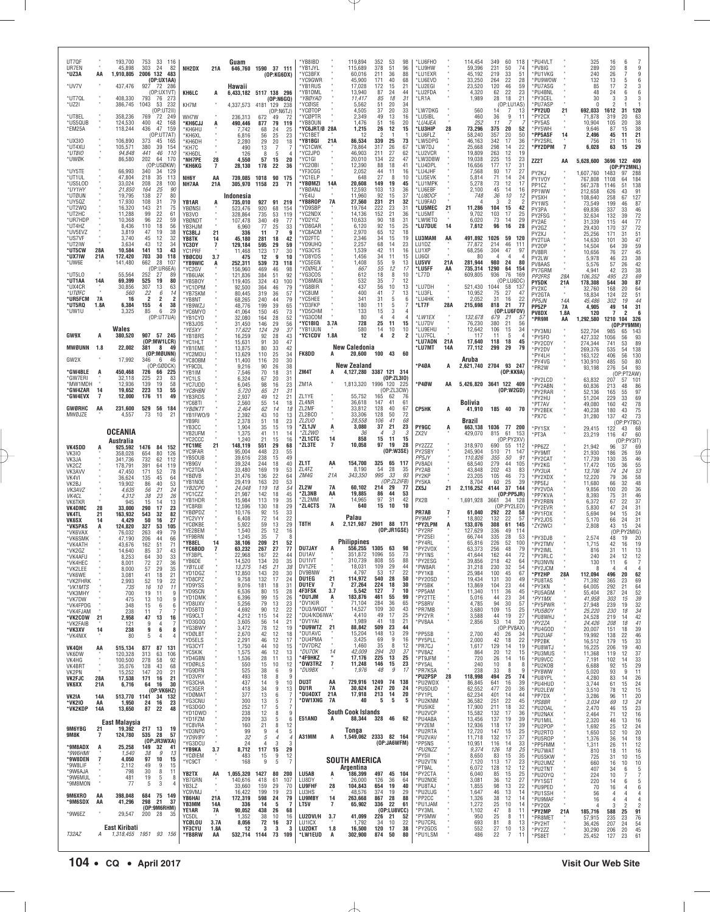UT7QF * 193,700 753 33 116
UR7EN * 45,898 303 24 82
*UZ3A AA 1,910,805 2006 132 483
(OP:UX1AA)
*UV7V * 437,476 927 72 286
(OP:UX1VT)
*UT7QL * 408,330 793 76 273
*UZ2I * 386,745 1043 53 232
(OP:UT2II)
*UT8EL * 358,236 769 72 249
*US5QUB * 124,530 400 42 168
*EM25A * 118,244 436 47 159
(OP:UT7AT)
*UX3IO * 106,890 373 45 165
*UT4XU * 105,571 380 39 154
*UT8IO * 94,948 441 46 110
*UW0K * 86,580 202 64 170
(OP:US0KW)
*UY5TE * 66,993 340 34 129
*UT1UL * 47,804 218 35 113
*US5LOD * 33,024 208 28 100
*UY1HY * 21,850 164 25 90
*UT0UN * 19,795 138 27 80
*UY5QZ * 17,930 108 31 79
*UT2WQ * 16,320 143 21 75
*UT2HC * 11,288 99 22 61
*UR7HDP * 10,368 96 22 59
*UT4HZ * 8,436 110 18 56
*UV5EVZ * 3,819 47 19 38
*US7VF * 3,740 45 12 32
*UT2IW * 3,634 43 12 34
*UT5CW 28A 10,584 141 13 43
*UX7IW 21A 172,420 703 30 118
*UW6E * 141,480 662 28 107
(OP:UR6EA)
*UT5LO * 55,564 252 27 89
*UT1AA 14A 69,399 525 19 80
*UX4CR * 30,856 307 13 63
*UT0FC * 560 22 6 14
*UR5FCM 7A 16 2 2 2
*UT5RO 1.8A 6,384 155 4 38
*UW1U * 3,325 85 6 29
(OP:UT7UA)

### Wales

GW9X A 380,520 907 57 245
(OP:MW1LCR)
MW0UNN 1.8 22,002 381 8 49
(OP:M0UNN)
GW2X * 17,992 346 6 46
(OP:GD0CK)
*GW4BLE A 450,468 726 66 225
*GW7ERI * 32,118 225 23 83
*MW1MDH * 12,936 139 19 58
*GW4ZAR 14 19,652 223 13 55
*GW4EVX 7 12,000 176 11 49
GW0RHC AA 231,600 529 56 184
MW0JZE * 4,557 73 10 21

## OCEANIA

### Australia

VK4SDD A 925,592 1476 84 152
VK3IO * 358,028 654 80 126
VK3JA * 341,736 732 62 112
VK2CZ * 178,791 391 64 119
VK3AVV * 47,450 171 52 78
VK4VI * 36,624 135 45 64
VK2BJ * 19,902 86 40 53
VK3AVZ * 4,635 56 21 24
VK4CL * 4,312 38 23 26
VK6TKR * 945 15 14 13
VK4DMC 28 33,000 290 17 23
VK4TL 21 163,932 543 32 82
VK6SX 14 4,429 50 16 27
*VK5PAS A 124,820 327 53 105
*VK6VAX * 76,023 263 49 79
*VK6SMK * 47,190 206 44 66
*VK4ATH * 43,676 162 51 71
*VK2GZ * 14,640 85 37 43
*VK4AFU * 8,253 64 30 33
*VK4HEC * 8,001 72 27 36
*VK2LEE * 8,000 57 29 35
*VK6WE * 3,081 41 18 21
*VK2FHRK * 2,993 52 19 22
*VK1MTS * 735 16 10 11
*VK3MHY * 700 19 11 9
*VK7DW * 475 13 10 9
*VK4FPDG * 348 15 6 6
*VK4FJAM * 238 11 7 7
*VK2COW 21 2,958 47 13 16
*VK2FAIB * 121 9 4 7
*VK3XV 14 238 9 6 8
*VK4NIX * 80 5 4 4
VK4QH AA 515,134 877 87 131
VK6DW * 120,328 313 63 106
VK4HG * 100,500 278 58 92
VK4BRT * 35,076 128 43 68
VK2PN * 15,252 147 20 21
VK2FJC 28A 17,538 171 16 21
VK6XX 21A 6,716 64 16 30
(OP:VK6HZ)
VK2IA 14A 513,770 1141 34 132
*VK2IO AA 1,950 24 16 23
*VK2KDP 14A 13,650 87 22 48

### East Malaysia

9M6YBG 21 19,392 217 13 19
9M8K 7 124,780 535 28 57
(OP:JR3WXA)
*9M8ADX A 25,258 149 32 41
*9W6HMI * 1,540 38 9 13
*9W8DEN 7 4,050 97 10 15
*9W8LIF * 2,112 49 10 12
*9W6AJA * 798 30 8 11
*9W6MUL * 481 19 5 8
*9M8MON * 77 5 3 4
9M6XRO AA 398,048 684 75 149
*9M6SDX AA 41,296 298 21 37
(OP:9M6RHM)
*9W6EZ * 29,547 200 28 35

### East Kiribati

T32AZ A 1,318,455 1951 93 156

### Guam

NH2DX 21A 646,760 1590 37 111
(OP:KG6DX)

### Hawaii

KH6LC A 6,433,182 5117 138 296
(OP:N6GQ)
KH7M * 4,337,573 4181 129 258
(OP:N6TJ)
WH7W * 236,313 672 49 72
*KH6CJJ A 490,446 877 79 119
*KH6HU * 7,742 68 24 25
*KH6XL * 6,816 56 25 23
*KH6DH * 2,280 29 20 18
*KH7C * 490 13 7 7
*KH6DL * 126 8 5 4
*NH7PE 28 4,550 57 15 20
*KH6KG 7 28,130 178 22 36
NH6Y AA 739,085 1018 90 175
NH7AA 21A 305,970 1158 23 71

### Indonesia

YB1AR A 735,010 927 91 219
YB0NSI * 523,476 920 68 154
YB3VO * 328,864 735 53 119
YB0NDT * 107,478 340 49 77
YB3HJM * 6,960 77 25 33
YC3BLJ 21 336 11 7 9
YB8TK 14 45,180 281 18 42
YC3DY 7 129,184 595 29 59
YC1PRF * 11,468 123 17 30
YB0COU 3.7 475 12 9 10
*YB9WIC A 252,311 539 73 118
*YC2GV * 156,960 469 46 98
*YB6UAK * 121,836 384 51 92
*YB5BOY * 119,405 324 43 100
*YC1DPM * 92,500 364 46 79
*YB7SKM * 80,445 319 36 57
*YB8NT * 68,265 240 44 79
*YB9WZJ * 48,776 199 39 65
*YC9MOV * 41,064 150 45 73
*YB1CYD * 32,080 164 28 52
*YB3JOS * 31,450 146 29 56
*YE5XY * 17,622 124 29 37
*YB1BRS * 16,259 92 28 43
*YC1HLT * 15,631 91 30 47
*YB1EME * 13,875 80 33 42
*YC2MDU * 13,629 110 25 34
*YC8OBM * 11,400 116 20 30
*YF9CDL * 9,216 90 26 38
*YB1IM * 7,546 70 18 31
*YC1LS * 6,324 67 20 31
*YC7UDD * 6,045 98 16 23
*YC9HBN * 5,720 65 21 31
*YB3RDS * 2,937 49 12 21
*YC6BTI * 2,560 55 14 18
*YB0KTT * 2,464 62 14 18
*YB1FWO/9 * 2,392 43 10 13
*YB9RI * 2,378 51 18 23
*YB3CC * 1,904 35 15 19
*YB2UFM * 1,375 41 11 14
*YC2CCC * 1,240 21 15 16
*YC1ME 21 148,119 551 29 68
*YC9FAR * 95,004 448 23 55
*YB5OUB * 39,616 238 15 49
*YB9GV * 39,324 244 18 40
*YC2TDA * 33,480 169 19 53
*YB0VB * 31,476 136 22 64
*YB1NOE * 29,419 163 20 53
*YB2CPO * 24,048 119 18 54
*YC1CZZ * 21,987 142 18 45
*YB1HDR * 15,984 113 19 35
*YC8RBI * 12,596 130 18 29
*YB0PDZ * 10,176 92 15 33
*YC2VYY * 6,408 72 14 22
*YC0KBE * 5,922 59 13 29
*YE2BEM * 1,540 25 12 16
*YF9BRN * 1,245 35 7 8
*YB8EL 14 38,106 209 21 52
*YC6BDD 7 63,232 267 27 77
*YF3BPL * 22,968 167 22 44
*YB6DE * 14,520 134 20 35
*YB1LUE * 13,275 145 21 38
*YD1DGZ * 12,850 143 20 30
*YD8CPZ * 9,758 132 17 24
*YD1YSS * 9,016 181 18 31
*YD9SCN * 6,536 80 15 28
*YD1DMK * 6,396 99 15 26
*YD8UXV * 5,256 79 13 23
*YD5BTD * 4,692 90 12 22
*YG9CLT * 4,212 115 14 22
*YD3GOO * 3,605 56 14 21
*YG9WTY * 3,472 78 12 19
*YD0LBT * 2,670 42 12 18
*YD5ELS * 2,291 46 12 17
*YG3CYT * 1,750 44 10 15
*YC5KIK * 1,575 46 12 13
*YD4GBN * 1,536 28 11 13
*YD0RLS * 550 15 10 12
*YG0DFN * 525 38 6 9
*YD3VRY * 493 18 8 9
*YG3CHA * 437 14 9 10
*YC3GER * 418 34 9 13
*YD0MAT * 377 13 6 7
*YG3CNU * 300 13 5 7
*YG3DGO * 252 17 5 7
*YD1DWD * 238 12 8 9
*YD1FZM * 209 33 5 6
*YC8VRA * 160 21 8 12
*YD3NPO * 99 9 4 5
*YD9VBY * 32 5 4 4
*YG3DCU * 24 4 3 3
*YB9KA 3.7 8,712 117 15 29
*YC0IEM * 483 15 9 12
*YC9CT * 168 9 5 7
YB2TX AA 1,055,320 1427 80 200
YB7GRN * 140,616 418 61 107
YB3LZ * 33,660 159 29 70
YC9VMJ * 16,422 199 19 23
YB6HAI 21A 172,319 598 24 79
YB3MM 14A 336 14 5 7
YE1AR 7A 90,052 438 26 68
YC5DL * 1,352 38 10 16
YC0LOU 3.7A 8,056 72 16 37
YF3CYU 1.8A 12 3 3 3
*YB8RW AA 532,714 1144 73 109
*YB8IBD * 119,894 352 53 98
*YB1JYL * 115,689 378 51 96
*YC3BFX * 60,016 211 36 88
*YC9GWR * 45,900 171 40 68
*YB1RUS * 17,028 172 15 21
*YB1DML * 13,940 87 24 44
*YB0YAD * 11,417 85 18 31
*YC0ISE * 5,562 51 20 34
*YC0TOP * 4,505 37 20 33
*YC0PTR * 2,349 49 13 16
*YB8OUN * 1,476 51 16 20
*YC6JRT/0 28A 1,215 26 12 15
*YC1BET * 12 2 1 1
*YB1BGI 21A 86,534 339 25 73
*YC1CWK * 78,864 317 26 67
*YC2JPO * 46,903 211 27 62
*YC1GI * 20,010 134 22 47
*YC2OBI * 12,390 88 18 41
*YF3CGG * 2,052 44 11 16
*YC1ELP * 648 27 8 10
*YB0MZI 14A 20,608 149 19 45
*YB0ANJ * 12,593 103 13 36
*YE4IJ * 11,960 92 15 37
*YB8ROP 7A 27,560 231 21 32
*YD9SBP * 19,764 222 23 31
*YC2NDX * 14,136 152 21 36
*YD2YIZ * 10,633 90 18 31
*YD8GAR * 6,120 92 15 25
*YC8ACM * 2,970 65 12 18
*YD2FTC * 2,346 34 15 19
*YD9UHQ * 2,257 68 14 23
*YG3CYS * 1,539 42 11 16
*YD8YDS * 1,456 34 11 15
*YC5EGN * 1,408 55 9 13
*YD0RLX * 667 55 12 17
*YG3COS * 612 18 8 10
*YD8MGN * 532 35 7 12
*YG8BIR * 437 56 10 13
*YC8UM * 400 41 7 13
*YC5HEE * 341 31 5 6
*YD3FKP * 180 11 5 7
*YD5CHM * 133 15 3 4
*YG3COM * 80 4 4 4
*YC1BIO 3.7A 728 25 11 15
*YB1UUN * 580 14 10 10
*YC1CDV 1.8A 12 4 2 2

### New Caledonia

FK8DD A 20,600 100 43 60

### New Zealand

ZM4T A 4,127,280 3387 121 314
(OP:ZL3IO)
ZM1A * 1,813,320 1996 120 225
(OP:ZL3CW)
ZL1YE * 55,752 165 62 76
ZL4NR * 36,618 147 41 61
ZL2MF * 33,812 128 40 67
ZL2BCO * 33,306 128 50 72
ZL2UO * 28,558 106 41 68
*ZL1JV A 3,080 37 21 23
*ZL2WD * 36 4 3 3
*ZL1CTC 14 858 15 11 15
*ZL3TE 7 10,058 97 19 28
(OP:W3SE)
ZL1T AA 154,700 325 65 117
ZL4FZ * 8,190 54 28 35
ZM4G 21A 343,350 995 33 93
(OP:ZL2IFB)
ZL2W 7A 60,102 214 29 77
*ZL3NB AA 19,885 86 44 53
*ZL2MM * 14,965 97 31 42
*ZL4CTS 7A 640 15 10 10

### Palau

T8TH A 2,121,987 2901 88 171
(OP:JR1GSE)

### Philippines

DU7JAY A 556,255 1305 63 98
DU1AV * 351,872 1096 55 73
DU1IVT * 310,739 808 55 88
DV1ZFE * 18,031 109 29 44
DV9BNW * 4,797 53 17 22
DU1EG 21 114,972 540 28 56
DU1EV 7 27,264 224 18 30
4F3FSK 3.7 5,542 127 7 10
*DU1JM A 183,876 461 55 99
*DV1KIR * 71,104 284 36 65
*DU3/W6QT * 14,527 109 30 43
*DU4/KD6IWA * 4,410 49 17 25
*DV1YAI * 1,989 41 18 21
*DU9WTZ 21 88,842 509 23 44
*DU1AVC * 15,204 148 13 29
*DU4PMA * 3,425 69 9 16
*DV7DRZ * 1,460 35 8 12
*DU7OK 14 42,009 294 20 37
*4F9HKZ * 17,176 225 13 25
*DW3TRZ 7 11,248 146 15 23
*DU9BX * 1,978 48 9 17
DU3T AA 729,916 1249 74 138
DU1R 7A 30,624 247 20 24
*DU4DXT 21A 17,918 213 14 20
*DW1XNG 7A 40 5 5 5

### South Cook Islands

E51AND A 88,344 328 46 62

### Tonga

A31MM A 1,549,062 2333 82 164
(OP:JA6WFM)

## SOUTH AMERICA

### Argentina

LU5AB A 186,399 497 45 104
LU8DY * 26,000 126 36 64
LU9FHF 28 104,843 654 19 40
LU3HS * 48,576 374 19 29
LU9MBY 14 263,668 867 28 88
LT5V 7 65,902 336 22 61
(OP:LU8VCC)
LU2DVI/H 3.7 41,099 226 21 56
LU1ICX * 1,792 34 10 22
LU2DKT 1.8 16,500 120 17 38
*LW1EUD A 302,900 874 50 80
*LU6FHO * 114,454 349 60 118
*LU9HW * 59,396 231 50 74
*LU1EXR * 45,192 219 33 51
*LU6EVD * 33,250 264 22 28
*LU2EGI * 23,520 120 46 59
*LU2FDA * 4,320 62 22 23
*LR1A * 1,989 28 18 21
(OP:LU1AS)
*LW7DKG * 560 14 7 13
*LU5IBL * 460 36 9 11
*LU4JEA * 252 11 7 7
*LU3HIP 28 73,296 375 20 52
*LU6FLZ * 58,240 357 20 50
*LW5DPG * 46,163 342 17 36
*LW7DJ * 25,668 298 14 22
*LU2VCR * 19,809 263 12 19
*LW3DBW * 19,038 225 15 23
*LU4DPL * 16,656 177 17 31
*LU4JHF * 7,568 93 17 27
*LU5EVK * 5,814 71 14 24
*LU1MPK * 5,278 73 12 17
*LU6EBF * 2,100 45 14 16
*LU8DCF * 748 36 10 12
*LU9FAO * 4 3 2 2
*LU5MEC 21 11,286 104 15 42
*LU5MT * 9,702 103 17 25
*LW9ETQ * 6,020 73 14 29
*LU7DUE 14 7,612 96 16 28
LU3MAM AA 491,892 1026 59 120
LU1DZ * 77,872 214 46 111
LU1XP * 68,256 304 47 97
LU6QI * 80 4 4 4
LU5VV 21A 281,944 980 24 80
*LU5FF AA 735,314 1290 64 154
*L77D * 609,805 936 76 169
(OP:LU6DC)
*LU7DH * 521,430 1044 58 137
*LU3FL * 10,952 75 27 47
*LU4HK * 2,052 31 16 22
*LT7F 28A 215,698 818 21 77
(OP:LU6FOV)
*LW1EX * 132,678 679 21 57
*LU7DV * 76,230 380 21 56
*LU8EHU * 12,642 106 15 34
*LU7FCL * 117 11 5 4
*LU7ADN 21A 17,640 118 18 45
*LU7MT 14A 77,112 299 29 79

### Aruba

*P40A A 2,621,740 2704 93 247
(OP:KK9A)
*P40W AA 5,426,820 3641 122 409
(OP:W2GD)

### Bolivia

CP5HK A 41,910 185 40 70

### Brazil

PY9GC A 663,138 1036 77 200
ZX2V * 429,070 815 61 153
(OP:PY2XV)
PY2ZZZ * 318,970 690 55 112
PY2SBY * 245,904 510 71 147
PP5JY * 110,826 355 50 91
PV8ADI * 68,540 279 44 105
PY2AB * 43,848 202 43 83
PY2KP * 23,205 105 46 73
PY5KA * 8,704 60 25 39
ZX5J 21 2,116,252 4144 37 144
(OP:PP5JR)
PX2B * 1,691,928 3661 34 128
(OP:PY2LED)
PR7AB 7 61,040 292 22 58
PY9MP * 18,802 132 22 57
*PY2LPM A 133,076 308 61 145
*PY2RF * 127,629 336 49 114
*PY2SEI * 66,744 335 28 53
*PY4RL * 65,816 226 52 100
*PY2VOX * 63,373 256 48 79
*PY1NS * 41,644 162 44 72
*PY2ESG * 39,856 218 42 64
*PW8AR * 31,218 230 32 54
*PY1KB * 25,984 100 45 67
*PY2DSD * 19,434 131 30 49
*PY2BK * 13,869 104 23 44
*PP5AM * 11,340 111 36 45
*PY2TTE * 5,016 44 23 34
*PS8RV * 4,785 94 30 57
*PR7MB * 3,680 109 15 25
*PY2YR * 3,588 44 19 27
*PV8AA * 2,856 53 14 20
(OP:PV8AX)
*PP5SB * 2,700 40 26 34
*PY5PLL * 2,000 42 18 22
*PR7CJ * 1,617 129 14 19
*PV8AZ * 864 20 12 15
*PT9JFM * 720 26 14 16
*PY5AL * 240 10 8 8
*PR7KSA * 238 33 8 9
*PU2PSP 28 118,998 494 25 74
*PU2WDX * 86,845 641 16 39
*PU5DUD * 62,552 477 20 36
*PY1PL * 62,234 401 14 44
*PU2KNM * 36,582 251 22 45
*PU5IKE * 17,900 211 18 32
*PY2VOP * 15,582 132 17 36
*PU4ABA * 13,456 137 19 39
*PY2EM * 12,936 118 17 39
*PP2CT * 12,720 147 15 25
*PU2VAV * 11,718 132 17 37
*PP5NS * 10,951 116 14 33
*PU2NZZ * 9,374 126 18 25
*PY5II * 8,650 83 15 35
*PU2VTN * 7,120 113 17 23
*PT9AL * 6,072 128 12 22
*PY2CTA * 6,040 85 15 25
*PU2NOE * 3,081 36 12 27
*PU8TAJ * 1,855 98 13 22
*PU2UJG * 1,647 46 13 14
*PP2CC * 1,326 38 12 14
*PY5MW * 950 25 8 11
*PU7CRL * 693 81 8 13
*PY3ML * 1,102 47 8 11
*PU1ETB * 312 11 7 6
*PY2GDS * 552 27 10 13
*PU1LSM * 486 22 7 11
*PU4VLT * 325 16 6 7
*PV8IG * 289 20 8 9
*PU1VKG * 240 26 7 5
*PU9WOW * 132 13 5 6
*PU7ASG * 85 17 2 3
*PU4BNL * 48 24 6 6
*PY3CEL * 30 3 3 3
*PU7ASP * 0 2 1 1
*PY2UD 21 692,033 1612 31 120
*PY2CX * 71,878 319 20 63
*PY5AS * 10,904 105 20 38
*PY5WH * 9,646 87 15 38
*PP5ASF 14 2,496 45 11 21
*PY2SRL * 756 21 11 16
*PY2DPM 7 6,028 63 15 29
ZZ2T AA 5,628,600 3696 122 409
(OP:PY2MNL)
PY2KJ * 1,607,760 1483 97 288
PY1VOY * 767,808 1108 64 184
PP1CZ * 567,378 1146 51 138
PP1WW * 212,658 626 43 91
PY5XH * 108,640 258 67 127
PY1WS * 73,549 199 46 87
PY3PA * 69,836 337 33 46
PY2FSG * 32,632 132 39 72
PY2AE * 31,339 115 44 77
PY2GZ * 29,430 170 37 72
PY2XJ * 25,256 171 31 51
PY2TUA * 14,630 101 30 47
PY2OP * 14,504 64 39 59
PV8BR * 10,656 76 27 45
PY2LW * 5,978 46 23 38
PV8AAS * 5,576 57 26 42
PY7GRM * 4,941 42 23 38
PP2FRS 28A 106,352 495 23 69
PY5DK 21A 178,308 544 30 87
PY2XC * 32,760 168 20 64
PY2GTA * 18,834 124 22 51
PP5JN 14A 45,486 302 19 44
PP5ZP 7A 4,905 49 14 31
PV8DX 1.8A 120 7 2 6
*PR9M AA 1,292,580 1210 104 326
(OP:PY9MM)
*PY3MU * 522,704 985 65 143
*PY5FO * 427,332 1056 56 93
*PY2DY * 274,344 741 53 89
*PY2DV * 269,376 535 54 138
*PY4LH * 163,122 406 56 130
*PY4VG * 130,910 485 50 80
*PR2W * 93,198 276 54 93
(OP:PT2AW)
*PY2LCD * 63,832 207 57 101
*PY2ABN * 60,836 213 48 86
*PY2RAR * 52,136 165 55 97
*PY2HU * 51,204 229 33 69
*PT7AV * 49,080 160 42 78
*PY2BEK * 40,238 180 43 75
*PX7C * 31,280 137 42 73
(OP:PY7BC)
*PY1SX * 29,415 122 43 68
*PT3A * 23,219 116 47 60
(OP:PY3IT)
*PP6ZZ * 21,942 96 37 69
*PY9MT * 21,930 186 26 59
*PY2CAT * 17,739 130 35 46
*PY2KG * 17,472 105 36 55
*PY3UA * 13,706 74 24 53
*PY2XDX * 12,220 79 36 58
*PP5EJ * 11,680 66 32 48
*PY2VOA * 9,856 100 20 36
*PP7KVA * 8,393 75 31 46
*PY2RBN * 6,572 67 22 37
*PY2EVR * 5,830 47 24 31
*PY1FDX * 5,694 94 15 24
*PY2JOS * 5,170 66 24 31
*ZY2WCI * 2,808 43 15 24
(OP:PY2MIG)
*PY3DJB * 2,574 48 19 20
*PY2TMV * 1,715 42 16 19
*PY2IML * 816 31 11 13
*PY2RLC * 240 24 12 12
*PU3MVN * 130 11 6 7
*PY2JCM * 8 4 4 4
*PY2HP 28A 112,094 496 20 62
*PU8TAS * 71,392 365 23 69
*PY3KN * 64,005 292 21 64
*PU5AGM * 55,404 287 24 52
*PY1MX * 41,958 303 15 39
*PY5PWR * 27,948 239 19 32
*PU5BOY * 25,220 220 18 34
*PU8WHJ * 24,528 219 14 42
*PY2ZA * 24,426 208 18 41
*PU4GOD * 20,007 151 18 39
*PU2UAF * 19,992 138 22 46
*PP2BK * 16,512 179 15 33
*PU8WTJ * 16,223 206 19 40
*PU3MUS * 11,368 119 12 37
*PU9VCC * 7,191 102 14 33
*PU2KOB * 6,688 92 15 29
*PY8WW * 5,000 93 9 11
*PU8YPL * 4,280 83 14 26
*PU4HUD * 3,744 61 15 24
*PU2LEW * 3,510 78 12 15
*PP7DX * 3,286 96 11 20
*PS8BR * 3,034 69 13 24
*PU2OAL * 2,470 46 15 23
*PU2NAX * 2,464 71 12 16
*PU1MIL * 2,320 46 13 16
*PU2POP * 1,692 25 12 24
*PU2RTO * 1,650 52 10 20
*PU5ROP * 1,376 36 14 18
*PF5MM * 1,311 26 11 12
*PU7WAT * 810 18 11 16
*PU2UMZ * 660 16 10 10
*PU2EVW * 407 34 6 5
*PU2OYQ * 224 10 7 7
*PY1SGT * 220 14 6 5
*PU9PED * 70 16 4 6
*PU1SSH * 56 4 4 4
*PU9MAF * 16 4 4 4
*PU2QX * 4 2 2 2
*PY2MP 21A 185,716 588 25 91
*PR8MET * 57,915 235 23 76
*PY2HT * 36,426 207 24 54
*PY2ZZ * 30,290 206 20 45
*PS8ET * 25,452 127 23 61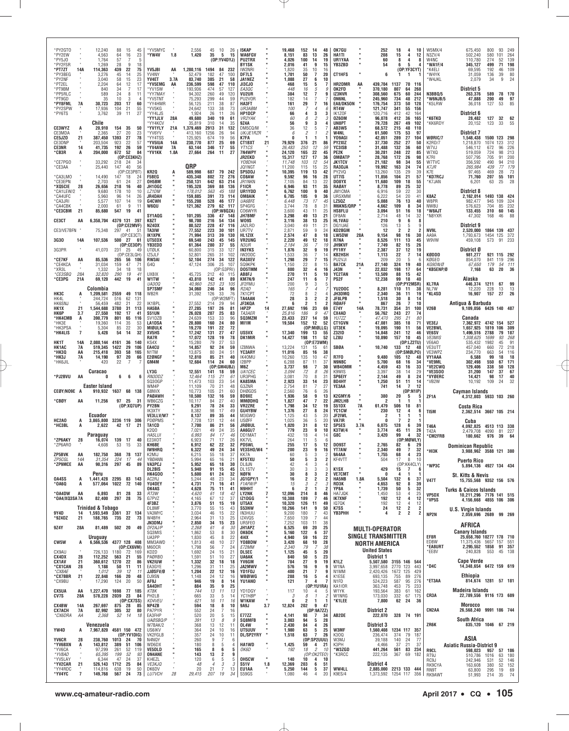| Call | Category | Score | QSOs | Zones | Countries | Operator |
|---|---|---|---|---|---|---|
| *PY2GTO | " | 12,240 | 88 | 15 | 45 | |
| *PY2EW | " | 4,563 | 64 | 16 | 23 | |
| *PY5JO | " | 1,764 | 57 | 7 | 5 | |
| *PY2FSR | " | 1,269 | 28 | 9 | 18 | |
| *PT7ZT | 14A | 114,363 | 439 | 22 | 75 | |
| *PY3BEG | " | 3,276 | 45 | 14 | 25 | |
| *PY2NF | " | 3,040 | 58 | 15 | 23 | |
| *PT2EL | " | 2,204 | 64 | 12 | 17 | |
| *PT9BM | " | 840 | 34 | 7 | 17 | |
| *PP5RLC | " | 589 | 24 | 8 | 11 | |
| *PT9GD | " | 35 | 10 | 3 | 4 | |
| *PY8FML | 7A | 30,723 | 203 | 17 | 60 | |
| *PY2SPW | " | 17,936 | 104 | 21 | 55 | |
| *PY6TS | " | 3,762 | 39 | 11 | 27 | |
| **Chile** | | | | | | |
| CE3WYZ | A | 20,910 | 154 | 35 | 50 | |
| CE3MDA | " | 2,365 | 27 | 20 | 23 | |
| CE5JZO | 21 | 387,450 | 1393 | 27 | 78 | |
| CE3DNP | " | 203,504 | 923 | 22 | 57 | |
| CE3NR | 14 | 41,735 | 192 | 26 | 59 | |
| *CB3R | A | 204,000 | 672 | 52 | 84 | (OP:CE3KHZ) |
| *CE7PGO | " | 33,292 | 218 | 24 | 34 | |
| *CE3AA | " | 25,440 | 147 | 40 | 56 | (OP:CE3PBT) |
| *CA3LMO | " | 14,490 | 147 | 18 | 24 | |
| *CE3EPN | " | 2,703 | 61 | 24 | 27 | |
| *XQ5CIE | 28 | 26,656 | 218 | 16 | 40 | |
| *CA1LEW/2 | " | 9,680 | 178 | 10 | 10 | |
| *CA4UFC | " | 5,960 | 96 | 14 | 26 | |
| *CA3JRI | " | 5,577 | 107 | 14 | 19 | |
| *CA4CBK | " | 2,000 | 61 | 9 | 11 | |
| *CE3CBM | 21 | 85,680 | 547 | 19 | 41 | |
| CE3CT | AA | 6,358,704 | 4379 | 131 | 397 | (OP:CE2MVF) |
| CE3/VE7BFN | " | 75,348 | 297 | 41 | 51 | (OP:CE3CT) |
| 3G3O | 14A | 107,536 | 500 | 27 | 61 | (OP:CE3OP) |
| 3G3PR | " | 41,070 | 231 | 25 | 49 | (OP:CE3LQH) |
| *CE7KF | AA | 85,536 | 265 | 56 | 106 | |
| *CE4KCA | " | 31,034 | 159 | 47 | 71 | |
| *XR3L | " | 1,332 | 34 | 18 | 18 | |
| *CE3SBQ | 28A | 32,820 | 290 | 19 | 41 | |
| *CE3PG | 21A | 69,120 | 442 | 19 | 41 | |
| **Colombia** | | | | | | |
| HK3C | A | 1,209,581 | 2559 | 49 | 118 | |
| HK4L | " | 244,724 | 516 | 62 | 131 | |
| HK6SNJ | " | 56,459 | 482 | 21 | 22 | |
| HK1X | 21 | 1,544,688 | 3780 | 31 | 113 | |
| HK6P | 3.7 | 27,550 | 192 | 17 | 41 | |
| *HK4CMB | A | 390,779 | 801 | 65 | 116 | |
| *HK3E | " | 19,360 | 114 | 35 | 53 | |
| *HK3PSA | " | 5,304 | 85 | 22 | 30 | |
| *HK4LIS | 7 | 5,428 | 54 | 14 | 32 | |
| HK1T | 14A | 2,080,144 | 4161 | 36 | 140 | |
| HK1AC | 7A | 519,345 | 1422 | 29 | 106 | |
| *HK3Q | AA | 215,418 | 393 | 58 | 165 | |
| *HK3J | 7A | 14,190 | 97 | 20 | 66 | |
| *HK6JIL | " | 420 | 22 | 7 | 7 | |
| **Curacao** | | | | | | |
| *PJ2BVU | AA | 0 | 6 | 6 | 6 | |
| **Easter Island** | | | | | | |
| CE0Y/NO9E | A | 910,932 | 1637 | 68 | 138 | |
| *CB0Y | AA | 11,256 | 97 | 25 | 31 | (OP:XQ7UP) |
| **Ecuador** | | | | | | |
| HC2AO | A | 3,865,800 | 3236 | 119 | 306 | |
| *HC3BL | A | 2,622 | 42 | 17 | 21 | |
| **Paraguay** | | | | | | |
| *ZP6AKY | 28 | 16,074 | 139 | 17 | 40 | |
| *ZP6ARO | " | 4,608 | 53 | 15 | 33 | |
| ZP5BVK | AA | 182,750 | 368 | 78 | 137 | |
| ZP5CGL | 14A | 31,354 | 224 | 17 | 44 | |
| *ZP9MCE | AA | 90,316 | 297 | 45 | 89 | |
| **Peru** | | | | | | |
| OA4SS | A | 1,441,428 | 2295 | 83 | 143 | |
| *OA6Q | A | 577,064 | 1022 | 72 | 140 | |
| *OA4DW | AA | 6,893 | 81 | 28 | 33 | |
| *OA4/XQ3SA | 7A | 82,400 | 297 | 28 | 75 | |
| **Trinidad & Tobago** | | | | | | |
| 9Y4D | 14 | 1,593,549 | 3361 | 37 | 134 | |
| *9Z4DZ | 21 | 188,765 | 735 | 22 | 73 | |
| 9Z4Y | 28A | 81,489 | 502 | 20 | 49 | |
| **Uruguay** | | | | | | |
| CW5W | A | 6,566,536 | 4377 | 128 | 408 | (OP:CX6VM) |
| CX9AU | " | 726,133 | 1180 | 72 | 169 | |
| CX4DX | 28 | 112,252 | 563 | 21 | 55 | |
| CX1AV | 21 | 360,612 | 1270 | 22 | 86 | |
| *CX1CAN | 28 | 1,188 | 50 | 11 | 11 | |
| *CX8AE | " | 1,012 | 39 | 12 | 11 | |
| *CX7BBR | 21 | 22,848 | 166 | 20 | 48 | |
| *CX9BU | " | 17,290 | 124 | 20 | 50 | |
| CX5UA | AA | 1,227,470 | 1698 | 77 | 185 | |
| CV7S | 28A | 578,228 | 2039 | 23 | 84 | (OP:CX7SS) |
| CX4BW | 14A | 267,697 | 875 | 28 | 85 | |
| CX7ACH | 7A | 82,992 | 305 | 32 | 80 | |
| *CX6DRA | AA | 2,368 | 52 | 14 | 18 | |
| **Venezuela** | | | | | | |
| YW4D | A | 7,967,820 | 4581 | 150 | 472 | (OP:YV1DIG) |
| YV6CR | 28 | 238,760 | 1013 | 24 | 70 | |
| *YV6BXN | A | 143,832 | 389 | 51 | 106 | |
| *YV6CA | " | 97,299 | 261 | 52 | 119 | |
| *YV8AD | " | 65,395 | 199 | 52 | 93 | |
| *YV5LAY | " | 6,344 | 47 | 24 | 37 | |
| *YV2CAR | 21 | 526,143 | 1712 | 25 | 84 | |
| *YY4RDC | " | 114,816 | 638 | 19 | 50 | |
| *YV4YC | 7 | 149,768 | 567 | 24 | 73 | |
| *YV5MYC | " | 2,556 | 45 | 10 | 26 | |
| *YW4V | 1.8 | 1,420 | 35 | 5 | 15 | (OP:YV4DYJ) |
| YV5JBI | AA | 1,280,116 | 1494 | 84 | 232 | |
| YV4NY | " | 52,479 | 182 | 47 | 100 | |
| YV4ET | 3.7A | 83,740 | 385 | 21 | 58 | |
| *YV5EMG | AA | 236,599 | 598 | 47 | 110 | |
| *YV1SW | " | 193,936 | 474 | 57 | 127 | |
| *YY7MAY | " | 94,302 | 260 | 49 | 120 | |
| *YV5TNT | " | 75,293 | 299 | 44 | 59 | |
| *YY4HMR | " | 56,125 | 211 | 38 | 87 | |
| *YV5KG | " | 24,642 | 133 | 38 | 73 | |
| *YY4LJS | " | 1,924 | 26 | 11 | 26 | |
| *YY1JLV | 28A | 49,680 | 340 | 19 | 61 | |
| *YY4KCV | " | 35,819 | 310 | 14 | 35 | |
| *YY1YLY | 21A | 1,379,469 | 2913 | 31 | 132 | |
| *YV6YV | " | 413,160 | 1256 | 26 | 94 | |
| *YY4TSS | " | 125,925 | 674 | 19 | 56 | |
| *YV5IUA | 14A | 230,770 | 877 | 25 | 69 | |
| *YY4AW | 7A | 63,144 | 346 | 17 | 55 | |
| *YV1KK | 1.8A | 27,664 | 264 | 11 | 27 | |
| **QRP** | | | | | | |
| KR2Q | A | 589,998 | 687 | 79 | 242 | |
| F5BEG | " | 435,348 | 802 | 72 | 216 | |
| OH5BM | " | 250,131 | 642 | 63 | 214 | |
| JH1OGC | " | 195,328 | 369 | 88 | 136 | |
| LZ1DM | " | 178,012 | 563 | 45 | 188 | |
| JR4DAH | " | 159,885 | 391 | 73 | 114 | |
| G4CWH | " | 155,208 | 528 | 46 | 177 | |
| W6QU | " | 121,362 | 279 | 62 | 117 | (OP:W8QZA) |
| SY1AOG | " | 101,205 | 336 | 47 | 148 | |
| K8ZT | " | 98,700 | 216 | 54 | 134 | |
| NZ4DX | " | 80,522 | 228 | 47 | 116 | |
| TA3IW | " | 77,552 | 223 | 30 | 101 | |
| IK1XPK | " | 71,994 | 313 | 39 | 130 | |
| UT5EDX | " | 69,540 | 243 | 45 | 145 | |
| YB3EDD | " | 61,364 | 280 | 37 | 55 | |
| UT0LK | " | 60,800 | 315 | 33 | 127 | |
| IZ5JLF | " | 52,801 | 265 | 31 | 102 | |
| RW3AI | " | 52,104 | 274 | 34 | 122 | |
| G4Q | " | 47,124 | 306 | 25 | 107 | (OP:G3PRI) |
| UX8IX | " | 45,722 | 212 | 40 | 115 | |
| W1TW | " | 43,810 | 142 | 41 | 89 | |
| UA3QQ | " | 40,960 | 253 | 23 | 105 | |
| SP7SMF | " | 34,060 | 246 | 34 | 96 | |
| WB2R | " | 31,392 | 126 | 33 | 76 | (OP:W2MFT) |
| IK1BPL | " | 27,552 | 214 | 29 | 94 | |
| HA5BA | " | 27,285 | 197 | 26 | 81 | |
| S51UN | " | 26,028 | 207 | 25 | 83 | |
| SV1DZB | " | 24,639 | 153 | 33 | 96 | |
| LA1DSA | " | 20,800 | 160 | 24 | 80 | |
| MI0ULK | " | 19,270 | 191 | 22 | 72 | |
| XV5HS | " | 17,242 | 131 | 27 | 47 | |
| RA7R | " | 17,072 | 128 | 19 | 78 | |
| KS4X | " | 15,280 | 79 | 27 | 53 | |
| EA4CU | " | 14,857 | 92 | 24 | 59 | |
| N1TM | " | 13,875 | 80 | 24 | 51 | |
| EZ0NGF | " | 12,810 | 85 | 21 | 40 | |
| GM4M | " | 12,684 | 114 | 24 | 60 | (OP:GM4UBJ) |
| LY3G | " | 12,551 | 141 | 18 | 59 | |
| RN3DDZ | " | 12,464 | 115 | 21 | 61 | |
| SQ3OGP | " | 11,473 | 103 | 23 | 54 | |
| WM4P | " | 11,109 | 70 | 21 | 48 | |
| G8NVX | " | 10,773 | 105 | 21 | 60 | |
| PA0AWH | " | 10,500 | 132 | 16 | 59 | |
| WB6CZG | " | 10,117 | 84 | 27 | 40 | |
| PY2BN | " | 9,291 | 78 | 24 | 33 | |
| IK3XTY | " | 8,382 | 98 | 17 | 49 | |
| VE3LLV/W7 | " | 8,137 | 89 | 35 | 44 | |
| PD0PMS | " | 7,728 | 131 | 12 | 44 | |
| TA1CD | " | 7,700 | 86 | 21 | 56 | |
| K2QO | " | 7,021 | 49 | 24 | 35 | |
| HA5LUI | " | 6,993 | 84 | 17 | 46 | |
| E23XOT | " | 6,923 | 71 | 17 | 26 | |
| KH6BE | " | 6,912 | 62 | 22 | 32 | |
| IW9HRQ | " | 6,322 | 49 | 24 | 34 | |
| K2MIJ | " | 6,215 | 55 | 18 | 37 | |
| YB0ANN | " | 5,994 | 65 | 16 | 21 | |
| VA3PCJ | " | 5,952 | 65 | 18 | 30 | |
| DL2BIS | " | 5,940 | 91 | 15 | 45 | |
| HK4GOO | " | 5,600 | 61 | 24 | 32 | |
| AC2RJ | " | 5,244 | 48 | 23 | 34 | |
| YU4DEY | " | 4,731 | 71 | 16 | 41 | |
| OK4AS | " | 4,628 | 75 | 11 | 41 | |
| RT3W | " | 4,620 | 61 | 18 | 42 | |
| G7PVZ | " | 4,165 | 67 | 12 | 37 | |
| 4F3BZ | " | 3,876 | 51 | 15 | 19 | |
| DL8MF | " | 3,770 | 55 | 15 | 43 | |
| VA3MYC | " | 3,034 | 46 | 15 | 22 | |
| W4BFH | " | 2,964 | 31 | 13 | 25 | |
| JN3DMJ | " | 2,850 | 34 | 15 | 23 | |
| DF2AJ/P | " | 2,268 | 61 | 6 | 30 | |
| SQ3MIS | " | 1,862 | 53 | 8 | 30 | |
| UA3PP | " | 1,830 | 45 | 8 | 22 | |
| MM3AWD | " | 1,813 | 48 | 10 | 27 | |
| M6OCR | " | 1,798 | 56 | 7 | 24 | |
| KD2D | " | 1,692 | 24 | 15 | 21 | |
| PA0RBO | " | 1,591 | 51 | 10 | 27 | |
| VK2IUW | " | 1,332 | 32 | 18 | 18 | |
| EA3GYE | " | 1,296 | 31 | 11 | 25 | |
| JJ0SFV/0 | " | 1,204 | 22 | 12 | 16 | |
| DJ9SN | " | 1,148 | 24 | 12 | 16 | |
| AF9J | " | 946 | 19 | 8 | 14 | |
| SA4DHT | " | 884 | 35 | 9 | 25 | |
| KT8K | " | 744 | 13 | 11 | 13 | |
| PH2LB | " | 665 | 33 | 5 | 14 | |
| KD4VEU | " | 621 | 16 | 11 | 16 | |
| NP4ZB | " | 594 | 18 | 8 | 10 | |
| PA7PYR | " | 552 | 24 | 7 | 16 | |
| EA3FHP | " | 520 | 20 | 5 | 15 | |
| UA0SBQ/P | " | 391 | 13 | 8 | 9 | |
| W7BAK/2 | " | 368 | 13 | 12 | 11 | |
| US6IKV | " | 364 | 24 | 10 | 16 | |
| VK2FGLB | " | 357 | 24 | 10 | 11 | |
| N4NQY | " | 260 | 9 | 7 | 6 | |
| WD6DX | " | 180 | 8 | 5 | 4 | |
| VE5DLD | " | 165 | 8 | 6 | 5 | |
| ON4ANE | " | 143 | 13 | 2 | 9 | |
| KI4EZL | " | 120 | 6 | 5 | 5 | |
| VE3KJQ | " | 48 | 4 | 3 | 3 | |
| DK6DV | " | 20 | 21 | 7 | 13 | |
| LU7VCH | 28 | 29,415 | 207 | 19 | 34 | |
| I5KAP | " | 19,468 | 152 | 14 | 48 | |
| WA6FGV | " | 8,151 | 83 | 13 | 26 | |
| PU2TRX | " | 4,026 | 100 | 14 | 19 | |
| BY1SK | " | 2,016 | 41 | 9 | 15 | |
| IW2NRI | " | 1,820 | 35 | 10 | 16 | |
| DF7LS | " | 1,701 | 50 | 7 | 20 | |
| JA1NEZ | " | 1,088 | 27 | 6 | 10 | |
| JI3CJO | " | 468 | 15 | 5 | 7 | |
| EA3OC | " | 448 | 16 | 5 | 9 | |
| VU2UR | " | 384 | 12 | 7 | 9 | |
| PU2VON | " | 182 | 14 | 7 | 7 | |
| HA3FT | " | 161 | 29 | 7 | 16 | |
| UR3ABM | " | 100 | 7 | 4 | 6 | |
| HP1DCP | " | 66 | 4 | 3 | 3 | |
| VR2YAK | " | 60 | 8 | 2 | 3 | |
| 9Z4A | " | 56 | 9 | 3 | 4 | |
| DM5CQ/M | " | 36 | 12 | 5 | 7 | |
| UK/JE1RZR | " | 6 | 2 | 1 | 2 | |
| K7FA | " | 0 | 1 | 1 | 1 | |
| CT1BXT | 21 | 79,929 | 376 | 21 | 86 | |
| YT1CS | " | 26,483 | 250 | 12 | 59 | |
| 7N4WPY | " | 24,120 | 165 | 22 | 45 | |
| JR2EKD | " | 15,317 | 127 | 17 | 36 | |
| YO8DHA | " | 11,748 | 103 | 12 | 54 | |
| JQ1NGT | " | 11,200 | 115 | 15 | 25 | |
| SP5DDJ | " | 10,395 | 119 | 13 | 42 | |
| CO8AW | " | 9,592 | 96 | 16 | 28 | |
| JR1NKN | " | 7,105 | 84 | 13 | 22 | |
| F1ICR | " | 6,946 | 93 | 11 | 35 | |
| UR1YDD | " | 6,762 | 100 | 9 | 40 | |
| OM8AIK | " | 6,705 | 105 | 9 | 36 | |
| UA6BFE | " | 6,448 | 73 | 17 | 45 | |
| SP4GFG | " | 3,744 | 78 | 8 | 31 | |
| CO6WYR | " | 3,600 | 43 | 11 | 25 | |
| JH7BMF | " | 3,298 | 49 | 13 | 21 | |
| WO9S | " | 3,116 | 38 | 13 | 25 | |
| JA2LRD | " | 3,040 | 49 | 11 | 21 | |
| UR7TV | " | 2,871 | 59 | 9 | 24 | |
| HL1ZIX | " | 2,574 | 47 | 8 | 18 | |
| VR2UNG | " | 2,220 | 49 | 12 | 18 | |
| N3UR | " | 2,184 | 36 | 7 | 19 | |
| IN3YKS | " | 1,876 | 32 | 9 | 19 | |
| IW2ODC | " | 1,533 | 36 | 7 | 14 | |
| RA3XEV | " | 1,298 | 29 | 7 | 15 | |
| SQ9KPK | " | 1,150 | 22 | 8 | 15 | |
| DO5TMM | " | 800 | 32 | 4 | 16 | |
| AB8FJ | " | 270 | 11 | 5 | 10 | |
| KM7N/9 | " | 247 | 11 | 6 | 7 | |
| JF2FMU | " | 200 | 9 | 3 | 5 | |
| R2AD | " | 165 | 7 | 4 | 7 | |
| 7K1CPT | " | 72 | 8 | 2 | 4 | |
| TA4AAN | " | 28 | 3 | 2 | 2 | |
| JF3KQA | " | 6 | 2 | 1 | 2 | |
| I4PZP | 14 | 27,692 | 196 | 23 | 69 | |
| TA3AER | " | 25,816 | 186 | 9 | 47 | |
| SQ3MZM | " | 23,433 | 237 | 14 | 59 | |
| MI1M | " | 19,584 | 152 | 12 | 52 | (OP:MI0LLG) |
| US5VX | " | 17,340 | 199 | 13 | 55 | |
| DK1MIR | " | 14,427 | 198 | 11 | 52 | (OP:E73WM) |
| IZ8NWA | " | 13,224 | 131 | 15 | 61 | |
| YC3ARY | " | 11,016 | 85 | 16 | 38 | |
| IK4OMU | " | 10,260 | 135 | 10 | 47 | |
| I2BPP | " | 6,288 | 87 | 11 | 37 | |
| M6Z | " | 3,737 | 98 | 7 | 30 | |
| UA1CEC | " | 3,094 | 72 | 8 | 26 | |
| UR3PHG | " | 3,081 | 70 | 8 | 31 | |
| KA8SMA | " | 2,923 | 33 | 14 | 23 | |
| G3ZNR | " | 2,754 | 81 | 7 | 27 | |
| DH0GDS | " | 2,560 | 76 | 6 | 26 | |
| BD9XE | " | 1,936 | 58 | 9 | 13 | |
| MM0DHQ | " | 1,827 | 47 | 7 | 22 | |
| VR2ZRE | " | 1,798 | 34 | 12 | 19 | |
| GU4YBW | " | 1,376 | 27 | 8 | 24 | |
| M3GWO | " | 1,125 | 43 | 5 | 20 | |
| US0FF | " | 1,025 | 36 | 5 | 20 | |
| JR0BUL | " | 1,020 | 31 | 8 | 12 | |
| AA6GI/7 | " | 779 | 23 | 9 | 10 | |
| DD1MAT | " | 432 | 18 | 4 | 14 | |
| KK7VL | " | 264 | 11 | 5 | 6 | |
| PD5WL | " | 255 | 17 | 5 | 12 | |
| VE3SHO/W4 | " | 200 | 23 | 9 | 16 | |
| KK7A | " | 60 | 5 | 3 | 2 | |
| KF5TXU | " | 50 | 5 | 3 | 2 | |
| DL8JN | " | 42 | 4 | 3 | 3 | |
| DL1STV | " | 30 | 3 | 3 | 2 | |
| N0FN | " | 30 | 8 | 3 | 2 | |
| JG1GPY/1 | " | 16 | 2 | 2 | 2 | |
| F1AFW/P | " | 15 | 2 | 2 | 3 | |
| N9HHT | " | 6 | 2 | 1 | 2 | |
| LY2NK | 7 | 12,096 | 214 | 8 | 46 | |
| IZ1DGG | " | 10,388 | 189 | 7 | 46 | |
| UT5AX | " | 10,320 | 126 | 11 | 49 | |
| SS3NW | " | 10,266 | 141 | 9 | 50 | |
| IN3HUU | " | 9,200 | 180 | 7 | 43 | |
| IZ4VQS | " | 7,650 | 139 | 7 | 44 | |
| UR5FEO | " | 7,252 | 103 | 11 | 38 | |
| JH1APZ | " | 6,525 | 69 | 20 | 25 | |
| OK6OK | " | 5,160 | 122 | 6 | 37 | |
| 4I4X | " | 4,940 | 59 | 16 | 22 | |
| YO8BDW | " | 3,420 | 68 | 10 | 28 | |
| E72MM | " | 2,340 | 79 | 7 | 38 | |
| DL5EC | " | 1,125 | 45 | 5 | 20 | |
| UA6AK | " | 840 | 50 | 5 | 23 | |
| YV6GM | " | 784 | 27 | 9 | 19 | |
| JA2MWV | " | 576 | 16 | 9 | 9 | |
| YD1FDJ | " | 400 | 21 | 7 | 9 | |
| WB0IWG | " | 288 | 16 | 5 | 4 | |
| YU1ANO | " | 121 | 7 | 4 | 7 | (OP:YU1RA) |
| YD1DGY | " | 117 | 10 | 4 | 5 | |
| YC1HBP | " | 3 | 8 | 1 | 2 | |
| W1KAW | " | 0 | 3 | 1 | 1 | |
| 9A9J | 3.7 | 12,824 | 202 | 9 | 47 | (OP:9A7ZZ) |
| E77ZZ | " | 4,141 | 98 | 7 | 34 | |
| SQ8MFB | " | 3,003 | 94 | 5 | 28 | |
| OL4W | " | 2,430 | 84 | 4 | 26 | |
| UT5UUV | " | 1,980 | 63 | 5 | 25 | |
| DL/SP2YRY | " | 1,518 | 63 | 7 | 26 | (OP:SP2UUU) |
| HA1WD | " | 1,425 | 59 | 4 | 21 | |
| OK6D | " | 192 | 18 | 2 | 10 | (OP:OK2TEO) |
| OH5CW | " | 140 | 10 | 4 | 10 | |
| S51V | 1.8 | 12,369 | 203 | 6 | 51 | |
| EU1AA | " | 5,250 | 144 | 5 | 37 | |
| S59GS | " | 1,080 | 46 | 4 | 20 | |
| OK7GU | " | 252 | 18 | 4 | 10 | |
| HA1TI | " | 208 | 15 | 4 | 12 | |
| UR1YAA | " | 60 | 8 | 4 | 8 | |
| YB3ZBD | " | 54 | 6 | 5 | 4 | (OP:YF3CYT) |
| CT1HFS | " | 6 | 1 | 1 | 1 | |
| HR2DMR | AA | 439,704 | 1137 | 70 | 116 | |
| OK2FD | " | 370,180 | 807 | 64 | 268 | |
| IZ3NVR | " | 308,560 | 675 | 60 | 244 | |
| ON6NL | " | 245,960 | 734 | 48 | 212 | |
| EA8/DK5ON | " | 176,754 | 373 | 50 | 128 | |
| RT4W | " | 121,747 | 341 | 55 | 156 | |
| IK1ZOF | " | 120,716 | 412 | 42 | 164 | |
| OZ6OM | " | 96,078 | 412 | 36 | 165 | |
| UN8PT | " | 79,728 | 267 | 49 | 102 | |
| AB3WS | " | 68,572 | 215 | 48 | 110 | |
| W4NL | " | 61,500 | 175 | 53 | 97 | |
| YO9AGI | " | 42,051 | 289 | 27 | 104 | |
| PY2XIZ | " | 37,730 | 252 | 27 | 50 | |
| YC3ISB | " | 31,488 | 132 | 36 | 60 | |
| PE2K | " | 30,281 | 248 | 22 | 85 | |
| OM0ATP | " | 28,768 | 172 | 26 | 98 | |
| JK1TCV | " | 21,182 | 98 | 34 | 55 | |
| RA3DJA | " | 19,992 | 163 | 24 | 74 | |
| PY2VQ | " | 13,260 | 135 | 29 | 39 | |
| UT7IS | " | 11,856 | 104 | 21 | 57 | |
| DO8YX | " | 11,680 | 109 | 18 | 55 | |
| RA0AY | " | 8,778 | 89 | 25 | 32 | |
| JM1CMA | " | 6,916 | 59 | 22 | 30 | |
| UR5XMM | " | 6,222 | 54 | 20 | 41 | |
| LZ5QZ | " | 5,088 | 76 | 13 | 40 | |
| M6KNS/QRP | " | 4,662 | 109 | 8 | 34 | |
| HS8FLU | " | 3,094 | 51 | 16 | 18 | |
| DF8AN | " | 2,714 | 48 | 14 | 32 | |
| HL1VAU | " | 210 | 9 | 6 | 8 | |
| DG1UAE | " | 126 | 13 | 5 | 9 | |
| KD2BGM | " | 12 | 2 | 2 | 2 | |
| LW5DW | 28A | 9,154 | 98 | 16 | 30 | |
| R7NA | " | 8,526 | 111 | 13 | 45 | |
| JH9KVF | " | 7,749 | 82 | 15 | 26 | |
| PY1RY | " | 2,387 | 37 | 12 | 19 | |
| KB2HSH | " | 1,113 | 22 | 7 | 14 | |
| PU2VJI | " | 209 | 20 | 5 | 6 | |
| BA7CK | 21A | 27,140 | 324 | 19 | 40 | |
| J43N | " | 22,032 | 198 | 17 | 64 | |
| YC2TAN | " | 13,509 | 88 | 15 | 42 | |
| PS2F | " | 12,238 | 99 | 18 | 40 | (OP:PY2MSR) |
| YU2DOC | " | 8,281 | 110 | 11 | 38 | |
| JH3DMQ | " | 2,340 | 36 | 11 | 19 | |
| JF8LPB | " | 1,518 | 30 | 8 | 14 | |
| R0AFF | " | 867 | 26 | 7 | 10 | |
| YT4V | 14A | 78,731 | 354 | 31 | 100 | |
| CX4AD | " | 56,762 | 243 | 27 | 74 | |
| YU7ZZ | " | 47,470 | 295 | 21 | 80 | |
| CT1GVN | " | 47,081 | 385 | 18 | 71 | |
| UT3EK | " | 19,095 | 190 | 11 | 56 | |
| Z32ID | " | 14,848 | 241 | 12 | 46 | |
| LZ8U | " | 10,890 | 157 | 10 | 45 | (OP:LZ2TU) |
| SB0A | " | 10,740 | 133 | 12 | 48 | (OP:SM0LPO) |
| R7FO | " | 9,480 | 105 | 12 | 48 | |
| N9NBC | " | 5,700 | 68 | 16 | 34 | |
| WB4OMM | " | 4,459 | 43 | 16 | 33 | |
| K9WIS | " | 3,397 | 38 | 14 | 29 | |
| SP6EIY | " | 2,144 | 49 | 8 | 24 | |
| BD4HY | " | 1,250 | 51 | 11 | 14 | |
| YE3AA | " | 741 | 14 | 7 | 12 | (OP:N1IP) |
| K2GMY/6 | " | 380 | 20 | 5 | 5 | |
| JM2LHB | " | 2 | 1 | 1 | 1 | |
| SS1DX | 7A | 61,479 | 506 | 18 | 81 | |
| YC1CW | " | 230 | 12 | 4 | 6 | |
| JF2IWL | " | 2 | 1 | 1 | 1 | |
| VA7IR | " | 0 | 7 | 2 | 1 | |
| SP5ES | 3.7A | 6,075 | 128 | 6 | 39 | |
| K3TW/4 | " | 3,774 | 45 | 11 | 26 | |
| G8C | " | 3,420 | 99 | 4 | 32 | (OP:M0WLY) |
| DO9ST | " | 2,765 | 82 | 6 | 29 | |
| YT7AW | " | 2,340 | 49 | 7 | 32 | |
| 9A4AA | " | 1,755 | 68 | 4 | 23 | |
| KF4VTT | " | 504 | 17 | 8 | 10 | (OP:KK4CLY) |
| K1SX | " | 429 | 15 | 7 | 6 | |
| VE7CMT | " | 0 | 4 | 1 | 1 | |
| HA5NB | 1.8A | 5,504 | 132 | 6 | 37 | |
| RD3K | " | 4,653 | 92 | 8 | 39 | |
| YP8A | " | 1,739 | 50 | 5 | 32 | |
| HA7JQK | " | 1,450 | 53 | 4 | 25 | |
| IK7XNF | " | 192 | 12 | 4 | 12 | |
| IQ7QK | " | 192 | 12 | 4 | 12 | |
| K7SS | " | 24 | 12 | 2 | 2 | |
| YB3PHH | " | 4 | 2 | 2 | 2 | |

## MULTI-OPERATOR SINGLE TRANSMITTER

### NORTH AMERICA

| Call | Score | QSOs | Zones | Countries | Operator |
|---|---|---|---|---|---|
| **United States** | | | | | |
| **District 1** | | | | | |
| K1LZ | 5,507,580 | 3155 | 146 | 544 | |
| NV1NA | 3,997,658 | 2770 | 123 | 443 | |
| W1MM | 2,420,426 | 1672 | 125 | 429 | |
| K1ESE | 693,155 | 755 | 89 | 276 | |
| N1FD | 524,223 | 587 | 95 | 276 | |
| KA1IOR | 363,748 | 453 | 75 | 233 | |
| W1YK | 193,564 | 383 | 61 | 162 | |
| W1NRG | 173,030 | 332 | 67 | 175 | |
| *K1LEE | 7,800 | 62 | 24 | 36 | |
| **District 2** | | | | | |
| AB2DE | 222,070 | 328 | 74 | 191 | |
| **District 3** | | | | | |
| W3MF | 1,560,408 | 1234 | 117 | 357 | |
| K3OQ | 236,474 | 374 | 79 | 187 | |
| W3MJ | 39,188 | 140 | 24 | 77 | |
| K3PH | 4,466 | 37 | 21 | 37 | |
| *W3ZGD | 441,264 | 561 | 83 | 234 | |
| *K3RCC | 222,135 | 367 | 69 | 182 | |
| **District 4** | | | | | |
| WW4LL | 2,885,000 | 2213 | 133 | 444 | |
| K9ES/4 | 1,373,592 | 1254 | 117 | 356 | |
| W5MX/4 | 675,450 | 800 | 93 | 249 | |
| N3ZV/4 | 502,240 | 580 | 101 | 264 | |
| W4NC | 110,780 | 274 | 52 | 139 | |
| *WA1F/4 | 345,127 | 499 | 71 | 198 | |
| *K4ELI | 69,595 | 192 | 46 | 109 | |
| *W4YK | 31,059 | 136 | 39 | 80 | |
| *W4JKL | 2,079 | 34 | 9 | 24 | |
| **District 5** | | | | | |
| N3BBQ/5 | 263,376 | 589 | 78 | 170 | |
| *W6NJB/5 | 47,888 | 200 | 49 | 97 | |
| *K5LRW | 36,018 | 127 | 53 | 85 | |
| **District 6** | | | | | |
| *K6TKD | 28,482 | 127 | 32 | 62 | |
| *KK6RDY | 20,152 | 123 | 33 | 55 | |
| **District 7** | | | | | |
| W0RIC/7 | 1,548,438 | 1500 | 123 | 298 | |
| K2RD/7 | 1,218,870 | 1074 | 123 | 312 | |
| W7VJ | 546,112 | 672 | 96 | 226 | |
| W7XQ | 519,059 | 724 | 98 | 213 | |
| K7RI | 507,795 | 705 | 91 | 200 | |
| W7TVC | 356,592 | 490 | 94 | 210 | |
| K7JR | 265,984 | 439 | 77 | 179 | |
| K7E | 97,465 | 469 | 28 | 73 | |
| *KD7RCJ | 71,760 | 207 | 55 | 101 | |
| *K7JAN | 6,201 | 63 | 25 | 28 | |
| **District 8** | | | | | |
| K8AZ | 2,162,014 | 1493 | 138 | 424 | |
| W8PR | 982,477 | 945 | 109 | 324 | |
| NW8U | 576,623 | 704 | 85 | 232 | |
| *W8AJT | 133,455 | 310 | 60 | 145 | |
| *N8YXR | 47,302 | 168 | 46 | 88 | |
| **District 9** | | | | | |
| NV9L | 2,520,000 | 1864 | 139 | 437 | |
| AA9A | 1,793,673 | 1454 | 125 | 372 | |
| W9VW | 459,108 | 573 | 91 | 233 | |
| **District Ø** | | | | | |
| K0DDD | 981,277 | 921 | 115 | 292 | |
| K0GEO | 854,070 | 841 | 119 | 296 | |
| KG9DW/0 | 87,650 | 179 | 54 | 111 | |
| *KB5ENP/0 | 7,168 | 63 | 20 | 36 | |
| **Alaska** | | | | | |
| KL7RA | 446,374 | 1211 | 67 | 99 | |
| NL7W | 12,220 | 228 | 13 | 13 | |
| *KL4SD | 16,907 | 157 | 27 | 26 | |
| **Antigua & Barbuda** | | | | | |
| V26B | 9,109,056 | 6426 | 140 | 487 | |
| **Canada** | | | | | |
| VE3EJ | 7,362,972 | 4742 | 154 | 527 | |
| VE2BWL | 1,657,925 | 1819 | 106 | 309 | |
| VE6SV | 1,496,516 | 2788 | 79 | 187 | |
| VE3MIS | 1,308,625 | 1699 | 93 | 268 | |
| VE6AO | 535,432 | 1982 | 45 | 91 | |
| VE3UTT | 457,040 | 660 | 72 | 218 | |
| VE3WPZ | 234,770 | 663 | 54 | 116 | |
| VY1AAA | 6,588 | 99 | 18 | 18 | |
| *VE9ML | 302,498 | 550 | 67 | 171 | |
| *VE2CWQ | 129,406 | 338 | 50 | 128 | |
| *VE3SOO | 31,200 | 147 | 37 | 67 | |
| *VY0ERC | 14,421 | 98 | 17 | 40 | |
| *VB2W | 10,192 | 109 | 24 | 32 | |
| **Cayman Islands** | | | | | |
| ZF1A | 4,312,803 | 5933 | 103 | 260 | |
| **Costa Rica** | | | | | |
| TI5M | 2,362,514 | 3667 | 105 | 214 | |
| **Cuba** | | | | | |
| T46A | 4,092,825 | 4513 | 113 | 338 | |
| T42A | 2,479,708 | 4090 | 81 | 227 | |
| *CM2FRB | 180,662 | 976 | 39 | 64 | |
| **Dominican Republic** | | | | | |
| *HI3K | 3,988,962 | 3588 | 121 | 380 | |
| **Puerto Rico** | | | | | |
| *WP3C | 5,894,136 | 4927 | 134 | 434 | |
| **St. Kitts & Nevis** | | | | | |
| V47T | 15,755,568 | 9352 | 156 | 576 | |
| **Turks & Caicos Islands** | | | | | |
| VP5DX | 10,211,296 | 7176 | 141 | 515 | |
| *VP5S | 4,156,668 | 4855 | 106 | 306 | |
| **U.S. Virgin Islands** | | | | | |
| NP2N | 2,059,696 | 2689 | 99 | 269 | |

### AFRICA

| Call | Score | QSOs | Zones | Countries |
|---|---|---|---|---|
| **Canary Islands** | | | | |
| EF8R | 25,658,760 | 10277 | 178 | 710 |
| ED8W | 11,375,436 | 5657 | 157 | 551 |
| *EA8URT | 2,295,552 | 1858 | 91 | 357 |
| *EE8V | 240,828 | 553 | 45 | 138 |
| **Cape Verde** | | | | |
| *D4C | 14,348,654 | 6472 | 159 | 619 |
| **Ethiopia** | | | | |
| *ET3AA | 814,674 | 1281 | 57 | 181 |
| **Madeira Islands** | | | | |
| CR3A | 22,789,556 | 9116 | 173 | 689 |
| **Morocco** | | | | |
| CN2AA | 26,568,240 | 9991 | 186 | 744 |
| **South Africa** | | | | |
| ZR6K | 835,120 | 1046 | 67 | 219 |

### ASIA

| Call | Score | QSOs | Zones | Countries |
|---|---|---|---|---|
| **Asiatic Russia-District 9** | | | | |
| R9CL | 598,023 | 957 | 57 | 186 |
| RT9J | 510,786 | 1016 | 63 | 180 |
| RC9J | 242,946 | 531 | 52 | 146 |
| RK9CYA | 163,608 | 380 | 52 | 152 |
| RN9T | 63,800 | 295 | 19 | 69 |
| RK9AWT | 51,993 | 214 | 35 | 74 |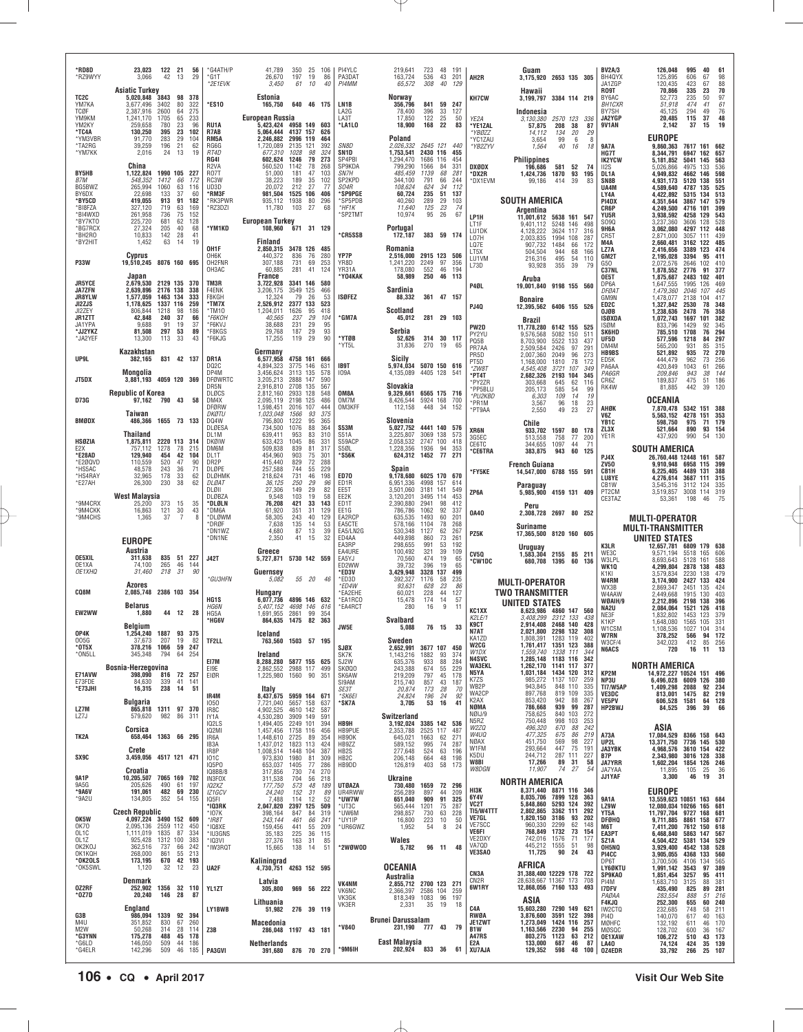*RD8D 23,023 122 21 56
*RZ9WYY 3,066 42 13 29

**Asiatic Turkey**

TC2C 5,020,848 3843 98 378
YM7KA 3,677,496 3402 80 322
TC0F 2,387,916 2600 64 275
YM9KM 1,241,170 1705 65 233
YM2KY 259,658 780 23 96
*TC4A 130,250 395 23 102
*YM3VBR 91,770 283 29 104
*TA2RG 39,259 196 21 62
*YM7KK 2,016 24 13 19

**China**

BY5HB 1,122,824 1990 105 227
B7M 548,352 1412 66 172
BG5BWZ 265,994 1060 63 116
BY6DX 22,698 133 37 60
*BY5CD 419,055 913 91 182
*BI8FZA 327,120 719 63 169
*BI4WXD 261,958 736 75 152
*BY7KTO 225,720 681 62 128
*BG7RCX 27,324 205 40 68
*BH2RO 10,833 142 28 41
*BY2HIT 1,452 63 14 19

**Cyprus**

P33W 19,510,245 8076 160 695

**Japan**

JR5YCE 2,679,530 2129 135 370
JA7ZFN 2,639,896 2176 138 338
JR8YLW 1,577,059 1463 134 333
JI2ZJS 1,178,625 1337 116 259
JI2ZEY 806,844 1218 98 186
JR1ZTT 42,848 240 37 66
JA1YPA 9,688 91 19 37
*JJ2YKZ 81,508 297 53 89
*JA2YEF 13,300 113 33 43

**Kazakhstan**

UP9L 382,165 831 42 137

**Mongolia**

JT5DX 3,881,193 4059 120 369

**Republic of Korea**

D73G 97,162 790 43 58

**Taiwan**

BM0DX 486,366 1655 73 133

**Thailand**

HS0ZIA 1,875,811 2220 113 314
E2X 757,112 1278 78 215
*E28AD 129,940 454 42 104
*E20QVD 110,559 520 47 90
*HS5AC 48,578 243 36 71
*HS4RAY 32,965 178 33 62
*E27AH 26,300 230 38 62

**West Malaysia**

*9M4CRX 25,200 373 15 35
*9M4CKK 16,863 121 30 43
*9M4CHS 1,365 37 7 8

## EUROPE

**Austria**

OE5XIL 311,638 835 51 227
OE1XA 74,100 265 46 144
OE1XHQ 31,460 218 31 90

**Azores**

CQ8M 2,085,748 2386 103 354

**Belarus**

EW2WW 1,880 44 12 28

**Belgium**

OP4K 1,254,240 1887 93 375
OO5G 37,673 207 19 82
*OT5X 378,216 1066 59 247
*ON5LL 345,348 794 64 254

**Bosnia-Herzegovina**

E71AVW 398,090 816 72 257
E73FDE 84,630 339 41 141
*E73JHI 16,315 238 14 51

**Bulgaria**

LZ7M 865,818 1311 97 370
LZ7J 579,620 982 86 311

**Corsica**

TK2A 658,464 1363 66 295

**Crete**

SX9C 3,459,056 4517 121 471

**Croatia**

9A1P 10,205,507 7065 169 702
9A5G 205,626 490 61 197
*9A6V 191,061 482 69 230
*9A2U 134,805 352 54 155

**Czech Republic**

OK5W 4,097,224 3490 152 609
OK7O 2,095,136 2559 112 450
OL1C 1,111,019 1835 87 334
OL1Z 925,428 1312 100 383
OK2KOJ 362,516 737 66 242
OK1KQH 268,000 861 55 213
*OK2OLS 173,195 670 42 193
*OK5SWL 1,120 32 12 23

**Denmark**

OZ2RF 252,902 1356 32 110
*OZ7D 20,240 146 28 87

**England**

G3B 986,094 1339 92 394
M4U 351,852 830 67 260
M2W 50,268 314 28 114
*G3YNN 175,278 488 45 178
*G6LD 146,050 509 44 186
*G4ELR 142,296 509 46 185

*G4ATH/P 41,789 350 25 106
*G1T 26,670 197 19 86
*2E1EVK 3,450 61 10 40

**Estonia**

*ES1O 165,750 640 46 175

**European Russia**

RU1A 5,423,424 4958 149 603
R7AB 5,064,444 4137 157 626
RM5A 2,246,882 2996 119 464
RG6G 1,720,089 2135 121 392
RT4D 677,310 1028 98 324
RG4I 602,624 1246 79 273
R2VA 560,520 1142 78 268
RO7T 51,000 181 47 103
RC3W 38,223 189 35 102
UD3D 20,072 212 27 77
*RM3F 981,504 1525 106 406
*RK3PWR 935,112 1938 80 296
*RZ3DZI 11,780 103 27 68

**European Turkey**

*YM1KD 108,960 671 31 129

**Finland**

OH1F 2,850,315 3478 126 485
OH6K 440,372 836 76 280
OH2FNR 307,188 731 69 253
OH3AC 60,885 281 41 124

**France**

TM3R 3,722,928 3341 146 580
F4ENK 3,206,175 3549 125 466
F8KGH 12,324 79 26 53
*TM7X 2,526,912 2377 133 523
*TM1O 1,204,011 1626 95 418
*F6KOH 40,565 237 29 104
*F6KVJ 38,688 231 29 95
*F8KGS 29,768 187 29 93
*F6KJG 17,255 119 29 90

**Germany**

DR1A 6,577,958 4758 161 666
DQ2C 4,894,323 3775 146 631
DP4M 3,456,624 3113 135 578
DF0WRTC 3,205,213 2888 147 590
DR5N 2,916,810 2708 135 567
DL0CS 2,812,160 2933 128 548
DM4X 2,095,119 2198 125 486
DF0RW 1,598,451 2016 107 444
DK0TU 1,023,048 1566 93 375
DQ4W 795,800 1222 95 365
DL0ESA 734,500 1076 88 364
DL1M 639,411 953 83 310
DK0IW 633,423 1045 86 331
DM6M 509,838 839 81 317
DL1T 454,960 903 75 301
DR2P 415,440 829 72 288
DL0PE 257,588 744 55 229
DL0HMK 218,624 731 46 198
DL0AT 36,125 250 29 96
DL0II 27,306 149 29 82
DL0BZA 9,548 103 19 58
*DL0LN 76,208 421 33 143
*DM6A 61,920 351 31 129
*DL0WM 58,305 243 40 129
*DR0F 7,638 135 14 53
*DN1WZ 4,680 87 13 39
*DN1NE 2,350 41 15 32

**Greece**

J42T 5,727,871 5730 142 559

**Guernsey**

*GU3HFN 5,082 55 20 46

**Hungary**

HG1S 6,077,736 4896 146 632
HG6N 5,407,152 4698 146 616
HG5A 1,691,955 2661 99 354
*HG6V 864,635 1475 82 363

**Iceland**

TF2LL 763,560 1503 57 195

**Ireland**

EI7M 8,288,280 5877 155 625
EI9E 2,862,552 2988 117 499
EI0R 1,225,980 1560 90 351

**Italy**

IR4M 8,437,675 5959 164 671
IO5O 7,721,040 5657 158 637
IR8C 4,902,525 4610 142 587
IY1A 4,530,280 3909 149 591
IQ2LS 1,494,405 2249 101 394
IQ2MI 1,457,456 1758 116 456
IR6A 1,448,610 2725 89 354
IB3A 1,437,012 1823 113 424
IR8P 1,008,514 1448 104 387
IO1C 973,830 1980 81 309
IQ5PO 653,037 1405 77 286
IQ8BB/8 317,856 730 74 270
IN3FOX 311,538 704 56 218
IQ2XZ 177,750 573 48 189
IZ1GCV 24,240 152 31 89
IQ5FI 7,488 114 12 36
*IQ3RK 2,047,820 2397 125 509
*IO7K 398,164 847 84 319
*IR8T 243,144 461 66 241
*IQ8XE 159,456 441 55 209
*IU3GNS 35,183 225 36 115
*IQ3VI 27,376 163 31 85
*IW3RQT 15,665 138 14 51

**Kaliningrad**

UA2F 4,730,751 4263 152 595

**Latvia**

YL1ZT 305,800 969 56 222

**Lithuania**

LY1BWB 51,982 276 39 119

**Macedonia**

Z3B 286,048 1197 43 181

**Netherlands**

PA3GVI 391,680 876 70 270

PI4YLC 219,641 723 48 191
PA3DAT 163,724 536 43 201
PI4MM 65,572 308 40 129

**Norway**

LN1B 356,796 841 59 247
LA2G 78,400 396 33 127
LA3T 17,850 122 25 50
*LA1LO 18,900 168 22 83

**Poland**

SN8D 2,026,332 2645 121 440
SN1D 1,753,541 2430 116 455
SP4PBI 1,294,470 1686 116 454
SP9KDA 799,290 1566 84 331
SN7H 485,459 1139 68 281
SP2KPD 344,100 791 66 244
SO4R 108,624 624 34 112
*SP9PGE 60,724 235 51 137
*SP5PDB 40,260 289 29 103
*HF1K 11,640 125 23 74
*SP2TMT 10,974 95 26 67

**Portugal**

*CR5SSB 172,187 383 59 174

**Romania**

YP7P 2,516,000 2915 123 506
YR8D 1,241,220 2249 97 356
YR31A 178,080 552 46 194
*YO4KAK 58,989 250 46 113

**Sardinia**

IS0FEZ 88,332 361 47 157

**Scotland**

*GM7A 45,012 281 29 103

**Serbia**

*YT0B 52,626 314 30 117
*YT5L 31,836 270 19 65

**Sicily**

IB9T 5,974,034 5070 150 616
IO9A 4,135,089 4405 128 541

**Slovakia**

OM8A 9,329,661 6565 175 716
OM7M 8,426,544 5924 168 700
OM3KFF 112,158 448 34 152

**Slovenia**

S53M 5,027,752 4441 140 576
S51A 3,225,807 3069 138 573
S59ACP 2,058,532 2747 100 418
S50L 1,228,356 1936 94 353
*S56K 624,312 1452 77 271

**Spain**

ED7O 9,178,680 6025 170 670
ED1R 6,951,336 4998 157 614
EE5T 3,501,060 3181 141 549
EE2K 3,120,201 3495 114 453
ED1T 2,390,880 2941 98 412
EE1G 786,786 1062 92 337
EA2RCP 635,535 1493 60 201
EA5CTE 578,166 1104 78 268
EA5/LN2G 530,348 1127 62 267
ED4AA 449,898 860 73 261
EA3RP 298,655 991 53 192
EA4URE 100,492 321 39 109
EA5YJ 70,560 474 19 65
ED2WW 39,732 396 19 65
*ED3V 3,429,948 3328 137 499
*ED3D 392,327 1176 58 235
*ED4W 93,631 628 23 86
*EA2EHE 60,021 228 44 127
*EA1RCO 15,478 174 14 57
*EA4RCT 280 16 9 11

**Svalbard**

JW5E 5,088 76 15 33

**Sweden**

SJ0X 2,652,991 3677 107 450
SK7K 1,143,216 1882 93 374
SJ2W 635,376 933 88 284
SK0QO 243,388 674 55 229
SK6AW 219,209 797 45 178
SI9AM 215,740 857 43 187
SE3T 20,874 173 28 70
*SK6EI 24,824 196 24 92
*SK7A 3,705 53 16 41

**Switzerland**

HB9H 3,192,024 3385 142 536
HB9PUE 2,353,788 2525 117 487
HB9OK 645,021 1663 62 271
HB9ZZ 589,152 995 74 287
HB2S 277,648 524 63 196
HB2C 206,148 664 48 198
HB9DD 126,819 403 58 173

**Ukraine**

UT0AZA 730,480 1659 72 296
UR4RWW 256,289 897 44 209
*UW7W 651,040 909 91 325
*UT3C 565,444 1201 75 287
*UW6M 298,857 730 63 228
*UY1IP 16,800 223 10 50
*UR6GWZ 1,952 54 8 24

**Wales**

*2W0WOD 5,782 96 11 48

## OCEANIA

**Australia**

VK4NM 2,855,712 2700 123 271
VK6NC 2,366,397 2586 104 259
VK3GK 818,349 1083 96 197
VK3ER 2,331 35 19 18

**Brunei Darussalam**

*V840 231,190 777 43 79

**East Malaysia**

*9M6IH 202,924 833 36 61

AH2R **Guam** 3,175,920 2653 135 305

**Hawaii**

KH7CW 3,199,797 3384 114 219

**Indonesia**

YE2A 3,130,380 2570 123 336
*YE1ZAL 57,875 208 38 87
*YB0ZZ 14,112 134 20 29
*YC1ZAU 3,654 99 6 8
*YB2ZYV 1,564 40 16 18

**Philippines**

DX0DX 196,686 581 52 74
*DX2R 1,424,736 1870 93 195
*DX1EVM 99,186 414 39 83

## SOUTH AMERICA

**Argentina**

LP1H 11,001,612 5638 161 547
LT1F 9,401,112 5248 146 498
LU1DK 4,128,222 3624 117 316
LO7H 2,003,835 1994 108 287
LQ7E 907,732 1484 66 172
LT5X 504,504 944 68 166
LU1VM 216,316 495 54 110
L73D 93,928 355 39 79

**Aruba**

P40L 19,001,840 9198 155 560

**Bonaire**

PJ4Q 12,395,562 6406 155 526

**Brazil**

PW2D 11,778,280 6142 155 525
PY2YU 9,576,568 5082 150 511
PQ5B 8,703,900 5522 133 437
PR7AA 2,509,584 2426 97 291
PR5D 2,007,360 2049 96 273
PT5D 1,168,000 1810 78 172
*ZW8T 4,545,408 3721 107 349
*PT4T 2,682,326 2193 104 345
*PY2ZR 303,668 645 62 116
*PP5BLU 205,173 585 54 99
*PU2KBD 6,303 109 14 19
*PR1M 3,567 96 18 23
*PT9AA 2,550 49 23 27

**Chile**

XR6N 933,702 1597 80 178
3G5EC 513,558 758 77 200
CE6TC 344,655 1097 44 71
*CE6TRA 383,875 943 60 125

**French Guiana**

*FY5KE 14,547,000 6788 155 591

**Paraguay**

ZP6A 5,985,900 4159 131 409

**Peru**

OA4O 2,308,728 2697 80 252

**Suriname**

PZ5K 17,365,500 8120 160 605

**Uruguay**

CV5Q 1,583,304 2155 85 211
*CW1DC 680,708 1395 60 136

## MULTI-OPERATOR TWO TRANSMITTER

**UNITED STATES**

KC1XX 8,623,986 4860 147 560
K2LE/1 3,408,299 2312 133 438
K9CT 2,914,408 2468 140 428
N7AT 2,021,800 2298 132 308
KA1ZD 1,808,391 1283 119 402
W2CG 1,761,417 1351 123 388
W1DX 1,559,740 1338 111 344
N4SVC 1,285,148 1183 116 342
WA3EKL 1,262,170 1141 117 377
N5YA 1,031,184 1434 120 312
K7ZS 985,272 1137 107 259
WB2P 943,845 848 110 335
WA2CP 897,768 819 109 335
K2AX 853,420 942 88 267
N0MA 786,668 939 99 287
N0IJ/9 758,625 840 103 272
N5RZ 750,448 998 103 253
W2ZQ 496,320 670 88 242
W4UQ 477,325 675 86 219
N0AX 451,750 569 98 227
W1FM 293,664 447 75 191
K5DU 244,712 287 111 227
W8BI 17,266 89 31 58
W8DGN 11,907 74 27 54

## NORTH AMERICA

HI3K 8,371,440 8871 116 346
6Y4V 8,035,706 7899 128 363
VC2T 5,848,860 5293 124 392
TI5/W4TTT 2,802,865 3362 111 292
VE7GL 1,820,150 3186 93 202
VE7SCC 960,330 2299 62 148
VE6FI 768,849 1732 73 154
VE2DXY 742,016 1576 71 177
VA7QD 445,212 1555 51 98
VE3SAO 11,725 90 24 43

## AFRICA

CN3A 31,388,400 12229 178 722
CN2R 28,638,667 11367 173 708
6W1RY 12,868,056 7160 133 493

## ASIA

C4A 15,603,280 7290 149 621
RW0A 3,876,600 3591 122 398
JE1ZWT 1,273,049 1424 116 257
B1W 1,163,566 2230 94 255
A47RS 803,275 1123 63 212
E2A 133,000 687 46 87
XU7AJA 129,352 598 48 100

BV2A/3 126,048 995 40 61
BH4QYX 125,895 606 67 98
JA1ZGP 120,435 423 67 88
RO9T 70,866 335 23 70
BY6AC 52,773 235 50 97
BH1CXR 51,918 474 41 61
BY7SH 45,125 294 49 76
JA2YGP 20,485 115 37 48
9V1AN 2,142 37 15 19

## EUROPE

9A7A 9,860,363 7617 161 662
HG7T 8,344,791 6947 162 657
IK2YCW 5,181,852 5041 145 563
II2S 5,026,866 4975 133 536
DL1A 4,949,832 4662 146 598
SN8B 4,931,173 5120 138 551
UA4M 4,589,640 4787 135 525
LY4A 4,422,892 5315 134 513
PI4DX 4,351,644 3867 147 579
CR6P 4,249,500 4716 101 399
YU5R 3,938,592 4258 129 543
SO9Q 3,237,360 3606 128 528
9H6A 3,062,080 4297 112 448
CR5T 2,871,000 3057 111 439
M4A 2,660,481 3162 122 485
LZ7A 2,416,656 3389 123 474
GM2T 2,195,028 3394 95 411
G5O 2,072,576 2646 102 410
C37NL 1,878,552 2776 91 377
OE5T 1,875,687 2483 102 401
DP6A 1,647,555 1995 126 469
DF0AT 1,479,360 2046 107 445
GM9N 1,478,077 2138 104 417
ED2C 1,327,842 2530 78 348
OJ0B 1,238,636 2478 76 358
IS0XDA 1,072,743 1697 101 382
IS0M 833,796 1429 92 345
SK6HD 785,510 1708 76 294
UF5D 577,596 1218 84 297
DM4M 565,200 931 85 315
HB9BS 521,892 935 72 270
ED5K 444,479 962 73 256
PA6AA 420,849 1043 61 266
PA6GR 209,846 943 38 144
CR6Z 189,837 475 51 186
RK4W 81,885 442 39 120

## OCEANIA

AH0K 7,870,478 5342 151 388
V6Z 5,563,152 4278 151 353
YB1C 598,750 975 71 179
ZL3X 521,664 890 93 154
YE1R 437,920 990 54 130

## SOUTH AMERICA

PJ4X 26,760,448 12448 161 587
ZV5O 9,910,948 6958 115 399
CB1H 6,225,405 4489 131 388
LU8YE 4,276,614 3687 111 315
CB1W 3,545,316 3112 124 335
PT2CM 3,519,857 3008 114 319
CE3TAZ 53,361 198 46 75

## MULTI-OPERATOR MULTI-TRANSMITTER

**UNITED STATES**

K3LR 12,657,781 6809 179 638
WE3C 9,571,194 5518 165 606
W3LPL 8,693,643 5128 161 588
WK1Q 4,299,804 2878 138 483
K1KI 3,579,834 2230 138 479
W4RM 3,174,900 2427 133 424
WX3B 2,869,347 2451 135 424
W4AAW 2,449,668 1915 130 403
W0AIH/9 2,212,896 2198 138 396
NA2U 2,084,064 1521 126 418
NE3F 1,832,802 1453 123 379
K1KP 1,648,080 1565 105 331
W1CSM 1,108,536 1027 104 314
W7RN 378,252 566 94 172
W3CF/4 342,023 412 85 256
N6ACS 720 16 11 13

## NORTH AMERICA

KP2M 14,972,227 10524 151 496
NP3U 6,496,028 6009 126 380
TI7/W5AP 1,409,298 2088 92 234
VE3DC 813,001 1475 82 219
VE5PV 606,528 1581 64 128
HP2BWJ 84,525 396 39 66

## ASIA

A73A 17,084,529 8366 158 643
UP2L 13,371,750 7736 145 530
JA3YBK 4,968,576 3610 154 422
B7P 2,343,980 3016 128 338
JA7YRR 1,602,204 1854 126 246
JA7YAA 11,895 105 25 36
JJ1YAF 3,300 46 19 31

## EUROPE

9A1A 13,559,623 10851 163 684
LZ9W 12,080,034 10266 165 681
YT5A 11,797,704 9727 168 681
DF0HQ 9,711,885 8861 158 677
M6T 7,411,200 7612 150 618
EA3PT 6,468,840 5863 147 567
SZ1A 4,504,422 5381 134 529
OH5NQ 3,929,400 4542 138 528
PI4CC 3,905,065 4368 133 560
DP6T 3,700,506 4106 134 565
LY6OKTU 1,991,142 3543 97 389
SP9KAO 1,851,454 3257 95 411
PI4M 1,683,710 3125 88 381
I7DFV 435,490 825 89 281
PA0AA 283,554 888 51 216
F4KJQ 252,300 655 60 240
IW2CTQ 232,685 748 58 211
PI4D 140,070 617 40 163
M0HFC 132,192 611 46 170
M0SQC 128,702 600 36 167
OE1XAW 106,272 510 43 173
LA4O 74,124 424 35 139
OZ4EDR 33,792 266 25 107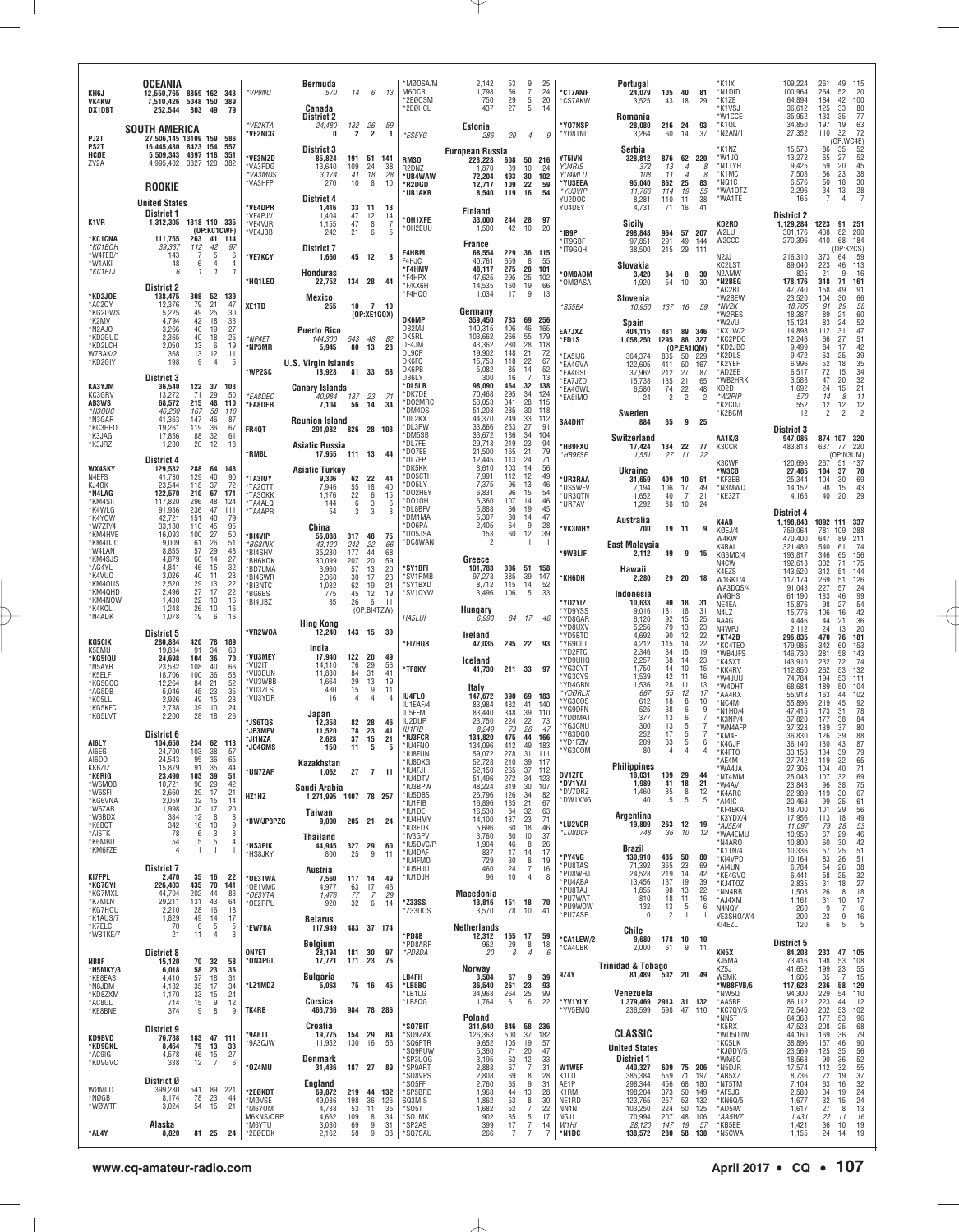**OCEANIA**

| Call | Score | QSOs | Zones | Countries |
|---|---|---|---|---|
| KH6J | 12,550,765 | 8859 | 162 | 343 |
| VK4KW | 7,510,426 | 5048 | 150 | 389 |
| DX1DBT | 252,544 | 803 | 49 | 79 |

**SOUTH AMERICA**

| Call | Score | QSOs | Zones | Countries |
|---|---|---|---|---|
| PJ2T | 27,506,145 | 13109 | 159 | 586 |
| PS2T | 16,445,430 | 8423 | 154 | 557 |
| HC0E | 5,509,343 | 4397 | 118 | 351 |
| ZY2A | 4,995,402 | 3827 | 120 | 382 |

**ROOKIE**

**United States**

**District 1**

| Call | Score | QSOs | Zones | Countries |
|---|---|---|---|---|
| K1VR | 1,312,305 | 1318 | 110 | 335 |
| | | (OP:KC1CWF) | | |
| *KC1CNA | 111,755 | 263 | 41 | 114 |
| *KC1BOH | 39,337 | 112 | 42 | 97 |
| *W4FEB/1 | 143 | 7 | 5 | 6 |
| *W1AKI | 48 | 6 | 4 | 4 |
| *KC1FTJ | 6 | 1 | 1 | 1 |

**District 2**

| Call | Score | QSOs | Zones | Countries |
|---|---|---|---|---|
| *KD2JOE | 138,475 | 308 | 52 | 139 |
| *AC2QY | 12,376 | 79 | 21 | 47 |
| *KG2DWS | 5,225 | 49 | 25 | 30 |
| *K2MV | 4,794 | 42 | 18 | 33 |
| *N2AJO | 3,266 | 40 | 19 | 27 |
| *KD2GUD | 2,365 | 40 | 18 | 25 |
| *KD2LCH | 2,050 | 33 | 6 | 19 |
| W7BAK/2 | 368 | 13 | 12 | 11 |
| *KD2GIY | 198 | 9 | 4 | 5 |

**District 3**

| Call | Score | QSOs | Zones | Countries |
|---|---|---|---|---|
| KA3YJM | 36,540 | 122 | 37 | 103 |
| KC3GRV | 13,272 | 71 | 29 | 50 |
| AB3WS | 68,572 | 215 | 48 | 110 |
| *N3OUC | 46,200 | 167 | 58 | 110 |
| *N3GAR | 41,363 | 147 | 46 | 87 |
| *KC3HEO | 19,261 | 119 | 36 | 67 |
| *K3JAG | 17,856 | 88 | 32 | 61 |
| *K3JRZ | 1,230 | 20 | 12 | 18 |

**District 4**

| Call | Score | QSOs | Zones | Countries |
|---|---|---|---|---|
| WX4SKY | 129,532 | 288 | 64 | 148 |
| N4EFS | 41,730 | 129 | 40 | 90 |
| KJ4OK | 23,544 | 118 | 37 | 72 |
| *N4LAG | 122,570 | 210 | 67 | 171 |
| *KM4SII | 117,820 | 296 | 48 | 124 |
| *K4WLG | 91,956 | 236 | 47 | 111 |
| *K4YOW | 42,721 | 151 | 40 | 79 |
| *W7ZP/4 | 33,180 | 110 | 45 | 95 |
| *KM4HVE | 16,093 | 100 | 27 | 50 |
| *KM4DJO | 9,009 | 61 | 26 | 51 |
| *W4LAN | 8,855 | 57 | 29 | 48 |
| *KM4SJS | 4,879 | 60 | 14 | 27 |
| *AG4YL | 4,841 | 46 | 15 | 32 |
| *K4VUQ | 3,026 | 40 | 11 | 23 |
| *KM4OUS | 2,520 | 29 | 13 | 22 |
| *KM4QHD | 2,496 | 27 | 17 | 22 |
| *KM4NOW | 1,430 | 22 | 10 | 16 |
| *K4KCL | 1,248 | 26 | 10 | 16 |
| *N4ADK | 1,078 | 19 | 6 | 16 |

**District 5**

| Call | Score | QSOs | Zones | Countries |
|---|---|---|---|---|
| KG5CIK | 280,884 | 420 | 78 | 189 |
| K5EMU | 19,834 | 91 | 34 | 60 |
| *KG5IQU | 24,698 | 104 | 36 | 70 |
| *N5AYB | 23,532 | 108 | 40 | 66 |
| *K5ELF | 18,706 | 100 | 36 | 58 |
| *KG5GCC | 12,264 | 84 | 21 | 52 |
| *AG5DB | 5,046 | 45 | 23 | 35 |
| *KC5LL | 2,926 | 49 | 15 | 23 |
| *KG5KFC | 2,788 | 39 | 10 | 24 |
| *KG5LVT | 2,200 | 28 | 18 | 26 |

**District 6**

| Call | Score | QSOs | Zones | Countries |
|---|---|---|---|---|
| AI6LY | 104,650 | 234 | 62 | 113 |
| AI6EG | 24,700 | 103 | 38 | 57 |
| AI6DO | 24,543 | 95 | 36 | 65 |
| KK6ZIZ | 15,879 | 91 | 35 | 44 |
| *K6RIG | 23,490 | 103 | 39 | 51 |
| *W6MOB | 10,721 | 90 | 29 | 42 |
| *W6SFI | 2,660 | 29 | 17 | 21 |
| *KG6VNA | 2,059 | 32 | 15 | 14 |
| *W6ZAR | 1,998 | 30 | 17 | 20 |
| *W6BDX | 384 | 12 | 8 | 8 |
| *K6BCT | 342 | 16 | 10 | 9 |
| *AI6TK | 78 | 6 | 3 | 3 |
| *K6MBD | 54 | 5 | 5 | 4 |
| *KM6FZE | 4 | 1 | 1 | 1 |

**District 7**

| Call | Score | QSOs | Zones | Countries |
|---|---|---|---|---|
| KI7FPL | 2,470 | 35 | 16 | 22 |
| *KG7GYI | 226,403 | 435 | 70 | 141 |
| *KG7MXL | 44,704 | 202 | 44 | 83 |
| *K7MLN | 29,211 | 131 | 43 | 64 |
| *KG7HOU | 2,210 | 28 | 16 | 18 |
| *K1AUS/7 | 1,829 | 49 | 14 | 17 |
| *K7ELC | 70 | 6 | 5 | 5 |
| *WB1KE/7 | 21 | 11 | 4 | 3 |

**District 8**

| Call | Score | QSOs | Zones | Countries |
|---|---|---|---|---|
| NB8F | 15,120 | 70 | 32 | 58 |
| *N5MKY/8 | 6,018 | 58 | 23 | 36 |
| *KE8EAS | 4,410 | 57 | 18 | 31 |
| *N8JDM | 4,182 | 35 | 17 | 34 |
| *KD8ZXM | 1,170 | 33 | 15 | 24 |
| *AC8UL | 714 | 15 | 9 | 12 |
| *KE8BNE | 374 | 9 | 8 | 9 |

**District 9**

| Call | Score | QSOs | Zones | Countries |
|---|---|---|---|---|
| KD9BVD | 76,788 | 183 | 47 | 111 |
| *KD9GKL | 8,464 | 79 | 13 | 33 |
| *AC9IG | 4,578 | 46 | 15 | 27 |
| *KD9GVC | 338 | 12 | 7 | 6 |

**District 0**

| Call | Score | QSOs | Zones | Countries |
|---|---|---|---|---|
| WØMLD | 399,280 | 541 | 89 | 221 |
| *NØGB | 8,174 | 78 | 23 | 44 |
| *WØWTF | 3,024 | 54 | 15 | 21 |

**Alaska**

| Call | Score | QSOs | Zones | Countries |
|---|---|---|---|---|
| *AL4Y | 8,820 | 81 | 25 | 24 |

**Bermuda**

| Call | Score | QSOs | Zones | Countries |
|---|---|---|---|---|
| *VP9NO | 570 | 14 | 6 | 13 |

**Canada**

**District 2**

| Call | Score | QSOs | Zones | Countries |
|---|---|---|---|---|
| *VE2KTA | 24,480 | 132 | 26 | 59 |
| *VE2NCG | 0 | 2 | 2 | 1 |

**District 3**

| Call | Score | QSOs | Zones | Countries |
|---|---|---|---|---|
| *VE3MZD | 85,824 | 191 | 51 | 141 |
| *VA3PDG | 13,640 | 109 | 24 | 38 |
| *VA3MQS | 3,174 | 41 | 18 | 28 |
| *VA3HFP | 270 | 10 | 8 | 10 |

**District 4**

| Call | Score | QSOs | Zones | Countries |
|---|---|---|---|---|
| *VE4DPR | 1,416 | 33 | 11 | 13 |
| *VE4PJV | 1,404 | 47 | 12 | 14 |
| *VE4VJR | 1,155 | 47 | 8 | 7 |
| *VE4JBB | 242 | 21 | 6 | 5 |

**District 7**

| Call | Score | QSOs | Zones | Countries |
|---|---|---|---|---|
| *VE7KCY | 1,660 | 45 | 12 | 8 |

**Honduras**

| Call | Score | QSOs | Zones | Countries |
|---|---|---|---|---|
| *HQ1LEO | 22,752 | 134 | 28 | 44 |

**Mexico**

| Call | Score | QSOs | Zones | Countries |
|---|---|---|---|---|
| XE1TD | 255 | 10 | 7 | 10 |
| | | (OP:XE1GOX) | | |

**Puerto Rico**

| Call | Score | QSOs | Zones | Countries |
|---|---|---|---|---|
| *NP4ET | 144,300 | 543 | 48 | 82 |
| *NP3MR | 5,945 | 80 | 13 | 28 |

**U.S. Virgin Islands**

| Call | Score | QSOs | Zones | Countries |
|---|---|---|---|---|
| *WP2SC | 18,928 | 81 | 33 | 58 |

**Canary Islands**

| Call | Score | QSOs | Zones | Countries |
|---|---|---|---|---|
| *EA8DEC | 40,984 | 187 | 23 | 71 |
| *EA8DER | 7,104 | 56 | 14 | 34 |

**Reunion Island**

| Call | Score | QSOs | Zones | Countries |
|---|---|---|---|---|
| FR4QT | 291,082 | 826 | 28 | 103 |

**Asiatic Russia**

| Call | Score | QSOs | Zones | Countries |
|---|---|---|---|---|
| *RM8L | 17,955 | 111 | 13 | 44 |

**Asiatic Turkey**

| Call | Score | QSOs | Zones | Countries |
|---|---|---|---|---|
| *TA3IUY | 9,306 | 62 | 22 | 44 |
| *TA2OTT | 7,946 | 55 | 18 | 40 |
| *TA3OKK | 1,176 | 22 | 6 | 15 |
| *TA4ALQ | 144 | 6 | 3 | 6 |
| *TA4APR | 54 | 3 | 3 | 3 |

**China**

| Call | Score | QSOs | Zones | Countries |
|---|---|---|---|---|
| *BI4VIP | 56,088 | 317 | 48 | 75 |
| *BG8INK | 43,120 | 242 | 22 | 66 |
| *BI4SHV | 35,280 | 177 | 44 | 68 |
| *BH6KOK | 30,099 | 207 | 20 | 59 |
| *BD7LMA | 3,960 | 57 | 13 | 20 |
| *BI4SWR | 2,360 | 30 | 17 | 23 |
| *BI3NTC | 1,032 | 62 | 19 | 24 |
| *BG6BS | 775 | 45 | 12 | 19 |
| *BI4UBZ | 85 | 26 | 6 | 11 |
| | | (OP:BI4TZW) | | |

**Hing Kong**

| Call | Score | QSOs | Zones | Countries |
|---|---|---|---|---|
| *VR2WOA | 12,240 | 143 | 15 | 30 |

**India**

| Call | Score | QSOs | Zones | Countries |
|---|---|---|---|---|
| *VU3MEY | 17,940 | 122 | 20 | 49 |
| *VU2IT | 14,110 | 76 | 29 | 56 |
| *VU3BUN | 11,880 | 84 | 31 | 41 |
| *VU3WBB | 1,664 | 29 | 13 | 19 |
| *VU3ZLS | 480 | 15 | 9 | 11 |
| *VU3YDR | 16 | 4 | 4 | 4 |

**Japan**

| Call | Score | QSOs | Zones | Countries |
|---|---|---|---|---|
| *JS6TOS | 12,358 | 82 | 28 | 46 |
| *JP3MFV | 11,520 | 78 | 23 | 41 |
| *JI1NZA | 2,628 | 37 | 15 | 21 |
| *JO4GMS | 150 | 11 | 5 | 5 |

**Kazakhstan**

| Call | Score | QSOs | Zones | Countries |
|---|---|---|---|---|
| *UN7ZAF | 1,062 | 27 | 7 | 11 |

**Saudi Arabia**

| Call | Score | QSOs | Zones | Countries |
|---|---|---|---|---|
| HZ1HZ | 1,271,995 | 1407 | 78 | 257 |

**Taiwan**

| Call | Score | QSOs | Zones | Countries |
|---|---|---|---|---|
| *BW/JP3PZG | 9,000 | 205 | 21 | 24 |

**Thailand**

| Call | Score | QSOs | Zones | Countries |
|---|---|---|---|---|
| *HS3PIK | 44,945 | 327 | 29 | 60 |
| *HS8JKY | 800 | 25 | 9 | 11 |

**Austria**

| Call | Score | QSOs | Zones | Countries |
|---|---|---|---|---|
| *OE3TWA | 7,560 | 117 | 14 | 49 |
| *OE1VMC | 4,977 | 63 | 17 | 46 |
| *OE3YTA | 1,476 | 77 | 7 | 29 |
| *OE2RPL | 920 | 32 | 6 | 14 |

**Belarus**

| Call | Score | QSOs | Zones | Countries |
|---|---|---|---|---|
| *EW7BA | 117,949 | 483 | 37 | 174 |

**Belgium**

| Call | Score | QSOs | Zones | Countries |
|---|---|---|---|---|
| ON7ET | 28,194 | 181 | 30 | 97 |
| *ON3PGL | 17,721 | 171 | 23 | 76 |

**Bulgaria**

| Call | Score | QSOs | Zones | Countries |
|---|---|---|---|---|
| *LZ1MDZ | 5,063 | 75 | 16 | 45 |

**Corsica**

| Call | Score | QSOs | Zones | Countries |
|---|---|---|---|---|
| TK4RB | 463,736 | 984 | 78 | 286 |

**Croatia**

| Call | Score | QSOs | Zones | Countries |
|---|---|---|---|---|
| *9A6TT | 19,775 | 154 | 29 | 84 |
| *9A3CJW | 11,952 | 130 | 16 | 56 |

**Denmark**

| Call | Score | QSOs | Zones | Countries |
|---|---|---|---|---|
| *OZ4MU | 31,436 | 187 | 27 | 89 |

**England**

| Call | Score | QSOs | Zones | Countries |
|---|---|---|---|---|
| *2EØKDT | 69,872 | 219 | 44 | 132 |
| *MØVSE | 49,086 | 198 | 36 | 126 |
| *M6YOM | 4,738 | 53 | 11 | 35 |
| M6KNS/QRP | 4,662 | 109 | 8 | 34 |
| *M6YTU | 3,080 | 69 | 9 | 31 |
| *2EØDDK | 2,162 | 58 | 9 | 38 |
| *MØOSA/M | 2,142 | 53 | 9 | 25 |
| M6OCR | 1,798 | 56 | 7 | 24 |
| *2EØOSM | 750 | 29 | 5 | 20 |
| *2EØHCL | 437 | 27 | 5 | 14 |

**Estonia**

| Call | Score | QSOs | Zones | Countries |
|---|---|---|---|---|
| *ES5YG | 286 | 20 | 4 | 9 |

**European Russia**

| Call | Score | QSOs | Zones | Countries |
|---|---|---|---|---|
| RM3O | 228,228 | 608 | 50 | 216 |
| R2DNZ | 1,870 | 39 | 10 | 24 |
| *UB4WAW | 72,204 | 493 | 30 | 102 |
| *R2DGD | 12,717 | 109 | 22 | 59 |
| *UB1AKB | 8,540 | 119 | 16 | 54 |

**Finland**

| Call | Score | QSOs | Zones | Countries |
|---|---|---|---|---|
| *OH1XFE | 33,000 | 244 | 28 | 97 |
| *OH2EUU | 1,500 | 42 | 10 | 20 |

**France**

| Call | Score | QSOs | Zones | Countries |
|---|---|---|---|---|
| F4HRM | 68,554 | 229 | 36 | 115 |
| F4HJC | 40,761 | 659 | 8 | 55 |
| *F4HMV | 48,117 | 275 | 28 | 101 |
| *F4HPX | 47,625 | 295 | 25 | 102 |
| *F/KX6H | 14,535 | 160 | 19 | 66 |
| *F4HQO | 1,034 | 17 | 9 | 13 |

**Germany**

| Call | Score | QSOs | Zones | Countries |
|---|---|---|---|---|
| DK6MP | 359,450 | 783 | 69 | 256 |
| DB2MJ | 140,315 | 406 | 46 | 165 |
| DK5RL | 103,662 | 266 | 55 | 179 |
| DF4JM | 43,362 | 280 | 28 | 118 |
| DL9CP | 19,902 | 148 | 21 | 72 |
| DK6FC | 15,753 | 118 | 22 | 67 |
| DK6PB | 5,082 | 85 | 14 | 52 |
| DB6LY | 300 | 16 | 7 | 13 |
| *DL5LB | 98,090 | 464 | 32 | 138 |
| *DK7DE | 70,468 | 295 | 34 | 124 |
| *DO2MRC | 53,053 | 341 | 28 | 115 |
| *DM4DS | 51,208 | 285 | 30 | 118 |
| *DL2KX | 44,370 | 249 | 33 | 112 |
| *DL3PW | 33,866 | 253 | 27 | 91 |
| *DM5SB | 33,672 | 186 | 34 | 104 |
| *DL7FE | 29,718 | 219 | 23 | 94 |
| *DO7EE | 21,500 | 165 | 21 | 79 |
| *DL7FP | 12,445 | 113 | 24 | 71 |
| *DK5KK | 8,610 | 103 | 14 | 56 |
| *DO5CTH | 7,991 | 112 | 12 | 49 |
| *DO5LY | 7,375 | 96 | 13 | 46 |
| *DO2HEY | 6,831 | 96 | 15 | 54 |
| *DO1OH | 6,360 | 107 | 14 | 46 |
| *DL8BFV | 5,888 | 66 | 19 | 45 |
| *DM1MA | 5,307 | 80 | 14 | 47 |
| *DO6PA | 2,405 | 64 | 9 | 28 |
| *DO5JSA | 153 | 60 | 12 | 39 |
| *DC8WAN | 2 | 1 | 1 | 1 |

**Greece**

| Call | Score | QSOs | Zones | Countries |
|---|---|---|---|---|
| *SY1BFI | 101,783 | 306 | 51 | 158 |
| *SV1RMB | 97,278 | 385 | 39 | 147 |
| *SY1BXD | 8,712 | 115 | 14 | 52 |
| *SV1QYW | 3,496 | 106 | 5 | 33 |

**Hungary**

| Call | Score | QSOs | Zones | Countries |
|---|---|---|---|---|
| HA5LUI | 6,993 | 84 | 17 | 46 |

**Ireland**

| Call | Score | QSOs | Zones | Countries |
|---|---|---|---|---|
| *EI7HQB | 47,035 | 295 | 22 | 93 |

**Iceland**

| Call | Score | QSOs | Zones | Countries |
|---|---|---|---|---|
| *TF8KY | 41,730 | 211 | 33 | 97 |

**Italy**

| Call | Score | QSOs | Zones | Countries |
|---|---|---|---|---|
| IU4FLO | 147,672 | 390 | 69 | 183 |
| IU1EAF/4 | 83,984 | 432 | 41 | 140 |
| IU5FFM | 83,440 | 348 | 39 | 110 |
| IU2DUP | 23,750 | 254 | 22 | 73 |
| IU1FID | 8,249 | 73 | 26 | 47 |
| *IU3FCR | 134,820 | 475 | 44 | 166 |
| *IU4FNO | 134,096 | 412 | 49 | 183 |
| *IU8FUN | 59,072 | 278 | 31 | 111 |
| *IU8DKG | 52,728 | 210 | 39 | 117 |
| *IU4FJI | 52,150 | 265 | 37 | 112 |
| *IU4DTV | 51,496 | 272 | 34 | 123 |
| *IU3PPW | 48,224 | 319 | 30 | 107 |
| *IU5DBS | 26,796 | 126 | 34 | 82 |
| *IU1FIB | 16,896 | 135 | 21 | 67 |
| *IU1DEI | 16,530 | 84 | 32 | 63 |
| *IU4HMY | 14,100 | 137 | 23 | 71 |
| *IU3EDK | 5,696 | 60 | 18 | 46 |
| *IV3GPV | 3,760 | 80 | 10 | 37 |
| *IU5DVC/P | 1,904 | 46 | 8 | 26 |
| *IU4DAF | 837 | 17 | 14 | 17 |
| *IU4FMO | 729 | 30 | 8 | 19 |
| *IU5HJU | 460 | 24 | 7 | 16 |
| *IU1DJH | 96 | 10 | 4 | 8 |

**Macedonia**

| Call | Score | QSOs | Zones | Countries |
|---|---|---|---|---|
| *Z33SS | 13,816 | 151 | 18 | 70 |
| *Z33DOS | 3,570 | 78 | 10 | 41 |

**Netherlands**

| Call | Score | QSOs | Zones | Countries |
|---|---|---|---|---|
| *PD8B | 12,312 | 165 | 17 | 59 |
| *PD8ARP | 962 | 29 | 8 | 18 |
| *PD8DA | 20 | 8 | 4 | 6 |

**Norway**

| Call | Score | QSOs | Zones | Countries |
|---|---|---|---|---|
| LB4FH | 3,504 | 67 | 9 | 39 |
| *LB5BG | 36,540 | 261 | 23 | 93 |
| *LB1LG | 34,968 | 264 | 25 | 99 |
| *LB8QG | 1,764 | 61 | 6 | 22 |

**Poland**

| Call | Score | QSOs | Zones | Countries |
|---|---|---|---|---|
| *SO7BIT | 311,640 | 846 | 58 | 236 |
| *SQ9ZAX | 126,363 | 500 | 37 | 182 |
| *SQ6PTR | 9,652 | 105 | 19 | 57 |
| *SQ9PUW | 5,360 | 71 | 20 | 47 |
| *SP3UQG | 3,195 | 63 | 12 | 33 |
| *SP9ART | 2,888 | 67 | 7 | 31 |
| *SQ8VPS | 2,808 | 69 | 8 | 28 |
| *SO5FF | 2,760 | 65 | 9 | 31 |
| *SP5BRD | 1,968 | 44 | 13 | 28 |
| SQ3MIS | 1,862 | 53 | 8 | 30 |
| *SO5T | 1,682 | 52 | 7 | 22 |
| *SO1MK | 902 | 35 | 5 | 17 |
| *SP2AS | 399 | 17 | 7 | 14 |
| *SQ7SAU | 266 | 7 | 7 | 7 |

**Portugal**

| Call | Score | QSOs | Zones | Countries |
|---|---|---|---|---|
| *CT7AMF | 24,079 | 105 | 40 | 81 |
| *CS7AKW | 3,525 | 43 | 18 | 29 |

**Romania**

| Call | Score | QSOs | Zones | Countries |
|---|---|---|---|---|
| *YO7NSP | 28,080 | 216 | 24 | 93 |
| *YO8TND | 3,264 | 60 | 14 | 37 |

**Serbia**

| Call | Score | QSOs | Zones | Countries |
|---|---|---|---|---|
| YT5IVN | 328,812 | 876 | 62 | 220 |
| YU4RIS | 372 | 13 | 4 | 8 |
| YU4MLD | 108 | 11 | 4 | 8 |
| *YU3EEA | 95,040 | 862 | 25 | 83 |
| *YU3VIP | 11,766 | 114 | 19 | 55 |
| YU2DOC | 8,281 | 110 | 11 | 38 |
| YU4DEY | 4,731 | 71 | 16 | 41 |

**Sicily**

| Call | Score | QSOs | Zones | Countries |
|---|---|---|---|---|
| *IB9P | 298,848 | 964 | 57 | 207 |
| *IT9GBF | 97,851 | 291 | 49 | 144 |
| *IT9GQH | 38,500 | 215 | 29 | 111 |

**Slovakia**

| Call | Score | QSOs | Zones | Countries |
|---|---|---|---|---|
| *OM8ADM | 3,420 | 84 | 8 | 30 |
| *OMØASA | 1,920 | 54 | 10 | 30 |

**Slovenia**

| Call | Score | QSOs | Zones | Countries |
|---|---|---|---|---|
| *S55BA | 10,950 | 137 | 16 | 59 |

**Spain**

| Call | Score | QSOs | Zones | Countries |
|---|---|---|---|---|
| EA7JXZ | 404,115 | 481 | 89 | 346 |
| *ED1S | 1,058,250 | 1295 | 88 | 327 |
| | | (OP:EA1IQM) | | |
| *EA5IJG | 364,374 | 835 | 50 | 229 |
| *EA4GVA | 122,605 | 411 | 50 | 167 |
| *EA4GSL | 37,962 | 212 | 27 | 87 |
| *EA7JZD | 15,738 | 135 | 21 | 65 |
| *EA4GWL | 6,580 | 74 | 22 | 48 |
| *EA5IMO | 24 | 2 | 2 | 2 |

**Sweden**

| Call | Score | QSOs | Zones | Countries |
|---|---|---|---|---|
| SA4DHT | 884 | 35 | 9 | 25 |

**Switzerland**

| Call | Score | QSOs | Zones | Countries |
|---|---|---|---|---|
| *HB9FXU | 17,424 | 134 | 22 | 77 |
| *HB9FSE | 1,551 | 27 | 11 | 22 |

**Ukraine**

| Call | Score | QSOs | Zones | Countries |
|---|---|---|---|---|
| *UR3RAA | 31,659 | 409 | 10 | 51 |
| *US5WFV | 7,194 | 106 | 17 | 49 |
| *UR3QTN | 1,652 | 40 | 7 | 21 |
| *UR7AV | 1,292 | 38 | 10 | 24 |

**Australia**

| Call | Score | QSOs | Zones | Countries |
|---|---|---|---|---|
| *VK3MHY | 700 | 19 | 11 | 9 |

**East Malaysia**

| Call | Score | QSOs | Zones | Countries |
|---|---|---|---|---|
| *9W8LIF | 2,112 | 49 | 9 | 15 |

**Hawaii**

| Call | Score | QSOs | Zones | Countries |
|---|---|---|---|---|
| *KH6DH | 2,280 | 29 | 20 | 18 |

**Indonesia**

| Call | Score | QSOs | Zones | Countries |
|---|---|---|---|---|
| *YD2YIZ | 10,633 | 90 | 18 | 31 |
| *YD9YSS | 9,016 | 181 | 18 | 31 |
| *YD8GAR | 6,120 | 92 | 15 | 25 |
| *YD8UXV | 5,256 | 79 | 13 | 23 |
| *YD5BTD | 4,692 | 90 | 12 | 22 |
| *YG9CLT | 4,212 | 115 | 14 | 22 |
| *YD2FTC | 2,346 | 34 | 15 | 19 |
| *YD9UHQ | 2,257 | 68 | 14 | 23 |
| *YG3CYT | 1,750 | 44 | 10 | 15 |
| *YG3CYS | 1,539 | 42 | 11 | 16 |
| *YD4GBN | 1,536 | 28 | 11 | 13 |
| *YD8RLX | 667 | 55 | 12 | 17 |
| *YG3COS | 612 | 18 | 8 | 10 |
| *YG9DFN | 525 | 38 | 6 | 9 |
| *YD0MAT | 377 | 13 | 6 | 7 |
| *YG3CNU | 300 | 13 | 5 | 7 |
| *YG3DGO | 252 | 17 | 5 | 7 |
| *YD1FZM | 209 | 33 | 5 | 6 |
| *YG3COM | 80 | 4 | 4 | 4 |

**Philippines**

| Call | Score | QSOs | Zones | Countries |
|---|---|---|---|---|
| DV1ZFE | 18,031 | 109 | 29 | 44 |
| *DV1YAI | 1,989 | 41 | 18 | 21 |
| *DV7DRZ | 1,460 | 35 | 8 | 12 |
| *DW1XNG | 40 | 5 | 5 | 5 |

**Argentina**

| Call | Score | QSOs | Zones | Countries |
|---|---|---|---|---|
| *LU2VCR | 19,809 | 263 | 12 | 19 |
| *LU8DCF | 748 | 36 | 10 | 12 |

**Brazil**

| Call | Score | QSOs | Zones | Countries |
|---|---|---|---|---|
| *PY4VG | 130,910 | 485 | 50 | 80 |
| *PU8TAS | 71,392 | 365 | 23 | 69 |
| *PU8WHJ | 24,528 | 219 | 14 | 42 |
| *PU4ABA | 13,456 | 137 | 19 | 39 |
| *PU8TAJ | 1,855 | 98 | 13 | 22 |
| *PU7WAT | 810 | 18 | 11 | 16 |
| *PU9WOW | 132 | 13 | 5 | 6 |
| *PU7ASP | 0 | 2 | 1 | 1 |

**Chile**

| Call | Score | QSOs | Zones | Countries |
|---|---|---|---|---|
| *CA1LEW/2 | 9,680 | 178 | 10 | 10 |
| *CA4CBK | 2,000 | 61 | 9 | 11 |

**Trinidad & Tobago**

| Call | Score | QSOs | Zones | Countries |
|---|---|---|---|---|
| 9Z4Y | 81,489 | 502 | 20 | 49 |

**Venezuela**

| Call | Score | QSOs | Zones | Countries |
|---|---|---|---|---|
| *YV1YLY | 1,379,469 | 2913 | 31 | 132 |
| *YV5EMG | 236,599 | 598 | 47 | 110 |

**CLASSIC**

**United States**

**District 1**

| Call | Score | QSOs | Zones | Countries |
|---|---|---|---|---|
| W1WEF | 440,327 | 609 | 75 | 206 |
| K1LU | 385,384 | 559 | 71 | 197 |
| AE1P | 298,344 | 456 | 68 | 180 |
| K1RM | 198,204 | 373 | 50 | 149 |
| NE1RD | 123,765 | 257 | 53 | 132 |
| NN1N | 103,250 | 224 | 50 | 125 |
| NG1I | 70,994 | 207 | 48 | 106 |
| W1HI | 28,120 | 147 | 19 | 57 |
| *N1DC | 138,572 | 280 | 58 | 138 |
| *K1IX | 109,224 | 261 | 49 | 115 |
| *N1DID | 100,964 | 264 | 52 | 120 |
| *K1ZE | 64,894 | 184 | 42 | 100 |
| *K1VSJ | 36,612 | 125 | 33 | 80 |
| *W1CCE | 35,952 | 133 | 35 | 77 |
| *K1OL | 34,850 | 197 | 19 | 63 |
| *N2AN/1 | 27,352 | 110 | 32 | 72 |
| | | (OP:WC4E) | | |
| *K1NZ | 15,573 | 86 | 35 | 52 |
| *W1JQ | 13,272 | 65 | 27 | 52 |
| *N1TYH | 9,425 | 59 | 20 | 45 |
| *K1MC | 7,503 | 56 | 23 | 38 |
| *NQ1C | 6,576 | 50 | 18 | 30 |
| *WA1OTZ | 2,296 | 34 | 13 | 28 |
| *WA1TE | 165 | 7 | 4 | 7 |

**District 2**

| Call | Score | QSOs | Zones | Countries |
|---|---|---|---|---|
| KD2RD | 1,129,284 | 1223 | 91 | 251 |
| W2LU | 301,176 | 438 | 82 | 200 |
| W2CCC | 270,396 | 410 | 68 | 184 |
| | | (OP:K2CS) | | |
| N2JJ | 216,310 | 373 | 64 | 159 |
| KC2LST | 89,040 | 223 | 46 | 113 |
| N2AMW | 825 | 21 | 9 | 16 |
| *N2BEG | 178,176 | 318 | 71 | 161 |
| *AC2RL | 47,740 | 158 | 49 | 91 |
| *W2BEW | 23,520 | 104 | 30 | 66 |
| *NV2K | 18,705 | 91 | 29 | 58 |
| *W2RES | 18,387 | 89 | 21 | 60 |
| *W2VU | 15,124 | 83 | 24 | 52 |
| *KX1W/2 | 14,898 | 112 | 31 | 47 |
| *KC2PDO | 12,246 | 66 | 27 | 51 |
| *KD2JBC | 9,499 | 84 | 17 | 42 |
| *K2DLS | 9,472 | 63 | 25 | 39 |
| *K2YEH | 6,996 | 52 | 18 | 35 |
| *AD2EE | 6,517 | 72 | 15 | 34 |
| *WB2HRK | 3,588 | 47 | 20 | 32 |
| KD2D | 1,692 | 24 | 15 | 21 |
| *W2PIP | 570 | 14 | 8 | 11 |
| *K2CDJ | 552 | 12 | 12 | 12 |
| *K2BCM | 12 | 2 | 2 | 2 |

**District 3**

| Call | Score | QSOs | Zones | Countries |
|---|---|---|---|---|
| AA1K/3 | 947,086 | 874 | 107 | 320 |
| K3CCR | 483,813 | 637 | 77 | 220 |
| | | (OP:N3UM) | | |
| K3CWF | 120,696 | 267 | 51 | 137 |
| *W3CB | 27,485 | 104 | 37 | 78 |
| *KF3EB | 25,344 | 104 | 30 | 69 |
| *N3MWQ | 14,152 | 98 | 15 | 43 |
| *KE3ZT | 4,165 | 40 | 20 | 29 |

**District 4**

| Call | Score | QSOs | Zones | Countries |
|---|---|---|---|---|
| K4AB | 1,198,848 | 1092 | 111 | 337 |
| KØEJ/4 | 759,064 | 781 | 109 | 288 |
| W4KW | 470,400 | 647 | 89 | 211 |
| K4BAI | 321,480 | 540 | 61 | 174 |
| KG6MC/4 | 193,817 | 346 | 65 | 156 |
| N4CW | 192,618 | 302 | 71 | 175 |
| K4EZS | 143,520 | 312 | 51 | 144 |
| W1GKT/4 | 117,174 | 269 | 51 | 126 |
| WA3DQS/4 | 91,043 | 227 | 57 | 124 |
| W4GHS | 61,190 | 183 | 46 | 99 |
| NE4EA | 15,876 | 98 | 27 | 54 |
| N4LZ | 15,776 | 106 | 16 | 42 |
| AA4GT | 4,446 | 44 | 21 | 36 |
| N4WPJ | 2,112 | 24 | 13 | 20 |
| *KT4ZB | 296,835 | 470 | 76 | 181 |
| *KC4TEO | 179,985 | 342 | 60 | 153 |
| *WB4JFS | 146,730 | 281 | 58 | 143 |
| *K4SXT | 143,910 | 232 | 72 | 174 |
| *KK4RV | 112,850 | 262 | 53 | 132 |
| *W4JUU | 74,784 | 194 | 53 | 111 |
| *W4DHT | 68,684 | 189 | 50 | 104 |
| *AA4RX | 55,918 | 163 | 44 | 102 |
| *NC4MI | 55,896 | 219 | 45 | 92 |
| *N1HO/4 | 47,415 | 173 | 31 | 78 |
| *K3NP/4 | 37,820 | 177 | 38 | 84 |
| *WN4AFP | 37,323 | 139 | 37 | 80 |
| *KM4F | 36,830 | 126 | 39 | 88 |
| *K4GJF | 36,140 | 130 | 43 | 87 |
| *K4FTO | 33,158 | 134 | 39 | 79 |
| *AE4M | 27,742 | 119 | 32 | 65 |
| *WA4JA | 27,306 | 104 | 40 | 71 |
| *NT4MM | 25,048 | 107 | 32 | 69 |
| *W4AV | 23,843 | 96 | 38 | 75 |
| *K4ARC | 22,989 | 119 | 30 | 67 |
| *AI4IC | 20,468 | 99 | 25 | 61 |
| *KF4EKA | 18,700 | 101 | 29 | 56 |
| *K3YDX/4 | 17,956 | 113 | 18 | 49 |
| *AJ5E/4 | 11,097 | 79 | 28 | 53 |
| *WA4EMU | 10,950 | 67 | 29 | 46 |
| *N4ARO | 10,800 | 60 | 30 | 42 |
| *K1TN/4 | 10,336 | 57 | 25 | 51 |
| *KI4VPD | 10,164 | 83 | 26 | 51 |
| *AI4UN | 6,784 | 54 | 26 | 38 |
| *KE4GVO | 6,441 | 58 | 25 | 32 |
| *KJ4TOZ | 2,835 | 31 | 18 | 27 |
| *NN4RB | 1,508 | 26 | 8 | 18 |
| *AJ4XM | 1,161 | 31 | 10 | 17 |
| N4NOY | 260 | 9 | 7 | 6 |
| VE3SHO/W4 | 200 | 23 | 9 | 16 |
| KI4EZL | 120 | 6 | 5 | 5 |

**District 5**

| Call | Score | QSOs | Zones | Countries |
|---|---|---|---|---|
| KN5X | 84,208 | 233 | 47 | 105 |
| KJ5MA | 73,416 | 198 | 53 | 108 |
| KZ5J | 41,652 | 199 | 23 | 55 |
| W5MK | 1,606 | 35 | 7 | 15 |
| *WB8FVB/5 | 117,623 | 236 | 58 | 129 |
| *NW5Q | 94,300 | 229 | 54 | 110 |
| *AA5BE | 86,112 | 223 | 44 | 112 |
| *KC7QY/5 | 72,540 | 202 | 53 | 102 |
| *NN5T | 64,368 | 177 | 53 | 96 |
| *K5RX | 47,523 | 208 | 25 | 68 |
| *WD5DJW | 44,160 | 169 | 36 | 79 |
| *KC5LK | 38,896 | 157 | 46 | 90 |
| *KJØDY/5 | 23,569 | 125 | 35 | 56 |
| *WM5Q | 18,568 | 90 | 36 | 52 |
| *N5DJR | 17,574 | 112 | 32 | 55 |
| *AB5XZ | 8,736 | 72 | 19 | 37 |
| *NT5TM | 7,104 | 63 | 16 | 32 |
| *AF5JG | 2,580 | 34 | 19 | 24 |
| *KN6Q/5 | 1,677 | 32 | 15 | 24 |
| *AD5IW | 1,617 | 27 | 8 | 13 |
| *AA5WZ | 1,431 | 22 | 11 | 16 |
| *KB5EE | 1,421 | 36 | 10 | 19 |
| *N5CWA | 1,155 | 24 | 14 | 19 |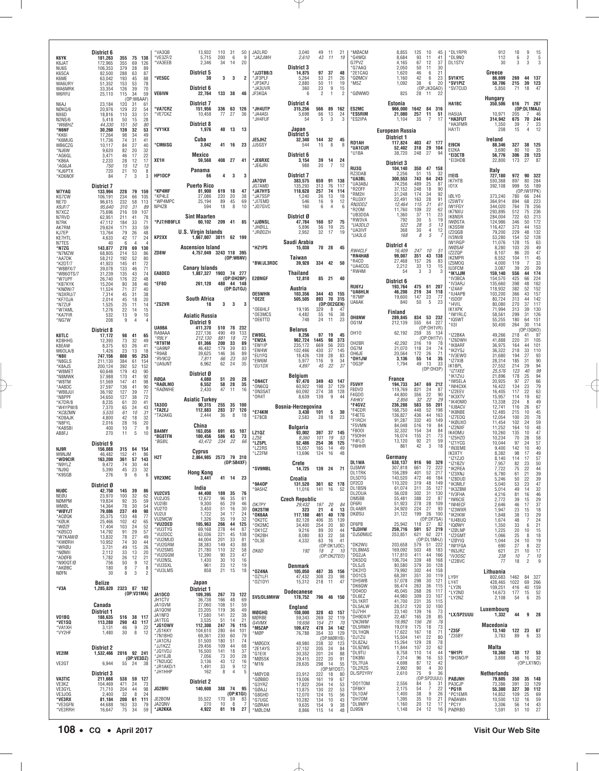District 6
K6YK 181,263 355 75 138
K6JAT 172,965 355 69 126
NU6S 106,353 379 28 89
K6SCA 82,500 288 63 87
K6ME 63,042 193 45 88
WA6URY 51,352 153 53 78
WA6MRK 33,354 126 39 70
W6RFU 25,110 115 34 59
(OP:W6AAF)
N6AJ 23,184 120 31 61
NØKQ/6 20,976 129 22 54
NX6D 18,816 110 33 51
N2NS/6 5,418 50 15 28
*W6BHZ 44,330 151 50 80
*N6NF 30,260 139 32 53
*KK6I 17,264 98 34 49
*K6MUG 11,736 74 31 41
WB6CZG 10,117 84 27 40
*NJ6W 9,620 82 20 32
*AG6GL 3,471 46 17 22
*KB6A 2,233 28 12 17
*AG6JA 750 15 12 13
*KJ6PTX 720 21 10 8
*KD6NOF 84 7 3 3

District 7
W7YAQ 133,994 228 79 159
KG7CW 106,191 234 66 105
NE7D 96,615 232 58 113
K9JF/7 95,640 310 31 89
N7XCZ 75,696 216 59 107
N7RVD 62,951 211 41 78
N7RK 47,112 184 33 71
AK7RM 29,624 171 33 59
KJ7EP 13,764 79 26 48
KE7HTL 4,633 42 17 24
N7TES 40 6 4 4
*N7ZG 143,877 270 69 130
*N7MZW 68,805 214 53 86
*AA7DK 58,212 192 52 80
*K2DT/7 41,923 145 41 72
*W8BFX/7 39,078 133 46 71
*WB6OTS/7 31,239 135 43 74
*W7UPF 26,740 176 22 48
*KB7KYK 15,204 80 38 46
*KNØW/7 11,524 71 27 40
*N3XRU/7 7,314 45 31 38
*KF7OJA 2,014 45 18 20
*N7ZUF 1,525 25 11 14
*W7AML 1,276 22 14 15
*KA7FIR 532 13 9 10
*NG7W 208 9 4 4

District 8
K8TLC 17,172 98 41 65
KD8HHG 12,393 73 32 49
K8EAW 8,375 63 26 41
W6OLA/8 1,426 23 13 18
*N8II 747,156 808 95 253
*N8GLS 211,130 384 61 154
*K8AJS 200,124 392 52 152
*W8MET 60,648 179 43 90
*N8MWK 57,988 170 41 92
*W8TM 51,569 147 41 98
*AA8DC 37,597 136 41 90
*WB8JUI 36,192 127 39 77
*N8PPF 34,650 127 38 72
*K7DR/8 8,235 61 20 41
*W4YPW/8 7,370 65 24 43
*KC8ZMN 5,535 61 10 31
*KD8AJK 4,800 42 18 32
*N8FYL 2,016 28 16 20
*KA8SBI 400 10 7 9
AB8FJ 270 11 5 10

District 9
NJ9R 156,088 315 64 154
W9NJM 46,482 152 41 86
*WD9CIR 163,200 361 57 143
*N9YLZ 9,472 74 30 44
*NJ9Q 5,390 45 23 32
*K9SGB 276 9 6 6

District Ø
NUØC 42,750 145 39 86
NEØU 23,970 100 32 62
NØMPM 19,834 92 35 59
WMØL 14,364 78 30 54
*WØYJT 79,086 237 49 98
*ACØQK 35,375 133 48 77
*KØUK 25,466 102 42 65
*WØZF 17,404 103 24 52
*KØSCO 14,792 91 29 57
*W7KAM/Ø 13,832 78 27 49
*KWØRH 10,952 74 30 44
*WRØU 3,731 49 15 26
*NØMII 2,112 33 13 20
*ADØFB 1,782 26 12 21
*N9OOT/Ø 756 50 9 12
*AKØBC 180 8 7 8
NØFN 30 8 3 2

Belize
*V3A 1,285,820 2323 87 182
(OP:V31MA)

Canada
District 1
VO1BQ 188,635 516 38 117
*VE1SQ 113,280 290 43 117
*VA1XH 3,131 46 9 22
*VY2HF 1,480 30 8 12

District 2
VE2IM 1,532,466 2016 92 241
(OP:VE2DZ)
VE2GT 6,944 55 24 38

District 3
VA3TIC 211,668 538 59 127
VE3KZ 104,469 471 24 73
VE3GYL 71,710 204 44 98
VE3JOG 2,400 32 8 24
*VE3RX 81,184 200 61 111
*VE3GFN 44,688 163 33 79
*VE3RRH 16,647 75 34 59
*VA3QB 13,932 110 31 50
*VE3ZF/2 5,715 200 6 9
*VA3EEB 2,346 34 14 20

District 5
*VE5GC 30 3 3 2

District 6
VE6IVN 22,764 133 38 46

District 7
*VA7CRZ 151,956 336 63 126
*VE7CKZ 10,458 77 27 36

District 8
*VY1KX 1,976 40 13 13

Cuba
*CM6ISG 3,042 41 16 23

Mexico
XE1H 59,568 408 27 41

Panama
HP1DCP 66 4 3 3

Puerto Rico
*KP4MF 81,900 619 18 47
*KP4LE 27,086 220 20 38
*WP4MPC 25,194 89 45 69
NP4ZB 594 18 8 10

Sint Maarten
*PJ7/HB9FLX 60,102 209 41 85

U.S. Virgin Islands
KP2XX 1,667,007 3011 62 199

Ascension Island
ZD8W 4,757,049 3243 118 395
(OP:WE6NV)

Canary Islands
EA8DED 1,887,327 1903 74 277
(OP:OH2BP)
*EF8O 261,120 480 44 148
(OP:DJ1OJ)

South Africa
*ZS2VR 18 3 3 3

Asiatic Russia
District 9
UA9BA 411,370 510 78 232
RA9AAA 227,136 490 49 133
*R8LY 212,130 881 18 72
*RT9TM 61,366 200 33 89
*UA9NP 46,482 179 39 83
*R9AB 39,625 146 36 89
*RV9CQ 7,811 66 23 50
*UA9JNT 6,962 62 24 35

District Ø
RØQA 4,080 51 20 28
*RAØLMO 6,552 58 28 35
*RAØWHE 2,430 47 11 16

Asiatic Turkey
TA3OD 90,315 255 35 100
*TA2EJ 112,883 283 37 120
*TA2AKG 2,444 36 8 18

China
BA4MY 163,066 691 65 107
*BG8TFN 100,456 586 43 73
*BG8IL 43,472 234 22 66

Cyprus
H2T 2,864,985 2573 79 310
(OP:5B4XF)

Hong Kong
VR2XMC 3,441 41 14 23

India
VU2CVS 44,400 189 35 76
VU2JOS 12,672 96 35 61
VU2IBI 9,300 65 29 46
VU2TO 3,450 51 16 30
VU2UI 1,722 34 17 24
VU2MCW 1,326 55 19 32
*VU2DED 105,963 266 44 125
*VU3TYG 69,168 278 44 87
*VU2DCC 63,036 221 45 108
*VU2MUD 44,004 201 33 81
*VU2GRM 38,383 149 43 88
*VU2SMS 21,780 110 32 58
*VU2GGM 12,390 90 23 47
*VU2NSL 1,430 30 10 16
*VU3SXL 961 23 12 19
*VU3LMS 858 21 15 18

Japan
District 1
JA1DCO 109,395 267 73 122
JH1CTV 36,738 166 48 69
JA1GVM 27,060 108 51 59
JA1QOW 23,205 119 36 49
JA1NFD 17,580 141 22 38
JA1TEG 3,535 51 14 21
*JG1OWV 112,308 247 76 115
*JS1KKY 104,610 280 64 101
*7N1BHO 69,361 230 60 79
*JA1CRJ 51,500 180 51 74
*JJ1KZZ 29,456 109 44 68
*JQ1VDJ 16,500 141 18 37
*JH1EJB 7,056 73 20 28
*7N2UQC 3,136 43 12 16
*JR1AKD/1 1,491 33 9 12
*JH1HHP 162 8 4 5

District 2
JG2BRI 140,608 388 74 95
(OP:K1GI)
JE2BOM 55,522 170 59 83
JA2QNV 270 10 8 7
*JA2KKA 4,922 61 19 27
JA2LRD 3,040 49 11 21
*JA2JWH 2,610 43 11 19

District 3
*JJ3TBB/3 14,875 97 37 48
*JF3PLF 5,264 53 21 26
*JP3KPJ 2,880 50 11 19
*JA3UVR 360 23 9 15
JF3KQA 6 2 1 2

District 4
*JH4UTP 315,256 566 89 162
*JA4ASI 5,698 66 13 24
*JH4FUF 54 5 3 3

Japan
District 5
JE5JHZ 32,340 144 32 45
JJ5GSY 544 15 8 8

District 6
*JE6RXE 3,154 39 14 24
*JE6JRI 988 20 7 12

District 7
JA7OVI 383,575 659 91 138
JG7AMD 135,293 313 76 117
*JA7HYS 118,628 257 74 114
*JA7SSP 1,240 26 13 18
*JI7EMD 546 16 9 12
*JO7GVC 160 6 4 6

District Ø
*JJØNSL 47,784 160 57 75
*JHØILL 5,896 56 19 25
*JRØDZH 2,952 32 17 19

Saudi Arabia
*HZ1PS 15,038 70 28 45

Taiwan
*BW/JL3RDC 39,928 334 42 50

Thailand
E2ØNGF 12,810 85 21 40

Austria
OE5WHN 103,356 344 43 155
*OE2E 505,505 893 70 315
(OP:OE2GEN)
*OE6HLF 19,195 329 8 47
*OE3MCS 4,482 55 16 38
*OE6TTD 748 24 11 23

Belarus
EW8GL 8,256 97 19 45
*EW2A 962,724 1445 98 373
*EW1IP 235,172 669 56 203
*EW4W 102,466 430 37 145
*EU1FQ 18,426 139 28 83
*EW6M 5,977 116 9 34
*EU1DX 4,897 45 22 37

Belgium
*ON4CT 97,470 349 43 147
*ON6CQ 60,922 198 37 129
*ON3SAT 60,092 274 38 128
*OR4T 8,639 139 9 44

Bosnia-Herzegovina
*E74KM 3,430 101 5 30
*E78CB 2,583 28 18 23

Bulgaria
LZ1QZ 93,002 397 37 145
LZ5E 9,360 101 19 53
*LZ5PL 52,486 254 36 125
*LZ2RS 15,057 165 14 49
*LZ2FM 13,696 124 16 48

Crete
*SV9MBL 14,725 139 24 71

Croatia
*9A4OP 131,520 361 62 178
*9A5HZ 11,016 141 16 52

Czech Republic
OK7PY 29,432 197 20 84
OK2STM 323 21 4 13
*OK6AA 117,180 461 40 170
*OK2TC 82,128 406 35 139
*OK2MC 34,400 254 20 80
*OK1CZ 9,216 89 20 44
*OK2BH 8,080 83 22 58
*OL3E 4,332 63 16 41
(OP:OK1JOC)
OK6D 192 18 2 10
(OP:OK2TEO)

Denmark
*OZ4NA 105,050 487 35 156
*OZ1LFI 47,432 308 23 98
*OZ1DYI 15,312 218 11 47

Dodecanese
SV5/DL6MHW 178,752 796 46 150

England
MØGHQ 108,000 328 43 157
MØRBE 59,343 269 32 119
G4VMX 19,656 154 21 70
*M5ZAP 109,472 478 34 142
*MØP 76,788 354 33 129
(OP:MØRYB)
*MØGDX 48,980 238 32 123
*2E1AYS 37,152 205 24 84
*G1EIX 30,352 201 24 88
*MØSSK 29,415 222 20 91
*M1N 28,635 298 14 55
(OP:M1DST)
*MØYDB 23,922 222 18 80
*GØBBO 19,006 161 19 67
*G3YRZ 17,822 204 14 53
*GØAJJ 13,875 130 22 53
*G8GHD 12,070 124 15 56
*G7UGC 10,282 134 10 43
*GØRAH 9,635 154 9 38
*MØLDM 8,866 115 14 48
*MØACM 8,855 125 10 45
*G4WQI 8,684 93 11 41
G7PVZ 4,165 67 12 37
*G7AAQ 2,050 50 11 30
*2E1CAQ 1,620 46 6 21
*GØMCV 1,160 42 6 23
*M5Z 1,092 38 6 20
(OP:JK3GAD)
*GØWWD 825 28 11 22

Estonia
ES2MC 966,000 1642 84 316
*ES5RIM 21,080 257 11 51
*ES2IPA 1,104 35 7 17

European Russia
District 1
RD1AH 117,824 403 47 177
*UA1CUR 52,402 318 29 104
*U1BA 38,720 248 27 94

District 3
RU3Q 104,140 350 47 158
RZ3DAB 2,256 51 15 32
*UA3BL 300,553 743 64 243
*UA3ABJ 74,256 489 25 87
*R2OFF 37,152 248 18 90
*RM2H 31,248 174 34 92
*RU3XY 22,491 163 28 91
RN3DDZ 12,464 115 21 61
*R2OM 11,760 109 22 62
*UB3DDA 1,360 37 11 23
*RW3VA 792 30 5 19
*UA3DLD 522 28 5 13
*UA3IVF 368 30 4 12
*UA3LG 168 8 5 7

District 4
RW4CLF 16,409 247 10 51
*RN4HAB 99,007 351 43 138
*R4CO 27,468 157 26 83
*UA4CCG 2,212 33 13 15
*RW4M 54 3 3 3

District 6
RU6YJ 193,764 475 61 207
*UA6HLN 46,208 219 34 118
*R7MP 19,600 147 23 77
UA6AK 840 50 5 23

Finland
OH8NW 289,845 834 53 232
OG1M 212,139 555 64 227
(OP:OH1VR)
OH1O 62,192 259 35 134
(OP:OH1TV)
OH2BR 42,292 316 19 78
OG7M 21,070 118 24 74
OH6JE 20,564 172 26 71
*OH1JW 3,136 55 14 35
*OG3P 1,794 49 13 33
(OP:OH3P)

France
F5VHY 194,733 347 69 212
F8DVD 119,769 821 24 87
F4GDO 44,800 356 22 90
F4HKV 2,856 32 22 29
*F4GVZ 236,288 583 55 201
*F4CDR 168,750 448 52 198
*F4ETG 136,827 436 44 163
*F1RCH 91,287 332 40 149
*F5VMN 84,048 516 19 84
*F8OOI 32,332 154 34 84
*F5OHH 16,074 155 21 73
*F4FLO 13,120 92 21 59
*F6HHR 861 42 3 18

Germany
DL1WA 638,137 916 90 329
DJ5MW 307,818 661 72 222
DL1TRK 156,289 401 52 217
DL5DTG 143,520 472 46 184
DF2CD 110,320 319 48 149
DL1BSN 61,074 311 35 127
DL2DUA 56,028 302 31 130
DM5BB 55,481 388 22 87
DF6RI 51,923 278 28 109
DL4ABR 34,920 224 27 93
DKØSU 31,122 199 26 100
(OP:DF7SA)
DF6PB 25,942 118 27 82
*DJ3HW 259,716 591 57 219
*DJ5ØMUC 253,851 621 62 221
(OP:DL1MHJ)
*DK2WU 203,658 579 51 222
*DL8MAS 169,092 503 48 183
*DG2JA 117,810 411 44 166
*DK5DQ 106,704 339 48 168
*DL5JS 80,580 379 30 128
*DK3YD 79,992 302 44 158
*DO1CS 68,391 351 30 119
*DH5WB 57,078 298 30 121
*DK6QW 56,474 263 36 115
*DO4OD 45,045 268 26 117
*DL6EZ 44,980 309 23 107
*DL1KRT 41,700 231 35 115
*DL5ALW 28,512 120 32 100
*DJ7HH 23,140 139 16 73
*DH9DX/P 22,487 165 28 85
*DK3WM 19,992 156 26 76
*DL5RMH 19,019 175 18 73
*DL1HQN 17,622 167 18 71
*DJ1ZU 15,504 141 22 80
*DL8ZAJ 15,264 129 28 78
*DL9ZWG 11,844 107 22 62
*DL9TU 8,758 110 14 44
*DK8NI 7,314 96 16 53
*DL7FUA 4,698 87 12 42
*DL2RZG 2,992 90 4 30
DL/SP2YRY 2,610 75 9 36
(OP:SP2UUU)
*DO1TOM 2,556 84 5 31
*DF8KY 2,175 54 7 22
*DL1DAF 1,400 38 9 26
*DH7OM 1,395 35 10 21
*DL9MFY 1,160 20 12 17
DJ9SN 1,148 24 12 16
*DL1RPR 912 18 9 15
*DL9NO 112 6 2 5
DL1STV 30 3 3 3

Greece
SV1KYC 86,699 269 44 137
*SV1PIZ 50,706 215 39 123
*SV7CUD 5,850 71 18 47

Hungary
HA1BC 350,506 616 71 267
(OP:DL1MAJ)
HA5UA 10,971 205 7 46
*HA3FUT 314,942 675 70 244
*HA3FMR 1,350 39 7 23
HA1TI 208 15 4 12

Ireland
EI9CN 88,346 327 38 125
EI2KA 3,690 80 10 35
*EI3CTB 56,776 306 28 123
*EI3HDB 22,800 173 27 87

Italy
I1EIS 727,180 972 90 322
IK7HTB 550,368 897 80 284
IO1X 392,108 999 55 189
(OP:IW1FPK)
IØLYO 373,240 780 66 244
IZ5WTV 364,914 894 68 223
IW1FGY 344,020 764 78 256
IK7NXU 293,895 512 75 236
IK8NSR 284,004 722 63 213
IWØGTA 124,986 346 50 172
IK3SSW 116,427 373 44 153
IZ2OGB 79,200 229 48 132
IV3NVB 53,280 154 52 128
IW1RGP 11,076 128 15 63
IWØSAF 8,280 103 20 49
IZ2ZQP 8,107 86 20 47
IK2MPR 6,552 104 11 45
IZ5MOQ 4,000 119 7 33
IU3FCM 3,087 39 20 29
*IK1JJM 159,140 556 44 174
*IV3BCA 154,570 425 66 224
*IV3ARJ 135,660 398 48 162
*IZ4AIF 118,932 382 52 152
*IU4APB 103,200 366 43 157
*I5DOF 80,724 313 44 142
*I4VIL 80,080 270 37 117
IK1XPK 71,994 313 39 130
*IW1RLC 58,561 299 31 126
*IQ5WT 55,255 180 64 151
*II3I 50,400 264 30 114
(OP:I3QKO)
*IZ2BKA 49,266 218 41 97
*IZ6DWH 41,888 220 31 105
*IK8ARF 36,975 164 44 101
*IK2YSJ 36,322 218 33 110
*IV3EWO 31,680 194 27 93
*IZ7XIB 28,314 185 31 90
IK1BPL 27,552 214 29 94
*IZ1XEE 25,576 123 40 99
*IK1ZVJ 21,896 178 25 94
*IW5ELA 20,925 97 27 66
*IW4CXK 16,422 134 23 79
*IZ2EEV 16,405 117 22 63
*IK3XTV 15,957 114 19 62
*IK4OMO 13,338 224 8 49
*IU8ACV 12,741 116 26 67
*IK8NBE 12,485 215 10 45
*IZ7EDQ 12,054 100 20 78
*IKØUXO 11,454 102 24 59
*IZ2NXF 11,252 164 10 48
IK4OMU 10,260 135 10 47
*IZ5HZO 10,234 70 28 58
*IZ1YCG 10,044 97 24 57
*IN3EME 9,400 142 10 40
IK3XTY 8,382 98 17 49
*IZ1ZJO 8,140 114 17 57
*IZ1BZV 7,957 82 23 50
*IK2REA 7,722 75 22 44
*IZ3XNJ 6,780 61 21 39
*IZ8DUD 5,246 50 22 39
*IK3MLF 5,040 53 23 47
*IK3ZBM 5,014 49 14 32
*IV3FHA 4,216 81 16 46
*IW6CIE 2,772 39 15 29
*IW4ECF 2,646 46 17 37
*IZ3WXR 1,947 23 15 18
*IK2IKW 1,848 38 13 29
*IU4BUQ 1,674 48 7 24
*IQØWY 1,350 33 6 21
*IZØLNP 1,225 20 10 15
*IZ2GMT 1,066 25 8 18
*IZØYIQ 1,044 24 10 19
*IW1FGA 690 27 8 22
*IN3JRZ 621 21 10 17
*IV3OSC 238 10 7 10
*IZ2BVC 77 18 2 9

Lithuania
LY9Y 802,683 1462 84 327
LY4T 428,465 1020 69 266
*LY2N 109,251 416 40 159
*LY2ND 14,673 177 15 52
*LY2NZ 2,108 54 6 25

Luxembourg
*LX/SP2UUU 1,332 44 9 28

Macedonia
*Z35F 13,140 122 23 67
*Z35BY 3,783 89 6 33

Malta
*9H1PI 10,360 130 17 53
*9H3NO/P 3,888 45 16 32
(OP:LX1NO)

Netherlands
PAØJNH 79,605 350 35 148
PA3CJP 73,386 391 33 129
*PG1R 55,380 327 30 112
*PC1EMR 14,852 109 25 69
PAØAWH 10,500 132 16 59
*PC1Y 3,306 56 14 43
PAØRBO 1,591 51 10 24